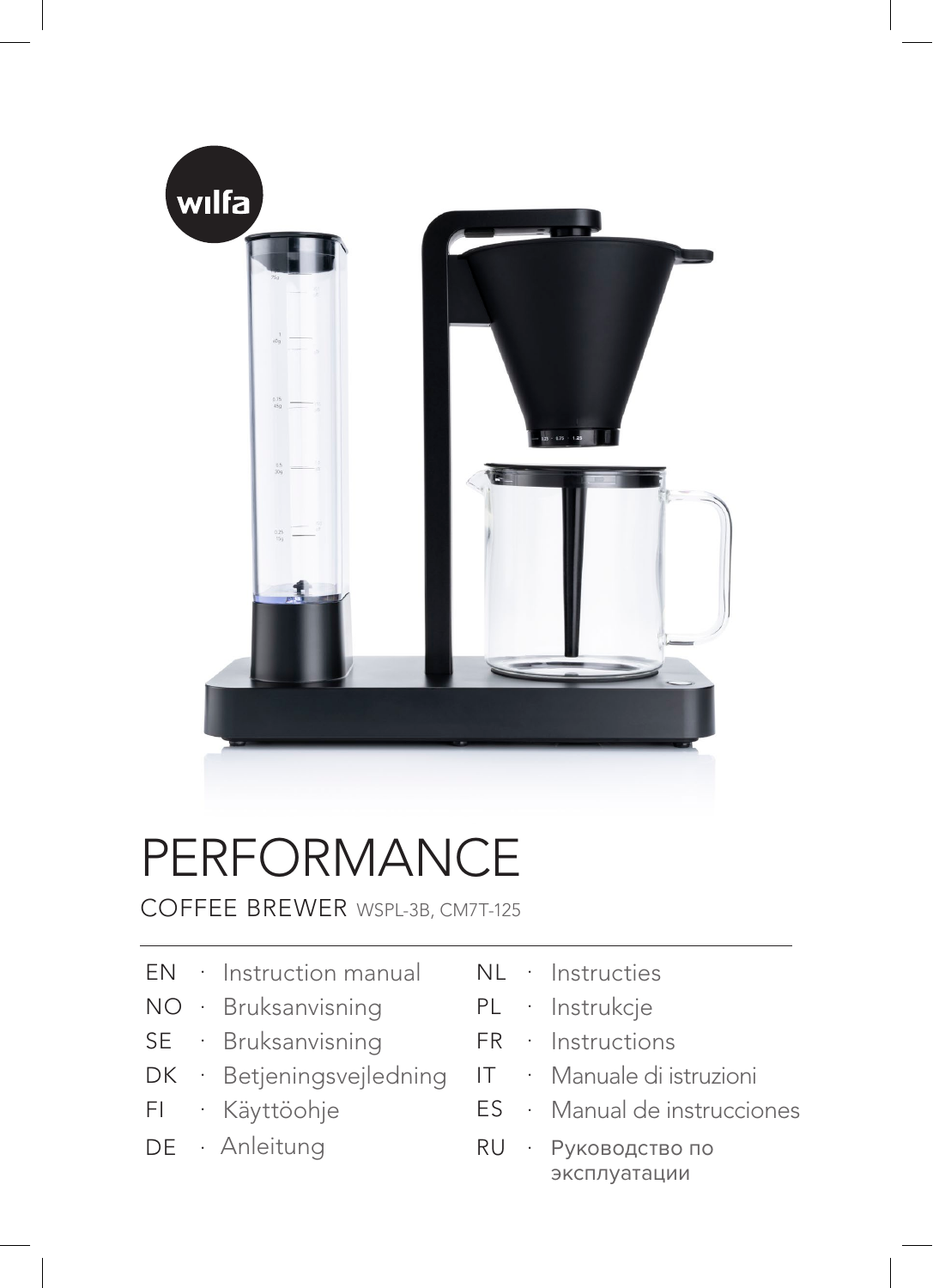# PERFORMANCE

COFFEE BREWER WSPL-3B, CM7T-125

- EN · Instruction manual
- NO · Bruksanvisning
- SE · Bruksanvisning
- DK · Betjeningsvejledning
- FI · Käyttöohje
- DE · Anleitung
- NL · Instructies
- PL · Instrukcje
- FR · Instructions
- IT · Manuale di istruzioni
- ES · Manual de instrucciones
- RU · Руководство по эксплуатации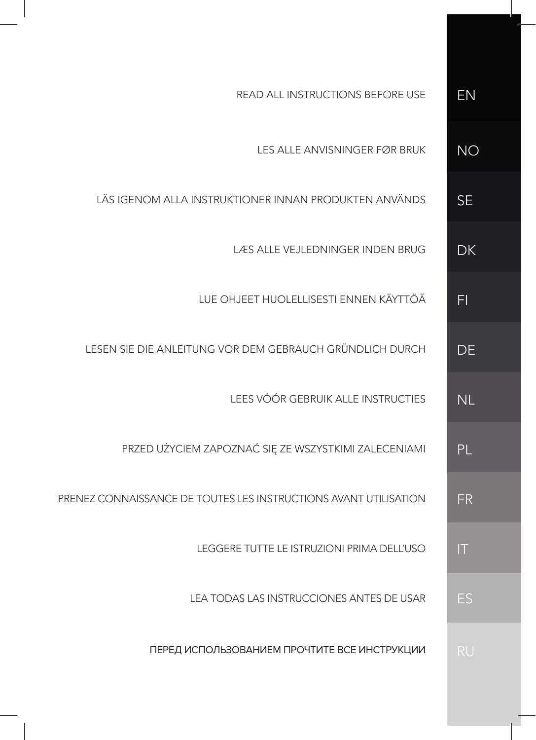READ ALL INSTRUCTIONS BEFORE USE — EN

LES ALLE ANVISNINGER FØR BRUK — NO

LÄS IGENOM ALLA INSTRUKTIONER INNAN PRODUKTEN ANVÄNDS — SE

LÆS ALLE VEJLEDNINGER INDEN BRUG — DK

LUE OHJEET HUOLELLISESTI ENNEN KÄYTTÖÄ — FI

LESEN SIE DIE ANLEITUNG VOR DEM GEBRAUCH GRÜNDLICH DURCH — DE

LEES VÓÓR GEBRUIK ALLE INSTRUCTIES — NL

PRZED UŻYCIEM ZAPOZNAĆ SIĘ ZE WSZYSTKIMI ZALECENIAMI — PL

PRENEZ CONNAISSANCE DE TOUTES LES INSTRUCTIONS AVANT UTILISATION — FR

LEGGERE TUTTE LE ISTRUZIONI PRIMA DELL'USO — IT

LEA TODAS LAS INSTRUCCIONES ANTES DE USAR — ES

ПЕРЕД ИСПОЛЬЗОВАНИЕМ ПРОЧТИТЕ ВСЕ ИНСТРУКЦИИ — RU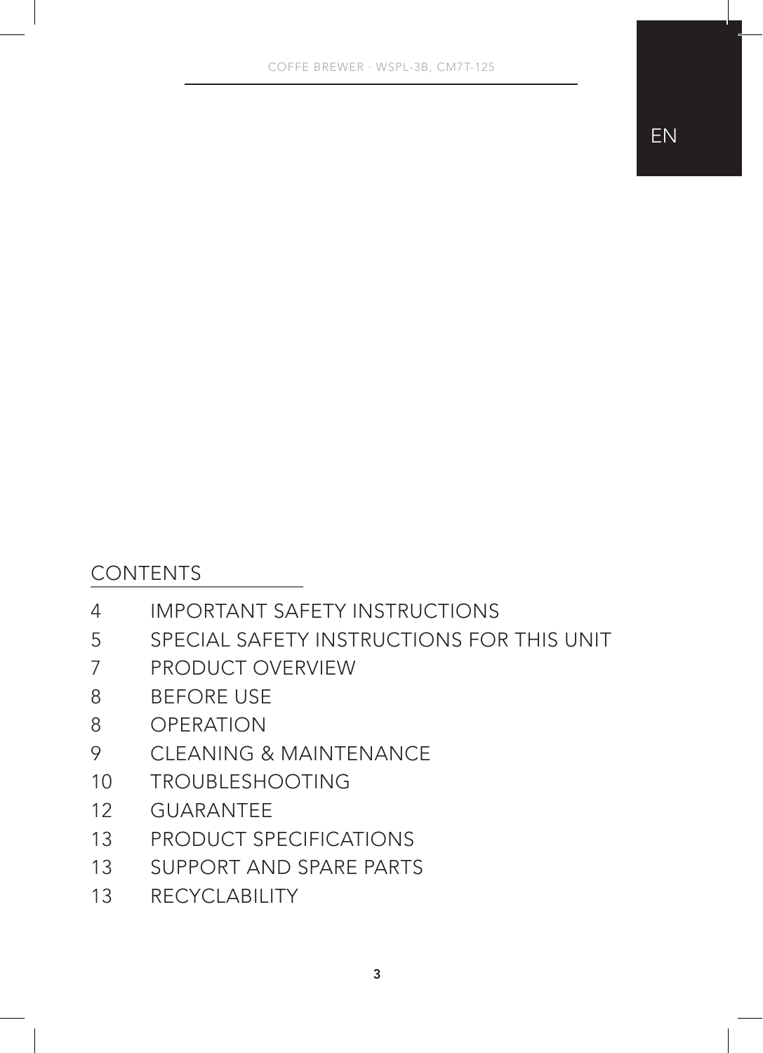EN

## CONTENTS

| | |
|---|---|
| 4 | IMPORTANT SAFETY INSTRUCTIONS |
| 5 | SPECIAL SAFETY INSTRUCTIONS FOR THIS UNIT |
| 7 | PRODUCT OVERVIEW |
| 8 | BEFORE USE |
| 8 | OPERATION |
| 9 | CLEANING & MAINTENANCE |
| 10 | TROUBLESHOOTING |
| 12 | GUARANTEE |
| 13 | PRODUCT SPECIFICATIONS |
| 13 | SUPPORT AND SPARE PARTS |
| 13 | RECYCLABILITY |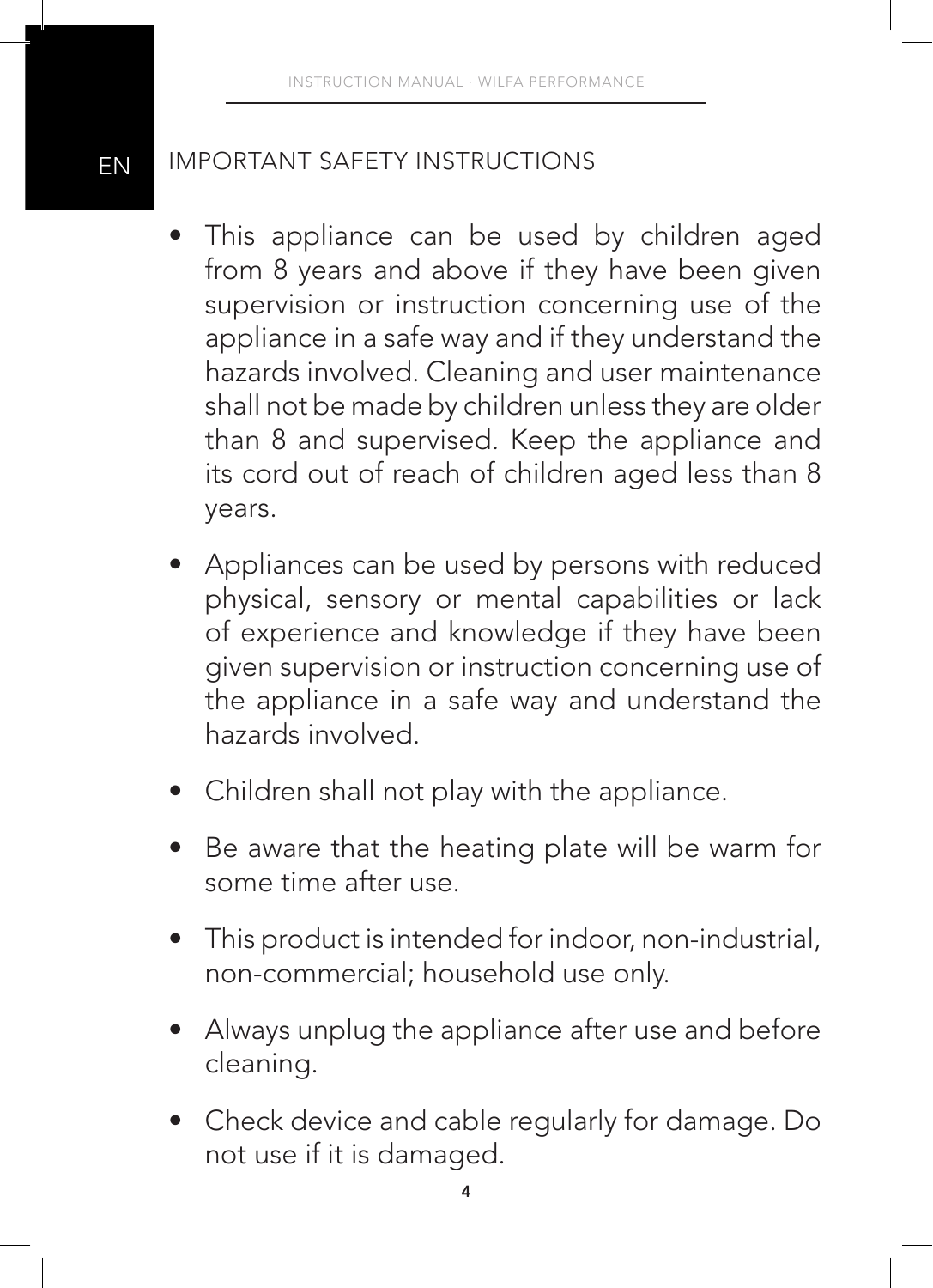## IMPORTANT SAFETY INSTRUCTIONS

- This appliance can be used by children aged from 8 years and above if they have been given supervision or instruction concerning use of the appliance in a safe way and if they understand the hazards involved. Cleaning and user maintenance shall not be made by children unless they are older than 8 and supervised. Keep the appliance and its cord out of reach of children aged less than 8 years.
- Appliances can be used by persons with reduced physical, sensory or mental capabilities or lack of experience and knowledge if they have been given supervision or instruction concerning use of the appliance in a safe way and understand the hazards involved.
- Children shall not play with the appliance.
- Be aware that the heating plate will be warm for some time after use.
- This product is intended for indoor, non-industrial, non-commercial; household use only.
- Always unplug the appliance after use and before cleaning.
- Check device and cable regularly for damage. Do not use if it is damaged.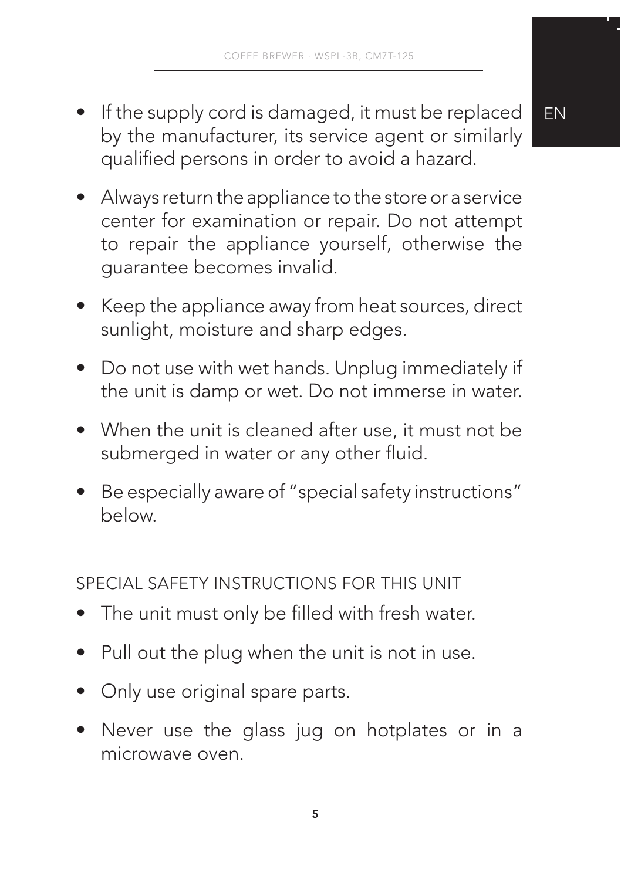- If the supply cord is damaged, it must be replaced by the manufacturer, its service agent or similarly qualified persons in order to avoid a hazard.
- Always return the appliance to the store or a service center for examination or repair. Do not attempt to repair the appliance yourself, otherwise the guarantee becomes invalid.
- Keep the appliance away from heat sources, direct sunlight, moisture and sharp edges.
- Do not use with wet hands. Unplug immediately if the unit is damp or wet. Do not immerse in water.
- When the unit is cleaned after use, it must not be submerged in water or any other fluid.
- Be especially aware of "special safety instructions" below.

## SPECIAL SAFETY INSTRUCTIONS FOR THIS UNIT

- The unit must only be filled with fresh water.
- Pull out the plug when the unit is not in use.
- Only use original spare parts.
- Never use the glass jug on hotplates or in a microwave oven.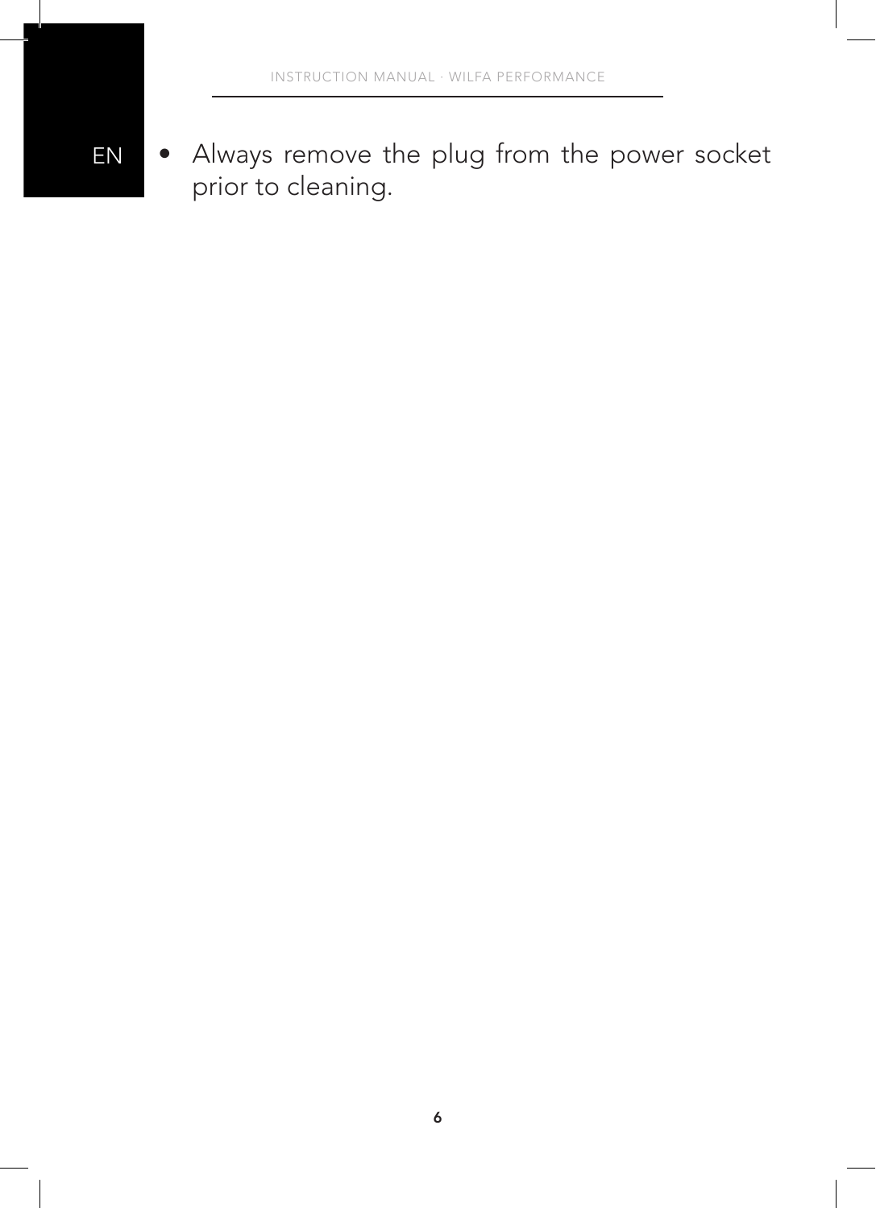- Always remove the plug from the power socket prior to cleaning.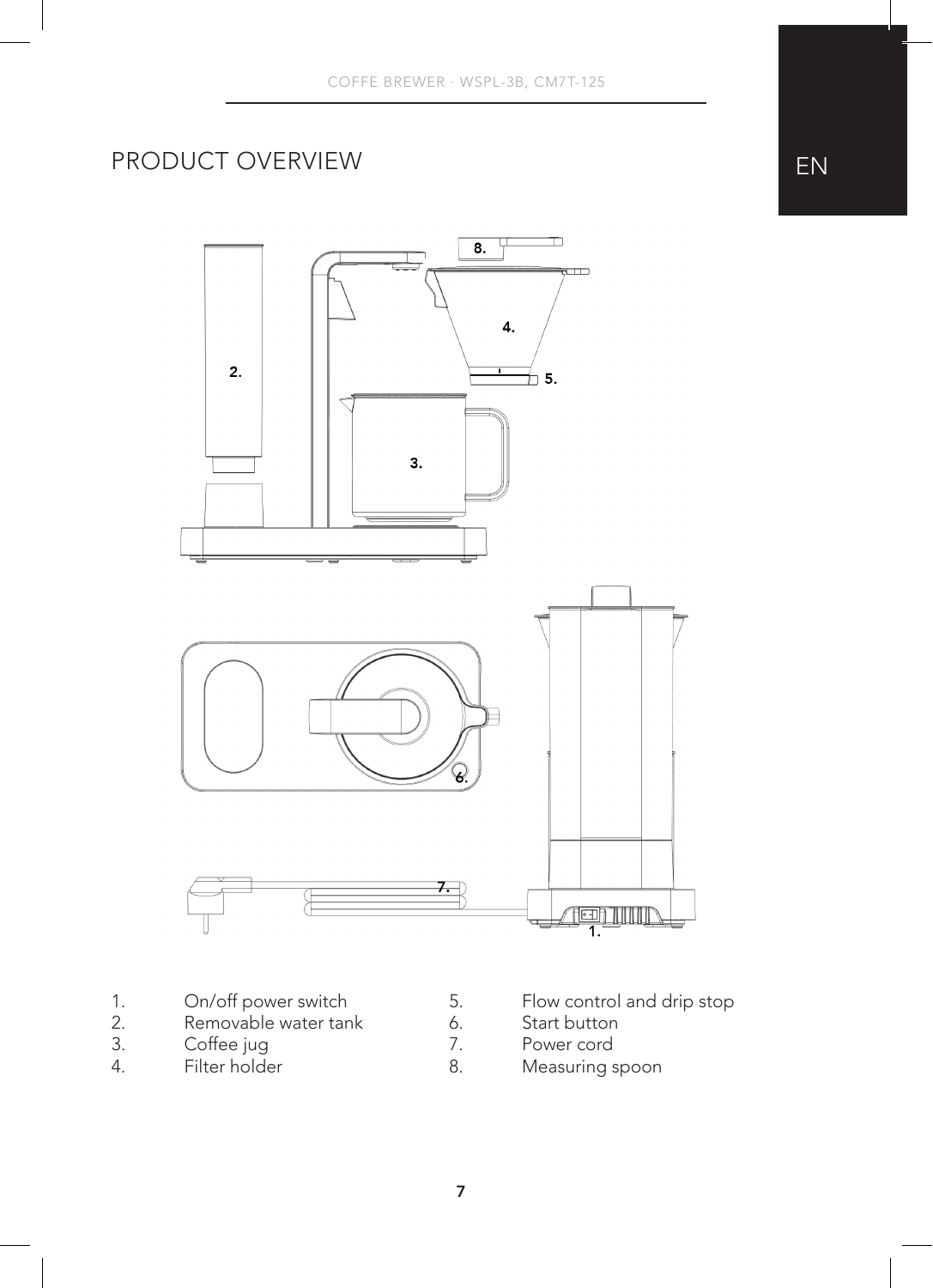# PRODUCT OVERVIEW

1. On/off power switch
2. Removable water tank
3. Coffee jug
4. Filter holder
5. Flow control and drip stop
6. Start button
7. Power cord
8. Measuring spoon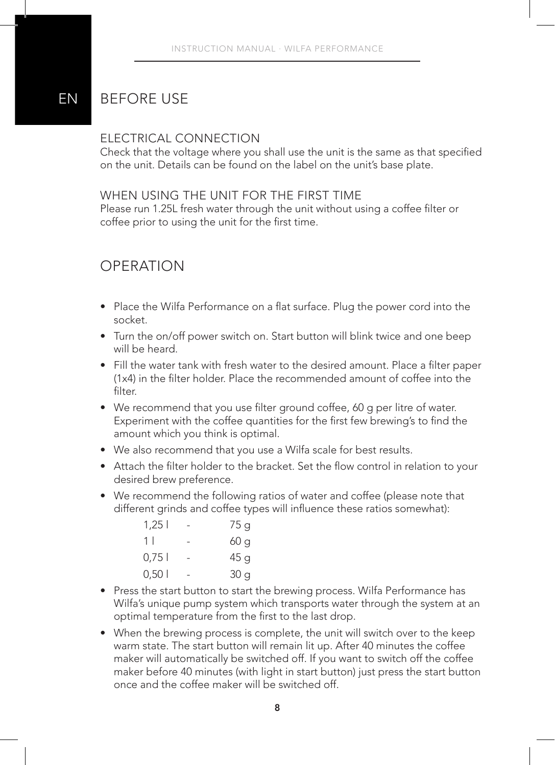EN

# BEFORE USE

## ELECTRICAL CONNECTION

Check that the voltage where you shall use the unit is the same as that specified on the unit. Details can be found on the label on the unit's base plate.

## WHEN USING THE UNIT FOR THE FIRST TIME

Please run 1.25L fresh water through the unit without using a coffee filter or coffee prior to using the unit for the first time.

# OPERATION

- Place the Wilfa Performance on a flat surface. Plug the power cord into the socket.
- Turn the on/off power switch on. Start button will blink twice and one beep will be heard.
- Fill the water tank with fresh water to the desired amount. Place a filter paper (1x4) in the filter holder. Place the recommended amount of coffee into the filter.
- We recommend that you use filter ground coffee, 60 g per litre of water. Experiment with the coffee quantities for the first few brewing's to find the amount which you think is optimal.
- We also recommend that you use a Wilfa scale for best results.
- Attach the filter holder to the bracket. Set the flow control in relation to your desired brew preference.
- We recommend the following ratios of water and coffee (please note that different grinds and coffee types will influence these ratios somewhat):

  1,25 l - 75 g
  1 l - 60 g
  0,75 l - 45 g
  0,50 l - 30 g

- Press the start button to start the brewing process. Wilfa Performance has Wilfa's unique pump system which transports water through the system at an optimal temperature from the first to the last drop.
- When the brewing process is complete, the unit will switch over to the keep warm state. The start button will remain lit up. After 40 minutes the coffee maker will automatically be switched off. If you want to switch off the coffee maker before 40 minutes (with light in start button) just press the start button once and the coffee maker will be switched off.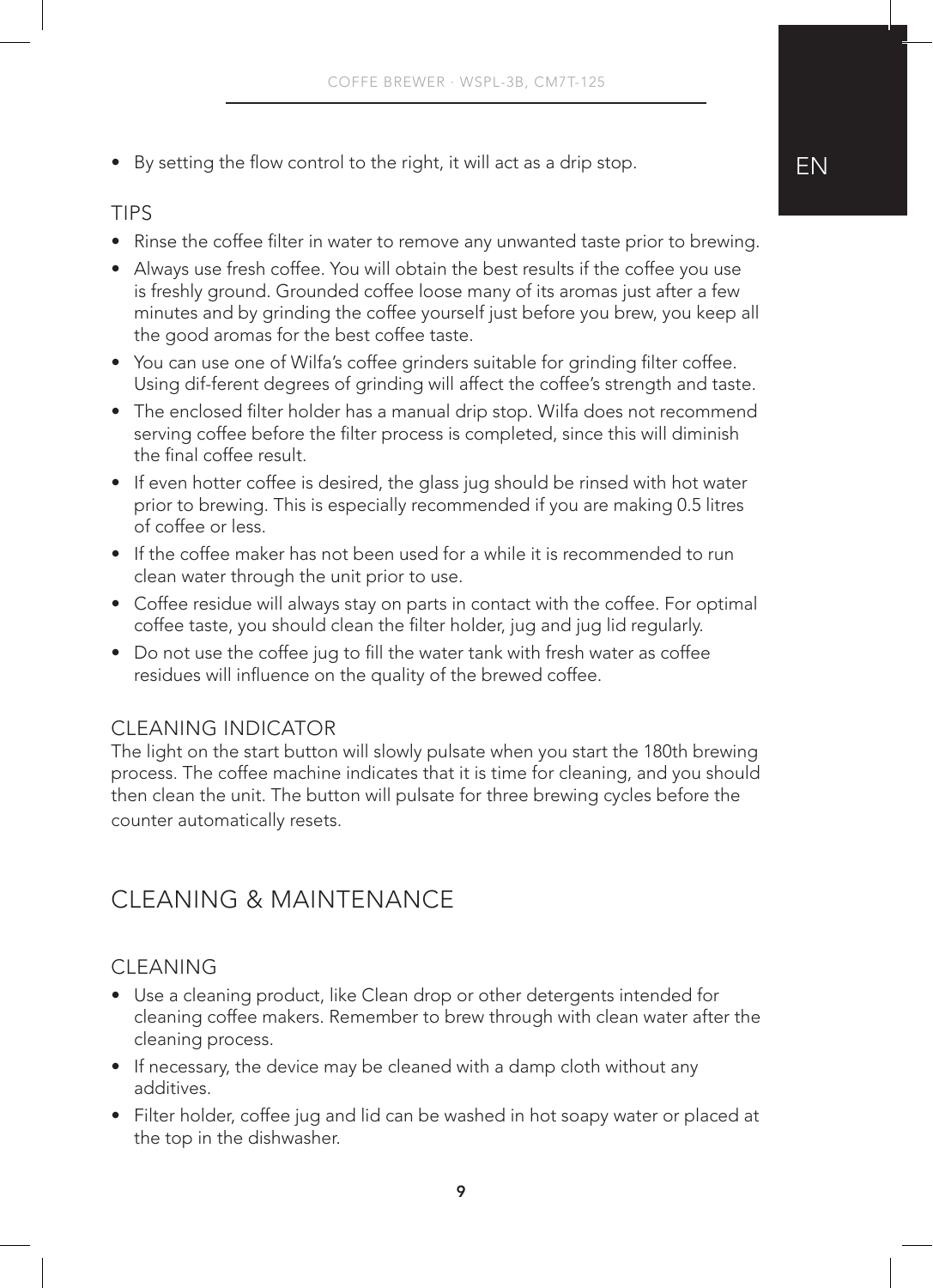- By setting the flow control to the right, it will act as a drip stop.

### TIPS

- Rinse the coffee filter in water to remove any unwanted taste prior to brewing.
- Always use fresh coffee. You will obtain the best results if the coffee you use is freshly ground. Grounded coffee loose many of its aromas just after a few minutes and by grinding the coffee yourself just before you brew, you keep all the good aromas for the best coffee taste.
- You can use one of Wilfa's coffee grinders suitable for grinding filter coffee. Using dif-ferent degrees of grinding will affect the coffee's strength and taste.
- The enclosed filter holder has a manual drip stop. Wilfa does not recommend serving coffee before the filter process is completed, since this will diminish the final coffee result.
- If even hotter coffee is desired, the glass jug should be rinsed with hot water prior to brewing. This is especially recommended if you are making 0.5 litres of coffee or less.
- If the coffee maker has not been used for a while it is recommended to run clean water through the unit prior to use.
- Coffee residue will always stay on parts in contact with the coffee. For optimal coffee taste, you should clean the filter holder, jug and jug lid regularly.
- Do not use the coffee jug to fill the water tank with fresh water as coffee residues will influence on the quality of the brewed coffee.

### CLEANING INDICATOR

The light on the start button will slowly pulsate when you start the 180th brewing process. The coffee machine indicates that it is time for cleaning, and you should then clean the unit. The button will pulsate for three brewing cycles before the counter automatically resets.

## CLEANING & MAINTENANCE

### CLEANING

- Use a cleaning product, like Clean drop or other detergents intended for cleaning coffee makers. Remember to brew through with clean water after the cleaning process.
- If necessary, the device may be cleaned with a damp cloth without any additives.
- Filter holder, coffee jug and lid can be washed in hot soapy water or placed at the top in the dishwasher.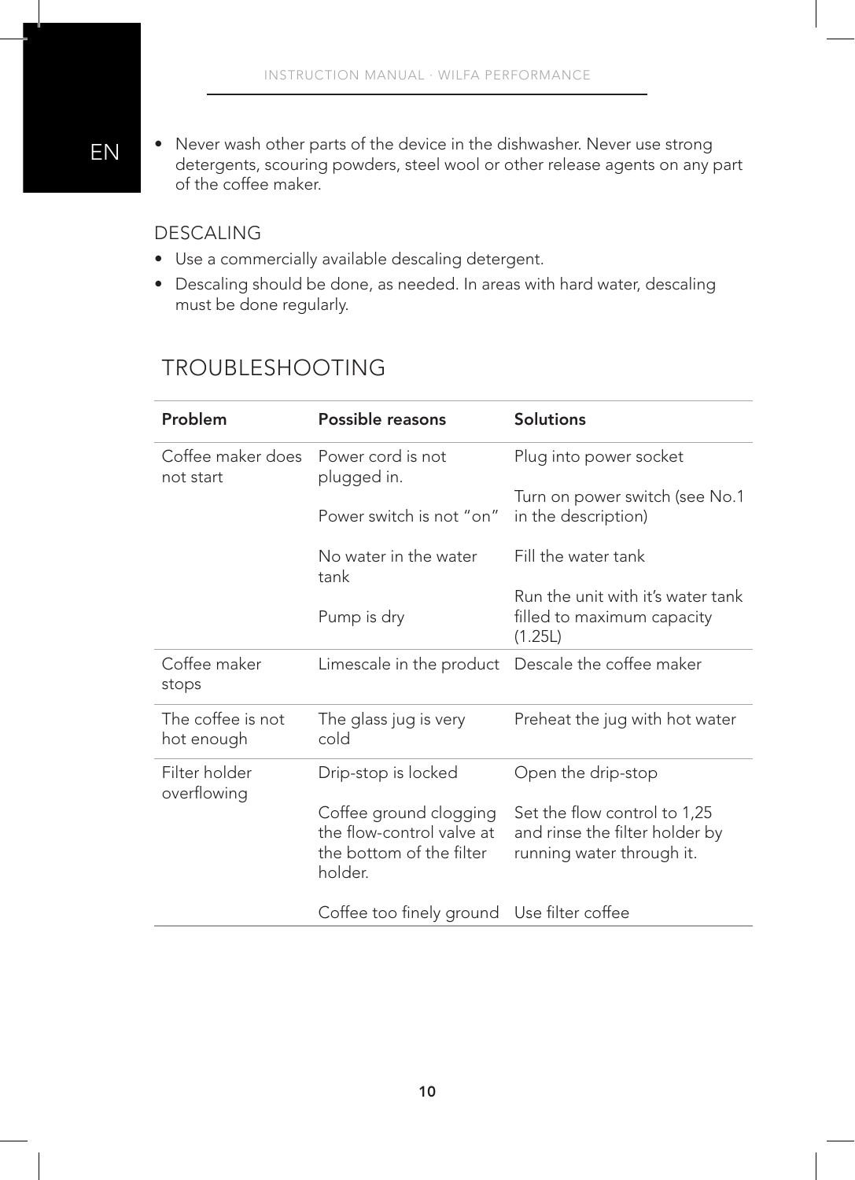- Never wash other parts of the device in the dishwasher. Never use strong detergents, scouring powders, steel wool or other release agents on any part of the coffee maker.

### DESCALING

- Use a commercially available descaling detergent.
- Descaling should be done, as needed. In areas with hard water, descaling must be done regularly.

## TROUBLESHOOTING

| Problem | Possible reasons | Solutions |
|---|---|---|
| Coffee maker does not start | Power cord is not plugged in. | Plug into power socket |
| | Power switch is not "on" | Turn on power switch (see No.1 in the description) |
| | No water in the water tank | Fill the water tank |
| | Pump is dry | Run the unit with it's water tank filled to maximum capacity (1.25L) |
| Coffee maker stops | Limescale in the product | Descale the coffee maker |
| The coffee is not hot enough | The glass jug is very cold | Preheat the jug with hot water |
| Filter holder overflowing | Drip-stop is locked | Open the drip-stop |
| | Coffee ground clogging the flow-control valve at the bottom of the filter holder. | Set the flow control to 1,25 and rinse the filter holder by running water through it. |
| | Coffee too finely ground | Use filter coffee |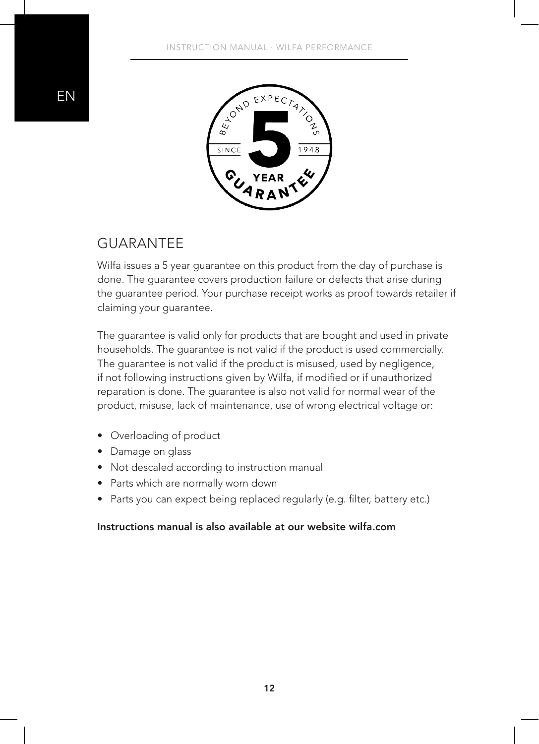## GUARANTEE

Wilfa issues a 5 year guarantee on this product from the day of purchase is done. The guarantee covers production failure or defects that arise during the guarantee period. Your purchase receipt works as proof towards retailer if claiming your guarantee.

The guarantee is valid only for products that are bought and used in private households. The guarantee is not valid if the product is used commercially. The guarantee is not valid if the product is misused, used by negligence, if not following instructions given by Wilfa, if modified or if unauthorized reparation is done. The guarantee is also not valid for normal wear of the product, misuse, lack of maintenance, use of wrong electrical voltage or:

- Overloading of product
- Damage on glass
- Not descaled according to instruction manual
- Parts which are normally worn down
- Parts you can expect being replaced regularly (e.g. filter, battery etc.)

**Instructions manual is also available at our website wilfa.com**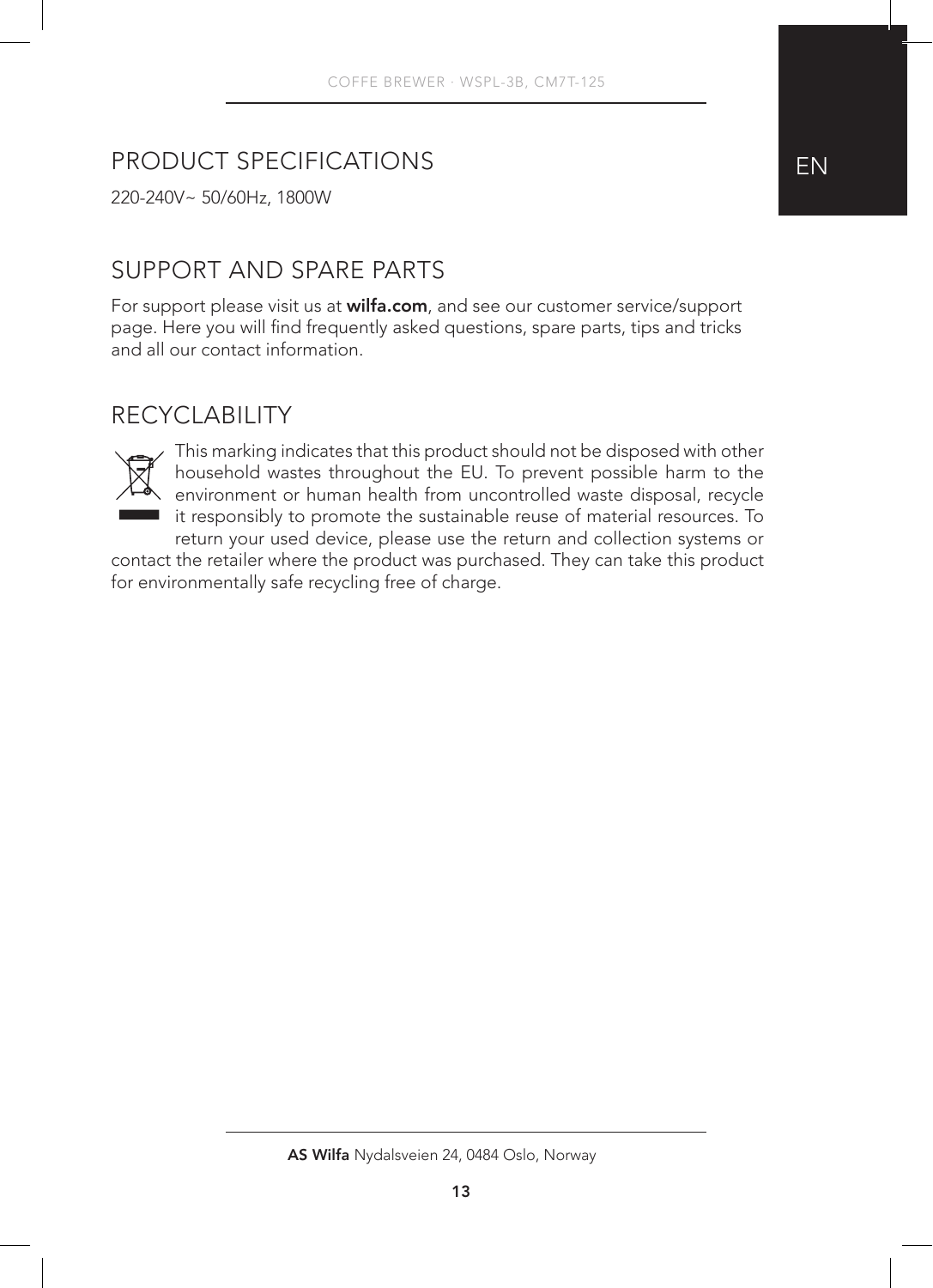## PRODUCT SPECIFICATIONS

220-240V~ 50/60Hz, 1800W

## SUPPORT AND SPARE PARTS

For support please visit us at **wilfa.com**, and see our customer service/support page. Here you will find frequently asked questions, spare parts, tips and tricks and all our contact information.

## RECYCLABILITY

This marking indicates that this product should not be disposed with other household wastes throughout the EU. To prevent possible harm to the environment or human health from uncontrolled waste disposal, recycle it responsibly to promote the sustainable reuse of material resources. To return your used device, please use the return and collection systems or contact the retailer where the product was purchased. They can take this product for environmentally safe recycling free of charge.

**AS Wilfa** Nydalsveien 24, 0484 Oslo, Norway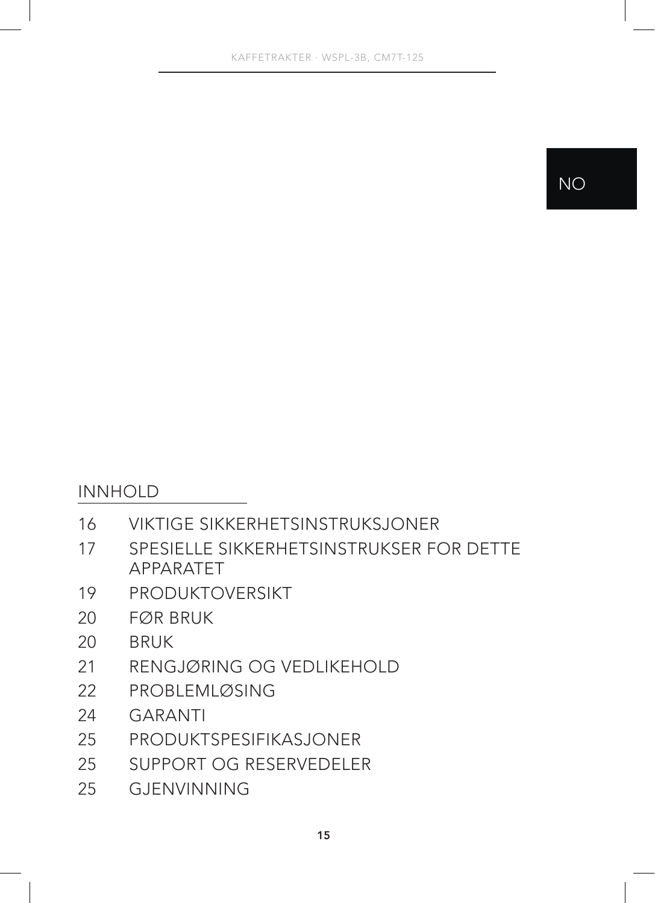NO

## INNHOLD

| | |
|---|---|
| 16 | VIKTIGE SIKKERHETSINSTRUKSJONER |
| 17 | SPESIELLE SIKKERHETSINSTRUKSER FOR DETTE APPARATET |
| 19 | PRODUKTOVERSIKT |
| 20 | FØR BRUK |
| 20 | BRUK |
| 21 | RENGJØRING OG VEDLIKEHOLD |
| 22 | PROBLEMLØSING |
| 24 | GARANTI |
| 25 | PRODUKTSPESIFIKASJONER |
| 25 | SUPPORT OG RESERVEDELER |
| 25 | GJENVINNING |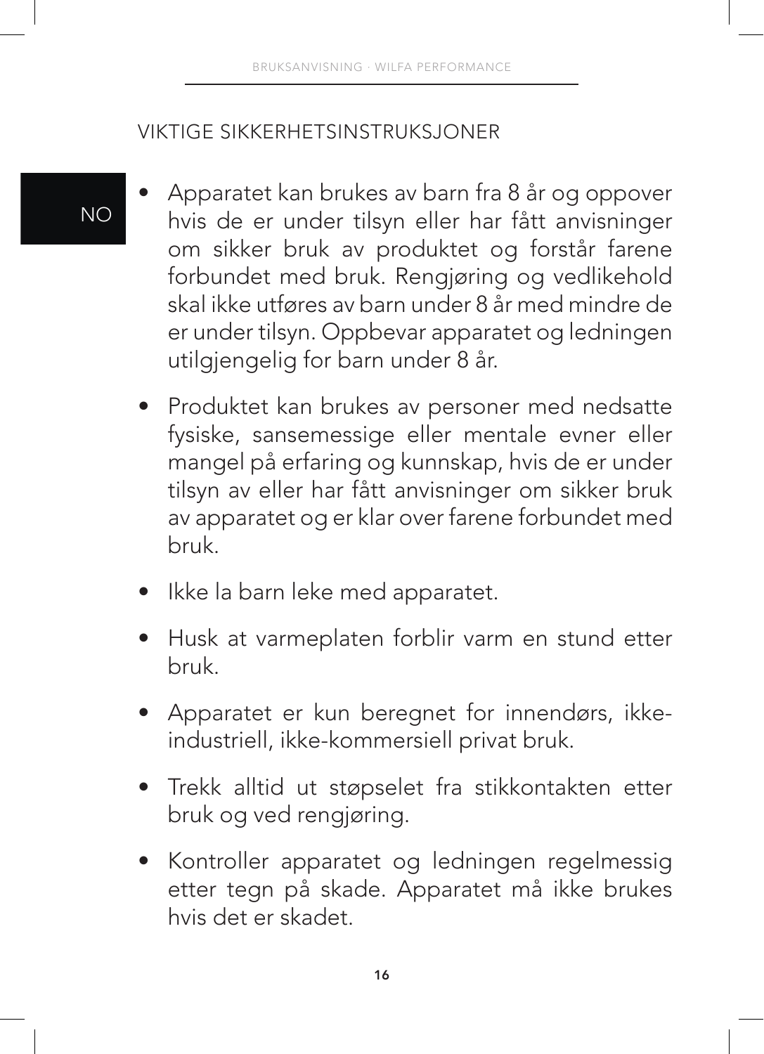## VIKTIGE SIKKERHETSINSTRUKSJONER

- Apparatet kan brukes av barn fra 8 år og oppover hvis de er under tilsyn eller har fått anvisninger om sikker bruk av produktet og forstår farene forbundet med bruk. Rengjøring og vedlikehold skal ikke utføres av barn under 8 år med mindre de er under tilsyn. Oppbevar apparatet og ledningen utilgjengelig for barn under 8 år.
- Produktet kan brukes av personer med nedsatte fysiske, sansemessige eller mentale evner eller mangel på erfaring og kunnskap, hvis de er under tilsyn av eller har fått anvisninger om sikker bruk av apparatet og er klar over farene forbundet med bruk.
- Ikke la barn leke med apparatet.
- Husk at varmeplaten forblir varm en stund etter bruk.
- Apparatet er kun beregnet for innendørs, ikke-industriell, ikke-kommersiell privat bruk.
- Trekk alltid ut støpselet fra stikkontakten etter bruk og ved rengjøring.
- Kontroller apparatet og ledningen regelmessig etter tegn på skade. Apparatet må ikke brukes hvis det er skadet.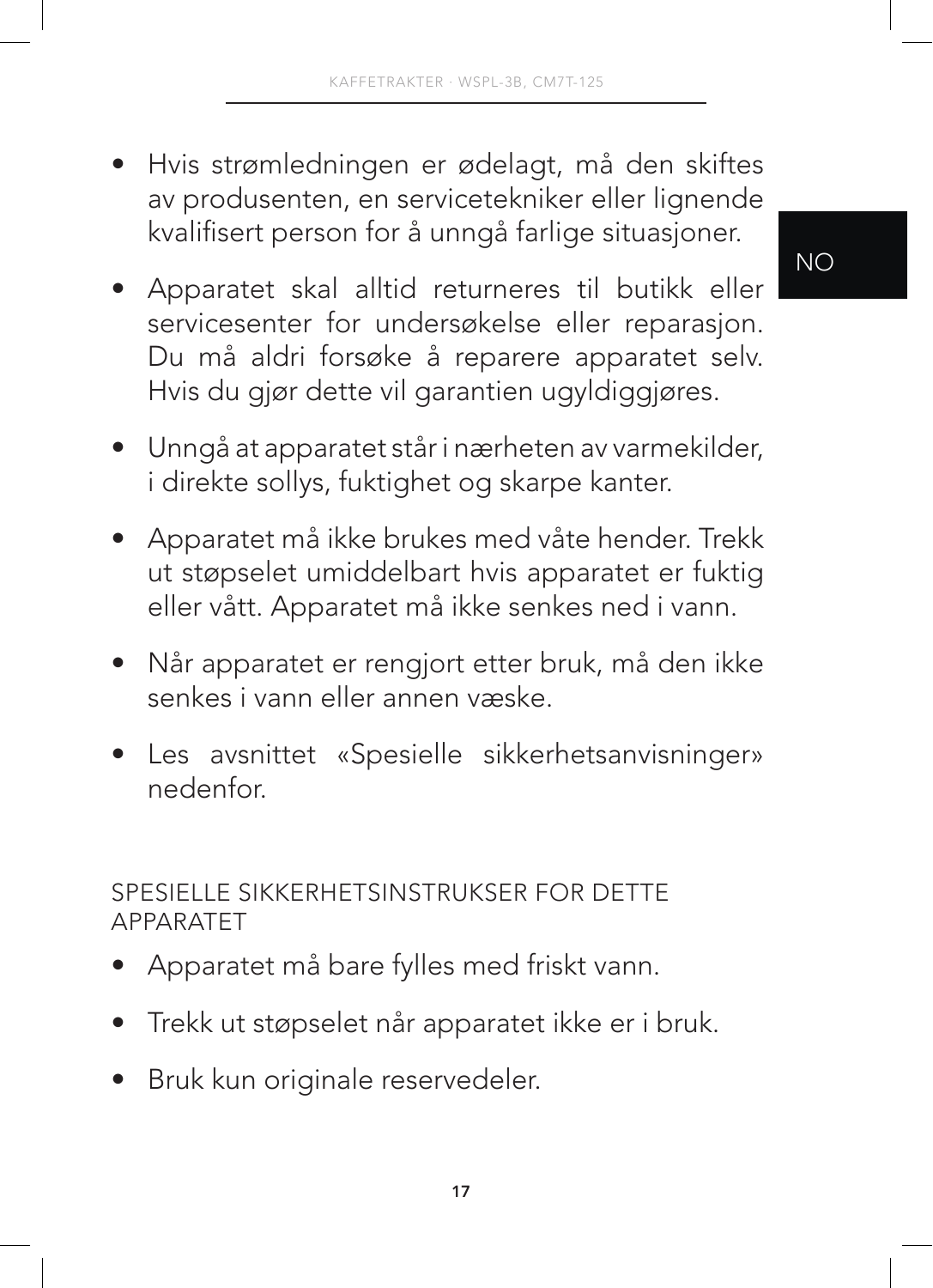- Hvis strømledningen er ødelagt, må den skiftes av produsenten, en servicetekniker eller lignende kvalifisert person for å unngå farlige situasjoner.
- Apparatet skal alltid returneres til butikk eller servicesenter for undersøkelse eller reparasjon. Du må aldri forsøke å reparere apparatet selv. Hvis du gjør dette vil garantien ugyldiggjøres.
- Unngå at apparatet står i nærheten av varmekilder, i direkte sollys, fuktighet og skarpe kanter.
- Apparatet må ikke brukes med våte hender. Trekk ut støpselet umiddelbart hvis apparatet er fuktig eller vått. Apparatet må ikke senkes ned i vann.
- Når apparatet er rengjort etter bruk, må den ikke senkes i vann eller annen væske.
- Les avsnittet «Spesielle sikkerhetsanvisninger» nedenfor.

## SPESIELLE SIKKERHETSINSTRUKSER FOR DETTE APPARATET

- Apparatet må bare fylles med friskt vann.
- Trekk ut støpselet når apparatet ikke er i bruk.
- Bruk kun originale reservedeler.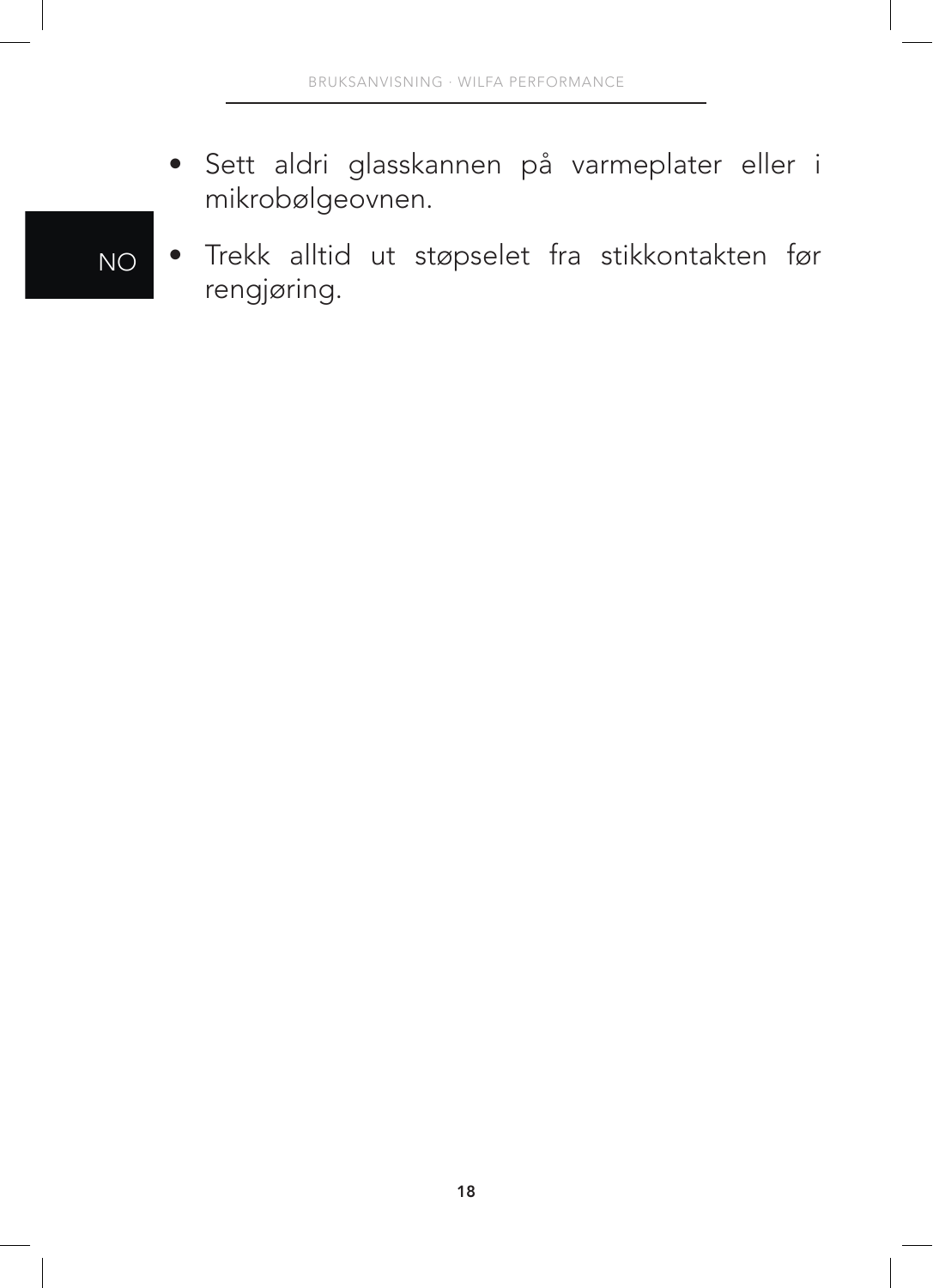- Sett aldri glasskannen på varmeplater eller i mikrobølgeovnen.
- Trekk alltid ut støpselet fra stikkontakten før rengjøring.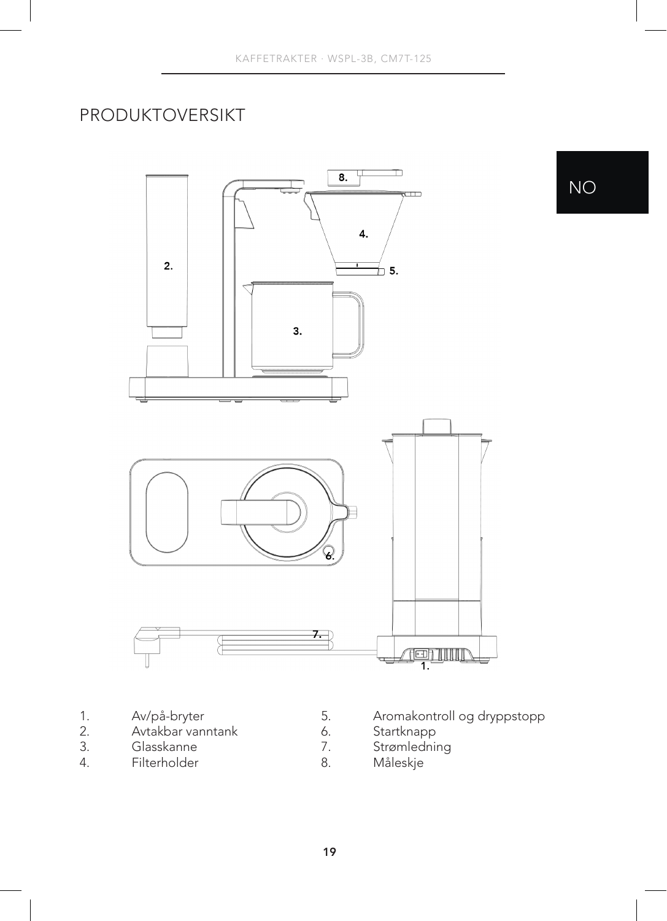# PRODUKTOVERSIKT

1. Av/på-bryter
2. Avtakbar vanntank
3. Glasskanne
4. Filterholder
5. Aromakontroll og dryppstopp
6. Startknapp
7. Strømledning
8. Måleskje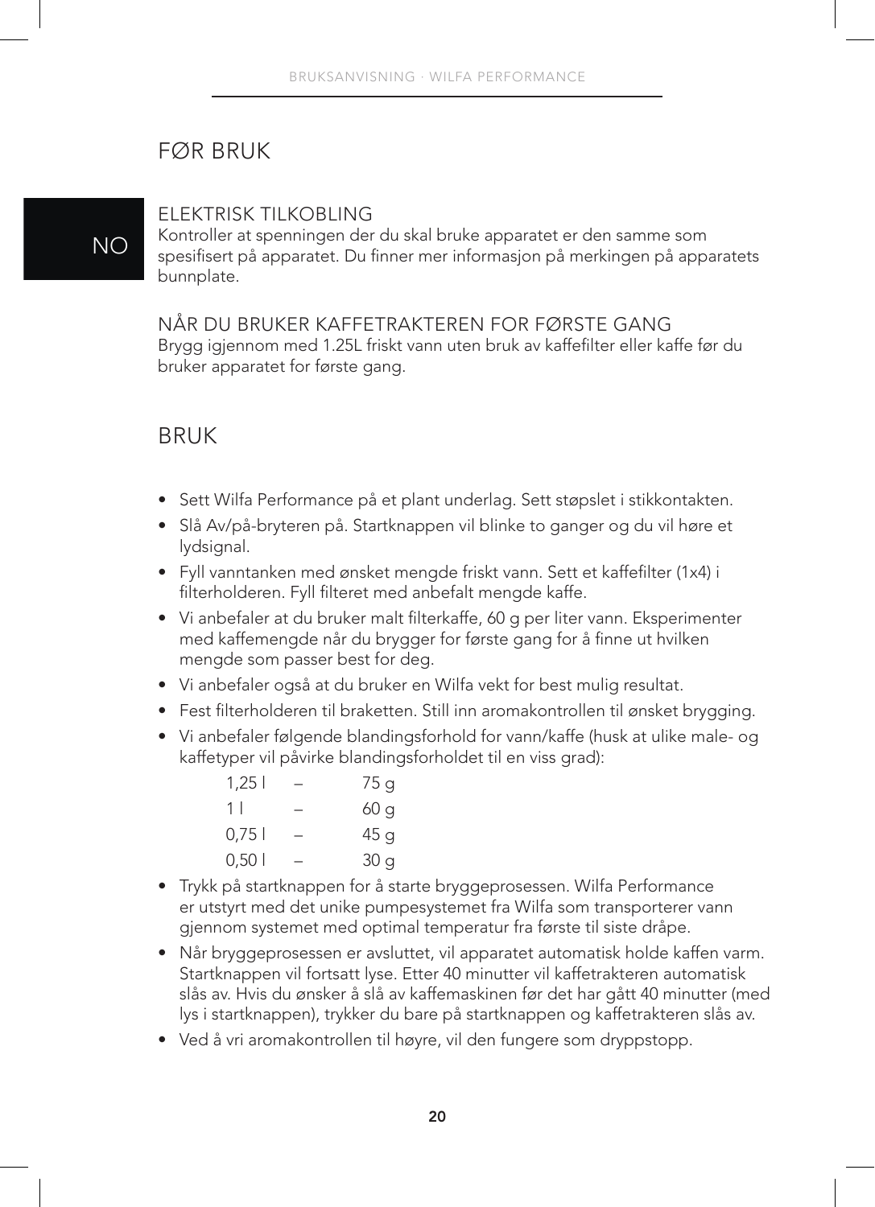# FØR BRUK

NO

## ELEKTRISK TILKOBLING

Kontroller at spenningen der du skal bruke apparatet er den samme som spesifisert på apparatet. Du finner mer informasjon på merkingen på apparatets bunnplate.

## NÅR DU BRUKER KAFFETRAKTEREN FOR FØRSTE GANG

Brygg igjennom med 1.25L friskt vann uten bruk av kaffefilter eller kaffe før du bruker apparatet for første gang.

# BRUK

- Sett Wilfa Performance på et plant underlag. Sett støpslet i stikkontakten.
- Slå Av/på-bryteren på. Startknappen vil blinke to ganger og du vil høre et lydsignal.
- Fyll vanntanken med ønsket mengde friskt vann. Sett et kaffefilter (1x4) i filterholderen. Fyll filteret med anbefalt mengde kaffe.
- Vi anbefaler at du bruker malt filterkaffe, 60 g per liter vann. Eksperimenter med kaffemengde når du brygger for første gang for å finne ut hvilken mengde som passer best for deg.
- Vi anbefaler også at du bruker en Wilfa vekt for best mulig resultat.
- Fest filterholderen til braketten. Still inn aromakontrollen til ønsket brygging.
- Vi anbefaler følgende blandingsforhold for vann/kaffe (husk at ulike male- og kaffetyper vil påvirke blandingsforholdet til en viss grad):

| | | |
|---|---|---|
| 1,25 l | – | 75 g |
| 1 l | – | 60 g |
| 0,75 l | – | 45 g |
| 0,50 l | – | 30 g |

- Trykk på startknappen for å starte bryggeprosessen. Wilfa Performance er utstyrt med det unike pumpesystemet fra Wilfa som transporterer vann gjennom systemet med optimal temperatur fra første til siste dråpe.
- Når bryggeprosessen er avsluttet, vil apparatet automatisk holde kaffen varm. Startknappen vil fortsatt lyse. Etter 40 minutter vil kaffetrakteren automatisk slås av. Hvis du ønsker å slå av kaffemaskinen før det har gått 40 minutter (med lys i startknappen), trykker du bare på startknappen og kaffetrakteren slås av.
- Ved å vri aromakontrollen til høyre, vil den fungere som dryppstopp.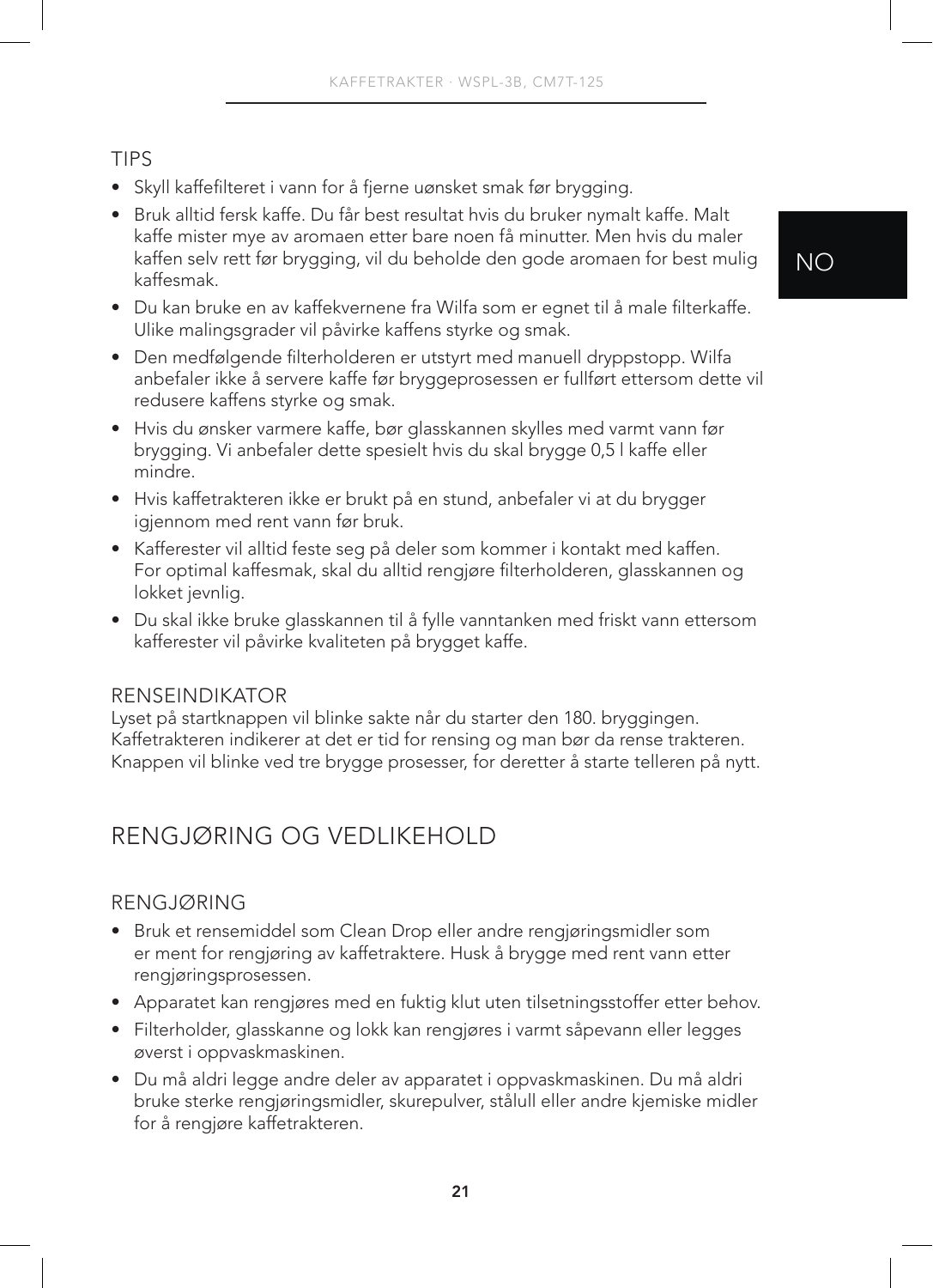### TIPS

- Skyll kaffefilteret i vann for å fjerne uønsket smak før brygging.
- Bruk alltid fersk kaffe. Du får best resultat hvis du bruker nymalt kaffe. Malt kaffe mister mye av aromaen etter bare noen få minutter. Men hvis du maler kaffen selv rett før brygging, vil du beholde den gode aromaen for best mulig kaffesmak.
- Du kan bruke en av kaffekvernene fra Wilfa som er egnet til å male filterkaffe. Ulike malingsgrader vil påvirke kaffens styrke og smak.
- Den medfølgende filterholderen er utstyrt med manuell dryppstopp. Wilfa anbefaler ikke å servere kaffe før bryggeprosessen er fullført ettersom dette vil redusere kaffens styrke og smak.
- Hvis du ønsker varmere kaffe, bør glasskannen skylles med varmt vann før brygging. Vi anbefaler dette spesielt hvis du skal brygge 0,5 l kaffe eller mindre.
- Hvis kaffetrakteren ikke er brukt på en stund, anbefaler vi at du brygger igjennom med rent vann før bruk.
- Kafferester vil alltid feste seg på deler som kommer i kontakt med kaffen. For optimal kaffesmak, skal du alltid rengjøre filterholderen, glasskannen og lokket jevnlig.
- Du skal ikke bruke glasskannen til å fylle vanntanken med friskt vann ettersom kafferester vil påvirke kvaliteten på brygget kaffe.

### RENSEINDIKATOR

Lyset på startknappen vil blinke sakte når du starter den 180. bryggingen. Kaffetrakteren indikerer at det er tid for rensing og man bør da rense trakteren. Knappen vil blinke ved tre brygge prosesser, for deretter å starte telleren på nytt.

## RENGJØRING OG VEDLIKEHOLD

### RENGJØRING

- Bruk et rensemiddel som Clean Drop eller andre rengjøringsmidler som er ment for rengjøring av kaffetraktere. Husk å brygge med rent vann etter rengjøringsprosessen.
- Apparatet kan rengjøres med en fuktig klut uten tilsetningsstoffer etter behov.
- Filterholder, glasskanne og lokk kan rengjøres i varmt såpevann eller legges øverst i oppvaskmaskinen.
- Du må aldri legge andre deler av apparatet i oppvaskmaskinen. Du må aldri bruke sterke rengjøringsmidler, skurepulver, stålull eller andre kjemiske midler for å rengjøre kaffetrakteren.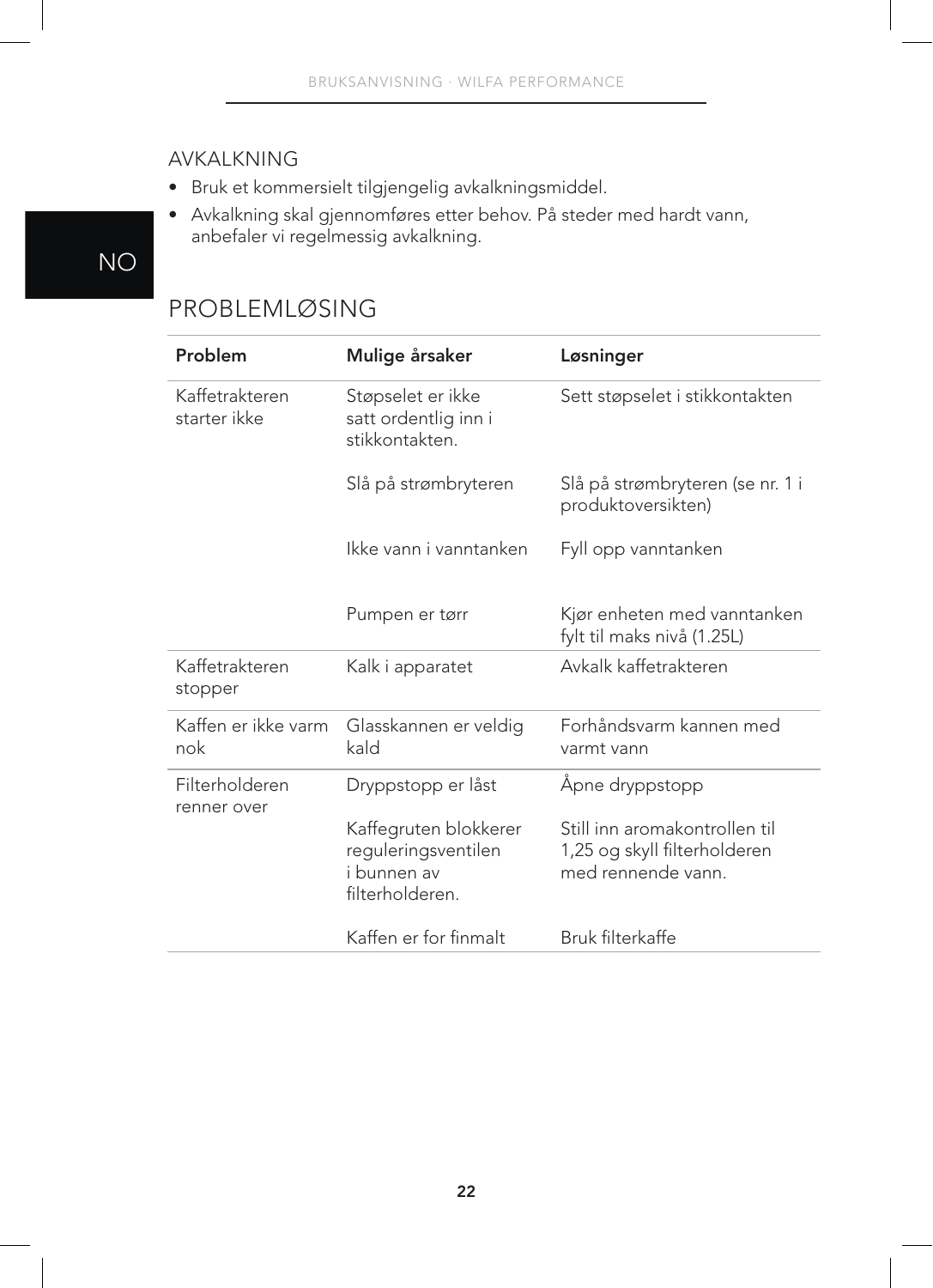## AVKALKNING

- Bruk et kommersielt tilgjengelig avkalkningsmiddel.
- Avkalkning skal gjennomføres etter behov. På steder med hardt vann, anbefaler vi regelmessig avkalkning.

## PROBLEMLØSING

| Problem | Mulige årsaker | Løsninger |
|---|---|---|
| Kaffetrakteren starter ikke | Støpselet er ikke satt ordentlig inn i stikkontakten. | Sett støpselet i stikkontakten |
| | Slå på strømbryteren | Slå på strømbryteren (se nr. 1 i produktoversikten) |
| | Ikke vann i vanntanken | Fyll opp vanntanken |
| | Pumpen er tørr | Kjør enheten med vanntanken fylt til maks nivå (1.25L) |
| Kaffetrakteren stopper | Kalk i apparatet | Avkalk kaffetrakteren |
| Kaffen er ikke varm nok | Glasskannen er veldig kald | Forhåndsvarm kannen med varmt vann |
| Filterholderen renner over | Dryppstopp er låst | Åpne dryppstopp |
| | Kaffegruten blokkerer reguleringsventilen i bunnen av filterholderen. | Still inn aromakontrollen til 1,25 og skyll filterholderen med rennende vann. |
| | Kaffen er for finmalt | Bruk filterkaffe |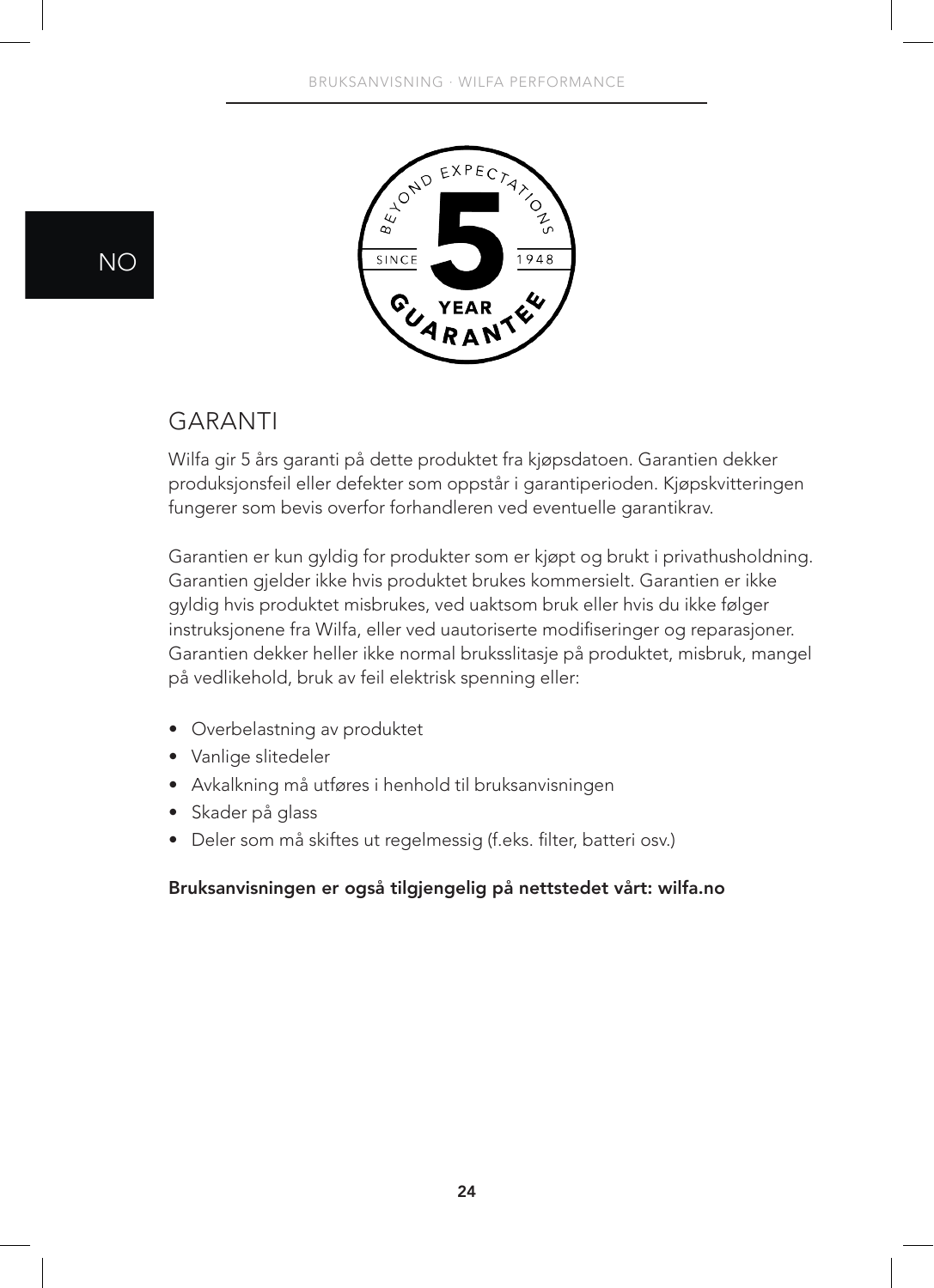# GARANTI

Wilfa gir 5 års garanti på dette produktet fra kjøpsdatoen. Garantien dekker produksjonsfeil eller defekter som oppstår i garantiperioden. Kjøpskvitteringen fungerer som bevis overfor forhandleren ved eventuelle garantikrav.

Garantien er kun gyldig for produkter som er kjøpt og brukt i privathusholdning. Garantien gjelder ikke hvis produktet brukes kommersielt. Garantien er ikke gyldig hvis produktet misbrukes, ved uaktsom bruk eller hvis du ikke følger instruksjonene fra Wilfa, eller ved uautoriserte modifiseringer og reparasjoner. Garantien dekker heller ikke normal bruksslitasje på produktet, misbruk, mangel på vedlikehold, bruk av feil elektrisk spenning eller:

- Overbelastning av produktet
- Vanlige slitedeler
- Avkalkning må utføres i henhold til bruksanvisningen
- Skader på glass
- Deler som må skiftes ut regelmessig (f.eks. filter, batteri osv.)

**Bruksanvisningen er også tilgjengelig på nettstedet vårt: wilfa.no**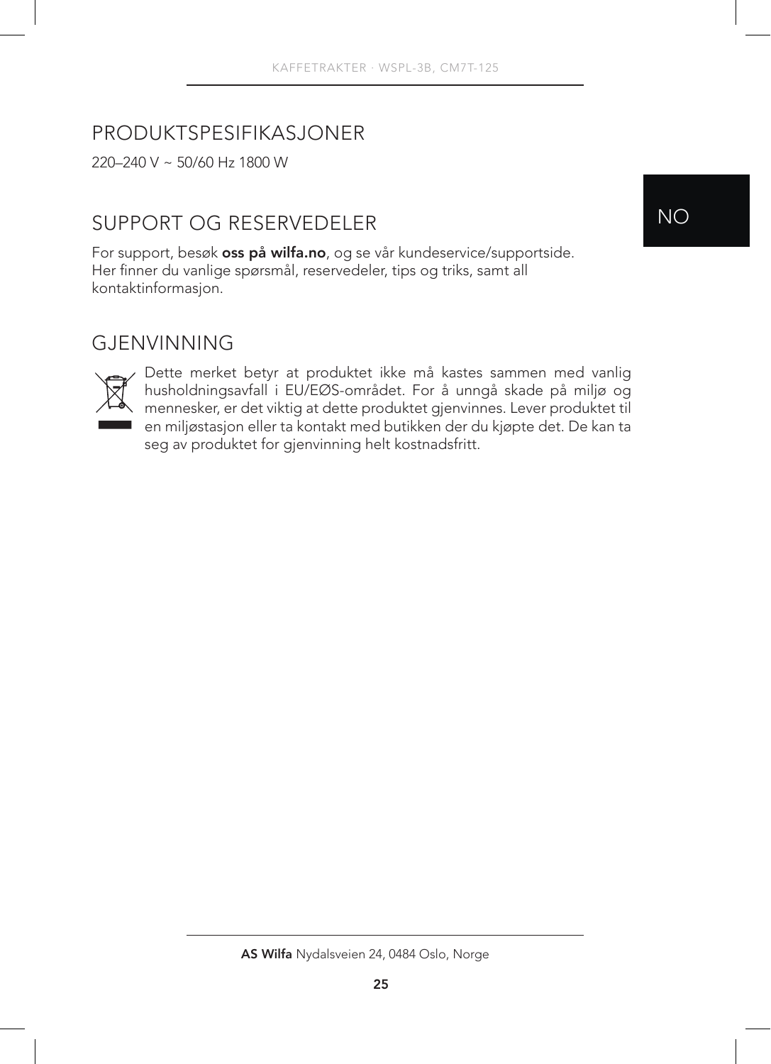## PRODUKTSPESIFIKASJONER

220–240 V ~ 50/60 Hz 1800 W

## SUPPORT OG RESERVEDELER

For support, besøk **oss på wilfa.no**, og se vår kundeservice/supportside. Her finner du vanlige spørsmål, reservedeler, tips og triks, samt all kontaktinformasjon.

## GJENVINNING

Dette merket betyr at produktet ikke må kastes sammen med vanlig husholdningsavfall i EU/EØS-området. For å unngå skade på miljø og mennesker, er det viktig at dette produktet gjenvinnes. Lever produktet til en miljøstasjon eller ta kontakt med butikken der du kjøpte det. De kan ta seg av produktet for gjenvinning helt kostnadsfritt.

**AS Wilfa** Nydalsveien 24, 0484 Oslo, Norge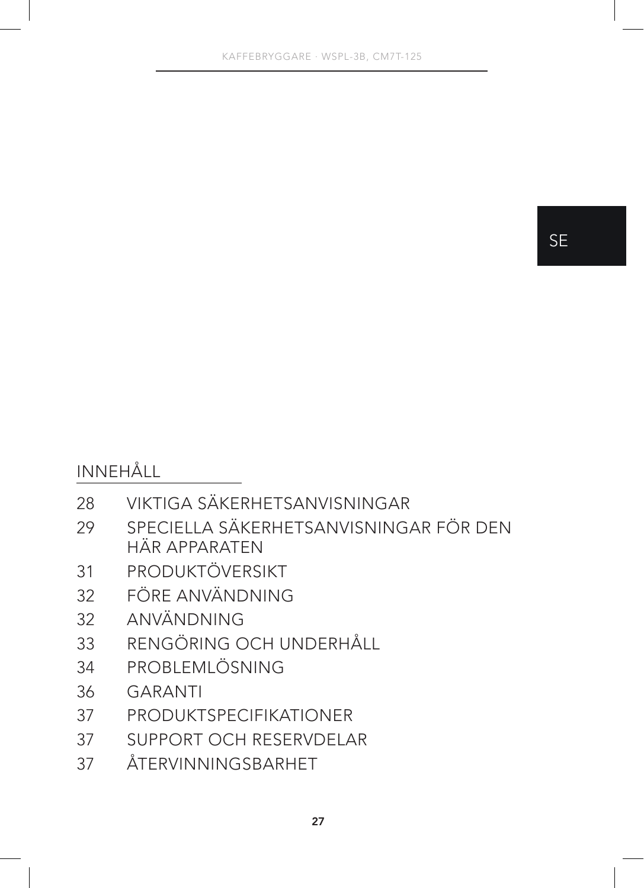SE

## INNEHÅLL

| | |
|---|---|
| 28 | VIKTIGA SÄKERHETSANVISNINGAR |
| 29 | SPECIELLA SÄKERHETSANVISNINGAR FÖR DEN HÄR APPARATEN |
| 31 | PRODUKTÖVERSIKT |
| 32 | FÖRE ANVÄNDNING |
| 32 | ANVÄNDNING |
| 33 | RENGÖRING OCH UNDERHÅLL |
| 34 | PROBLEMLÖSNING |
| 36 | GARANTI |
| 37 | PRODUKTSPECIFIKATIONER |
| 37 | SUPPORT OCH RESERVDELAR |
| 37 | ÅTERVINNINGSBARHET |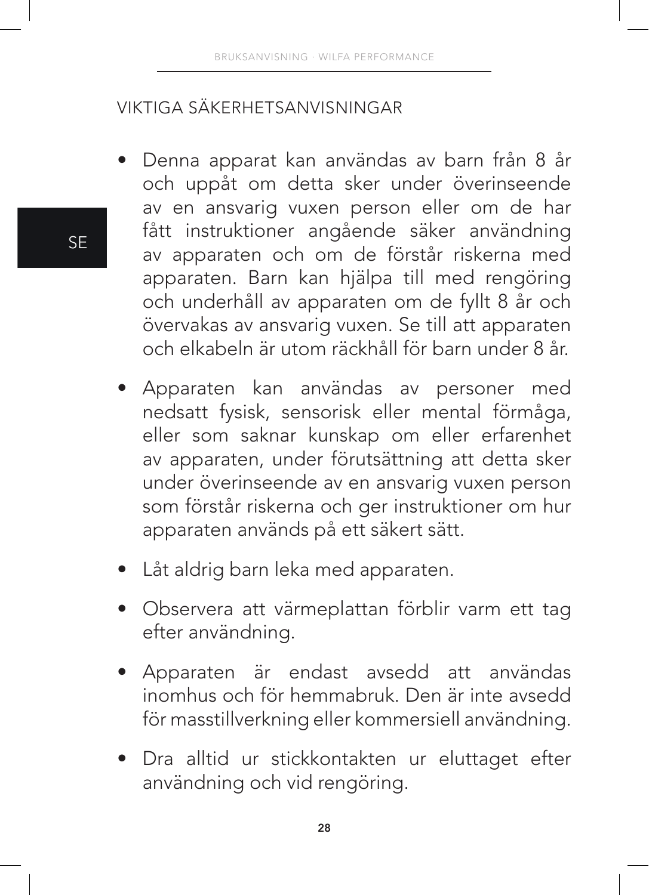## VIKTIGA SÄKERHETSANVISNINGAR

- Denna apparat kan användas av barn från 8 år och uppåt om detta sker under överinseende av en ansvarig vuxen person eller om de har fått instruktioner angående säker användning av apparaten och om de förstår riskerna med apparaten. Barn kan hjälpa till med rengöring och underhåll av apparaten om de fyllt 8 år och övervakas av ansvarig vuxen. Se till att apparaten och elkabeln är utom räckhåll för barn under 8 år.
- Apparaten kan användas av personer med nedsatt fysisk, sensorisk eller mental förmåga, eller som saknar kunskap om eller erfarenhet av apparaten, under förutsättning att detta sker under överinseende av en ansvarig vuxen person som förstår riskerna och ger instruktioner om hur apparaten används på ett säkert sätt.
- Låt aldrig barn leka med apparaten.
- Observera att värmeplattan förblir varm ett tag efter användning.
- Apparaten är endast avsedd att användas inomhus och för hemmabruk. Den är inte avsedd för masstillverkning eller kommersiell användning.
- Dra alltid ur stickkontakten ur eluttaget efter användning och vid rengöring.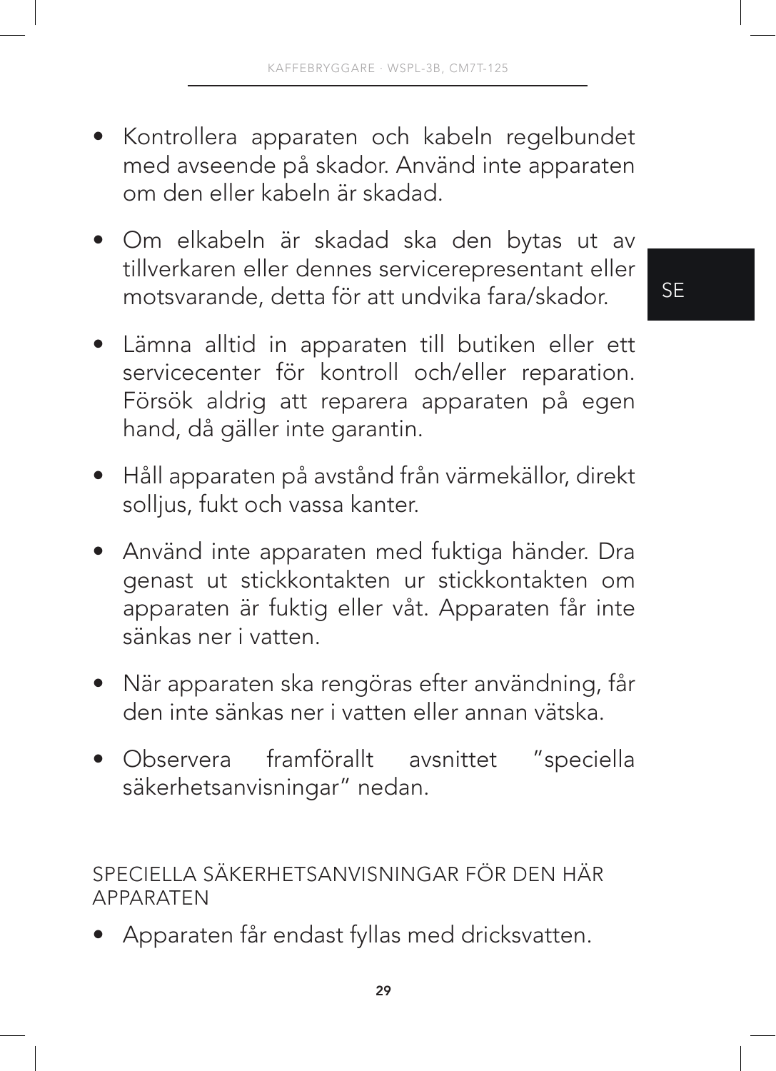- Kontrollera apparaten och kabeln regelbundet med avseende på skador. Använd inte apparaten om den eller kabeln är skadad.
- Om elkabeln är skadad ska den bytas ut av tillverkaren eller dennes servicerepresentant eller motsvarande, detta för att undvika fara/skador.
- Lämna alltid in apparaten till butiken eller ett servicecenter för kontroll och/eller reparation. Försök aldrig att reparera apparaten på egen hand, då gäller inte garantin.
- Håll apparaten på avstånd från värmekällor, direkt solljus, fukt och vassa kanter.
- Använd inte apparaten med fuktiga händer. Dra genast ut stickkontakten ur stickkontakten om apparaten är fuktig eller våt. Apparaten får inte sänkas ner i vatten.
- När apparaten ska rengöras efter användning, får den inte sänkas ner i vatten eller annan vätska.
- Observera framförallt avsnittet ”speciella säkerhetsanvisningar” nedan.

## SPECIELLA SÄKERHETSANVISNINGAR FÖR DEN HÄR APPARATEN

- Apparaten får endast fyllas med dricksvatten.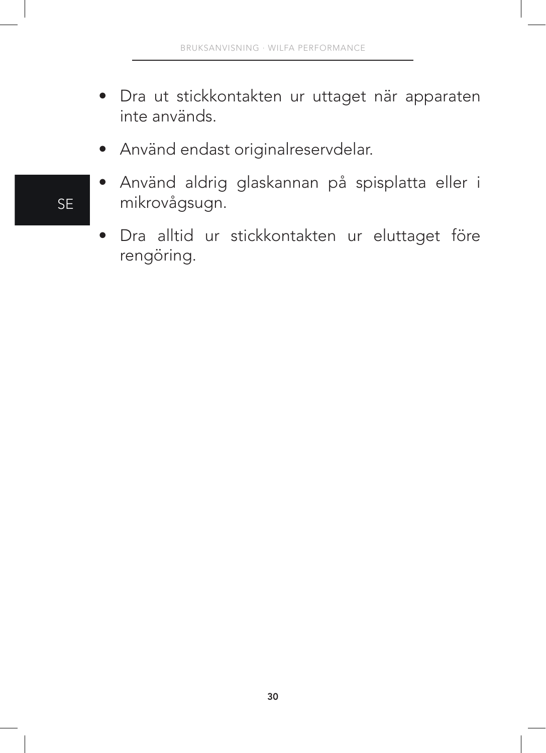- Dra ut stickkontakten ur uttaget när apparaten inte används.
- Använd endast originalreservdelar.
- Använd aldrig glaskannan på spisplatta eller i mikrovågsugn.
- Dra alltid ur stickkontakten ur eluttaget före rengöring.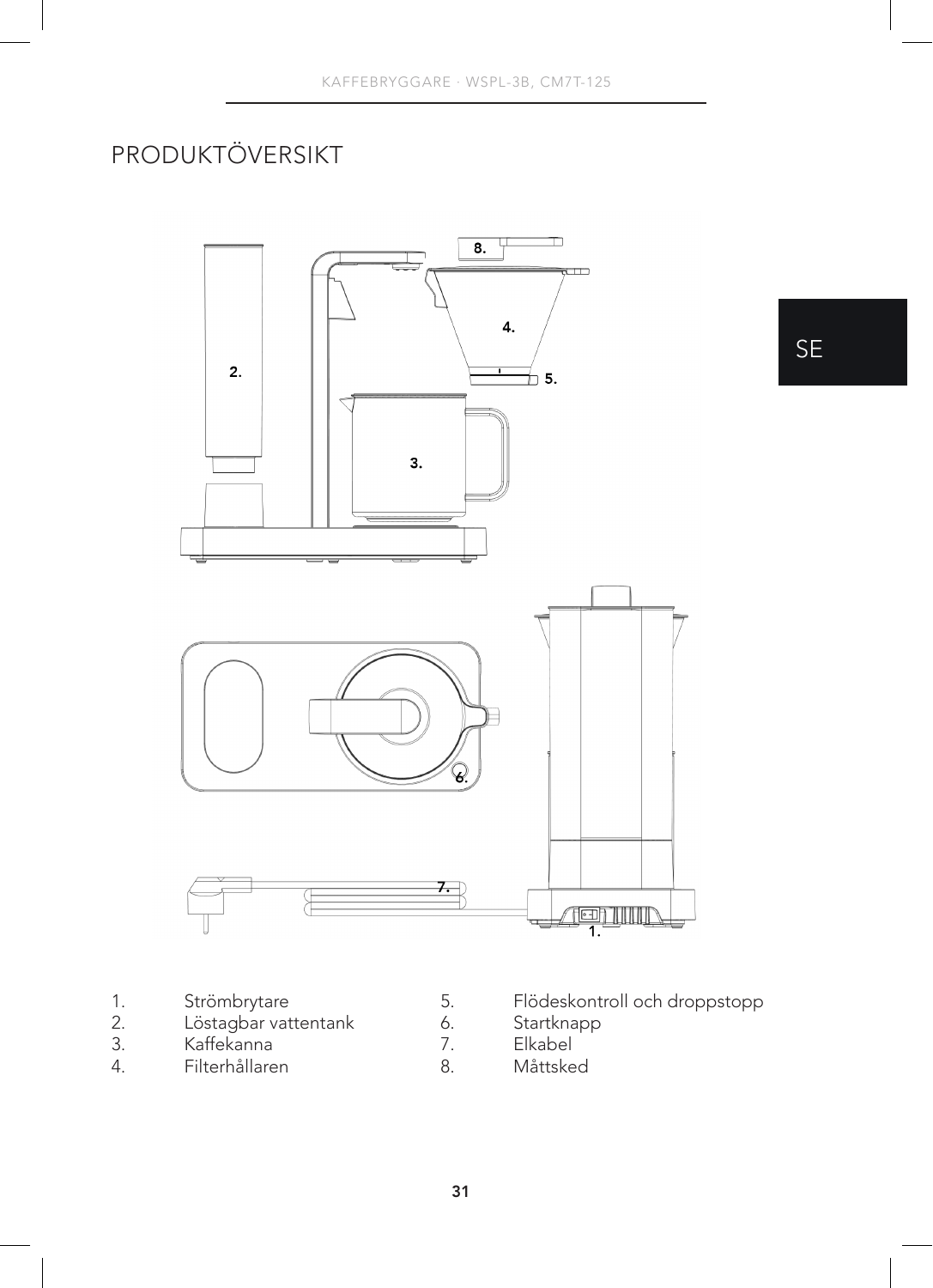# PRODUKTÖVERSIKT

1. Strömbrytare
2. Löstagbar vattentank
3. Kaffekanna
4. Filterhållaren
5. Flödeskontroll och droppstopp
6. Startknapp
7. Elkabel
8. Måttsked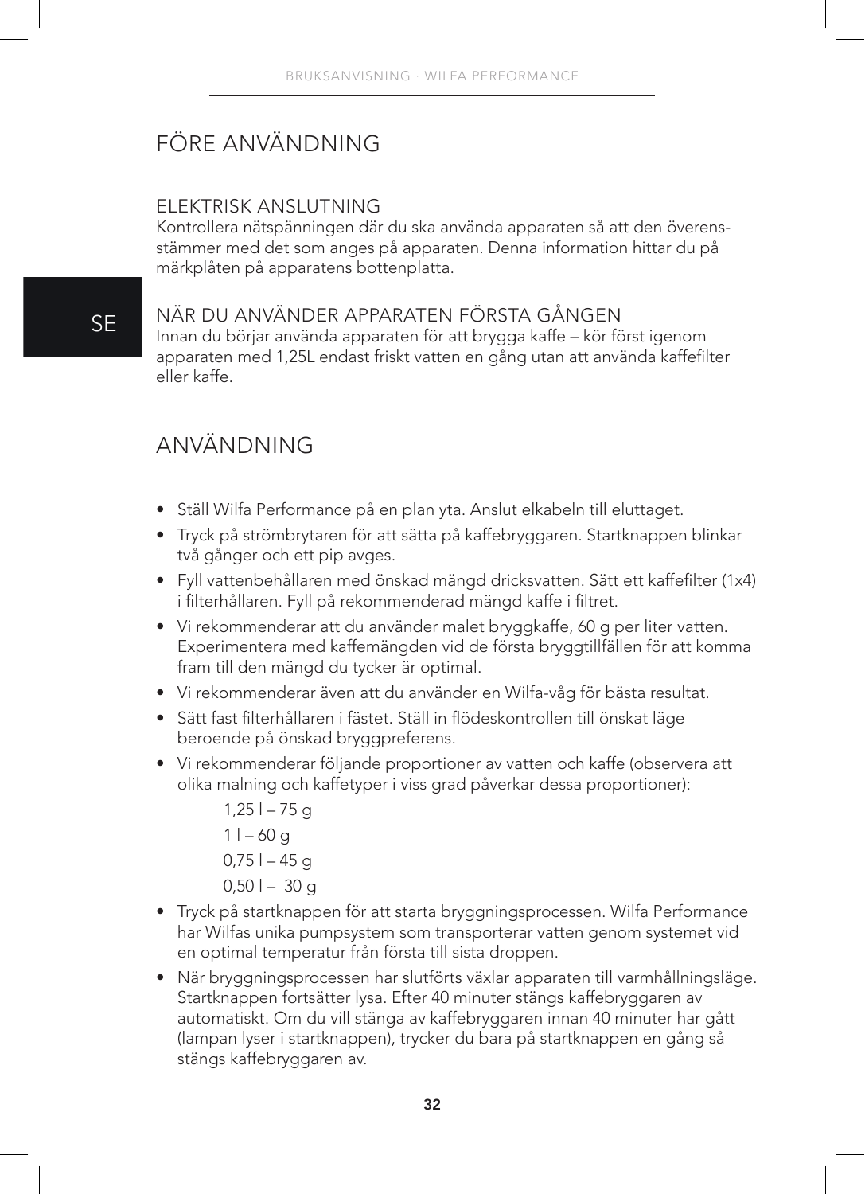# FÖRE ANVÄNDNING

## ELEKTRISK ANSLUTNING

Kontrollera nätspänningen där du ska använda apparaten så att den överensstämmer med det som anges på apparaten. Denna information hittar du på märkplåten på apparatens bottenplatta.

## NÄR DU ANVÄNDER APPARATEN FÖRSTA GÅNGEN

Innan du börjar använda apparaten för att brygga kaffe – kör först igenom apparaten med 1,25L endast friskt vatten en gång utan att använda kaffefilter eller kaffe.

# ANVÄNDNING

- Ställ Wilfa Performance på en plan yta. Anslut elkabeln till eluttaget.
- Tryck på strömbrytaren för att sätta på kaffebryggaren. Startknappen blinkar två gånger och ett pip avges.
- Fyll vattenbehållaren med önskad mängd dricksvatten. Sätt ett kaffefilter (1x4) i filterhållaren. Fyll på rekommenderad mängd kaffe i filtret.
- Vi rekommenderar att du använder malet bryggkaffe, 60 g per liter vatten. Experimentera med kaffemängden vid de första bryggtillfällen för att komma fram till den mängd du tycker är optimal.
- Vi rekommenderar även att du använder en Wilfa-våg för bästa resultat.
- Sätt fast filterhållaren i fästet. Ställ in flödeskontrollen till önskat läge beroende på önskad bryggpreferens.
- Vi rekommenderar följande proportioner av vatten och kaffe (observera att olika malning och kaffetyper i viss grad påverkar dessa proportioner):

  1,25 l – 75 g

  1 l – 60 g

  0,75 l – 45 g

  0,50 l – 30 g
- Tryck på startknappen för att starta bryggningsprocessen. Wilfa Performance har Wilfas unika pumpsystem som transporterar vatten genom systemet vid en optimal temperatur från första till sista droppen.
- När bryggningsprocessen har slutförts växlar apparaten till varmhållningsläge. Startknappen fortsätter lysa. Efter 40 minuter stängs kaffebryggaren av automatiskt. Om du vill stänga av kaffebryggaren innan 40 minuter har gått (lampan lyser i startknappen), trycker du bara på startknappen en gång så stängs kaffebryggaren av.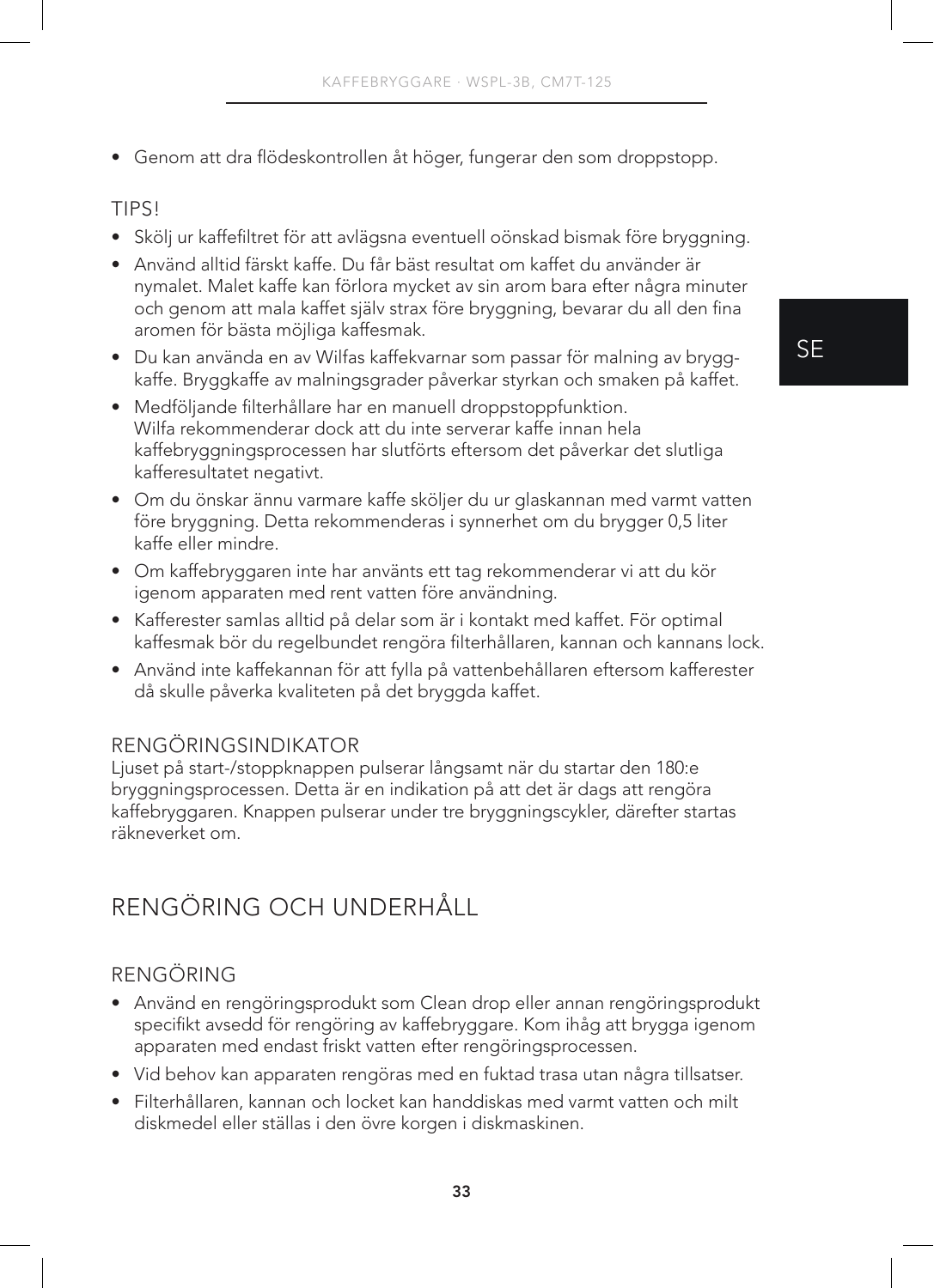- Genom att dra flödeskontrollen åt höger, fungerar den som droppstopp.

### TIPS!

- Skölj ur kaffefiltret för att avlägsna eventuell oönskad bismak före bryggning.
- Använd alltid färskt kaffe. Du får bäst resultat om kaffet du använder är nymalet. Malet kaffe kan förlora mycket av sin arom bara efter några minuter och genom att mala kaffet själv strax före bryggning, bevarar du all den fina aromen för bästa möjliga kaffesmak.
- Du kan använda en av Wilfas kaffekvarnar som passar för malning av bryggkaffe. Bryggkaffe av malningsgrader påverkar styrkan och smaken på kaffet.
- Medföljande filterhållare har en manuell droppstoppfunktion. Wilfa rekommenderar dock att du inte serverar kaffe innan hela kaffebryggningsprocessen har slutförts eftersom det påverkar det slutliga kafferesultatet negativt.
- Om du önskar ännu varmare kaffe sköljer du ur glaskannan med varmt vatten före bryggning. Detta rekommenderas i synnerhet om du brygger 0,5 liter kaffe eller mindre.
- Om kaffebryggaren inte har använts ett tag rekommenderar vi att du kör igenom apparaten med rent vatten före användning.
- Kafferester samlas alltid på delar som är i kontakt med kaffet. För optimal kaffesmak bör du regelbundet rengöra filterhållaren, kannan och kannans lock.
- Använd inte kaffekannan för att fylla på vattenbehållaren eftersom kafferester då skulle påverka kvaliteten på det bryggda kaffet.

### RENGÖRINGSINDIKATOR

Ljuset på start-/stoppknappen pulserar långsamt när du startar den 180:e bryggningsprocessen. Detta är en indikation på att det är dags att rengöra kaffebryggaren. Knappen pulserar under tre bryggningscykler, därefter startas räkneverket om.

## RENGÖRING OCH UNDERHÅLL

### RENGÖRING

- Använd en rengöringsprodukt som Clean drop eller annan rengöringsprodukt specifikt avsedd för rengöring av kaffebryggare. Kom ihåg att brygga igenom apparaten med endast friskt vatten efter rengöringsprocessen.
- Vid behov kan apparaten rengöras med en fuktad trasa utan några tillsatser.
- Filterhållaren, kannan och locket kan handdiskas med varmt vatten och milt diskmedel eller ställas i den övre korgen i diskmaskinen.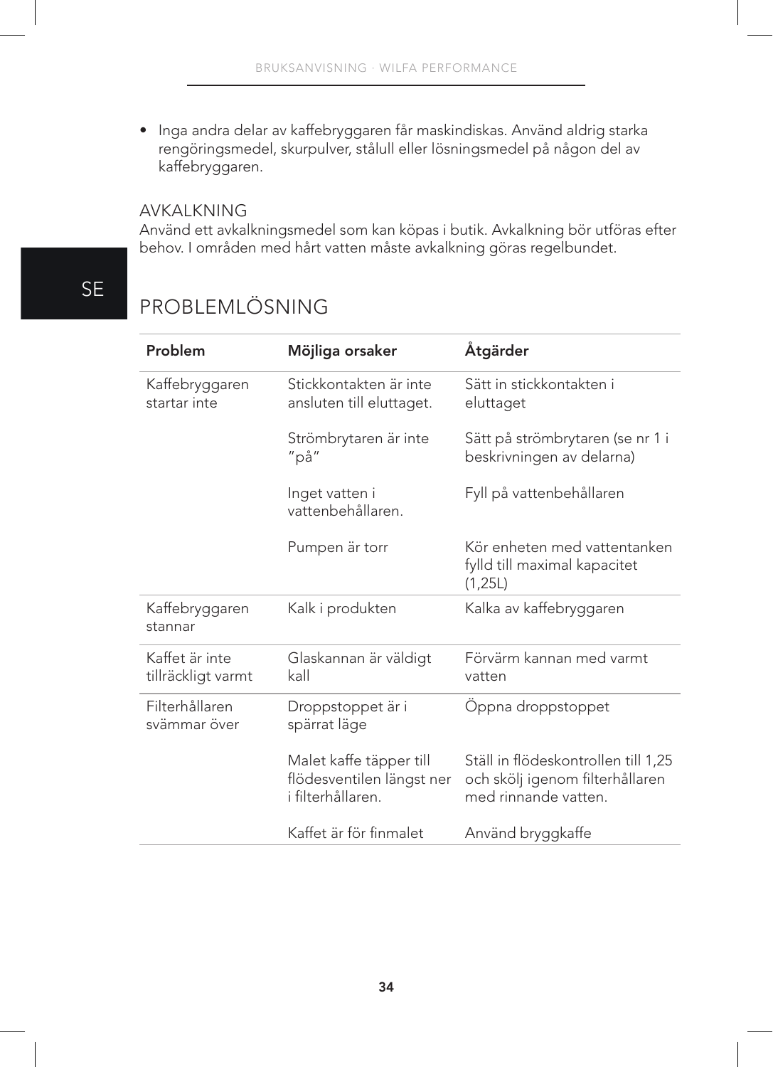- Inga andra delar av kaffebryggaren får maskindiskas. Använd aldrig starka rengöringsmedel, skurpulver, stålull eller lösningsmedel på någon del av kaffebryggaren.

## AVKALKNING

Använd ett avkalkningsmedel som kan köpas i butik. Avkalkning bör utföras efter behov. I områden med hårt vatten måste avkalkning göras regelbundet.

SE

# PROBLEMLÖSNING

| Problem | Möjliga orsaker | Åtgärder |
|---|---|---|
| Kaffebryggaren startar inte | Stickkontakten är inte ansluten till eluttaget. | Sätt in stickkontakten i eluttaget |
| | Strömbrytaren är inte "på" | Sätt på strömbrytaren (se nr 1 i beskrivningen av delarna) |
| | Inget vatten i vattenbehållaren. | Fyll på vattenbehållaren |
| | Pumpen är torr | Kör enheten med vattentanken fylld till maximal kapacitet (1,25L) |
| Kaffebryggaren stannar | Kalk i produkten | Kalka av kaffebryggaren |
| Kaffet är inte tillräckligt varmt | Glaskannan är väldigt kall | Förvärm kannan med varmt vatten |
| Filterhållaren svämmar över | Droppstoppet är i spärrat läge | Öppna droppstoppet |
| | Malet kaffe täpper till flödesventilen längst ner i filterhållaren. | Ställ in flödeskontrollen till 1,25 och skölj igenom filterhållaren med rinnande vatten. |
| | Kaffet är för finmalet | Använd bryggkaffe |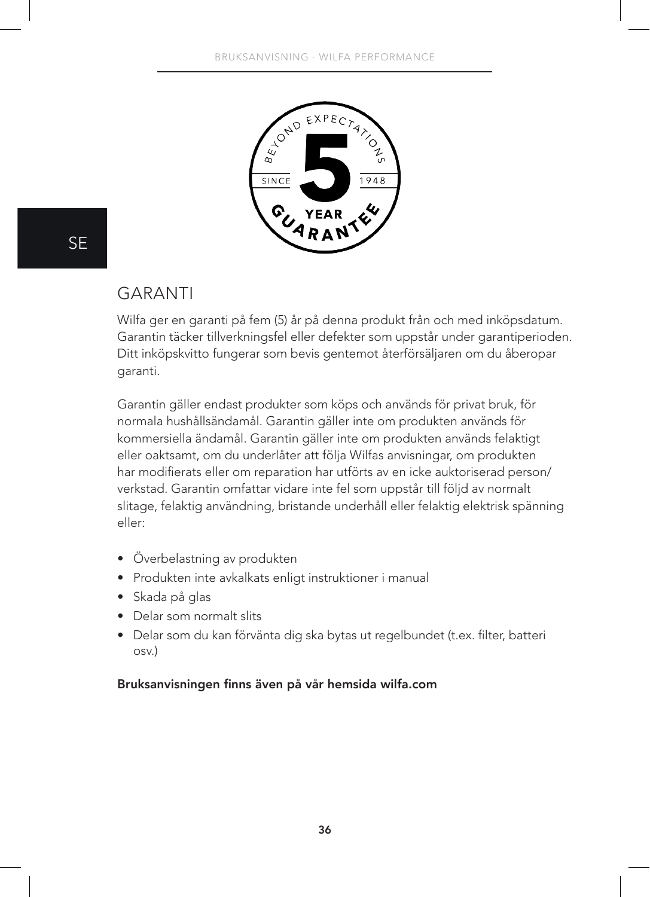## GARANTI

Wilfa ger en garanti på fem (5) år på denna produkt från och med inköpsdatum. Garantin täcker tillverkningsfel eller defekter som uppstår under garantiperioden. Ditt inköpskvitto fungerar som bevis gentemot återförsäljaren om du åberopar garanti.

Garantin gäller endast produkter som köps och används för privat bruk, för normala hushållsändamål. Garantin gäller inte om produkten används för kommersiella ändamål. Garantin gäller inte om produkten används felaktigt eller oaktsamt, om du underlåter att följa Wilfas anvisningar, om produkten har modifierats eller om reparation har utförts av en icke auktoriserad person/ verkstad. Garantin omfattar vidare inte fel som uppstår till följd av normalt slitage, felaktig användning, bristande underhåll eller felaktig elektrisk spänning eller:

- Överbelastning av produkten
- Produkten inte avkalkats enligt instruktioner i manual
- Skada på glas
- Delar som normalt slits
- Delar som du kan förvänta dig ska bytas ut regelbundet (t.ex. filter, batteri osv.)

**Bruksanvisningen finns även på vår hemsida wilfa.com**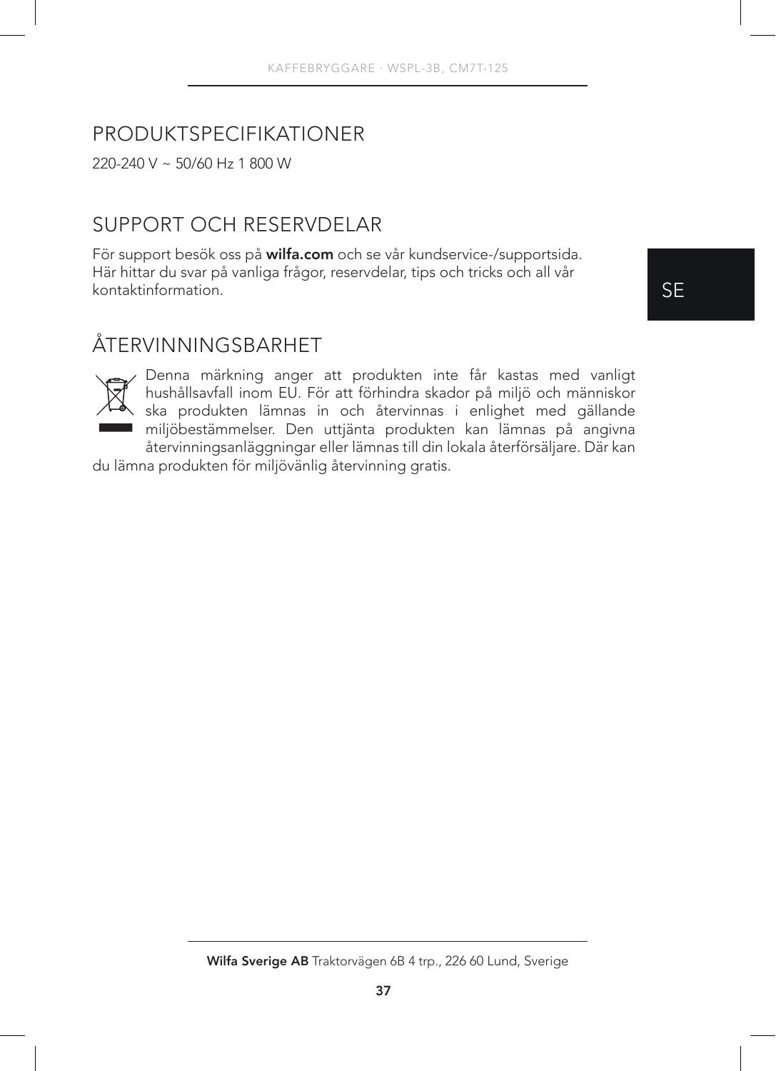## PRODUKTSPECIFIKATIONER

220-240 V ~ 50/60 Hz 1 800 W

## SUPPORT OCH RESERVDELAR

För support besök oss på **wilfa.com** och se vår kundservice-/supportsida. Här hittar du svar på vanliga frågor, reservdelar, tips och tricks och all vår kontaktinformation.

## ÅTERVINNINGSBARHET

Denna märkning anger att produkten inte får kastas med vanligt hushållsavfall inom EU. För att förhindra skador på miljö och människor ska produkten lämnas in och återvinnas i enlighet med gällande miljöbestämmelser. Den uttjänta produkten kan lämnas på angivna återvinningsanläggningar eller lämnas till din lokala återförsäljare. Där kan du lämna produkten för miljövänlig återvinning gratis.

**Wilfa Sverige AB** Traktorvägen 6B 4 trp., 226 60 Lund, Sverige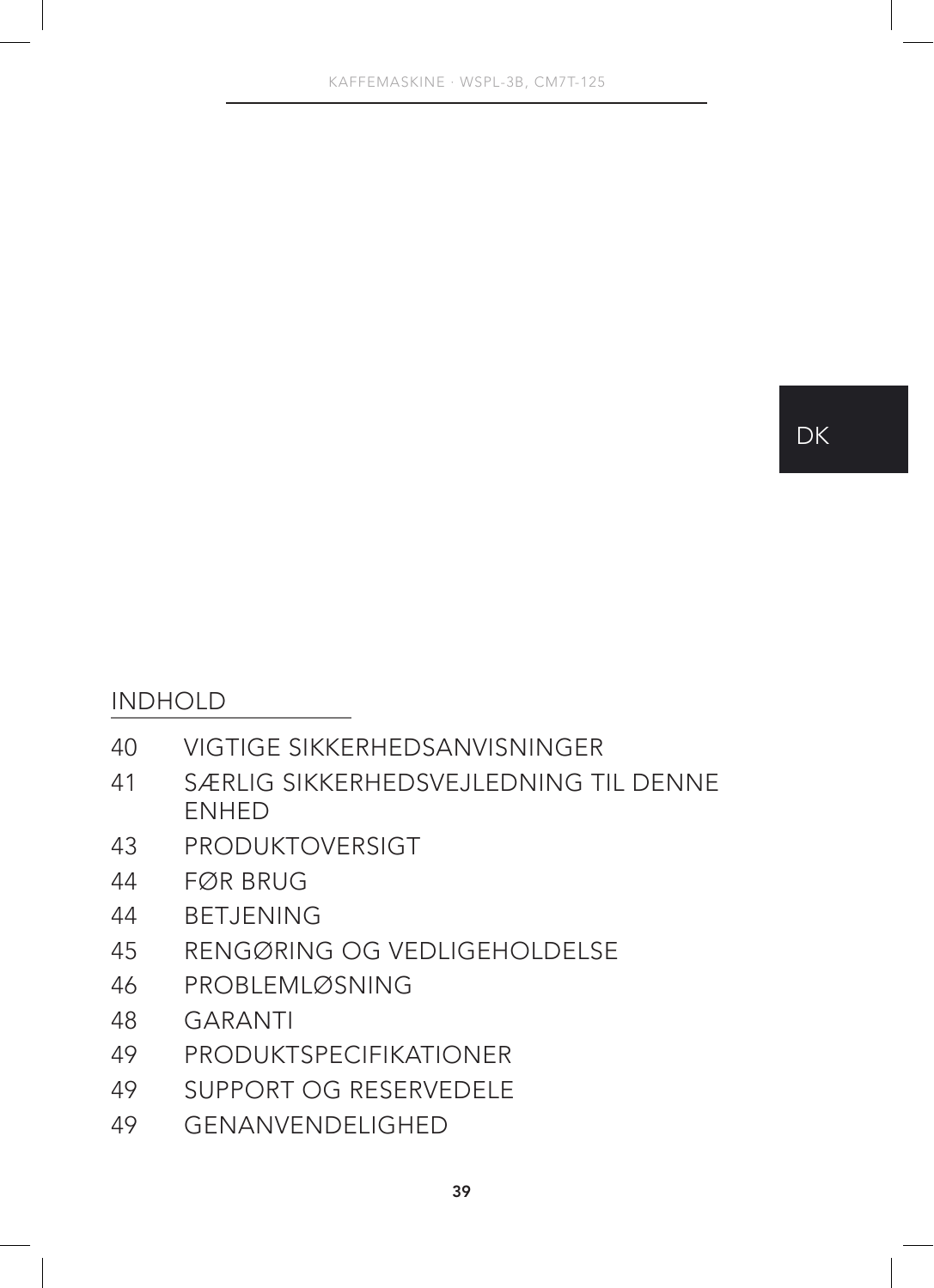DK

## INDHOLD

| | |
|---|---|
| 40 | VIGTIGE SIKKERHEDSANVISNINGER |
| 41 | SÆRLIG SIKKERHEDSVEJLEDNING TIL DENNE ENHED |
| 43 | PRODUKTOVERSIGT |
| 44 | FØR BRUG |
| 44 | BETJENING |
| 45 | RENGØRING OG VEDLIGEHOLDELSE |
| 46 | PROBLEMLØSNING |
| 48 | GARANTI |
| 49 | PRODUKTSPECIFIKATIONER |
| 49 | SUPPORT OG RESERVEDELE |
| 49 | GENANVENDELIGHED |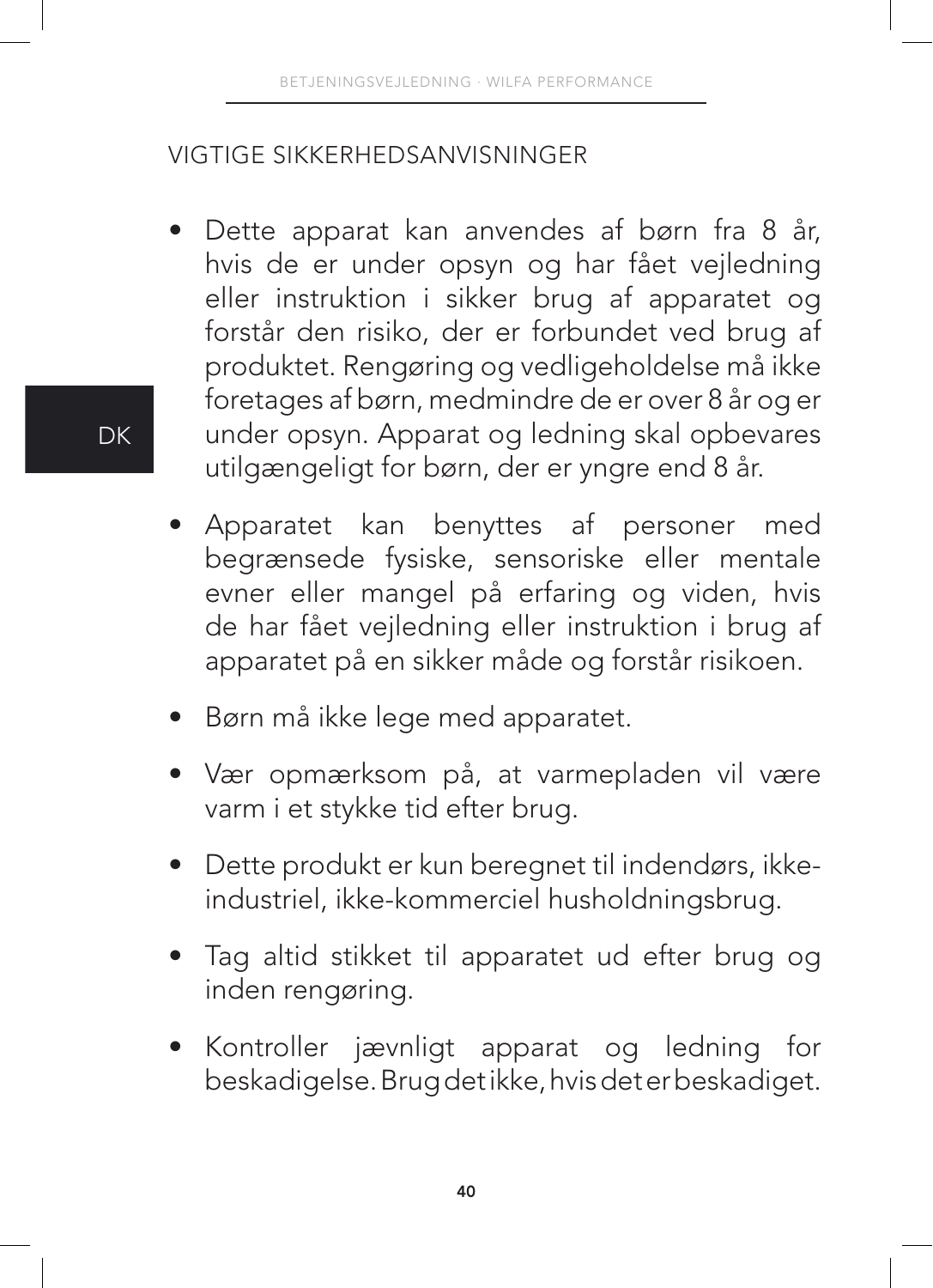## VIGTIGE SIKKERHEDSANVISNINGER

- Dette apparat kan anvendes af børn fra 8 år, hvis de er under opsyn og har fået vejledning eller instruktion i sikker brug af apparatet og forstår den risiko, der er forbundet ved brug af produktet. Rengøring og vedligeholdelse må ikke foretages af børn, medmindre de er over 8 år og er under opsyn. Apparat og ledning skal opbevares utilgængeligt for børn, der er yngre end 8 år.
- Apparatet kan benyttes af personer med begrænsede fysiske, sensoriske eller mentale evner eller mangel på erfaring og viden, hvis de har fået vejledning eller instruktion i brug af apparatet på en sikker måde og forstår risikoen.
- Børn må ikke lege med apparatet.
- Vær opmærksom på, at varmepladen vil være varm i et stykke tid efter brug.
- Dette produkt er kun beregnet til indendørs, ikke-industriel, ikke-kommerciel husholdningsbrug.
- Tag altid stikket til apparatet ud efter brug og inden rengøring.
- Kontroller jævnligt apparat og ledning for beskadigelse. Brug det ikke, hvis det er beskadiget.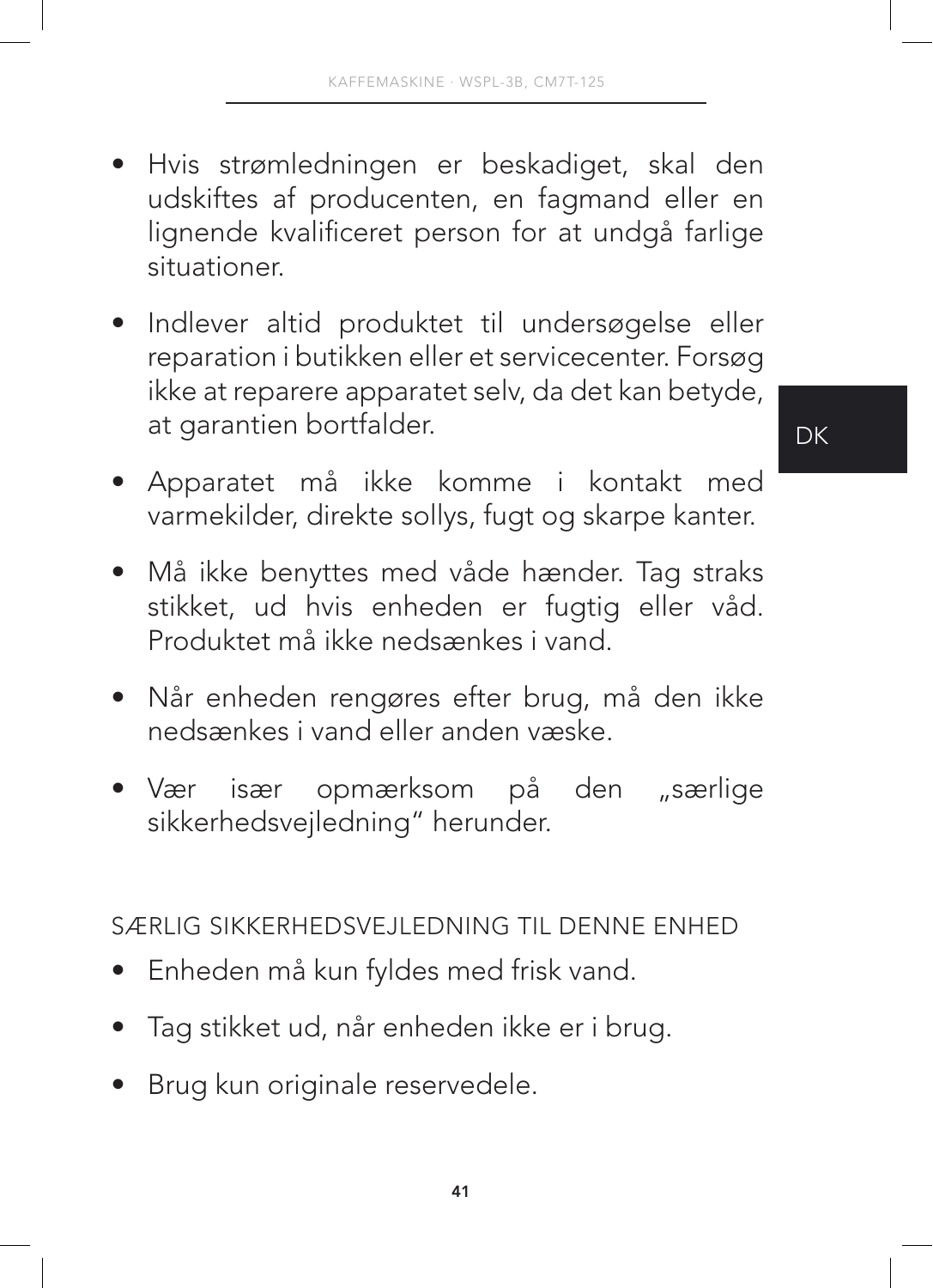- Hvis strømledningen er beskadiget, skal den udskiftes af producenten, en fagmand eller en lignende kvalificeret person for at undgå farlige situationer.
- Indlever altid produktet til undersøgelse eller reparation i butikken eller et servicecenter. Forsøg ikke at reparere apparatet selv, da det kan betyde, at garantien bortfalder.
- Apparatet må ikke komme i kontakt med varmekilder, direkte sollys, fugt og skarpe kanter.
- Må ikke benyttes med våde hænder. Tag straks stikket, ud hvis enheden er fugtig eller våd. Produktet må ikke nedsænkes i vand.
- Når enheden rengøres efter brug, må den ikke nedsænkes i vand eller anden væske.
- Vær især opmærksom på den „særlige sikkerhedsvejledning" herunder.

## SÆRLIG SIKKERHEDSVEJLEDNING TIL DENNE ENHED

- Enheden må kun fyldes med frisk vand.
- Tag stikket ud, når enheden ikke er i brug.
- Brug kun originale reservedele.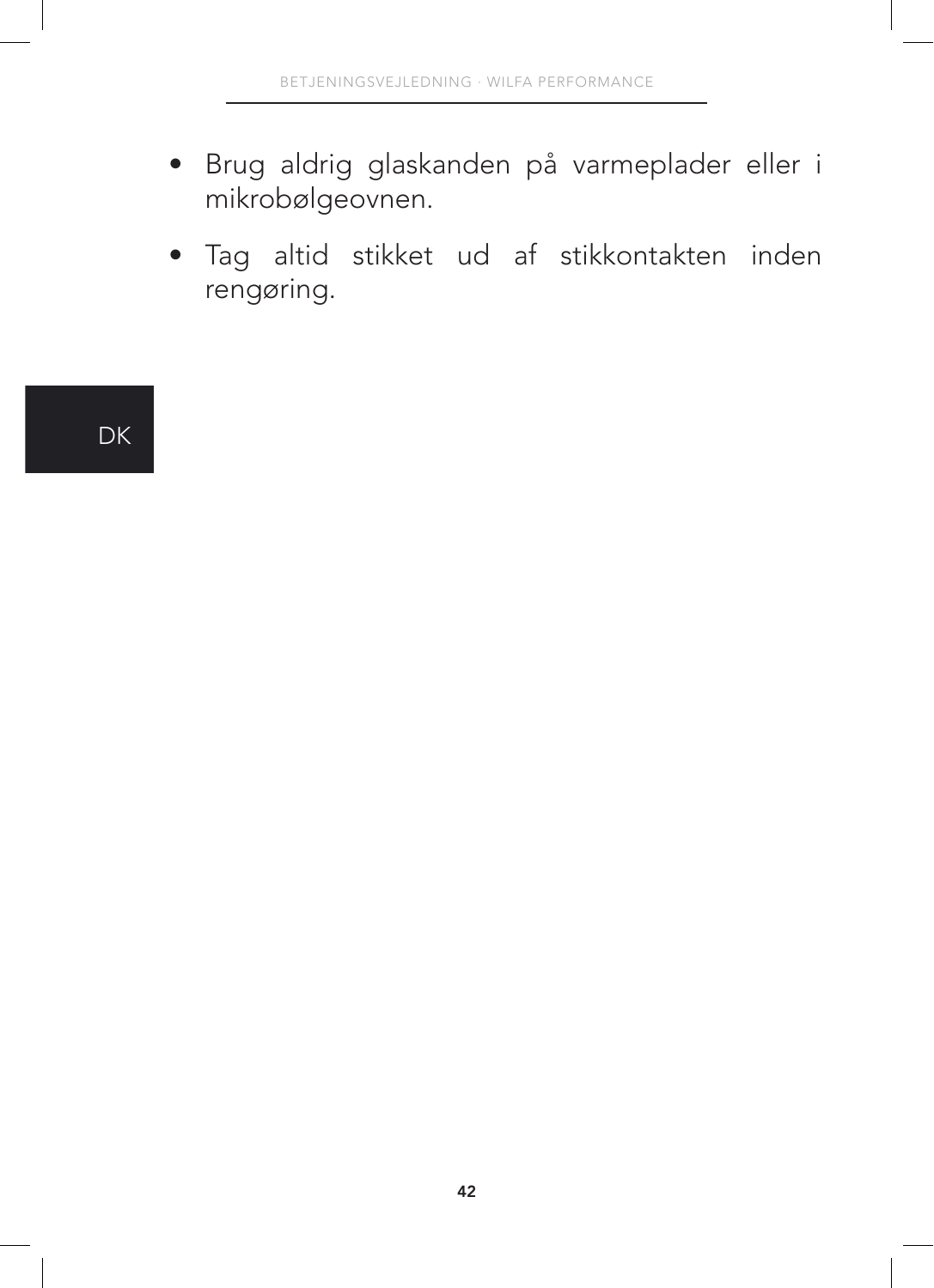- Brug aldrig glaskanden på varmeplader eller i mikrobølgeovnen.
- Tag altid stikket ud af stikkontakten inden rengøring.

DK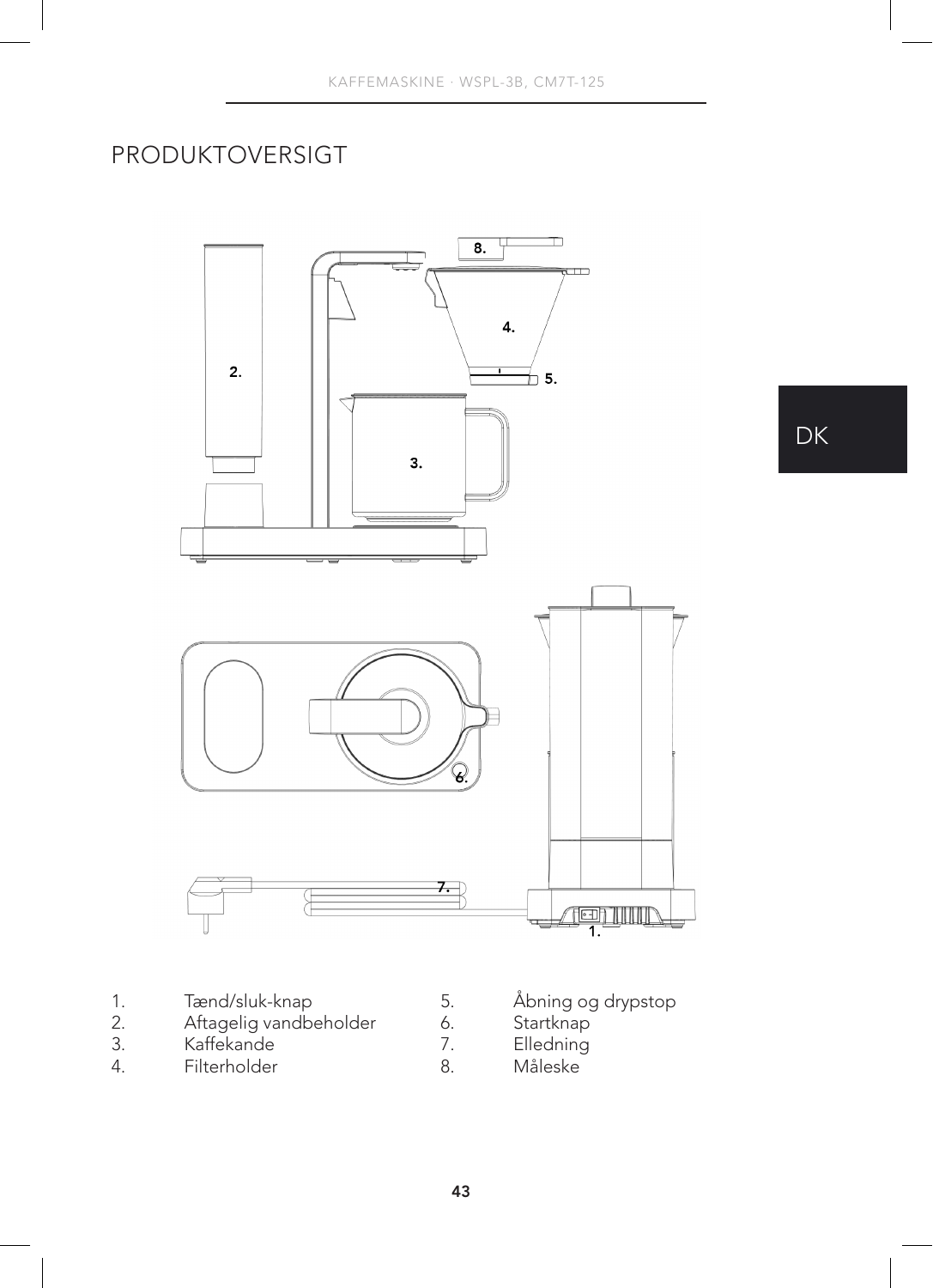# PRODUKTOVERSIGT

1. Tænd/sluk-knap
2. Aftagelig vandbeholder
3. Kaffekande
4. Filterholder
5. Åbning og drypstop
6. Startknap
7. Elledning
8. Måleske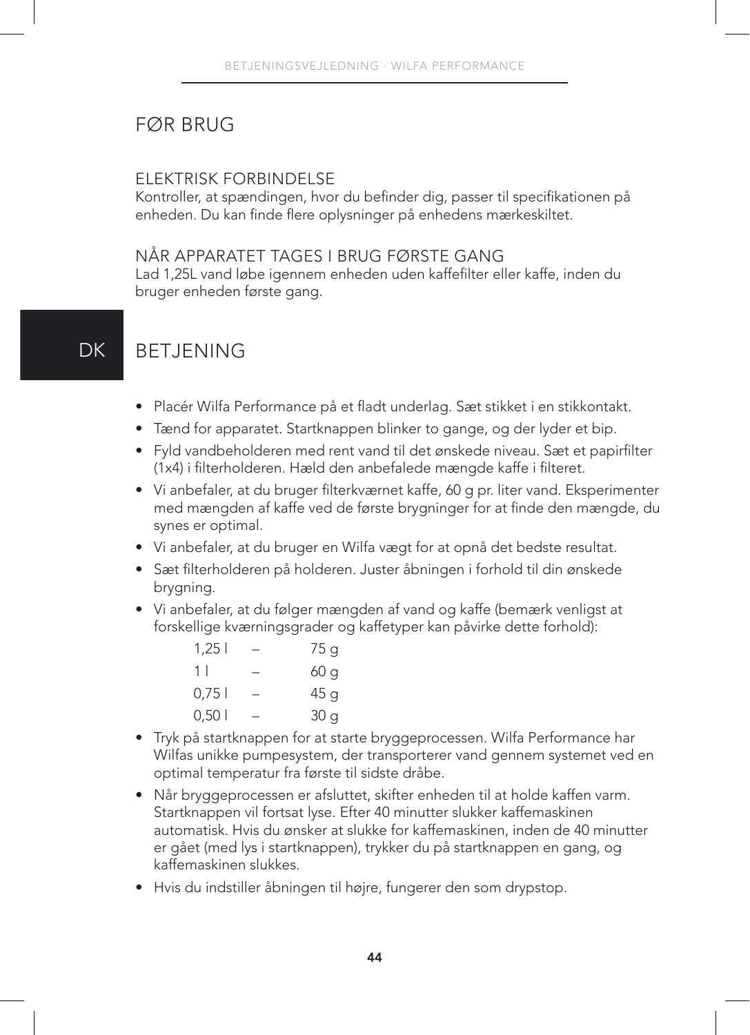# FØR BRUG

## ELEKTRISK FORBINDELSE

Kontroller, at spændingen, hvor du befinder dig, passer til specifikationen på enheden. Du kan finde flere oplysninger på enhedens mærkeskiltet.

## NÅR APPARATET TAGES I BRUG FØRSTE GANG

Lad 1,25L vand løbe igennem enheden uden kaffefilter eller kaffe, inden du bruger enheden første gang.

DK

# BETJENING

- Placér Wilfa Performance på et fladt underlag. Sæt stikket i en stikkontakt.
- Tænd for apparatet. Startknappen blinker to gange, og der lyder et bip.
- Fyld vandbeholderen med rent vand til det ønskede niveau. Sæt et papirfilter (1x4) i filterholderen. Hæld den anbefalede mængde kaffe i filteret.
- Vi anbefaler, at du bruger filterkværnet kaffe, 60 g pr. liter vand. Eksperimenter med mængden af kaffe ved de første brygninger for at finde den mængde, du synes er optimal.
- Vi anbefaler, at du bruger en Wilfa vægt for at opnå det bedste resultat.
- Sæt filterholderen på holderen. Juster åbningen i forhold til din ønskede brygning.
- Vi anbefaler, at du følger mængden af vand og kaffe (bemærk venligst at forskellige kværningsgrader og kaffetyper kan påvirke dette forhold):

| | | |
|---|---|---|
| 1,25 l | – | 75 g |
| 1 l | – | 60 g |
| 0,75 l | – | 45 g |
| 0,50 l | – | 30 g |

- Tryk på startknappen for at starte bryggeprocessen. Wilfa Performance har Wilfas unikke pumpesystem, der transporterer vand gennem systemet ved en optimal temperatur fra første til sidste dråbe.
- Når bryggeprocessen er afsluttet, skifter enheden til at holde kaffen varm. Startknappen vil fortsat lyse. Efter 40 minutter slukker kaffemaskinen automatisk. Hvis du ønsker at slukke for kaffemaskinen, inden de 40 minutter er gået (med lys i startknappen), trykker du på startknappen en gang, og kaffemaskinen slukkes.
- Hvis du indstiller åbningen til højre, fungerer den som drypstop.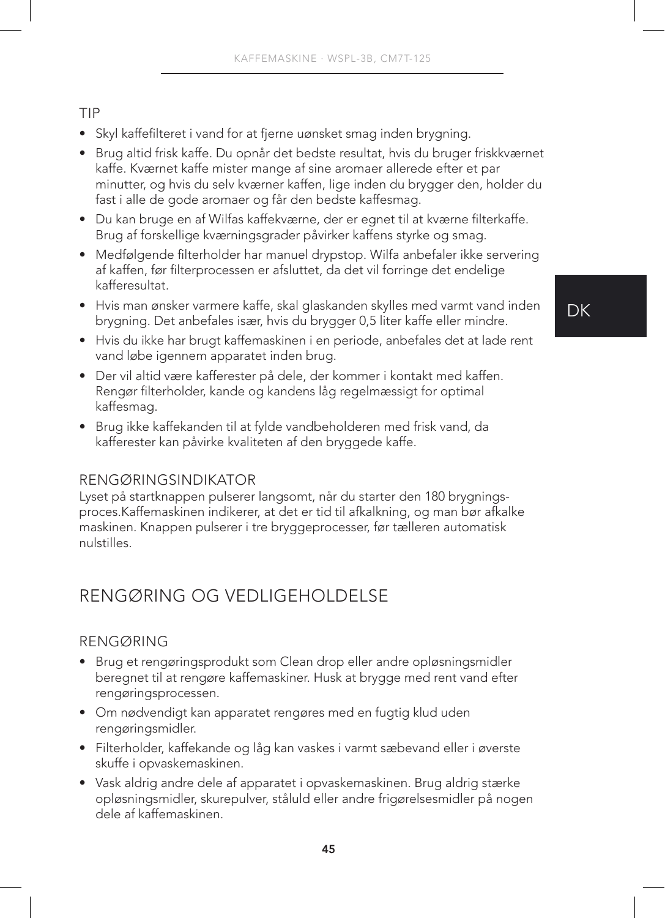### TIP

- Skyl kaffefilteret i vand for at fjerne uønsket smag inden brygning.
- Brug altid frisk kaffe. Du opnår det bedste resultat, hvis du bruger friskkværnet kaffe. Kværnet kaffe mister mange af sine aromaer allerede efter et par minutter, og hvis du selv kværner kaffen, lige inden du brygger den, holder du fast i alle de gode aromaer og får den bedste kaffesmag.
- Du kan bruge en af Wilfas kaffekværne, der er egnet til at kværne filterkaffe. Brug af forskellige kværningsgrader påvirker kaffens styrke og smag.
- Medfølgende filterholder har manuel drypstop. Wilfa anbefaler ikke servering af kaffen, før filterprocessen er afsluttet, da det vil forringe det endelige kafferesultat.
- Hvis man ønsker varmere kaffe, skal glaskanden skylles med varmt vand inden brygning. Det anbefales især, hvis du brygger 0,5 liter kaffe eller mindre.
- Hvis du ikke har brugt kaffemaskinen i en periode, anbefales det at lade rent vand løbe igennem apparatet inden brug.
- Der vil altid være kafferester på dele, der kommer i kontakt med kaffen. Rengør filterholder, kande og kandens låg regelmæssigt for optimal kaffesmag.
- Brug ikke kaffekanden til at fylde vandbeholderen med frisk vand, da kafferester kan påvirke kvaliteten af den bryggede kaffe.

### RENGØRINGSINDIKATOR

Lyset på startknappen pulserer langsomt, når du starter den 180 brygnings-proces.Kaffemaskinen indikerer, at det er tid til afkalkning, og man bør afkalke maskinen. Knappen pulserer i tre bryggeprocesser, før tælleren automatisk nulstilles.

## RENGØRING OG VEDLIGEHOLDELSE

### RENGØRING

- Brug et rengøringsprodukt som Clean drop eller andre opløsningsmidler beregnet til at rengøre kaffemaskiner. Husk at brygge med rent vand efter rengøringsprocessen.
- Om nødvendigt kan apparatet rengøres med en fugtig klud uden rengøringsmidler.
- Filterholder, kaffekande og låg kan vaskes i varmt sæbevand eller i øverste skuffe i opvaskemaskinen.
- Vask aldrig andre dele af apparatet i opvaskemaskinen. Brug aldrig stærke opløsningsmidler, skurepulver, ståluld eller andre frigørelsesmidler på nogen dele af kaffemaskinen.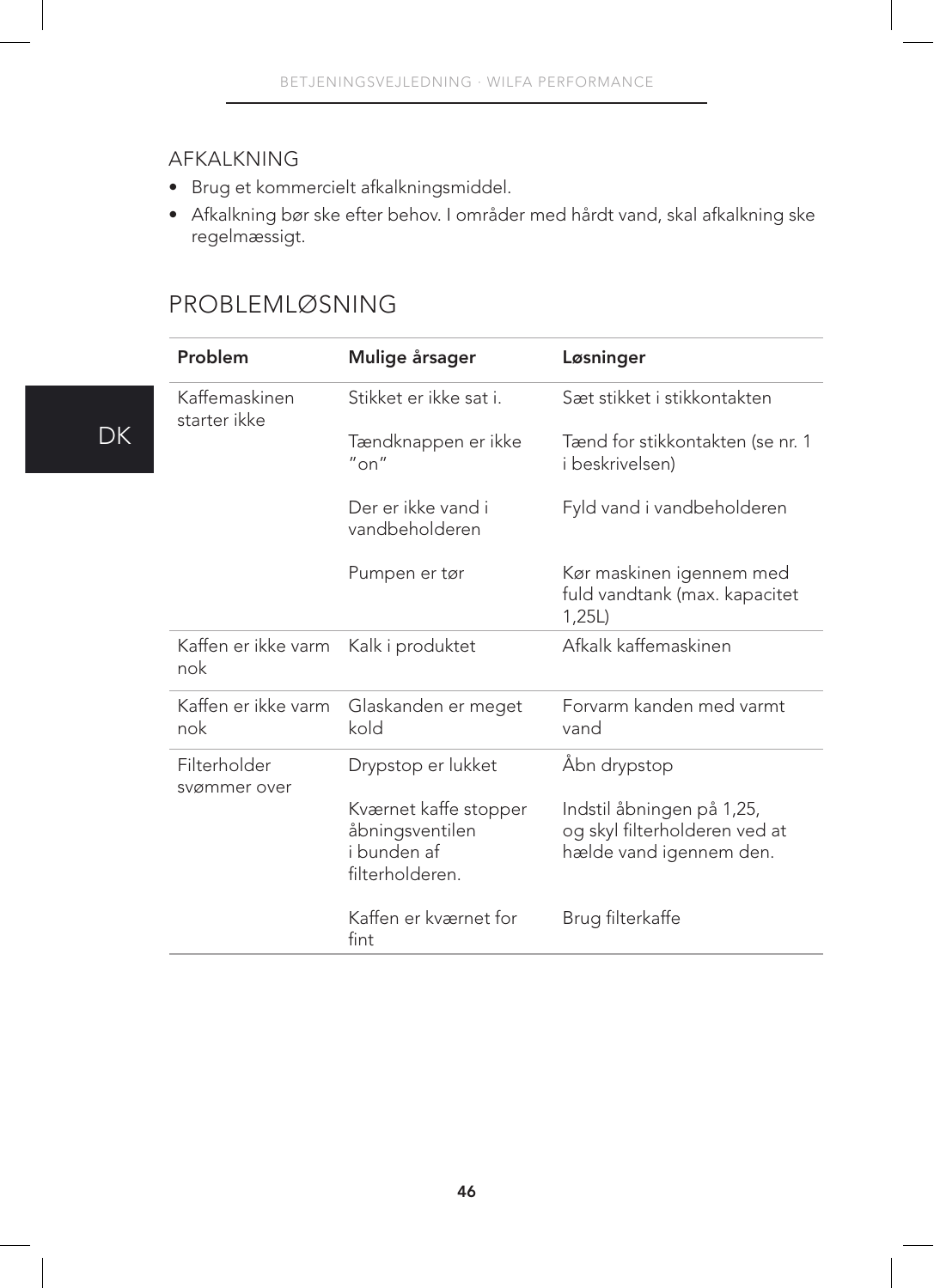## AFKALKNING

- Brug et kommercielt afkalkningsmiddel.
- Afkalkning bør ske efter behov. I områder med hårdt vand, skal afkalkning ske regelmæssigt.

## PROBLEMLØSNING

| **Problem** | **Mulige årsager** | **Løsninger** |
|---|---|---|
| Kaffemaskinen starter ikke | Stikket er ikke sat i. | Sæt stikket i stikkontakten |
| | Tændknappen er ikke "on" | Tænd for stikkontakten (se nr. 1 i beskrivelsen) |
| | Der er ikke vand i vandbeholderen | Fyld vand i vandbeholderen |
| | Pumpen er tør | Kør maskinen igennem med fuld vandtank (max. kapacitet 1,25L) |
| Kaffen er ikke varm nok | Kalk i produktet | Afkalk kaffemaskinen |
| Kaffen er ikke varm nok | Glaskanden er meget kold | Forvarm kanden med varmt vand |
| Filterholder svømmer over | Drypstop er lukket | Åbn drypstop |
| | Kværnet kaffe stopper åbningsventilen i bunden af filterholderen. | Indstil åbningen på 1,25, og skyl filterholderen ved at hælde vand igennem den. |
| | Kaffen er kværnet for fint | Brug filterkaffe |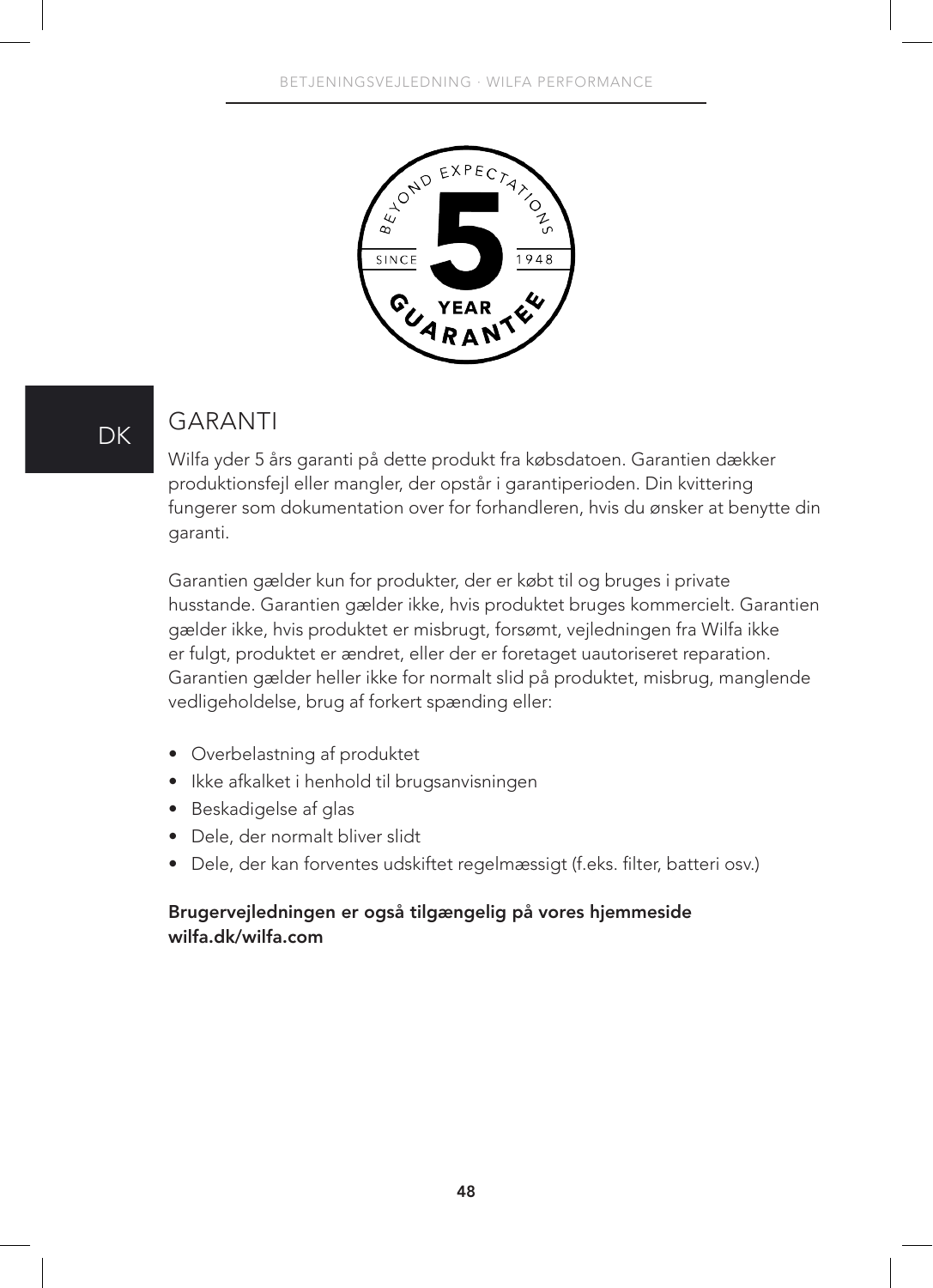# GARANTI

Wilfa yder 5 års garanti på dette produkt fra købsdatoen. Garantien dækker produktionsfejl eller mangler, der opstår i garantiperioden. Din kvittering fungerer som dokumentation over for forhandleren, hvis du ønsker at benytte din garanti.

Garantien gælder kun for produkter, der er købt til og bruges i private husstande. Garantien gælder ikke, hvis produktet bruges kommercielt. Garantien gælder ikke, hvis produktet er misbrugt, forsømt, vejledningen fra Wilfa ikke er fulgt, produktet er ændret, eller der er foretaget uautoriseret reparation. Garantien gælder heller ikke for normalt slid på produktet, misbrug, manglende vedligeholdelse, brug af forkert spænding eller:

- Overbelastning af produktet
- Ikke afkalket i henhold til brugsanvisningen
- Beskadigelse af glas
- Dele, der normalt bliver slidt
- Dele, der kan forventes udskiftet regelmæssigt (f.eks. filter, batteri osv.)

**Brugervejledningen er også tilgængelig på vores hjemmeside wilfa.dk/wilfa.com**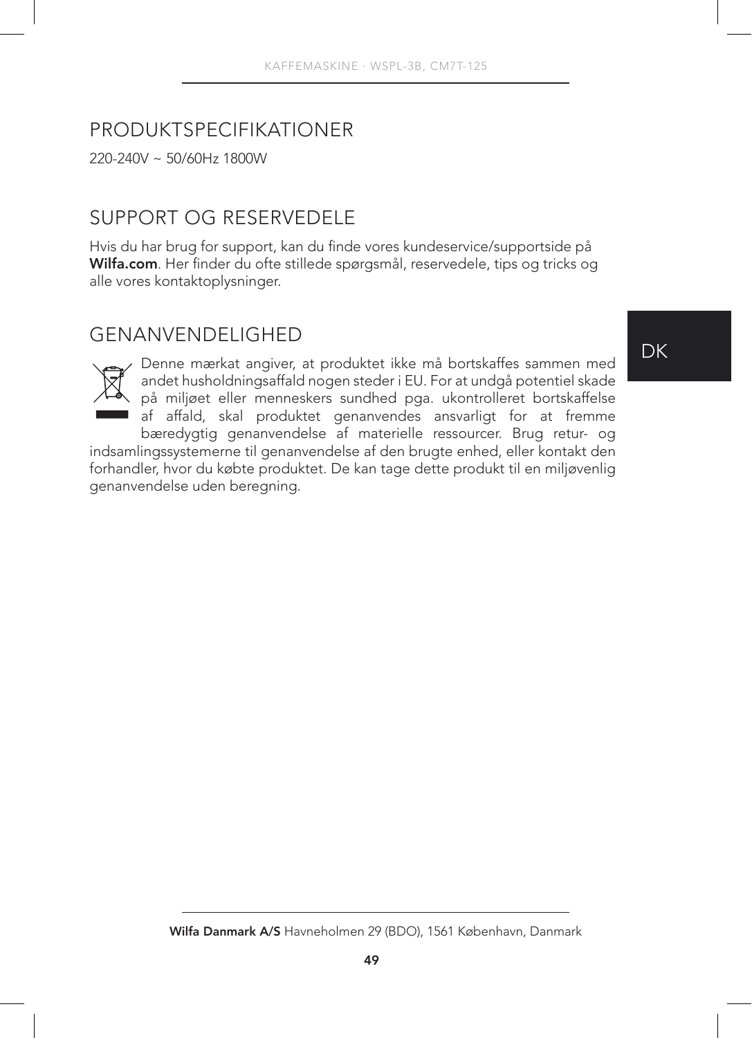## PRODUKTSPECIFIKATIONER

220-240V ~ 50/60Hz 1800W

## SUPPORT OG RESERVEDELE

Hvis du har brug for support, kan du finde vores kundeservice/supportside på **Wilfa.com**. Her finder du ofte stillede spørgsmål, reservedele, tips og tricks og alle vores kontaktoplysninger.

## GENANVENDELIGHED

Denne mærkat angiver, at produktet ikke må bortskaffes sammen med andet husholdningsaffald nogen steder i EU. For at undgå potentiel skade på miljøet eller menneskers sundhed pga. ukontrolleret bortskaffelse af affald, skal produktet genanvendes ansvarligt for at fremme bæredygtig genanvendelse af materielle ressourcer. Brug retur- og indsamlingssystemerne til genanvendelse af den brugte enhed, eller kontakt den forhandler, hvor du købte produktet. De kan tage dette produkt til en miljøvenlig genanvendelse uden beregning.

**Wilfa Danmark A/S** Havneholmen 29 (BDO), 1561 København, Danmark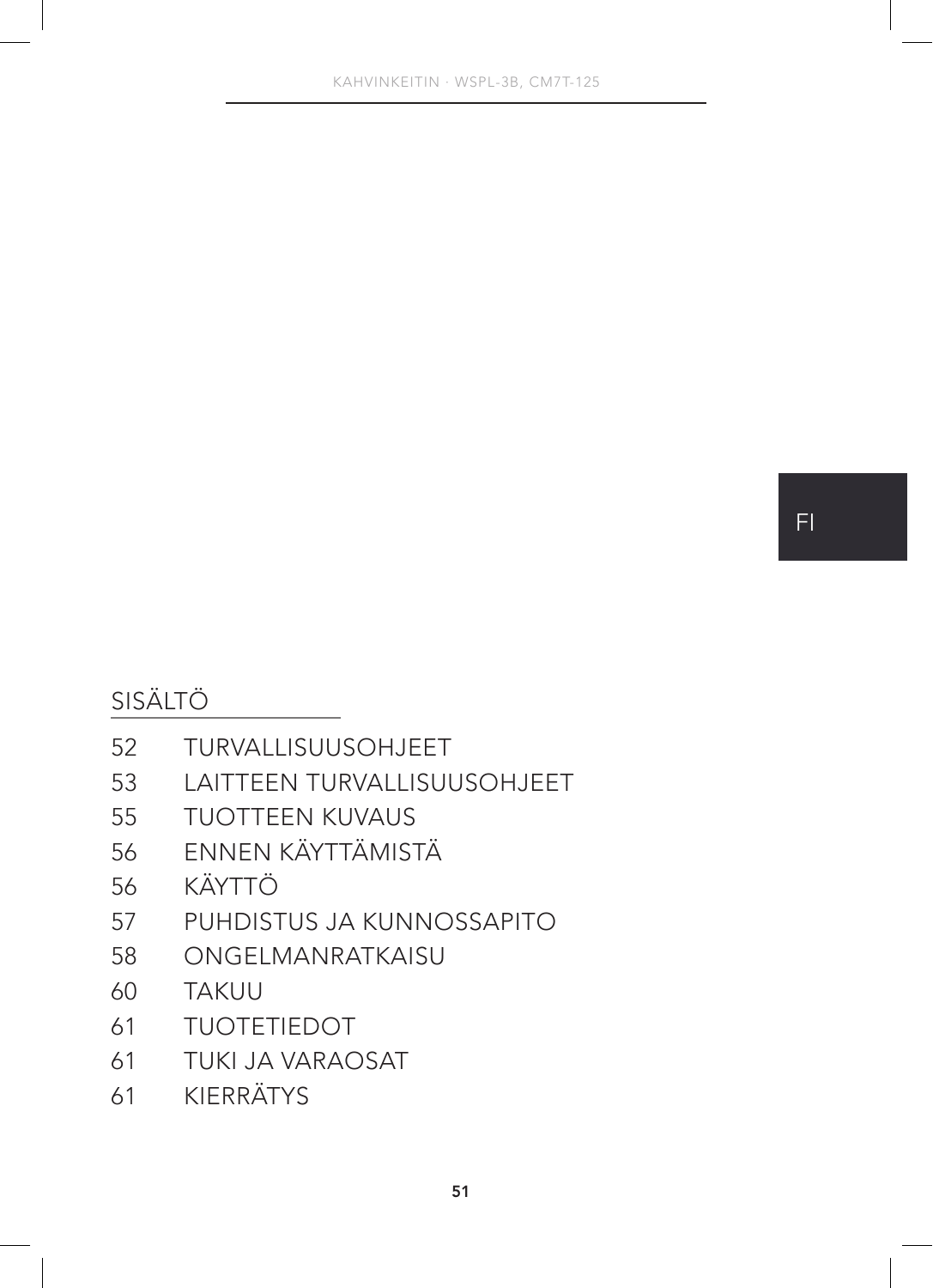FI

## SISÄLTÖ

| | |
|---|---|
| 52 | TURVALLISUUSOHJEET |
| 53 | LAITTEEN TURVALLISUUSOHJEET |
| 55 | TUOTTEEN KUVAUS |
| 56 | ENNEN KÄYTTÄMISTÄ |
| 56 | KÄYTTÖ |
| 57 | PUHDISTUS JA KUNNOSSAPITO |
| 58 | ONGELMANRATKAISU |
| 60 | TAKUU |
| 61 | TUOTETIEDOT |
| 61 | TUKI JA VARAOSAT |
| 61 | KIERRÄTYS |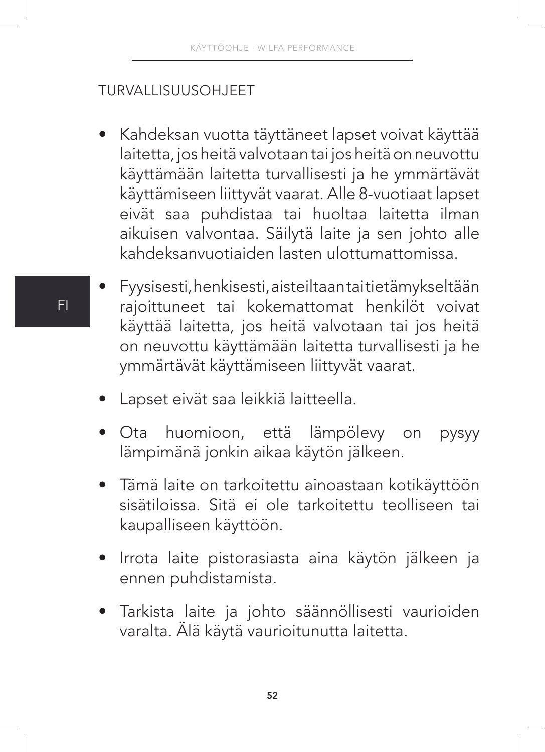## TURVALLISUUSOHJEET

- Kahdeksan vuotta täyttäneet lapset voivat käyttää laitetta, jos heitä valvotaan tai jos heitä on neuvottu käyttämään laitetta turvallisesti ja he ymmärtävät käyttämiseen liittyvät vaarat. Alle 8-vuotiaat lapset eivät saa puhdistaa tai huoltaa laitetta ilman aikuisen valvontaa. Säilytä laite ja sen johto alle kahdeksanvuotiaiden lasten ulottumattomissa.
- Fyysisesti, henkisesti, aisteiltaan tai tietämykseltään rajoittuneet tai kokemattomat henkilöt voivat käyttää laitetta, jos heitä valvotaan tai jos heitä on neuvottu käyttämään laitetta turvallisesti ja he ymmärtävät käyttämiseen liittyvät vaarat.
- Lapset eivät saa leikkiä laitteella.
- Ota huomioon, että lämpölevy on pysyy lämpimänä jonkin aikaa käytön jälkeen.
- Tämä laite on tarkoitettu ainoastaan kotikäyttöön sisätiloissa. Sitä ei ole tarkoitettu teolliseen tai kaupalliseen käyttöön.
- Irrota laite pistorasiasta aina käytön jälkeen ja ennen puhdistamista.
- Tarkista laite ja johto säännöllisesti vaurioiden varalta. Älä käytä vaurioitunutta laitetta.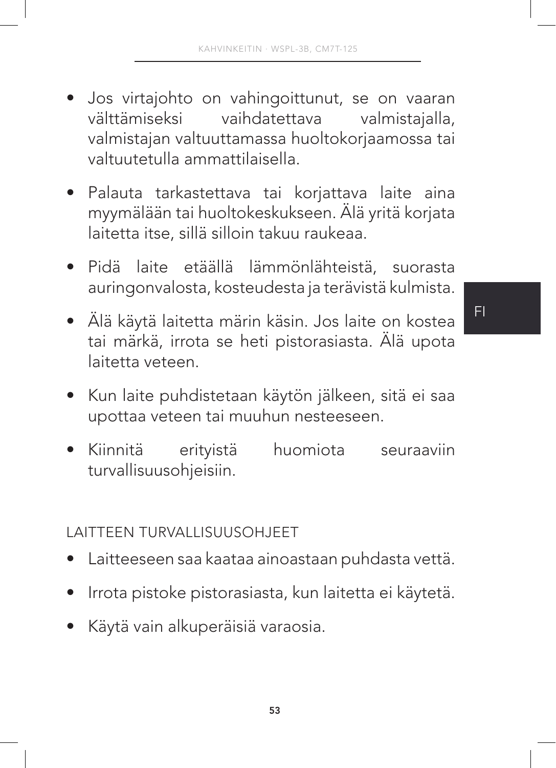- Jos virtajohto on vahingoittunut, se on vaaran välttämiseksi vaihdatettava valmistajalla, valmistajan valtuuttamassa huoltokorjaamossa tai valtuutetulla ammattilaisella.
- Palauta tarkastettava tai korjattava laite aina myymälään tai huoltokeskukseen. Älä yritä korjata laitetta itse, sillä silloin takuu raukeaa.
- Pidä laite etäällä lämmönlähteistä, suorasta auringonvalosta, kosteudesta ja terävistä kulmista.
- Älä käytä laitetta märin käsin. Jos laite on kostea tai märkä, irrota se heti pistorasiasta. Älä upota laitetta veteen.
- Kun laite puhdistetaan käytön jälkeen, sitä ei saa upottaa veteen tai muuhun nesteeseen.
- Kiinnitä erityistä huomiota seuraaviin turvallisuusohjeisiin.

## LAITTEEN TURVALLISUUSOHJEET

- Laitteeseen saa kaataa ainoastaan puhdasta vettä.
- Irrota pistoke pistorasiasta, kun laitetta ei käytetä.
- Käytä vain alkuperäisiä varaosia.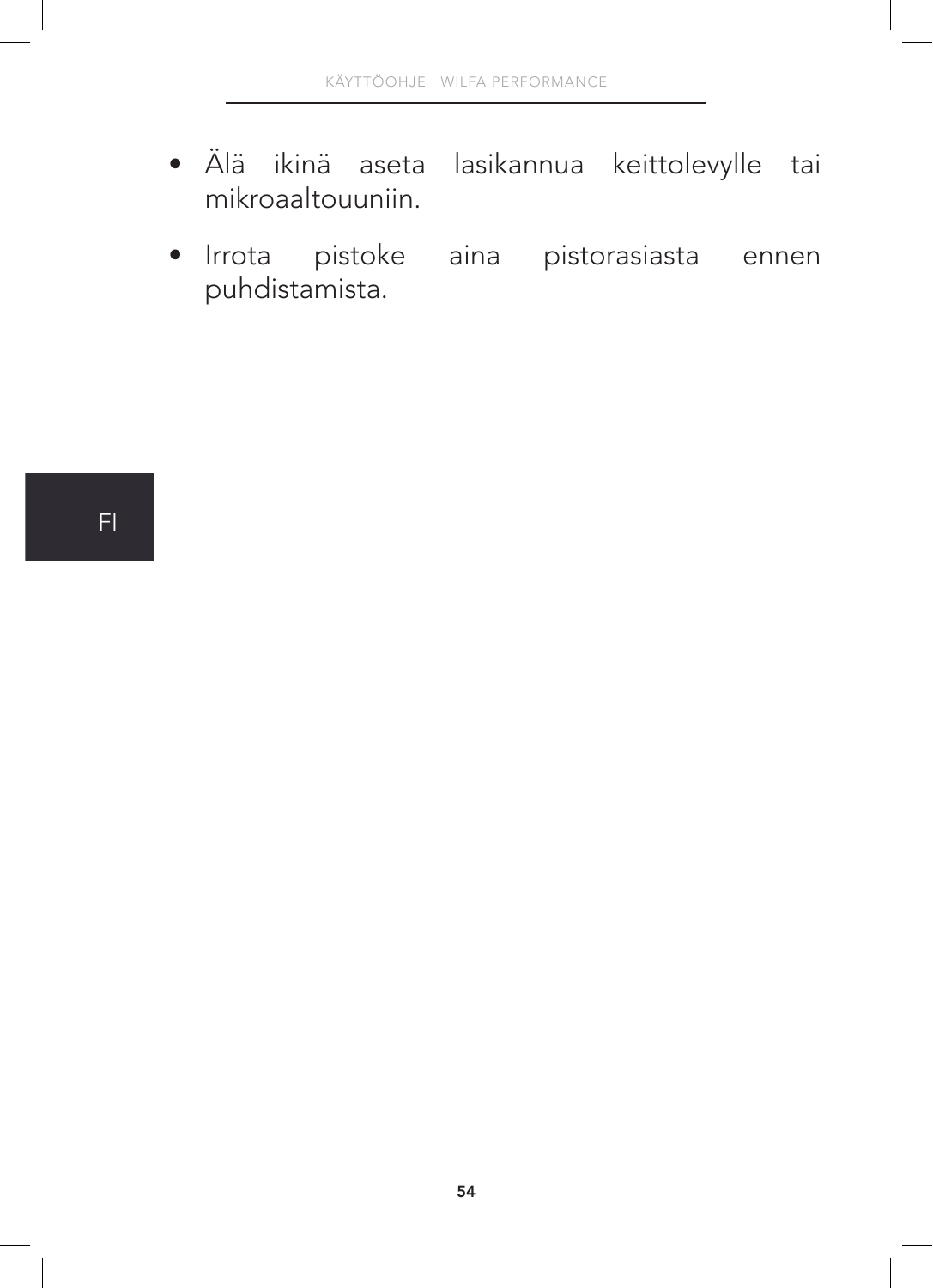- Älä ikinä aseta lasikannua keittolevylle tai mikroaaltouuniin.
- Irrota pistoke aina pistorasiasta ennen puhdistamista.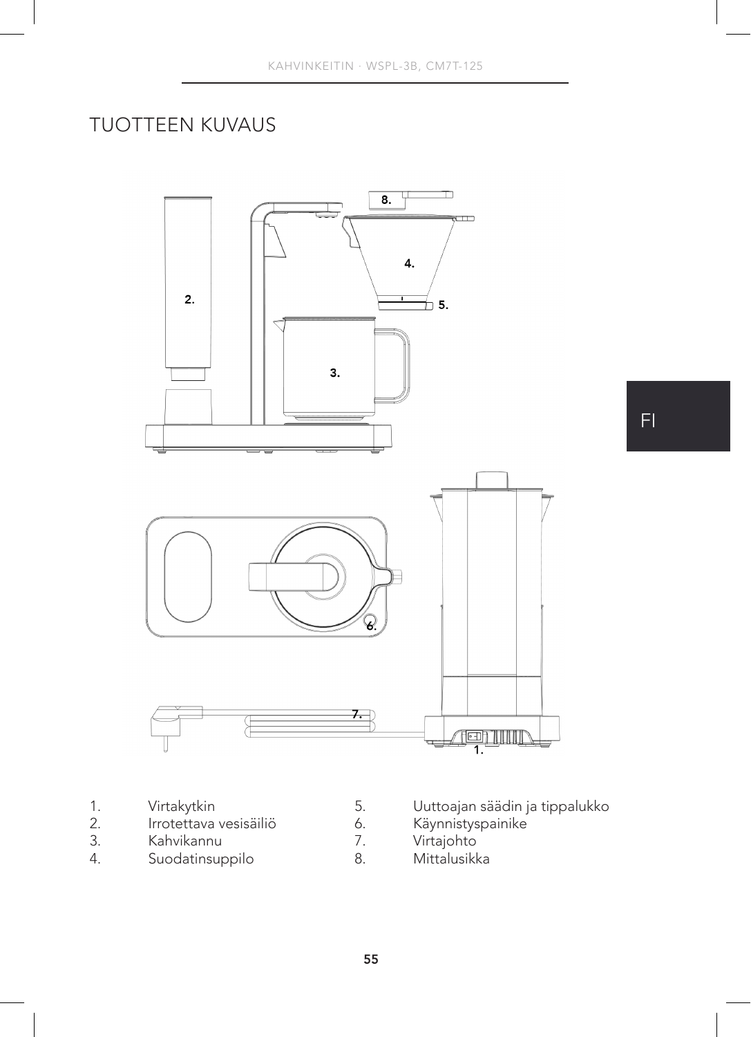# TUOTTEEN KUVAUS

1. Virtakytkin
2. Irrotettava vesisäiliö
3. Kahvikannu
4. Suodatinsuppilo
5. Uuttoajan säädin ja tippalukko
6. Käynnistyspainike
7. Virtajohto
8. Mittalusikka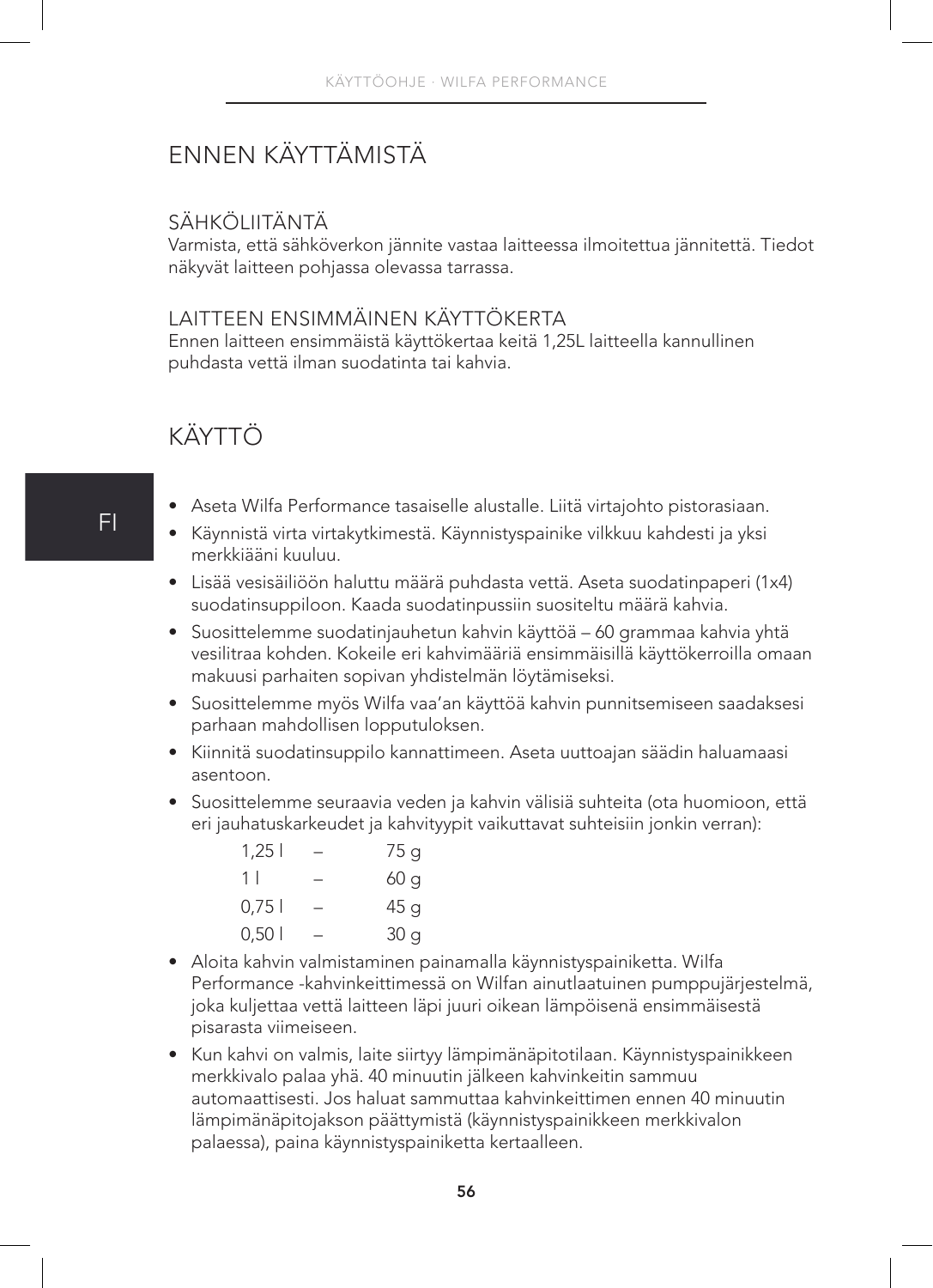# ENNEN KÄYTTÄMISTÄ

## SÄHKÖLIITÄNTÄ

Varmista, että sähköverkon jännite vastaa laitteessa ilmoitettua jännitettä. Tiedot näkyvät laitteen pohjassa olevassa tarrassa.

## LAITTEEN ENSIMMÄINEN KÄYTTÖKERTA

Ennen laitteen ensimmäistä käyttökertaa keitä 1,25L laitteella kannullinen puhdasta vettä ilman suodatinta tai kahvia.

# KÄYTTÖ

FI

- Aseta Wilfa Performance tasaiselle alustalle. Liitä virtajohto pistorasiaan.
- Käynnistä virta virtakytkimestä. Käynnistyspainike vilkkuu kahdesti ja yksi merkkiääni kuuluu.
- Lisää vesisäiliöön haluttu määrä puhdasta vettä. Aseta suodatinpaperi (1x4) suodatinsuppiloon. Kaada suodatinpussiin suositeltu määrä kahvia.
- Suosittelemme suodatinjauhetun kahvin käyttöä – 60 grammaa kahvia yhtä vesilitraa kohden. Kokeile eri kahvimääriä ensimmäisillä käyttökerroilla omaan makuusi parhaiten sopivan yhdistelmän löytämiseksi.
- Suosittelemme myös Wilfa vaa'an käyttöä kahvin punnitsemiseen saadaksesi parhaan mahdollisen lopputuloksen.
- Kiinnitä suodatinsuppilo kannattimeen. Aseta uuttoajan säädin haluamaasi asentoon.
- Suosittelemme seuraavia veden ja kahvin välisiä suhteita (ota huomioon, että eri jauhatuskarkeudet ja kahvityypit vaikuttavat suhteisiin jonkin verran):

| | | |
|---|---|---|
| 1,25 l | – | 75 g |
| 1 l | – | 60 g |
| 0,75 l | – | 45 g |
| 0,50 l | – | 30 g |

- Aloita kahvin valmistaminen painamalla käynnistyspainiketta. Wilfa Performance -kahvinkeittimessä on Wilfan ainutlaatuinen pumppujärjestelmä, joka kuljettaa vettä laitteen läpi juuri oikean lämpöisenä ensimmäisestä pisarasta viimeiseen.
- Kun kahvi on valmis, laite siirtyy lämpimänäpitotilaan. Käynnistyspainikkeen merkkivalo palaa yhä. 40 minuutin jälkeen kahvinkeitin sammuu automaattisesti. Jos haluat sammuttaa kahvinkeittimen ennen 40 minuutin lämpimänäpitojakson päättymistä (käynnistyspainikkeen merkkivalon palaessa), paina käynnistyspainiketta kertaalleen.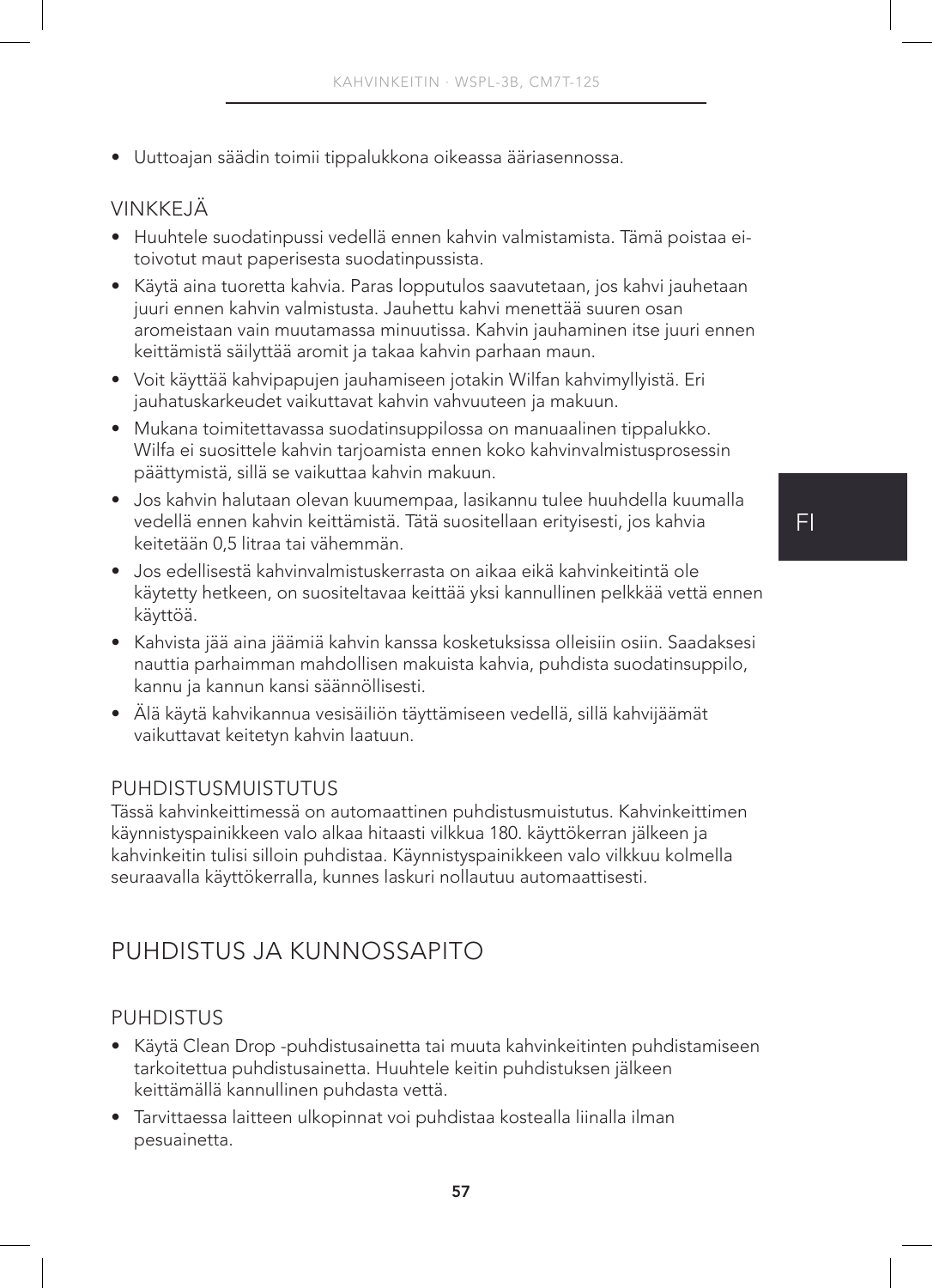- Uuttoajan säädin toimii tippalukkona oikeassa ääriasennossa.

### VINKKEJÄ

- Huuhtele suodatinpussi vedellä ennen kahvin valmistamista. Tämä poistaa ei-toivotut maut paperisesta suodatinpussista.
- Käytä aina tuoretta kahvia. Paras lopputulos saavutetaan, jos kahvi jauhetaan juuri ennen kahvin valmistusta. Jauhettu kahvi menettää suuren osan aromeistaan vain muutamassa minuutissa. Kahvin jauhaminen itse juuri ennen keittämistä säilyttää aromit ja takaa kahvin parhaan maun.
- Voit käyttää kahvipapujen jauhamiseen jotakin Wilfan kahvimyllyistä. Eri jauhatuskarkeudet vaikuttavat kahvin vahvuuteen ja makuun.
- Mukana toimitettavassa suodatinsuppilossa on manuaalinen tippalukko. Wilfa ei suosittele kahvin tarjoamista ennen koko kahvinvalmistusprosessin päättymistä, sillä se vaikuttaa kahvin makuun.
- Jos kahvin halutaan olevan kuumempaa, lasikannu tulee huuhdella kuumalla vedellä ennen kahvin keittämistä. Tätä suositellaan erityisesti, jos kahvia keitetään 0,5 litraa tai vähemmän.
- Jos edellisestä kahvinvalmistuskerrasta on aikaa eikä kahvinkeitintä ole käytetty hetkeen, on suositeltavaa keittää yksi kannullinen pelkkää vettä ennen käyttöä.
- Kahvista jää aina jäämiä kahvin kanssa kosketuksissa olleisiin osiin. Saadaksesi nauttia parhaimman mahdollisen makuista kahvia, puhdista suodatinsuppilo, kannu ja kannun kansi säännöllisesti.
- Älä käytä kahvikannua vesisäiliön täyttämiseen vedellä, sillä kahvijäämät vaikuttavat keitetyn kahvin laatuun.

### PUHDISTUSMUISTUTUS

Tässä kahvinkeittimessä on automaattinen puhdistusmuistutus. Kahvinkeittimen käynnistyspainikkeen valo alkaa hitaasti vilkkua 180. käyttökerran jälkeen ja kahvinkeitin tulisi silloin puhdistaa. Käynnistyspainikkeen valo vilkkuu kolmella seuraavalla käyttökerralla, kunnes laskuri nollautuu automaattisesti.

## PUHDISTUS JA KUNNOSSAPITO

### PUHDISTUS

- Käytä Clean Drop -puhdistusainetta tai muuta kahvinkeitinten puhdistamiseen tarkoitettua puhdistusainetta. Huuhtele keitin puhdistuksen jälkeen keittämällä kannullinen puhdasta vettä.
- Tarvittaessa laitteen ulkopinnat voi puhdistaa kostealla liinalla ilman pesuainetta.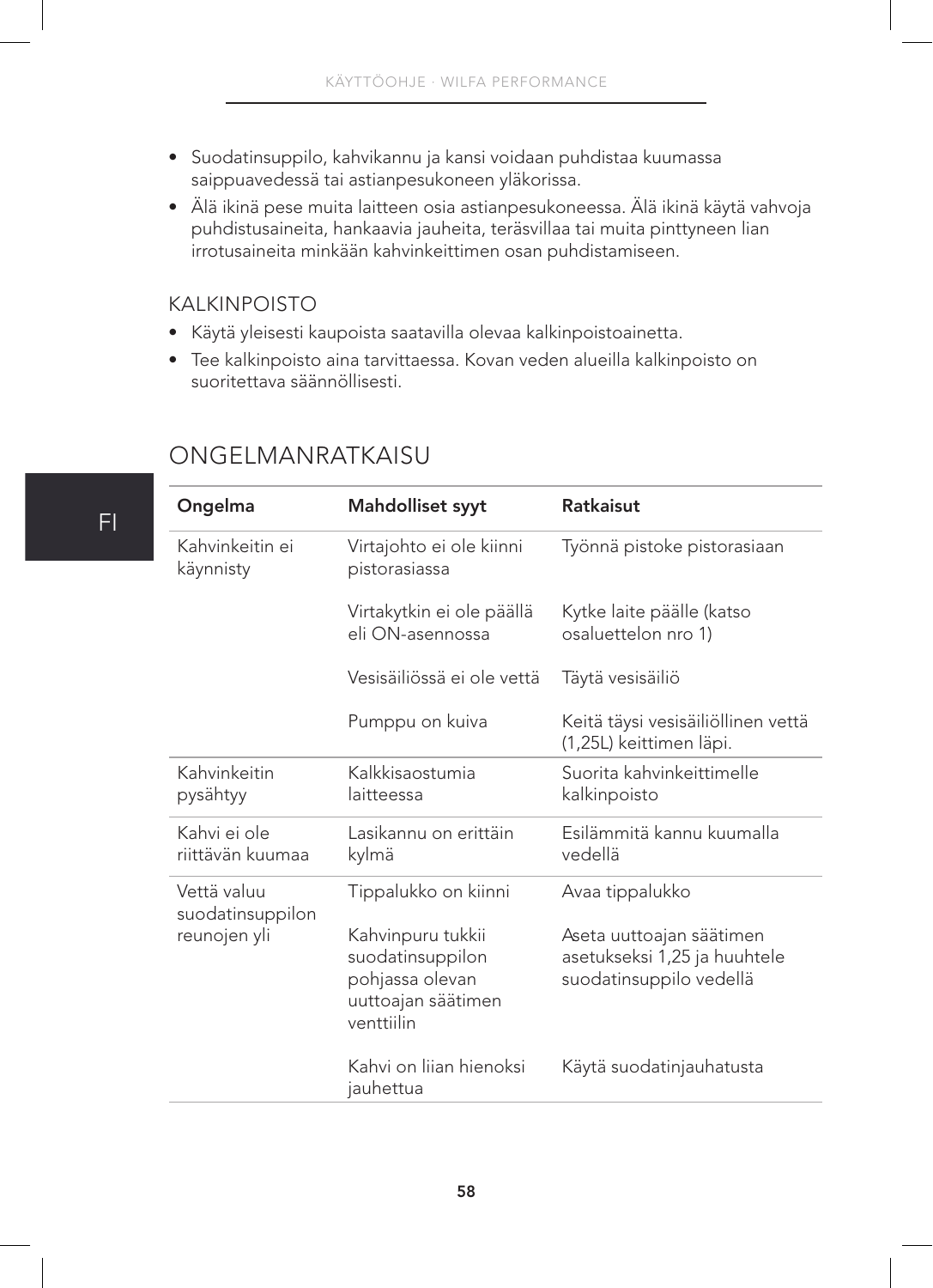- Suodatinsuppilo, kahvikannu ja kansi voidaan puhdistaa kuumassa saippuavedessä tai astianpesukoneen yläkorissa.
- Älä ikinä pese muita laitteen osia astianpesukoneessa. Älä ikinä käytä vahvoja puhdistusaineita, hankaavia jauheita, teräsvillaa tai muita pinttyneen lian irrotusaineita minkään kahvinkeittimen osan puhdistamiseen.

### KALKINPOISTO

- Käytä yleisesti kaupoista saatavilla olevaa kalkinpoistoainetta.
- Tee kalkinpoisto aina tarvittaessa. Kovan veden alueilla kalkinpoisto on suoritettava säännöllisesti.

## ONGELMANRATKAISU

| Ongelma | Mahdolliset syyt | Ratkaisut |
|---|---|---|
| Kahvinkeitin ei käynnisty | Virtajohto ei ole kiinni pistorasiassa | Työnnä pistoke pistorasiaan |
| | Virtakytkin ei ole päällä eli ON-asennossa | Kytke laite päälle (katso osaluettelon nro 1) |
| | Vesisäiliössä ei ole vettä | Täytä vesisäiliö |
| | Pumppu on kuiva | Keitä täysi vesisäiliöllinen vettä (1,25L) keittimen läpi. |
| Kahvinkeitin pysähtyy | Kalkkisaostumia laitteessa | Suorita kahvinkeittimelle kalkinpoisto |
| Kahvi ei ole riittävän kuumaa | Lasikannu on erittäin kylmä | Esilämmitä kannu kuumalla vedellä |
| Vettä valuu suodatinsuppilon reunojen yli | Tippalukko on kiinni | Avaa tippalukko |
| | Kahvinpuru tukkii suodatinsuppilon pohjassa olevan uuttoajan säätimen venttiilin | Aseta uuttoajan säätimen asetukseksi 1,25 ja huuhtele suodatinsuppilo vedellä |
| | Kahvi on liian hienoksi jauhettua | Käytä suodatinjauhatusta |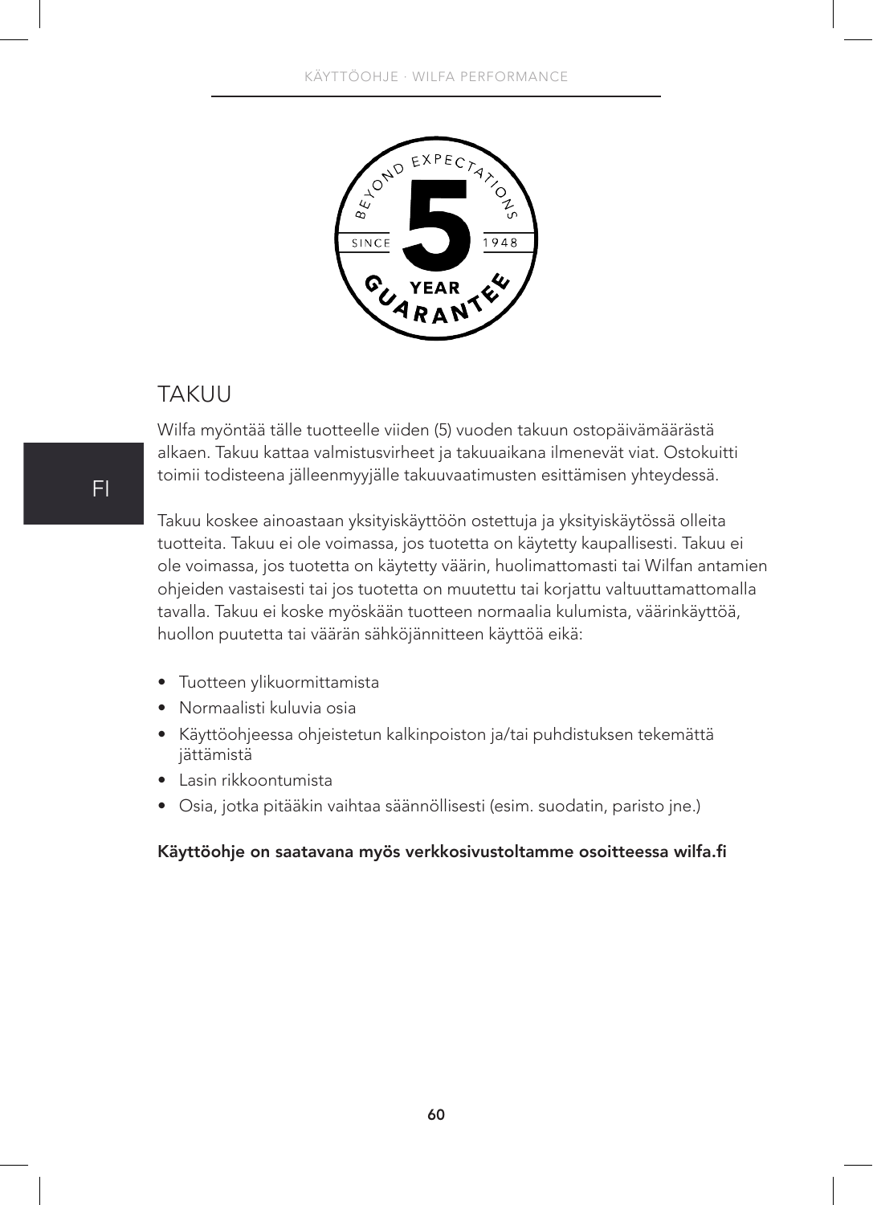# TAKUU

Wilfa myöntää tälle tuotteelle viiden (5) vuoden takuun ostopäivämäärästä alkaen. Takuu kattaa valmistusvirheet ja takuuaikana ilmenevät viat. Ostokuitti toimii todisteena jälleenmyyjälle takuuvaatimusten esittämisen yhteydessä.

Takuu koskee ainoastaan yksityiskäyttöön ostettuja ja yksityiskäytössä olleita tuotteita. Takuu ei ole voimassa, jos tuotetta on käytetty kaupallisesti. Takuu ei ole voimassa, jos tuotetta on käytetty väärin, huolimattomasti tai Wilfan antamien ohjeiden vastaisesti tai jos tuotetta on muutettu tai korjattu valtuuttamattomalla tavalla. Takuu ei koske myöskään tuotteen normaalia kulumista, väärinkäyttöä, huollon puutetta tai väärän sähköjännitteen käyttöä eikä:

- Tuotteen ylikuormittamista
- Normaalisti kuluvia osia
- Käyttöohjeessa ohjeistetun kalkinpoiston ja/tai puhdistuksen tekemättä jättämistä
- Lasin rikkoontumista
- Osia, jotka pitääkin vaihtaa säännöllisesti (esim. suodatin, paristo jne.)

**Käyttöohje on saatavana myös verkkosivustoltamme osoitteessa wilfa.fi**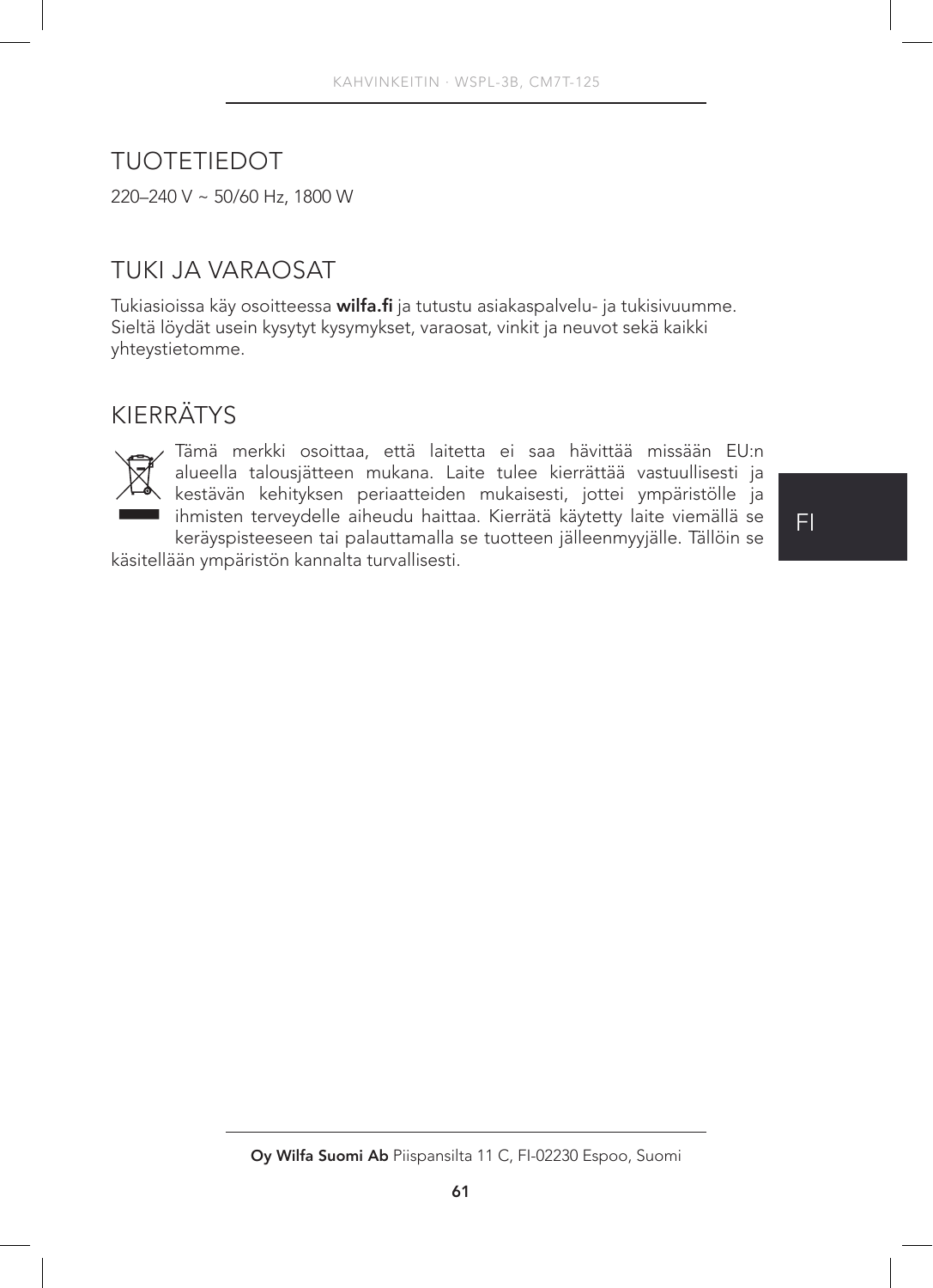## TUOTETIEDOT

220–240 V ~ 50/60 Hz, 1800 W

## TUKI JA VARAOSAT

Tukiasioissa käy osoitteessa **wilfa.fi** ja tutustu asiakaspalvelu- ja tukisivuumme. Sieltä löydät usein kysytyt kysymykset, varaosat, vinkit ja neuvot sekä kaikki yhteystietomme.

## KIERRÄTYS

Tämä merkki osoittaa, että laitetta ei saa hävittää missään EU:n alueella talousjätteen mukana. Laite tulee kierrättää vastuullisesti ja kestävän kehityksen periaatteiden mukaisesti, jottei ympäristölle ja ihmisten terveydelle aiheudu haittaa. Kierrätä käytetty laite viemällä se keräyspisteeseen tai palauttamalla se tuotteen jälleenmyyjälle. Tällöin se käsitellään ympäristön kannalta turvallisesti.

**Oy Wilfa Suomi Ab** Piispansilta 11 C, FI-02230 Espoo, Suomi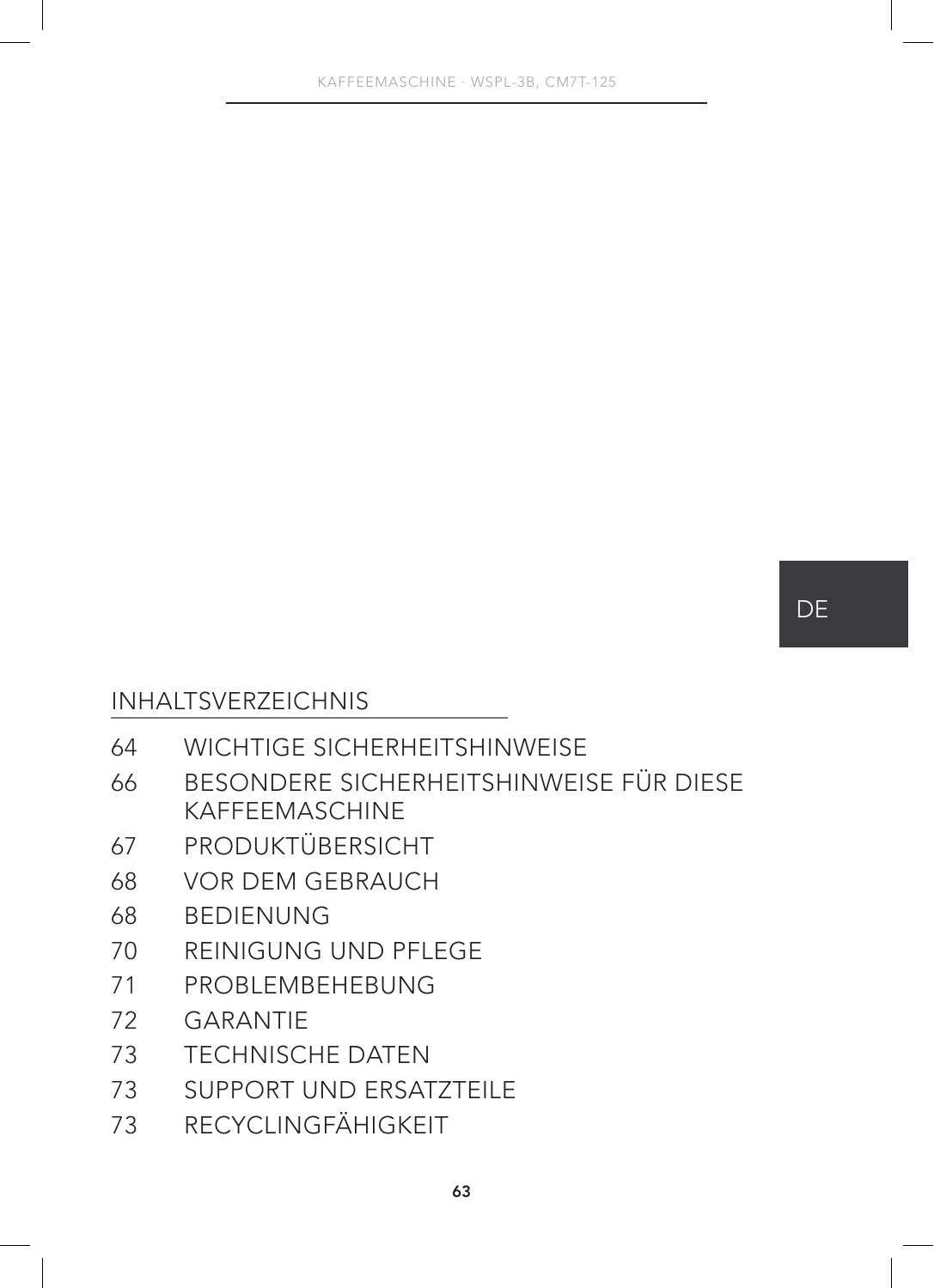DE

## INHALTSVERZEICHNIS

| | |
|---|---|
| 64 | WICHTIGE SICHERHEITSHINWEISE |
| 66 | BESONDERE SICHERHEITSHINWEISE FÜR DIESE KAFFEEMASCHINE |
| 67 | PRODUKTÜBERSICHT |
| 68 | VOR DEM GEBRAUCH |
| 68 | BEDIENUNG |
| 70 | REINIGUNG UND PFLEGE |
| 71 | PROBLEMBEHEBUNG |
| 72 | GARANTIE |
| 73 | TECHNISCHE DATEN |
| 73 | SUPPORT UND ERSATZTEILE |
| 73 | RECYCLINGFÄHIGKEIT |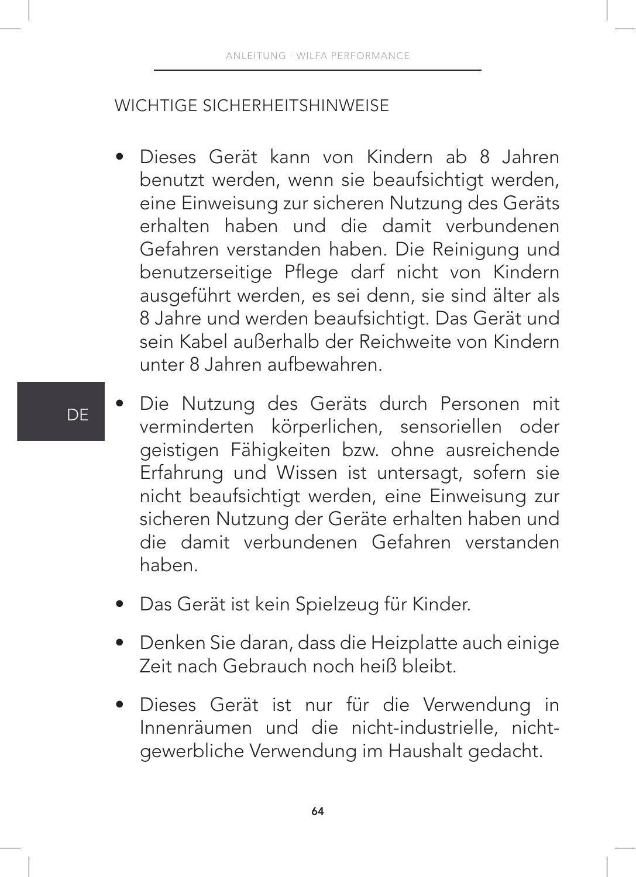## WICHTIGE SICHERHEITSHINWEISE

- Dieses Gerät kann von Kindern ab 8 Jahren benutzt werden, wenn sie beaufsichtigt werden, eine Einweisung zur sicheren Nutzung des Geräts erhalten haben und die damit verbundenen Gefahren verstanden haben. Die Reinigung und benutzerseitige Pflege darf nicht von Kindern ausgeführt werden, es sei denn, sie sind älter als 8 Jahre und werden beaufsichtigt. Das Gerät und sein Kabel außerhalb der Reichweite von Kindern unter 8 Jahren aufbewahren.
- Die Nutzung des Geräts durch Personen mit verminderten körperlichen, sensoriellen oder geistigen Fähigkeiten bzw. ohne ausreichende Erfahrung und Wissen ist untersagt, sofern sie nicht beaufsichtigt werden, eine Einweisung zur sicheren Nutzung der Geräte erhalten haben und die damit verbundenen Gefahren verstanden haben.
- Das Gerät ist kein Spielzeug für Kinder.
- Denken Sie daran, dass die Heizplatte auch einige Zeit nach Gebrauch noch heiß bleibt.
- Dieses Gerät ist nur für die Verwendung in Innenräumen und die nicht-industrielle, nicht-gewerbliche Verwendung im Haushalt gedacht.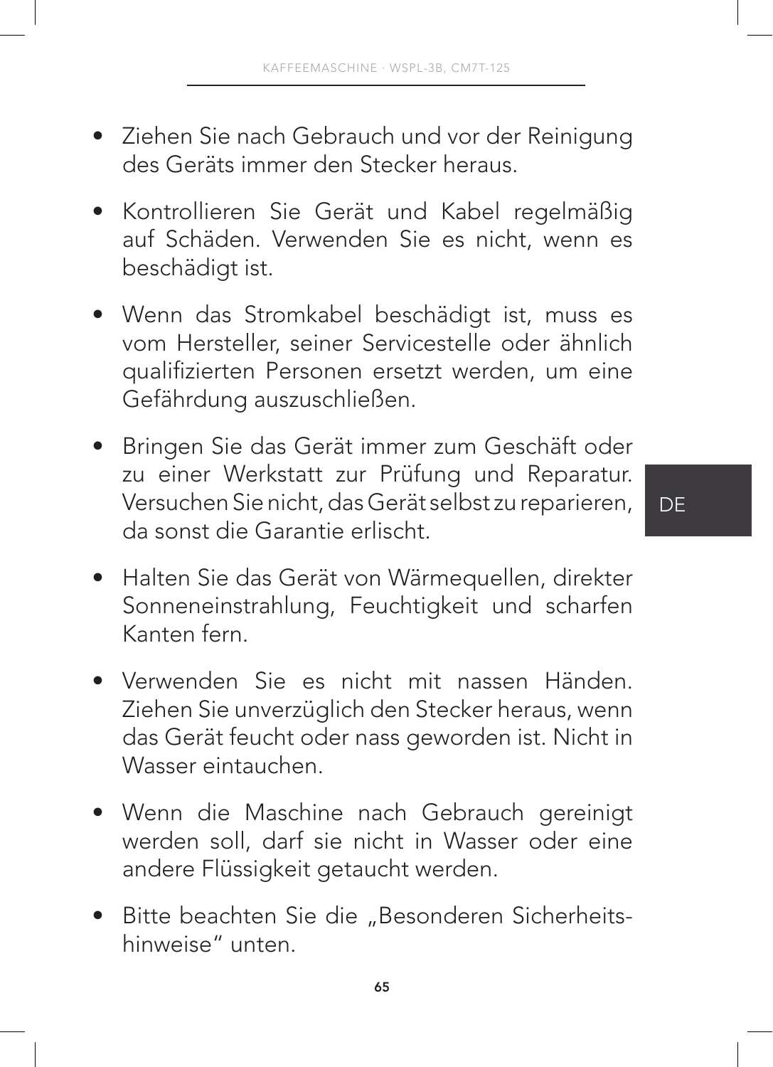- Ziehen Sie nach Gebrauch und vor der Reinigung des Geräts immer den Stecker heraus.

- Kontrollieren Sie Gerät und Kabel regelmäßig auf Schäden. Verwenden Sie es nicht, wenn es beschädigt ist.

- Wenn das Stromkabel beschädigt ist, muss es vom Hersteller, seiner Servicestelle oder ähnlich qualifizierten Personen ersetzt werden, um eine Gefährdung auszuschließen.

- Bringen Sie das Gerät immer zum Geschäft oder zu einer Werkstatt zur Prüfung und Reparatur. Versuchen Sie nicht, das Gerät selbst zu reparieren, da sonst die Garantie erlischt.

- Halten Sie das Gerät von Wärmequellen, direkter Sonneneinstrahlung, Feuchtigkeit und scharfen Kanten fern.

- Verwenden Sie es nicht mit nassen Händen. Ziehen Sie unverzüglich den Stecker heraus, wenn das Gerät feucht oder nass geworden ist. Nicht in Wasser eintauchen.

- Wenn die Maschine nach Gebrauch gereinigt werden soll, darf sie nicht in Wasser oder eine andere Flüssigkeit getaucht werden.

- Bitte beachten Sie die „Besonderen Sicherheitshinweise“ unten.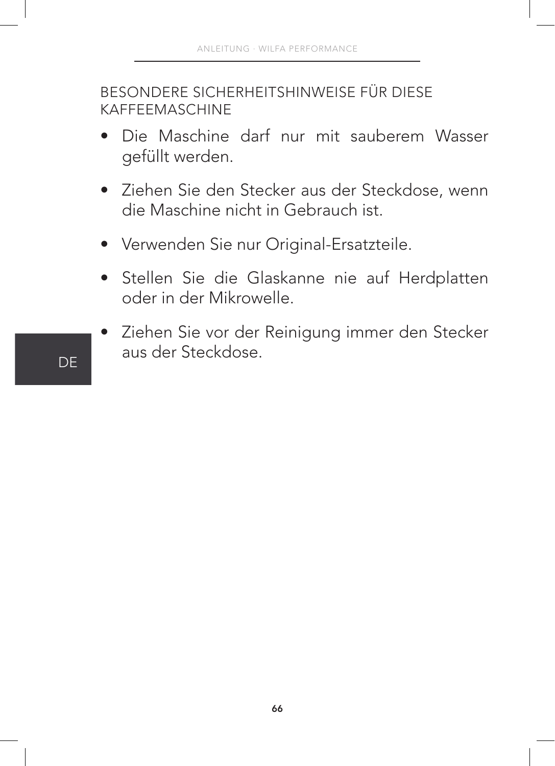## BESONDERE SICHERHEITSHINWEISE FÜR DIESE KAFFEEMASCHINE

- Die Maschine darf nur mit sauberem Wasser gefüllt werden.
- Ziehen Sie den Stecker aus der Steckdose, wenn die Maschine nicht in Gebrauch ist.
- Verwenden Sie nur Original-Ersatzteile.
- Stellen Sie die Glaskanne nie auf Herdplatten oder in der Mikrowelle.
- Ziehen Sie vor der Reinigung immer den Stecker aus der Steckdose.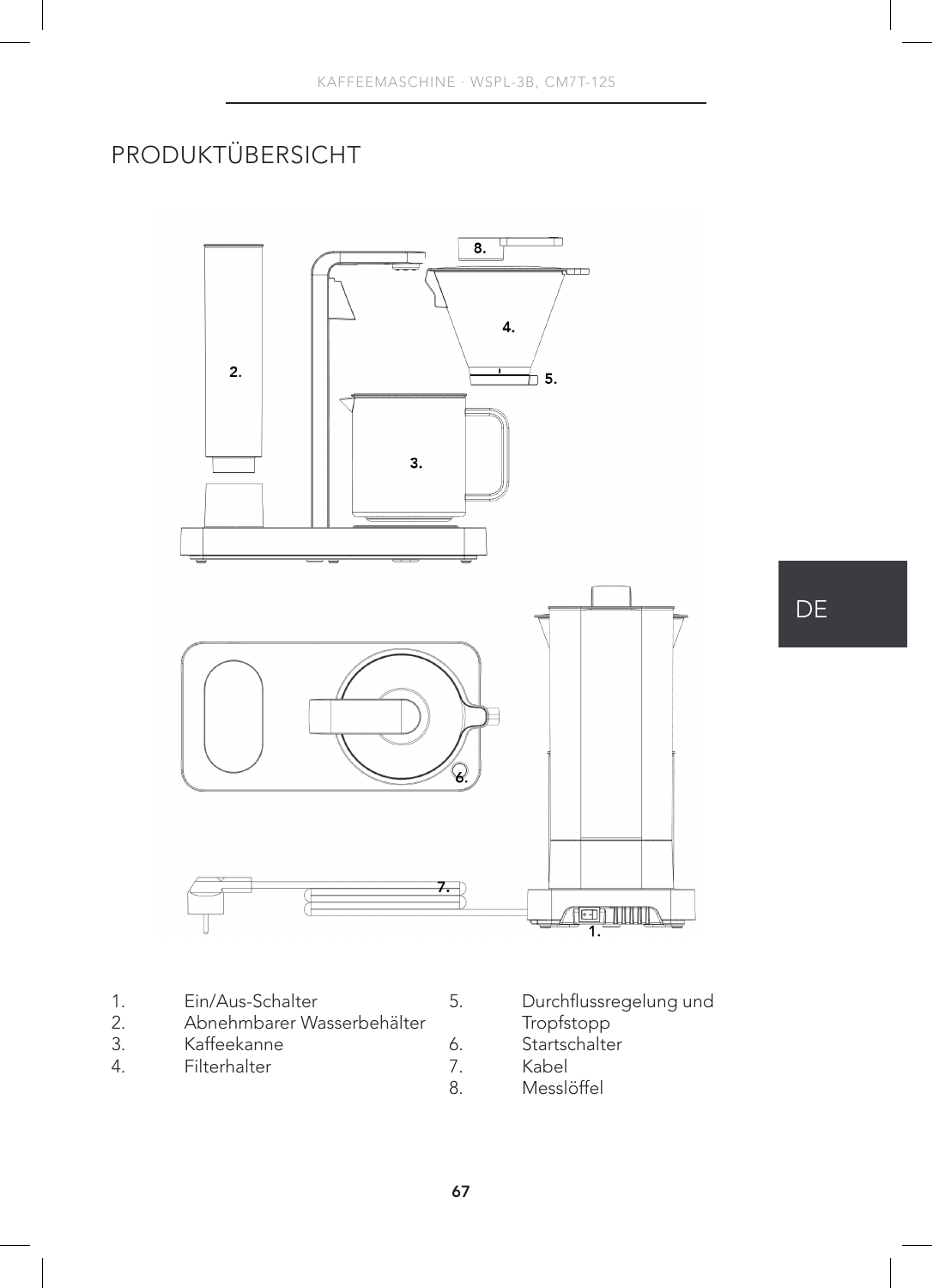# PRODUKTÜBERSICHT

1. Ein/Aus-Schalter
2. Abnehmbarer Wasserbehälter
3. Kaffeekanne
4. Filterhalter
5. Durchflussregelung und Tropfstopp
6. Startschalter
7. Kabel
8. Messlöffel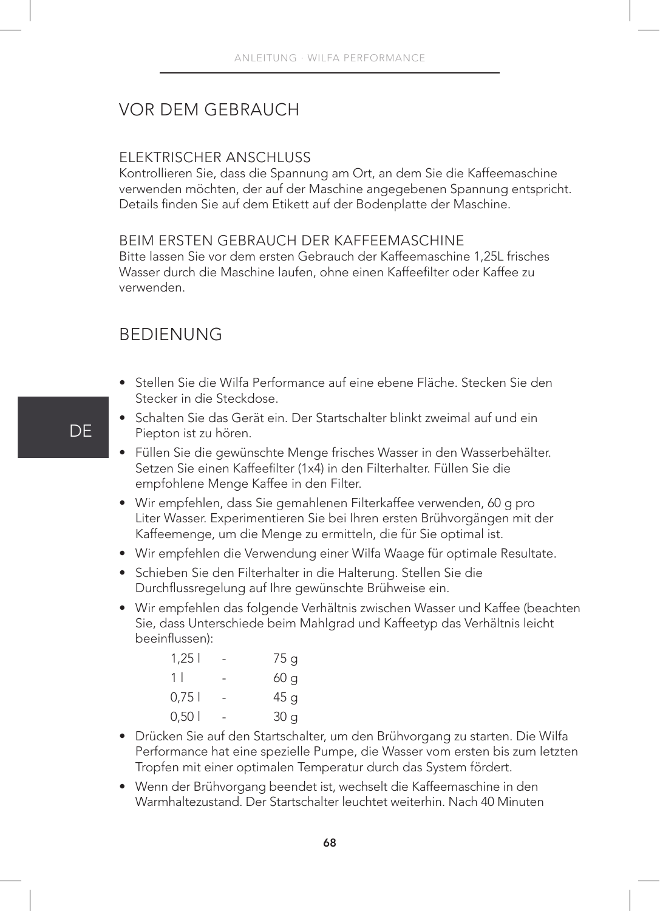# VOR DEM GEBRAUCH

## ELEKTRISCHER ANSCHLUSS

Kontrollieren Sie, dass die Spannung am Ort, an dem Sie die Kaffeemaschine verwenden möchten, der auf der Maschine angegebenen Spannung entspricht. Details finden Sie auf dem Etikett auf der Bodenplatte der Maschine.

## BEIM ERSTEN GEBRAUCH DER KAFFEEMASCHINE

Bitte lassen Sie vor dem ersten Gebrauch der Kaffeemaschine 1,25L frisches Wasser durch die Maschine laufen, ohne einen Kaffeefilter oder Kaffee zu verwenden.

# BEDIENUNG

- Stellen Sie die Wilfa Performance auf eine ebene Fläche. Stecken Sie den Stecker in die Steckdose.
- Schalten Sie das Gerät ein. Der Startschalter blinkt zweimal auf und ein Piepton ist zu hören.
- Füllen Sie die gewünschte Menge frisches Wasser in den Wasserbehälter. Setzen Sie einen Kaffeefilter (1x4) in den Filterhalter. Füllen Sie die empfohlene Menge Kaffee in den Filter.
- Wir empfehlen, dass Sie gemahlenen Filterkaffee verwenden, 60 g pro Liter Wasser. Experimentieren Sie bei Ihren ersten Brühvorgängen mit der Kaffeemenge, um die Menge zu ermitteln, die für Sie optimal ist.
- Wir empfehlen die Verwendung einer Wilfa Waage für optimale Resultate.
- Schieben Sie den Filterhalter in die Halterung. Stellen Sie die Durchflussregelung auf Ihre gewünschte Brühweise ein.
- Wir empfehlen das folgende Verhältnis zwischen Wasser und Kaffee (beachten Sie, dass Unterschiede beim Mahlgrad und Kaffeetyp das Verhältnis leicht beeinflussen):

| Wasser | | Kaffee |
|---|---|---|
| 1,25 l | - | 75 g |
| 1 l | - | 60 g |
| 0,75 l | - | 45 g |
| 0,50 l | - | 30 g |

- Drücken Sie auf den Startschalter, um den Brühvorgang zu starten. Die Wilfa Performance hat eine spezielle Pumpe, die Wasser vom ersten bis zum letzten Tropfen mit einer optimalen Temperatur durch das System fördert.
- Wenn der Brühvorgang beendet ist, wechselt die Kaffeemaschine in den Warmhaltezustand. Der Startschalter leuchtet weiterhin. Nach 40 Minuten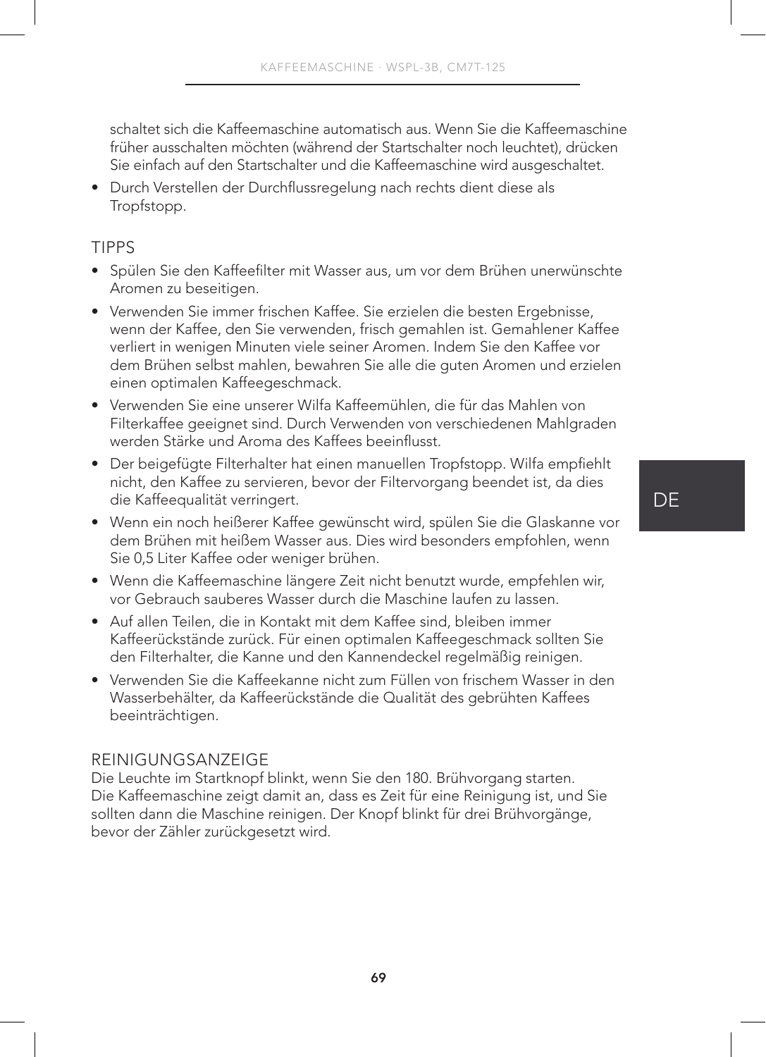schaltet sich die Kaffeemaschine automatisch aus. Wenn Sie die Kaffeemaschine früher ausschalten möchten (während der Startschalter noch leuchtet), drücken Sie einfach auf den Startschalter und die Kaffeemaschine wird ausgeschaltet.

- Durch Verstellen der Durchflussregelung nach rechts dient diese als Tropfstopp.

## TIPPS

- Spülen Sie den Kaffeefilter mit Wasser aus, um vor dem Brühen unerwünschte Aromen zu beseitigen.
- Verwenden Sie immer frischen Kaffee. Sie erzielen die besten Ergebnisse, wenn der Kaffee, den Sie verwenden, frisch gemahlen ist. Gemahlener Kaffee verliert in wenigen Minuten viele seiner Aromen. Indem Sie den Kaffee vor dem Brühen selbst mahlen, bewahren Sie alle die guten Aromen und erzielen einen optimalen Kaffeegeschmack.
- Verwenden Sie eine unserer Wilfa Kaffeemühlen, die für das Mahlen von Filterkaffee geeignet sind. Durch Verwenden von verschiedenen Mahlgraden werden Stärke und Aroma des Kaffees beeinflusst.
- Der beigefügte Filterhalter hat einen manuellen Tropfstopp. Wilfa empfiehlt nicht, den Kaffee zu servieren, bevor der Filtervorgang beendet ist, da dies die Kaffeequalität verringert.
- Wenn ein noch heißerer Kaffee gewünscht wird, spülen Sie die Glaskanne vor dem Brühen mit heißem Wasser aus. Dies wird besonders empfohlen, wenn Sie 0,5 Liter Kaffee oder weniger brühen.
- Wenn die Kaffeemaschine längere Zeit nicht benutzt wurde, empfehlen wir, vor Gebrauch sauberes Wasser durch die Maschine laufen zu lassen.
- Auf allen Teilen, die in Kontakt mit dem Kaffee sind, bleiben immer Kaffeerückstände zurück. Für einen optimalen Kaffeegeschmack sollten Sie den Filterhalter, die Kanne und den Kannendeckel regelmäßig reinigen.
- Verwenden Sie die Kaffeekanne nicht zum Füllen von frischem Wasser in den Wasserbehälter, da Kaffeerückstände die Qualität des gebrühten Kaffees beeinträchtigen.

## REINIGUNGSANZEIGE

Die Leuchte im Startknopf blinkt, wenn Sie den 180. Brühvorgang starten. Die Kaffeemaschine zeigt damit an, dass es Zeit für eine Reinigung ist, und Sie sollten dann die Maschine reinigen. Der Knopf blinkt für drei Brühvorgänge, bevor der Zähler zurückgesetzt wird.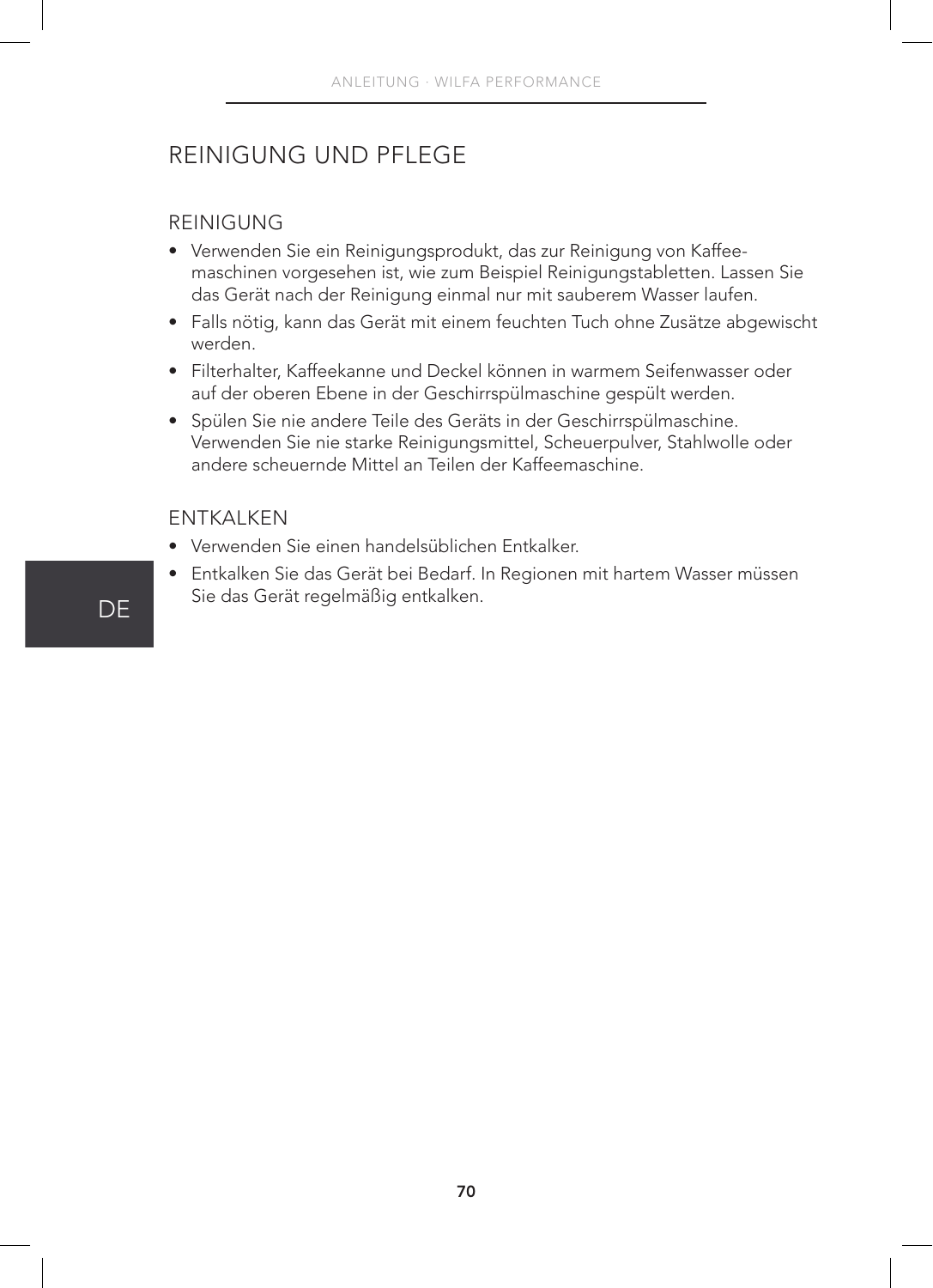# REINIGUNG UND PFLEGE

## REINIGUNG

- Verwenden Sie ein Reinigungsprodukt, das zur Reinigung von Kaffeemaschinen vorgesehen ist, wie zum Beispiel Reinigungstabletten. Lassen Sie das Gerät nach der Reinigung einmal nur mit sauberem Wasser laufen.
- Falls nötig, kann das Gerät mit einem feuchten Tuch ohne Zusätze abgewischt werden.
- Filterhalter, Kaffeekanne und Deckel können in warmem Seifenwasser oder auf der oberen Ebene in der Geschirrspülmaschine gespült werden.
- Spülen Sie nie andere Teile des Geräts in der Geschirrspülmaschine. Verwenden Sie nie starke Reinigungsmittel, Scheuerpulver, Stahlwolle oder andere scheuernde Mittel an Teilen der Kaffeemaschine.

## ENTKALKEN

- Verwenden Sie einen handelsüblichen Entkalker.
- Entkalken Sie das Gerät bei Bedarf. In Regionen mit hartem Wasser müssen Sie das Gerät regelmäßig entkalken.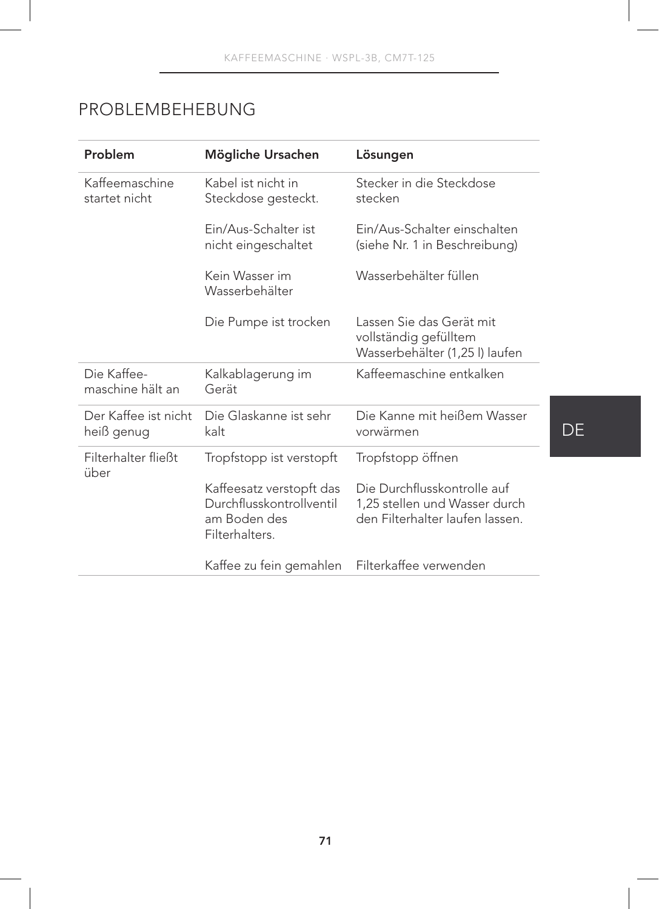## PROBLEMBEHEBUNG

| Problem | Mögliche Ursachen | Lösungen |
|---|---|---|
| Kaffeemaschine startet nicht | Kabel ist nicht in Steckdose gesteckt. | Stecker in die Steckdose stecken |
| | Ein/Aus-Schalter ist nicht eingeschaltet | Ein/Aus-Schalter einschalten (siehe Nr. 1 in Beschreibung) |
| | Kein Wasser im Wasserbehälter | Wasserbehälter füllen |
| | Die Pumpe ist trocken | Lassen Sie das Gerät mit vollständig gefülltem Wasserbehälter (1,25 l) laufen |
| Die Kaffee-maschine hält an | Kalkablagerung im Gerät | Kaffeemaschine entkalken |
| Der Kaffee ist nicht heiß genug | Die Glaskanne ist sehr kalt | Die Kanne mit heißem Wasser vorwärmen |
| Filterhalter fließt über | Tropfstopp ist verstopft | Tropfstopp öffnen |
| | Kaffeesatz verstopft das Durchflusskontrollventil am Boden des Filterhalters. | Die Durchflusskontrolle auf 1,25 stellen und Wasser durch den Filterhalter laufen lassen. |
| | Kaffee zu fein gemahlen | Filterkaffee verwenden |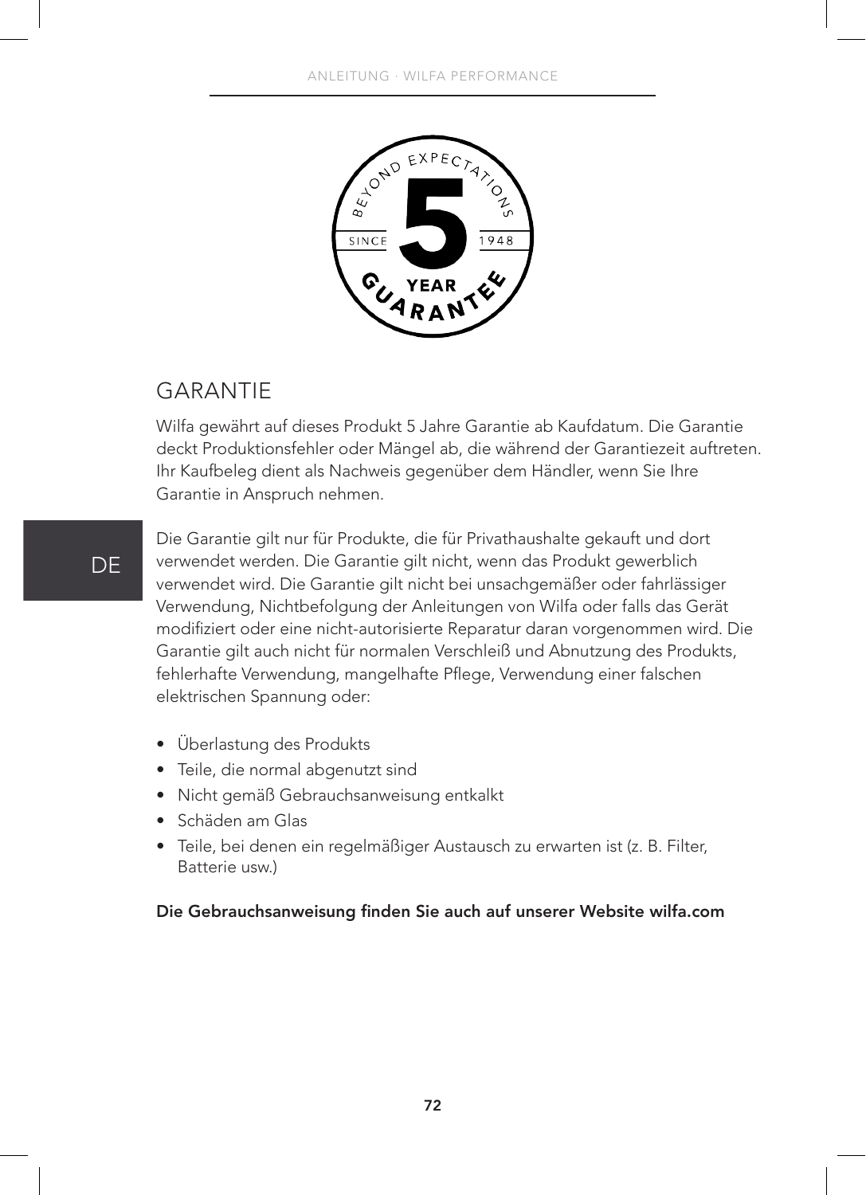## GARANTIE

Wilfa gewährt auf dieses Produkt 5 Jahre Garantie ab Kaufdatum. Die Garantie deckt Produktionsfehler oder Mängel ab, die während der Garantiezeit auftreten. Ihr Kaufbeleg dient als Nachweis gegenüber dem Händler, wenn Sie Ihre Garantie in Anspruch nehmen.

Die Garantie gilt nur für Produkte, die für Privathaushalte gekauft und dort verwendet werden. Die Garantie gilt nicht, wenn das Produkt gewerblich verwendet wird. Die Garantie gilt nicht bei unsachgemäßer oder fahrlässiger Verwendung, Nichtbefolgung der Anleitungen von Wilfa oder falls das Gerät modifiziert oder eine nicht-autorisierte Reparatur daran vorgenommen wird. Die Garantie gilt auch nicht für normalen Verschleiß und Abnutzung des Produkts, fehlerhafte Verwendung, mangelhafte Pflege, Verwendung einer falschen elektrischen Spannung oder:

- Überlastung des Produkts
- Teile, die normal abgenutzt sind
- Nicht gemäß Gebrauchsanweisung entkalkt
- Schäden am Glas
- Teile, bei denen ein regelmäßiger Austausch zu erwarten ist (z. B. Filter, Batterie usw.)

**Die Gebrauchsanweisung finden Sie auch auf unserer Website wilfa.com**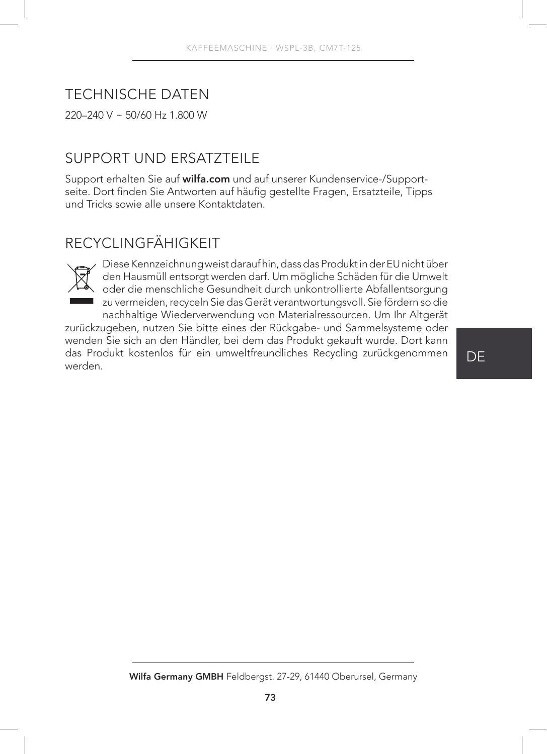## TECHNISCHE DATEN

220–240 V ~ 50/60 Hz 1.800 W

## SUPPORT UND ERSATZTEILE

Support erhalten Sie auf **wilfa.com** und auf unserer Kundenservice-/Support-seite. Dort finden Sie Antworten auf häufig gestellte Fragen, Ersatzteile, Tipps und Tricks sowie alle unsere Kontaktdaten.

## RECYCLINGFÄHIGKEIT

Diese Kennzeichnung weist darauf hin, dass das Produkt in der EU nicht über den Hausmüll entsorgt werden darf. Um mögliche Schäden für die Umwelt oder die menschliche Gesundheit durch unkontrollierte Abfallentsorgung zu vermeiden, recyceln Sie das Gerät verantwortungsvoll. Sie fördern so die nachhaltige Wiederverwendung von Materialressourcen. Um Ihr Altgerät zurückzugeben, nutzen Sie bitte eines der Rückgabe- und Sammelsysteme oder wenden Sie sich an den Händler, bei dem das Produkt gekauft wurde. Dort kann das Produkt kostenlos für ein umweltfreundliches Recycling zurückgenommen werden.

**Wilfa Germany GMBH** Feldbergst. 27-29, 61440 Oberursel, Germany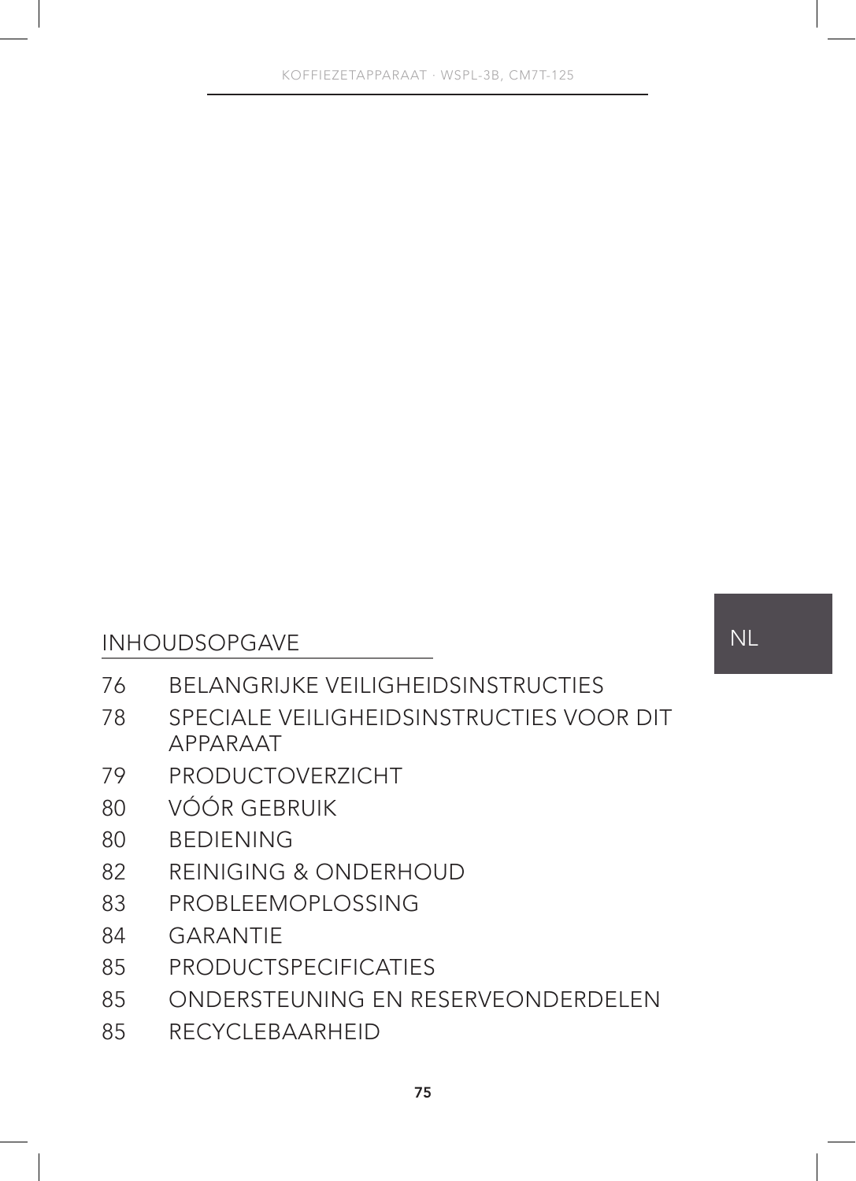## INHOUDSOPGAVE

| | |
|---|---|
| 76 | BELANGRIJKE VEILIGHEIDSINSTRUCTIES |
| 78 | SPECIALE VEILIGHEIDSINSTRUCTIES VOOR DIT APPARAAT |
| 79 | PRODUCTOVERZICHT |
| 80 | VÓÓR GEBRUIK |
| 80 | BEDIENING |
| 82 | REINIGING & ONDERHOUD |
| 83 | PROBLEEMOPLOSSING |
| 84 | GARANTIE |
| 85 | PRODUCTSPECIFICATIES |
| 85 | ONDERSTEUNING EN RESERVEONDERDELEN |
| 85 | RECYCLEBAARHEID |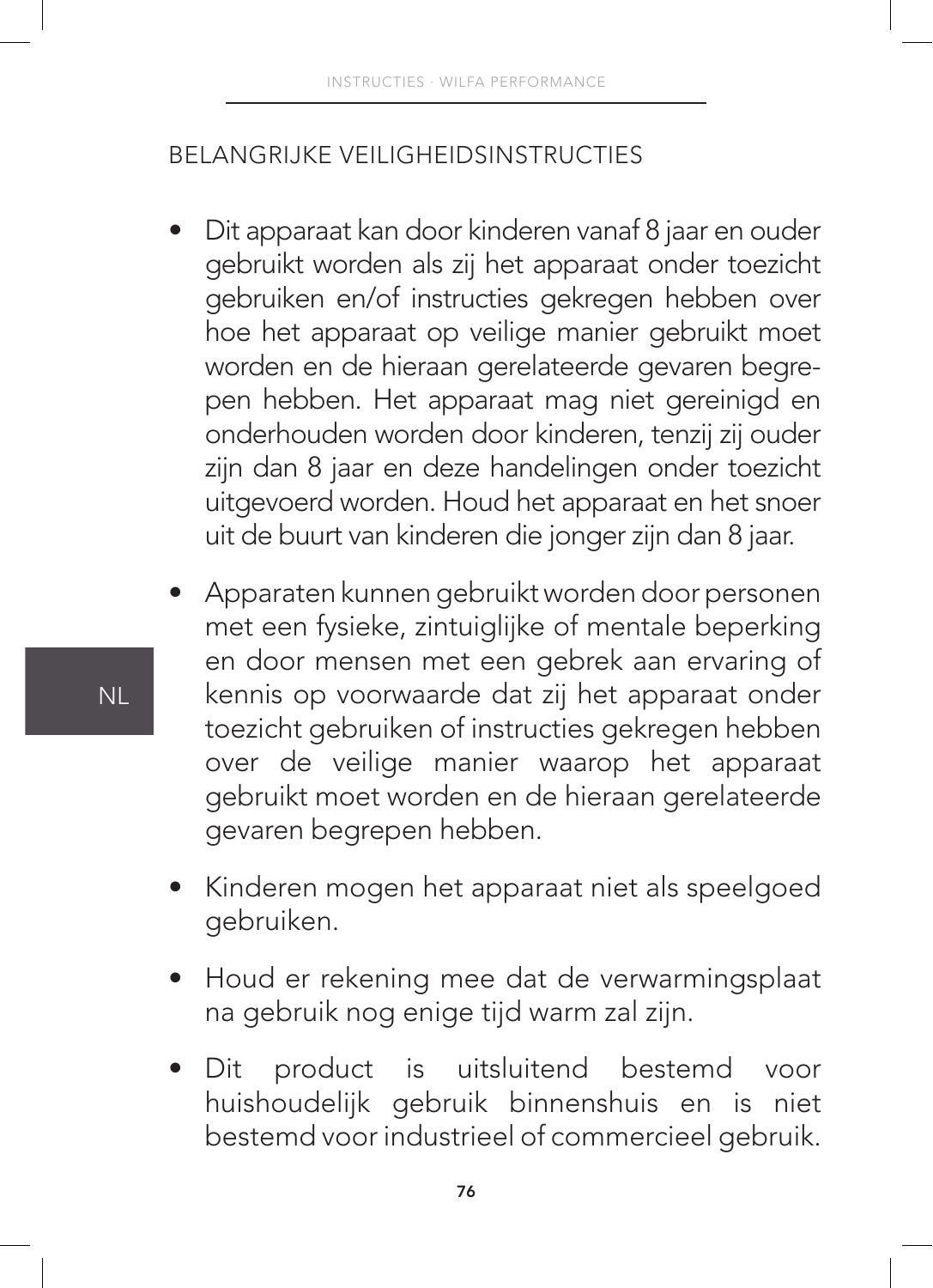## BELANGRIJKE VEILIGHEIDSINSTRUCTIES

- Dit apparaat kan door kinderen vanaf 8 jaar en ouder gebruikt worden als zij het apparaat onder toezicht gebruiken en/of instructies gekregen hebben over hoe het apparaat op veilige manier gebruikt moet worden en de hieraan gerelateerde gevaren begrepen hebben. Het apparaat mag niet gereinigd en onderhouden worden door kinderen, tenzij zij ouder zijn dan 8 jaar en deze handelingen onder toezicht uitgevoerd worden. Houd het apparaat en het snoer uit de buurt van kinderen die jonger zijn dan 8 jaar.
- Apparaten kunnen gebruikt worden door personen met een fysieke, zintuiglijke of mentale beperking en door mensen met een gebrek aan ervaring of kennis op voorwaarde dat zij het apparaat onder toezicht gebruiken of instructies gekregen hebben over de veilige manier waarop het apparaat gebruikt moet worden en de hieraan gerelateerde gevaren begrepen hebben.
- Kinderen mogen het apparaat niet als speelgoed gebruiken.
- Houd er rekening mee dat de verwarmingsplaat na gebruik nog enige tijd warm zal zijn.
- Dit product is uitsluitend bestemd voor huishoudelijk gebruik binnenshuis en is niet bestemd voor industrieel of commercieel gebruik.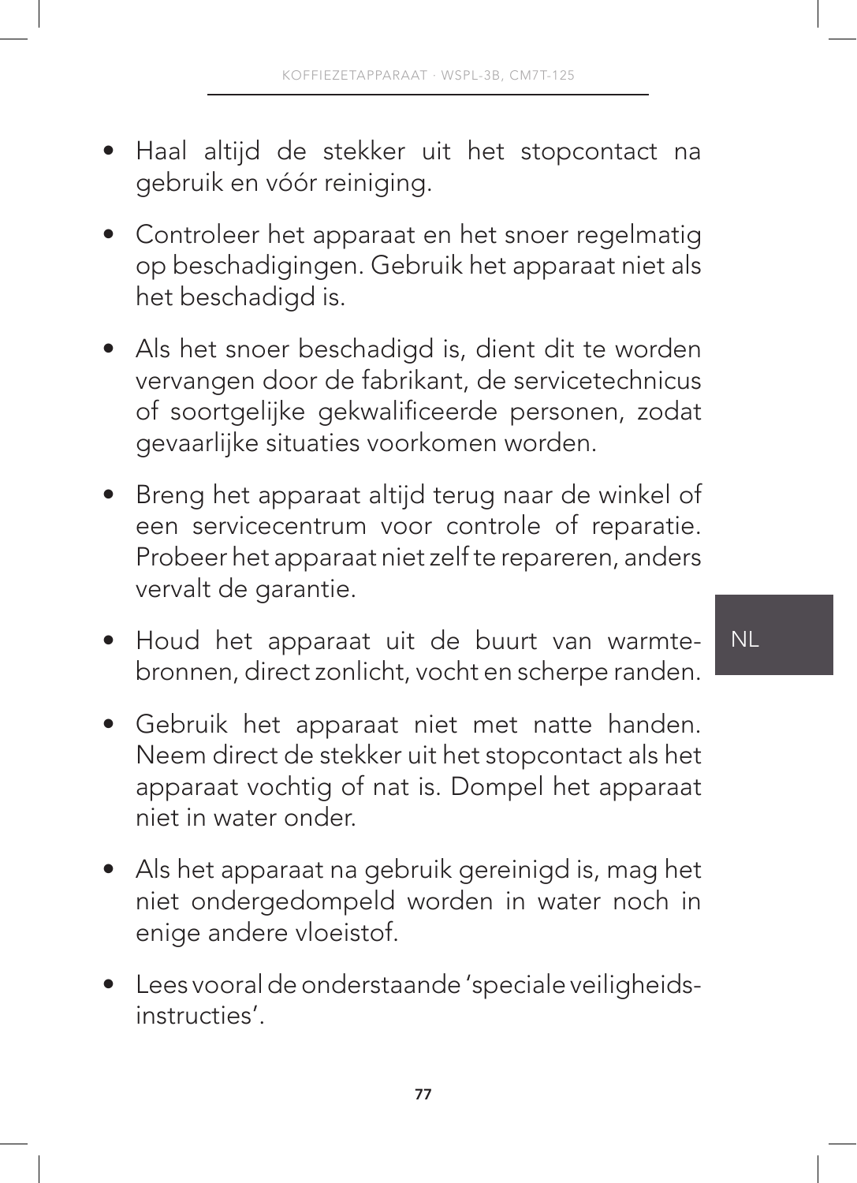- Haal altijd de stekker uit het stopcontact na gebruik en vóór reiniging.
- Controleer het apparaat en het snoer regelmatig op beschadigingen. Gebruik het apparaat niet als het beschadigd is.
- Als het snoer beschadigd is, dient dit te worden vervangen door de fabrikant, de servicetechnicus of soortgelijke gekwalificeerde personen, zodat gevaarlijke situaties voorkomen worden.
- Breng het apparaat altijd terug naar de winkel of een servicecentrum voor controle of reparatie. Probeer het apparaat niet zelf te repareren, anders vervalt de garantie.
- Houd het apparaat uit de buurt van warmtebronnen, direct zonlicht, vocht en scherpe randen.
- Gebruik het apparaat niet met natte handen. Neem direct de stekker uit het stopcontact als het apparaat vochtig of nat is. Dompel het apparaat niet in water onder.
- Als het apparaat na gebruik gereinigd is, mag het niet ondergedompeld worden in water noch in enige andere vloeistof.
- Lees vooral de onderstaande 'speciale veiligheidsinstructies'.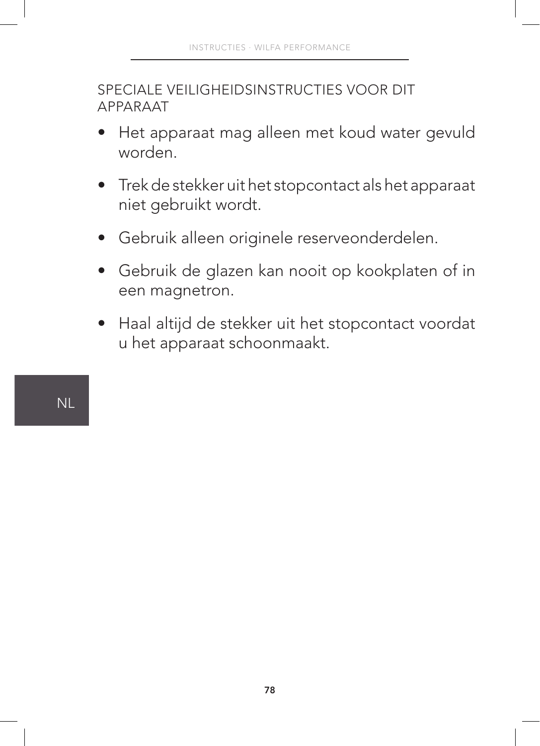## SPECIALE VEILIGHEIDSINSTRUCTIES VOOR DIT APPARAAT

- Het apparaat mag alleen met koud water gevuld worden.
- Trek de stekker uit het stopcontact als het apparaat niet gebruikt wordt.
- Gebruik alleen originele reserveonderdelen.
- Gebruik de glazen kan nooit op kookplaten of in een magnetron.
- Haal altijd de stekker uit het stopcontact voordat u het apparaat schoonmaakt.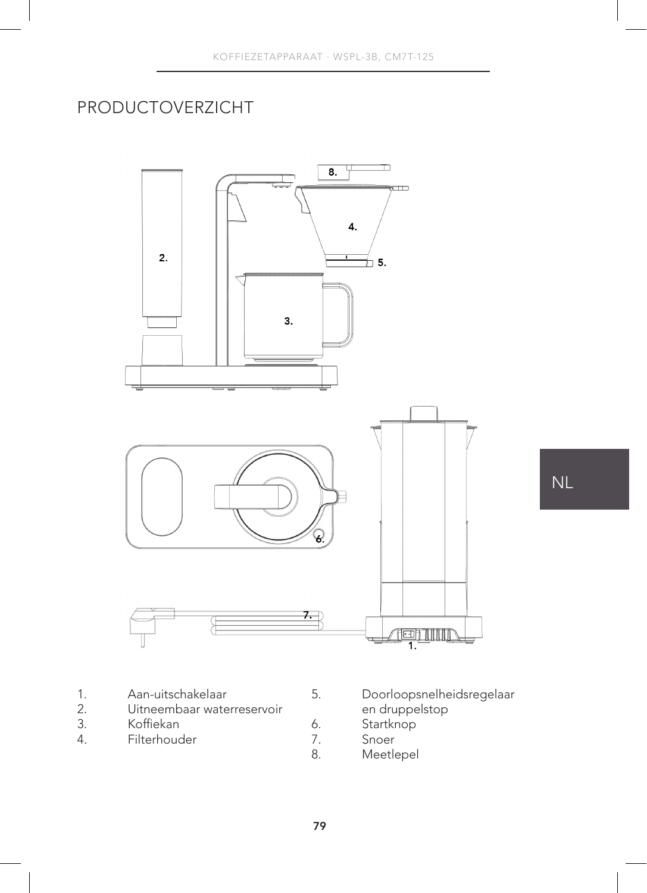# PRODUCTOVERZICHT

1. Aan-uitschakelaar
2. Uitneembaar waterreservoir
3. Koffiekan
4. Filterhouder
5. Doorloopsnelheidsregelaar en druppelstop
6. Startknop
7. Snoer
8. Meetlepel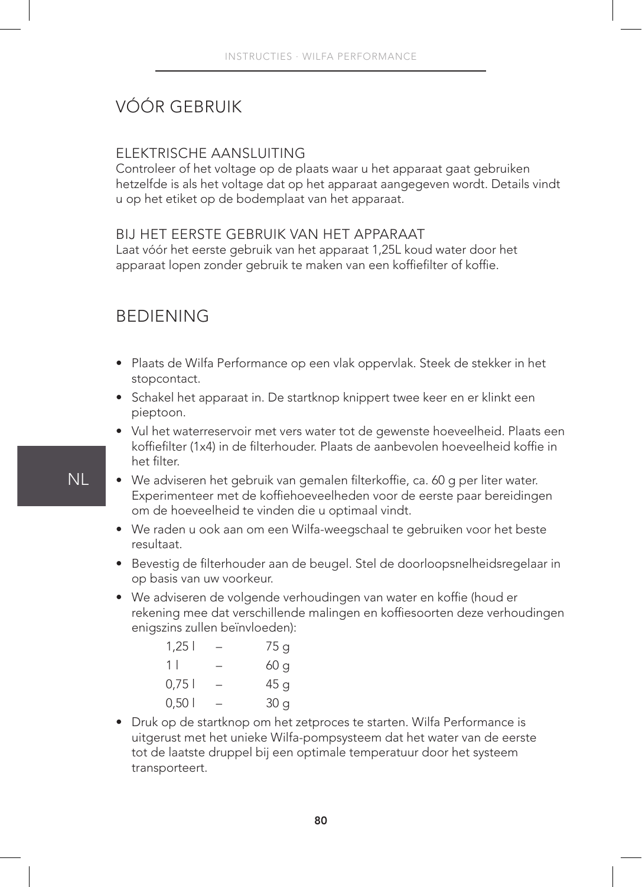# VÓÓR GEBRUIK

### ELEKTRISCHE AANSLUITING

Controleer of het voltage op de plaats waar u het apparaat gaat gebruiken hetzelfde is als het voltage dat op het apparaat aangegeven wordt. Details vindt u op het etiket op de bodemplaat van het apparaat.

### BIJ HET EERSTE GEBRUIK VAN HET APPARAAT

Laat vóór het eerste gebruik van het apparaat 1,25L koud water door het apparaat lopen zonder gebruik te maken van een koffiefilter of koffie.

# BEDIENING

- Plaats de Wilfa Performance op een vlak oppervlak. Steek de stekker in het stopcontact.
- Schakel het apparaat in. De startknop knippert twee keer en er klinkt een pieptoon.
- Vul het waterreservoir met vers water tot de gewenste hoeveelheid. Plaats een koffiefilter (1x4) in de filterhouder. Plaats de aanbevolen hoeveelheid koffie in het filter.
- We adviseren het gebruik van gemalen filterkoffie, ca. 60 g per liter water. Experimenteer met de koffiehoeveelheden voor de eerste paar bereidingen om de hoeveelheid te vinden die u optimaal vindt.
- We raden u ook aan om een Wilfa-weegschaal te gebruiken voor het beste resultaat.
- Bevestig de filterhouder aan de beugel. Stel de doorloopsnelheidsregelaar in op basis van uw voorkeur.
- We adviseren de volgende verhoudingen van water en koffie (houd er rekening mee dat verschillende malingen en koffiesoorten deze verhoudingen enigszins zullen beïnvloeden):

| | | |
|---|---|---|
| 1,25 l | – | 75 g |
| 1 l | – | 60 g |
| 0,75 l | – | 45 g |
| 0,50 l | – | 30 g |

- Druk op de startknop om het zetproces te starten. Wilfa Performance is uitgerust met het unieke Wilfa-pompsysteem dat het water van de eerste tot de laatste druppel bij een optimale temperatuur door het systeem transporteert.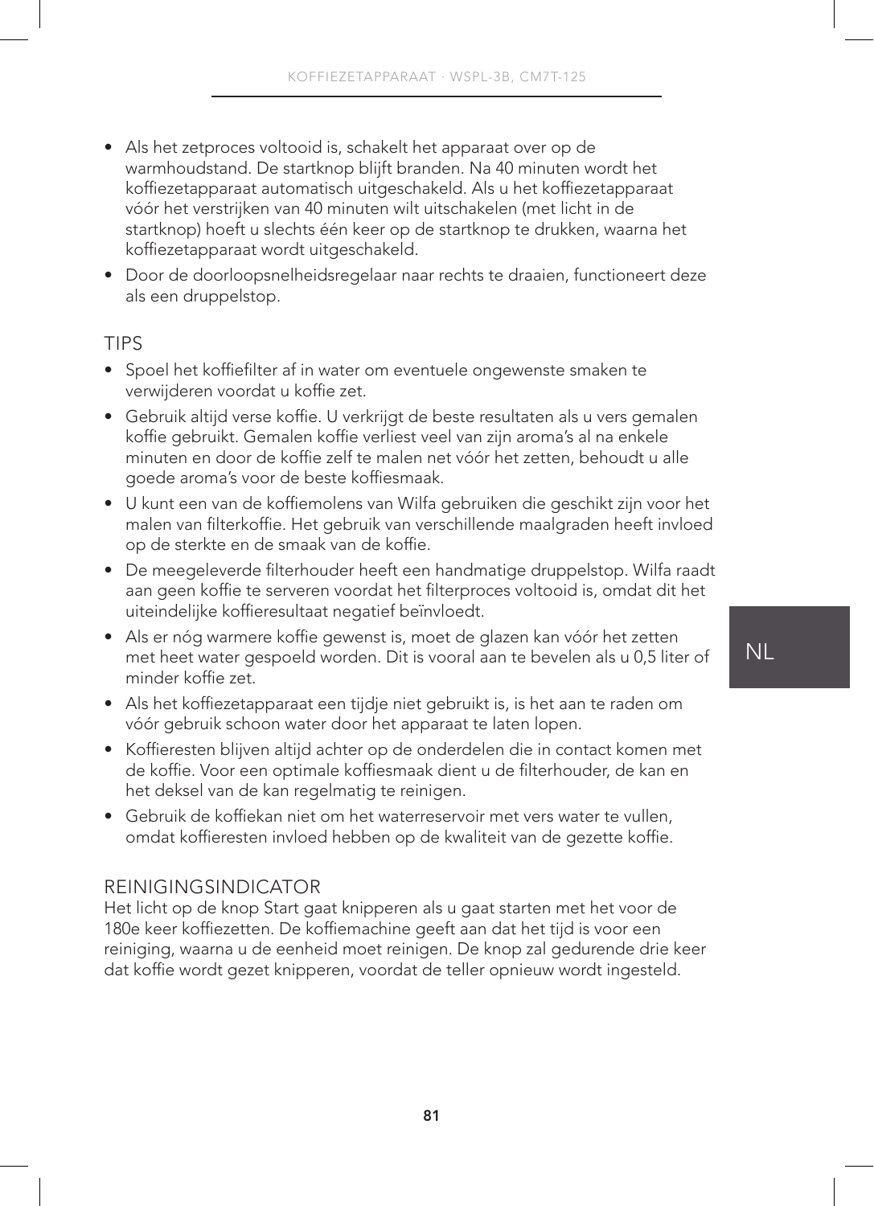- Als het zetproces voltooid is, schakelt het apparaat over op de warmhoudstand. De startknop blijft branden. Na 40 minuten wordt het koffiezetapparaat automatisch uitgeschakeld. Als u het koffiezetapparaat vóór het verstrijken van 40 minuten wilt uitschakelen (met licht in de startknop) hoeft u slechts één keer op de startknop te drukken, waarna het koffiezetapparaat wordt uitgeschakeld.
- Door de doorloopsnelheidsregelaar naar rechts te draaien, functioneert deze als een druppelstop.

## TIPS

- Spoel het koffiefilter af in water om eventuele ongewenste smaken te verwijderen voordat u koffie zet.
- Gebruik altijd verse koffie. U verkrijgt de beste resultaten als u vers gemalen koffie gebruikt. Gemalen koffie verliest veel van zijn aroma's al na enkele minuten en door de koffie zelf te malen net vóór het zetten, behoudt u alle goede aroma's voor de beste koffiesmaak.
- U kunt een van de koffiemolens van Wilfa gebruiken die geschikt zijn voor het malen van filterkoffie. Het gebruik van verschillende maalgraden heeft invloed op de sterkte en de smaak van de koffie.
- De meegeleverde filterhouder heeft een handmatige druppelstop. Wilfa raadt aan geen koffie te serveren voordat het filterproces voltooid is, omdat dit het uiteindelijke koffieresultaat negatief beïnvloedt.
- Als er nóg warmere koffie gewenst is, moet de glazen kan vóór het zetten met heet water gespoeld worden. Dit is vooral aan te bevelen als u 0,5 liter of minder koffie zet.
- Als het koffiezetapparaat een tijdje niet gebruikt is, is het aan te raden om vóór gebruik schoon water door het apparaat te laten lopen.
- Koffieresten blijven altijd achter op de onderdelen die in contact komen met de koffie. Voor een optimale koffiesmaak dient u de filterhouder, de kan en het deksel van de kan regelmatig te reinigen.
- Gebruik de koffiekan niet om het waterreservoir met vers water te vullen, omdat koffieresten invloed hebben op de kwaliteit van de gezette koffie.

## REINIGINGSINDICATOR

Het licht op de knop Start gaat knipperen als u gaat starten met het voor de 180e keer koffiezetten. De koffiemachine geeft aan dat het tijd is voor een reiniging, waarna u de eenheid moet reinigen. De knop zal gedurende drie keer dat koffie wordt gezet knipperen, voordat de teller opnieuw wordt ingesteld.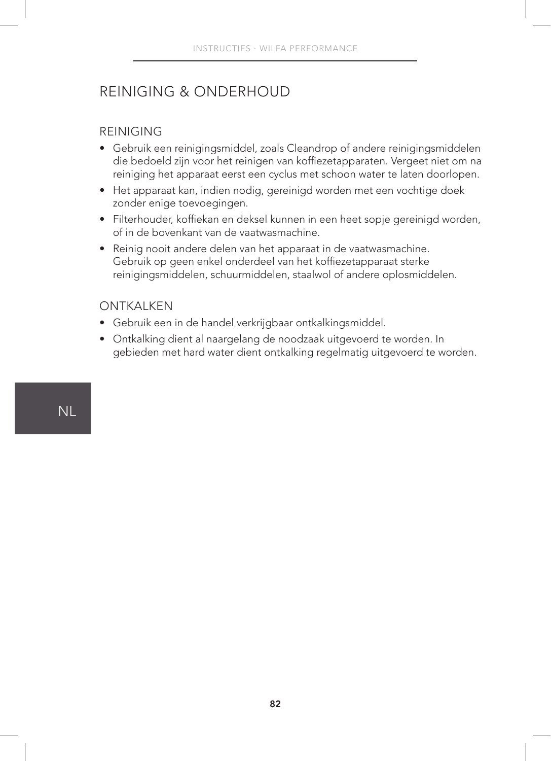# REINIGING & ONDERHOUD

## REINIGING

- Gebruik een reinigingsmiddel, zoals Cleandrop of andere reinigingsmiddelen die bedoeld zijn voor het reinigen van koffiezetapparaten. Vergeet niet om na reiniging het apparaat eerst een cyclus met schoon water te laten doorlopen.
- Het apparaat kan, indien nodig, gereinigd worden met een vochtige doek zonder enige toevoegingen.
- Filterhouder, koffiekan en deksel kunnen in een heet sopje gereinigd worden, of in de bovenkant van de vaatwasmachine.
- Reinig nooit andere delen van het apparaat in de vaatwasmachine. Gebruik op geen enkel onderdeel van het koffiezetapparaat sterke reinigingsmiddelen, schuurmiddelen, staalwol of andere oplosmiddelen.

## ONTKALKEN

- Gebruik een in de handel verkrijgbaar ontkalkingsmiddel.
- Ontkalking dient al naargelang de noodzaak uitgevoerd te worden. In gebieden met hard water dient ontkalking regelmatig uitgevoerd te worden.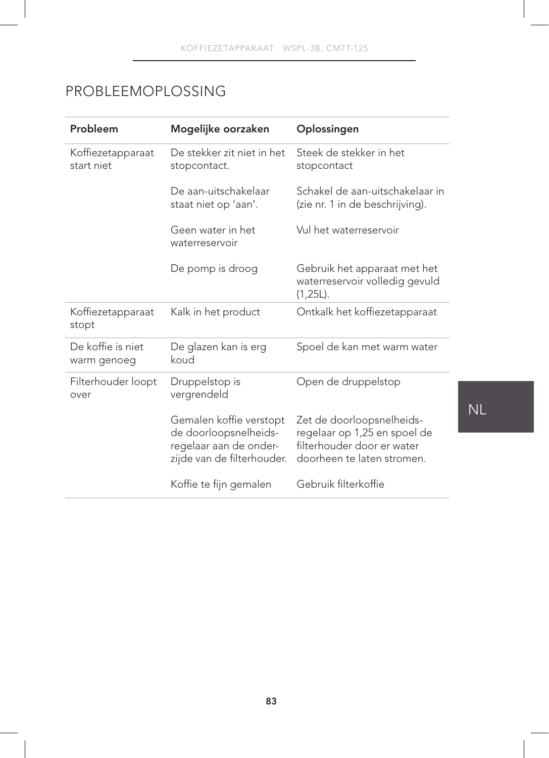# PROBLEEMOPLOSSING

| Probleem | Mogelijke oorzaken | Oplossingen |
|---|---|---|
| Koffiezetapparaat start niet | De stekker zit niet in het stopcontact. | Steek de stekker in het stopcontact |
| | De aan-uitschakelaar staat niet op 'aan'. | Schakel de aan-uitschakelaar in (zie nr. 1 in de beschrijving). |
| | Geen water in het waterreservoir | Vul het waterreservoir |
| | De pomp is droog | Gebruik het apparaat met het waterreservoir volledig gevuld (1,25L). |
| Koffiezetapparaat stopt | Kalk in het product | Ontkalk het koffiezetapparaat |
| De koffie is niet warm genoeg | De glazen kan is erg koud | Spoel de kan met warm water |
| Filterhouder loopt over | Druppelstop is vergrendeld | Open de druppelstop |
| | Gemalen koffie verstopt de doorloopsnelheids-regelaar aan de onder-zijde van de filterhouder. | Zet de doorloopsnelheids-regelaar op 1,25 en spoel de filterhouder door er water doorheen te laten stromen. |
| | Koffie te fijn gemalen | Gebruik filterkoffie |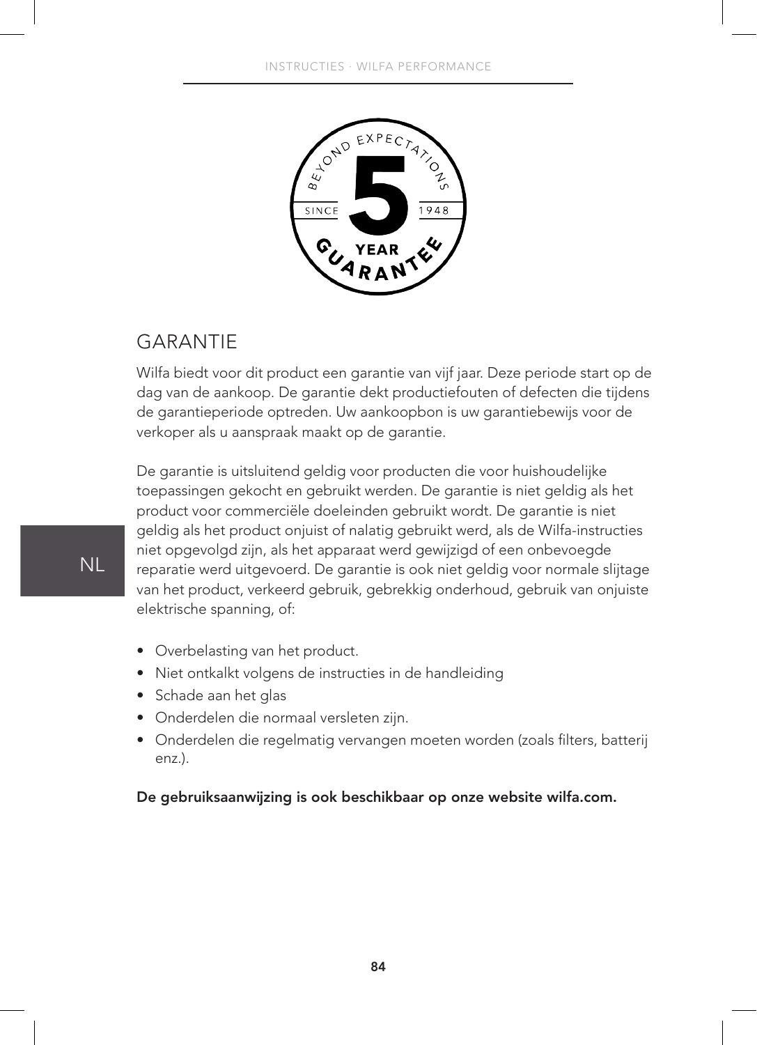## GARANTIE

Wilfa biedt voor dit product een garantie van vijf jaar. Deze periode start op de dag van de aankoop. De garantie dekt productiefouten of defecten die tijdens de garantieperiode optreden. Uw aankoopbon is uw garantiebewijs voor de verkoper als u aanspraak maakt op de garantie.

De garantie is uitsluitend geldig voor producten die voor huishoudelijke toepassingen gekocht en gebruikt werden. De garantie is niet geldig als het product voor commerciële doeleinden gebruikt wordt. De garantie is niet geldig als het product onjuist of nalatig gebruikt werd, als de Wilfa-instructies niet opgevolgd zijn, als het apparaat werd gewijzigd of een onbevoegde reparatie werd uitgevoerd. De garantie is ook niet geldig voor normale slijtage van het product, verkeerd gebruik, gebrekkig onderhoud, gebruik van onjuiste elektrische spanning, of:

- Overbelasting van het product.
- Niet ontkalkt volgens de instructies in de handleiding
- Schade aan het glas
- Onderdelen die normaal versleten zijn.
- Onderdelen die regelmatig vervangen moeten worden (zoals filters, batterij enz.).

**De gebruiksaanwijzing is ook beschikbaar op onze website wilfa.com.**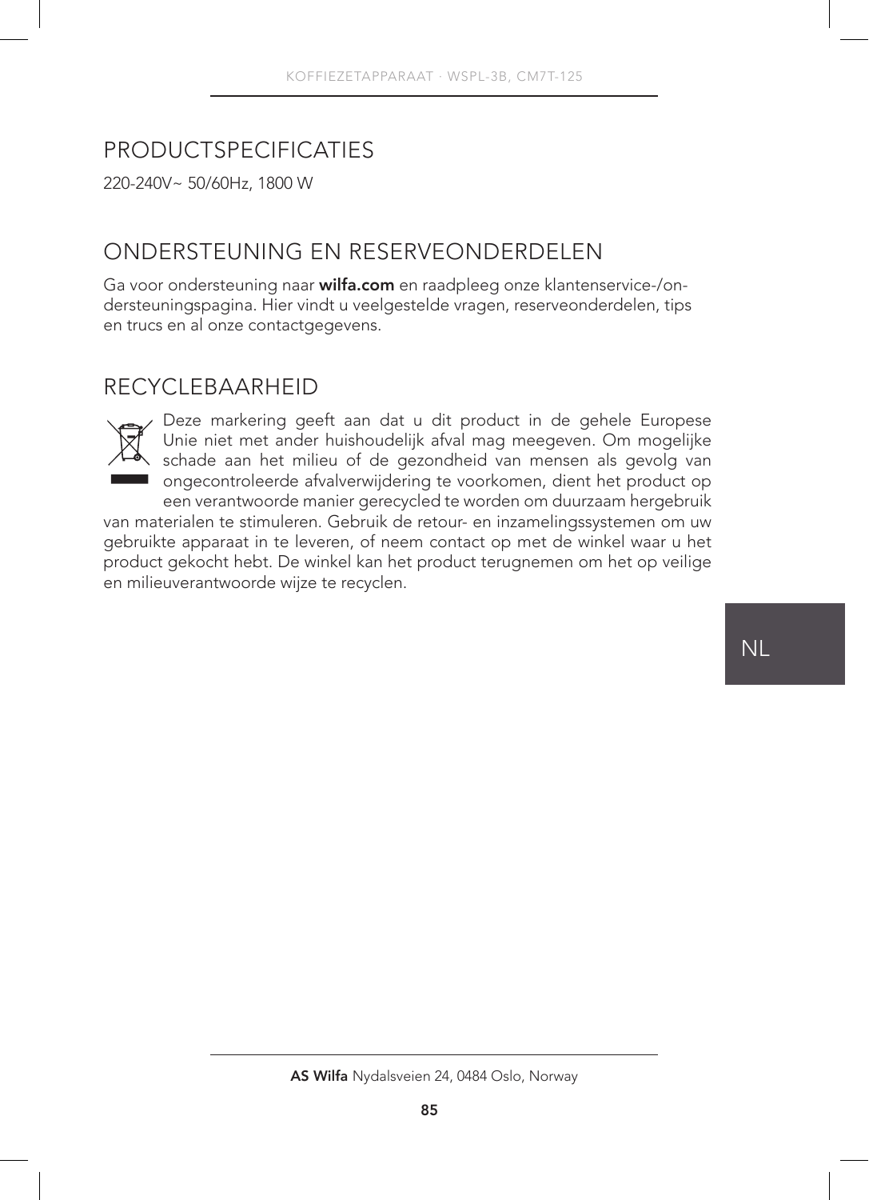## PRODUCTSPECIFICATIES

220-240V~ 50/60Hz, 1800 W

## ONDERSTEUNING EN RESERVEONDERDELEN

Ga voor ondersteuning naar **wilfa.com** en raadpleeg onze klantenservice-/ondersteuningspagina. Hier vindt u veelgestelde vragen, reserveonderdelen, tips en trucs en al onze contactgegevens.

## RECYCLEBAARHEID

Deze markering geeft aan dat u dit product in de gehele Europese Unie niet met ander huishoudelijk afval mag meegeven. Om mogelijke schade aan het milieu of de gezondheid van mensen als gevolg van ongecontroleerde afvalverwijdering te voorkomen, dient het product op een verantwoorde manier gerecycled te worden om duurzaam hergebruik van materialen te stimuleren. Gebruik de retour- en inzamelingssystemen om uw gebruikte apparaat in te leveren, of neem contact op met de winkel waar u het product gekocht hebt. De winkel kan het product terugnemen om het op veilige en milieuverantwoorde wijze te recyclen.

**AS Wilfa** Nydalsveien 24, 0484 Oslo, Norway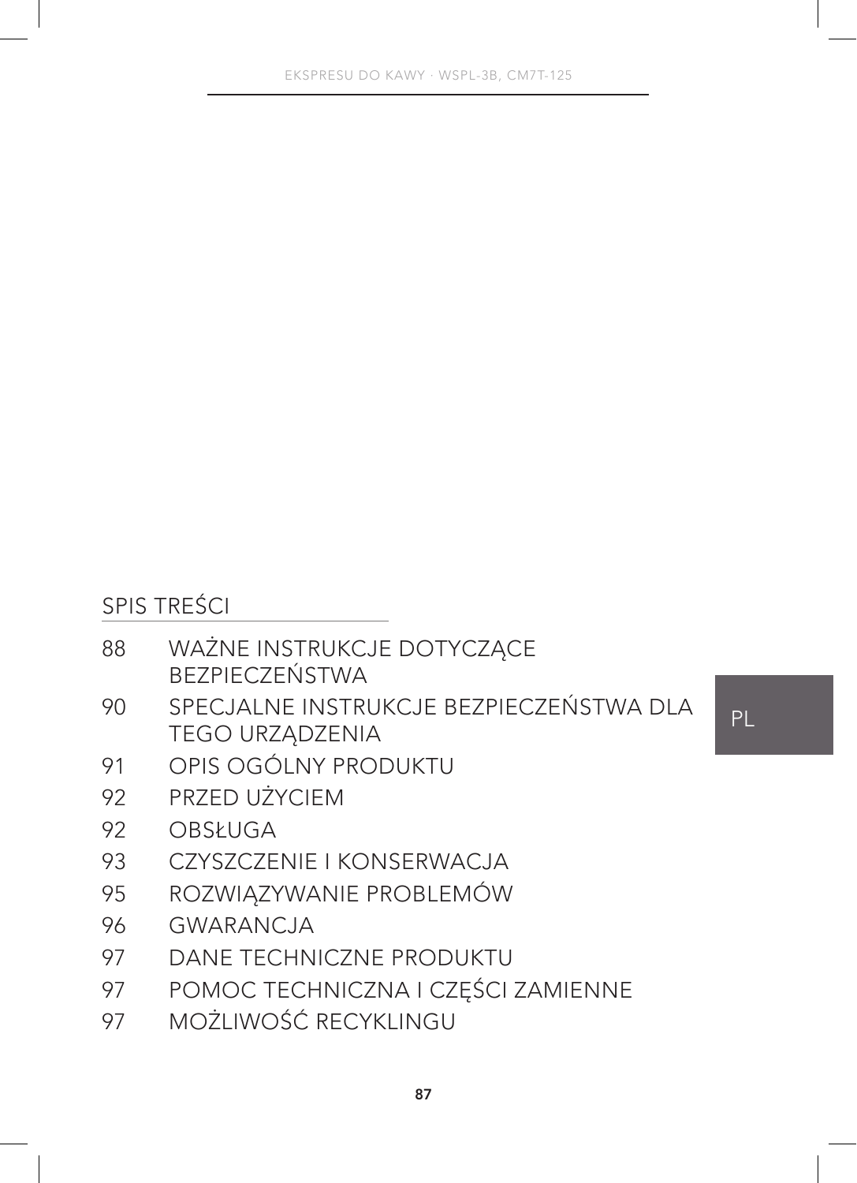## SPIS TREŚCI

88 WAŻNE INSTRUKCJE DOTYCZĄCE BEZPIECZEŃSTWA

90 SPECJALNE INSTRUKCJE BEZPIECZEŃSTWA DLA TEGO URZĄDZENIA

91 OPIS OGÓLNY PRODUKTU

92 PRZED UŻYCIEM

92 OBSŁUGA

93 CZYSZCZENIE I KONSERWACJA

95 ROZWIĄZYWANIE PROBLEMÓW

96 GWARANCJA

97 DANE TECHNICZNE PRODUKTU

97 POMOC TECHNICZNA I CZĘŚCI ZAMIENNE

97 MOŻLIWOŚĆ RECYKLINGU

PL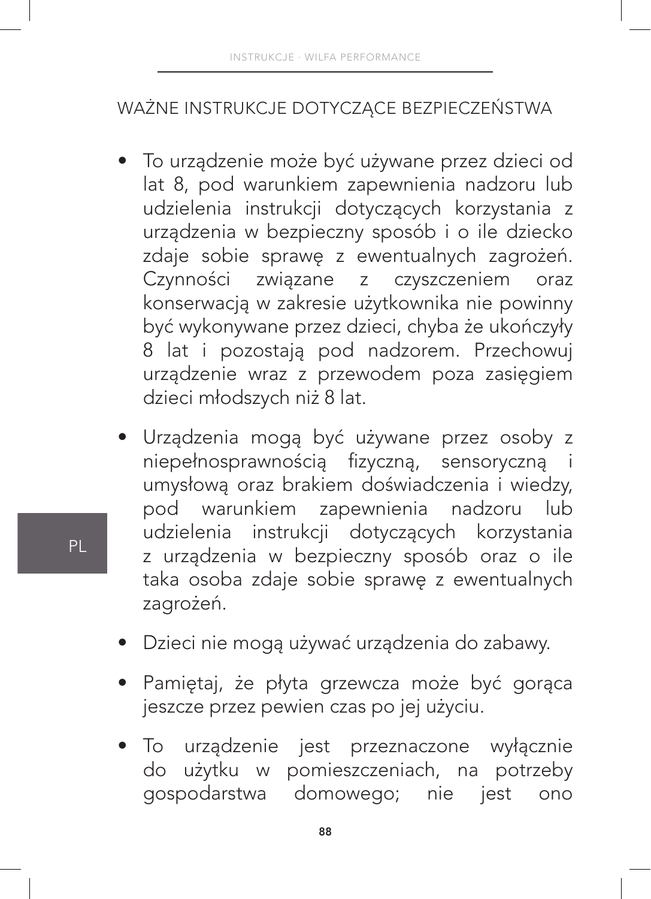## WAŻNE INSTRUKCJE DOTYCZĄCE BEZPIECZEŃSTWA

- To urządzenie może być używane przez dzieci od lat 8, pod warunkiem zapewnienia nadzoru lub udzielenia instrukcji dotyczących korzystania z urządzenia w bezpieczny sposób i o ile dziecko zdaje sobie sprawę z ewentualnych zagrożeń. Czynności związane z czyszczeniem oraz konserwacją w zakresie użytkownika nie powinny być wykonywane przez dzieci, chyba że ukończyły 8 lat i pozostają pod nadzorem. Przechowuj urządzenie wraz z przewodem poza zasięgiem dzieci młodszych niż 8 lat.
- Urządzenia mogą być używane przez osoby z niepełnosprawnością fizyczną, sensoryczną i umysłową oraz brakiem doświadczenia i wiedzy, pod warunkiem zapewnienia nadzoru lub udzielenia instrukcji dotyczących korzystania z urządzenia w bezpieczny sposób oraz o ile taka osoba zdaje sobie sprawę z ewentualnych zagrożeń.
- Dzieci nie mogą używać urządzenia do zabawy.
- Pamiętaj, że płyta grzewcza może być gorąca jeszcze przez pewien czas po jej użyciu.
- To urządzenie jest przeznaczone wyłącznie do użytku w pomieszczeniach, na potrzeby gospodarstwa domowego; nie jest ono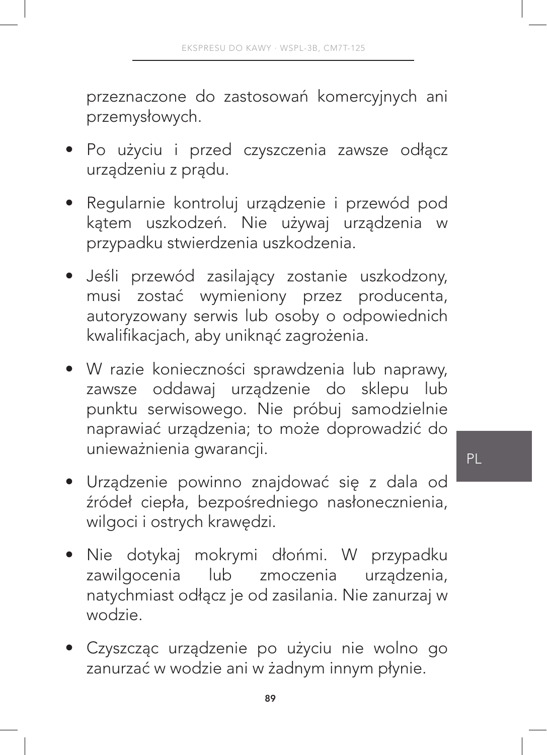przeznaczone do zastosowań komercyjnych ani przemysłowych.

- Po użyciu i przed czyszczenia zawsze odłącz urządzeniu z prądu.
- Regularnie kontroluj urządzenie i przewód pod kątem uszkodzeń. Nie używaj urządzenia w przypadku stwierdzenia uszkodzenia.
- Jeśli przewód zasilający zostanie uszkodzony, musi zostać wymieniony przez producenta, autoryzowany serwis lub osoby o odpowiednich kwalifikacjach, aby uniknąć zagrożenia.
- W razie konieczności sprawdzenia lub naprawy, zawsze oddawaj urządzenie do sklepu lub punktu serwisowego. Nie próbuj samodzielnie naprawiać urządzenia; to może doprowadzić do unieważnienia gwarancji.
- Urządzenie powinno znajdować się z dala od źródeł ciepła, bezpośredniego nasłonecznienia, wilgoci i ostrych krawędzi.
- Nie dotykaj mokrymi dłońmi. W przypadku zawilgocenia lub zmoczenia urządzenia, natychmiast odłącz je od zasilania. Nie zanurzaj w wodzie.
- Czyszcząc urządzenie po użyciu nie wolno go zanurzać w wodzie ani w żadnym innym płynie.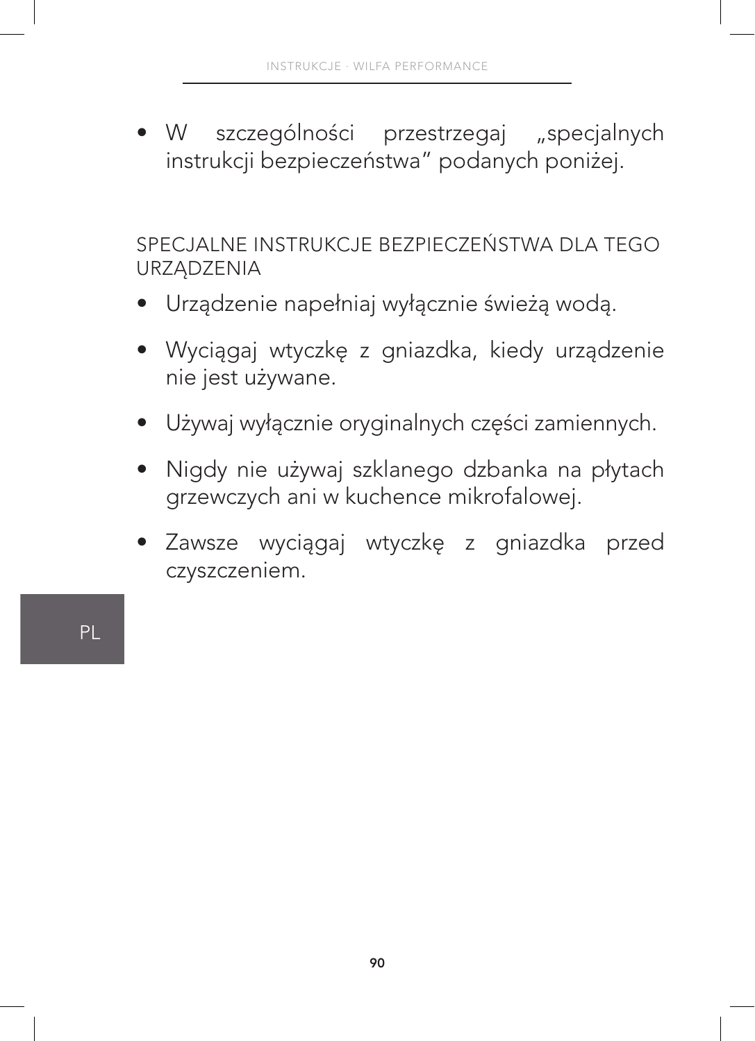- W szczególności przestrzegaj „specjalnych instrukcji bezpieczeństwa" podanych poniżej.

## SPECJALNE INSTRUKCJE BEZPIECZEŃSTWA DLA TEGO URZĄDZENIA

- Urządzenie napełniaj wyłącznie świeżą wodą.
- Wyciągaj wtyczkę z gniazdka, kiedy urządzenie nie jest używane.
- Używaj wyłącznie oryginalnych części zamiennych.
- Nigdy nie używaj szklanego dzbanka na płytach grzewczych ani w kuchence mikrofalowej.
- Zawsze wyciągaj wtyczkę z gniazdka przed czyszczeniem.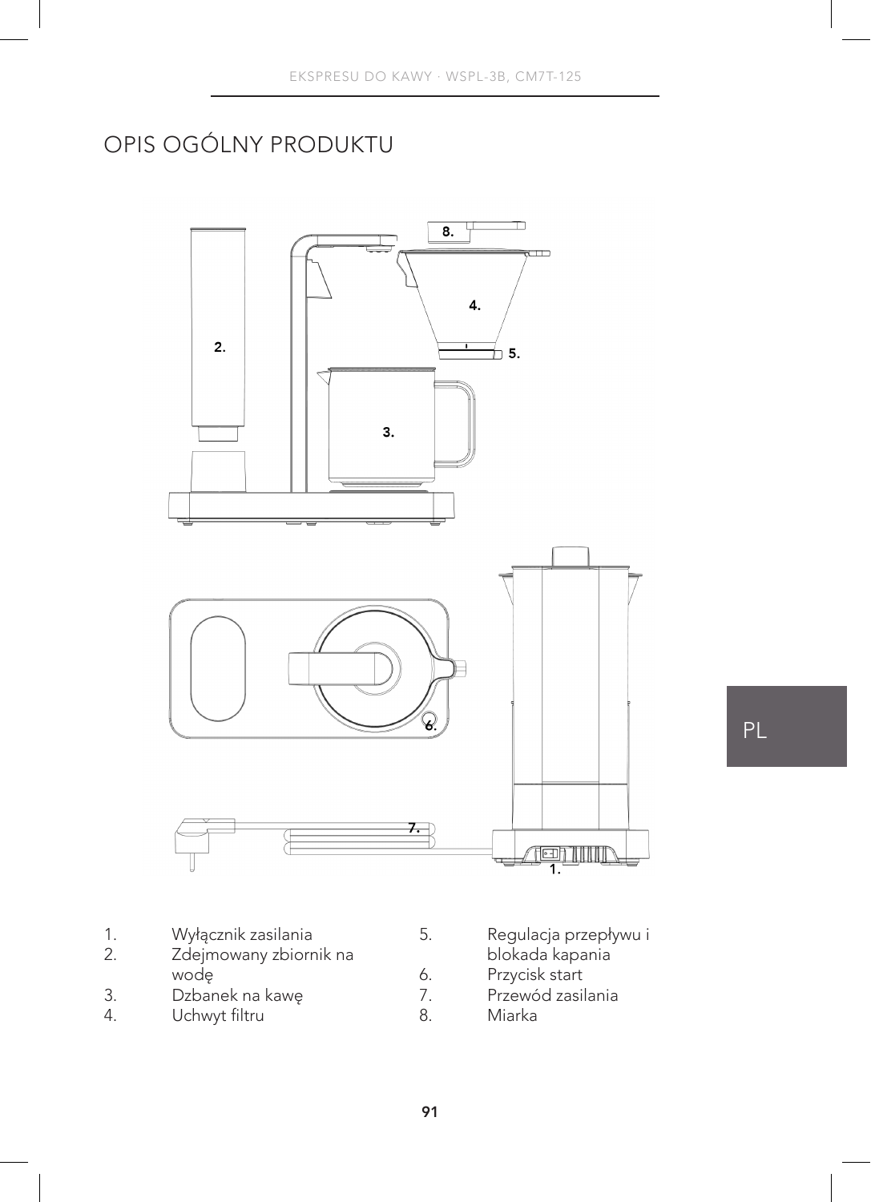# OPIS OGÓLNY PRODUKTU

1. Wyłącznik zasilania
2. Zdejmowany zbiornik na wodę
3. Dzbanek na kawę
4. Uchwyt filtru
5. Regulacja przepływu i blokada kapania
6. Przycisk start
7. Przewód zasilania
8. Miarka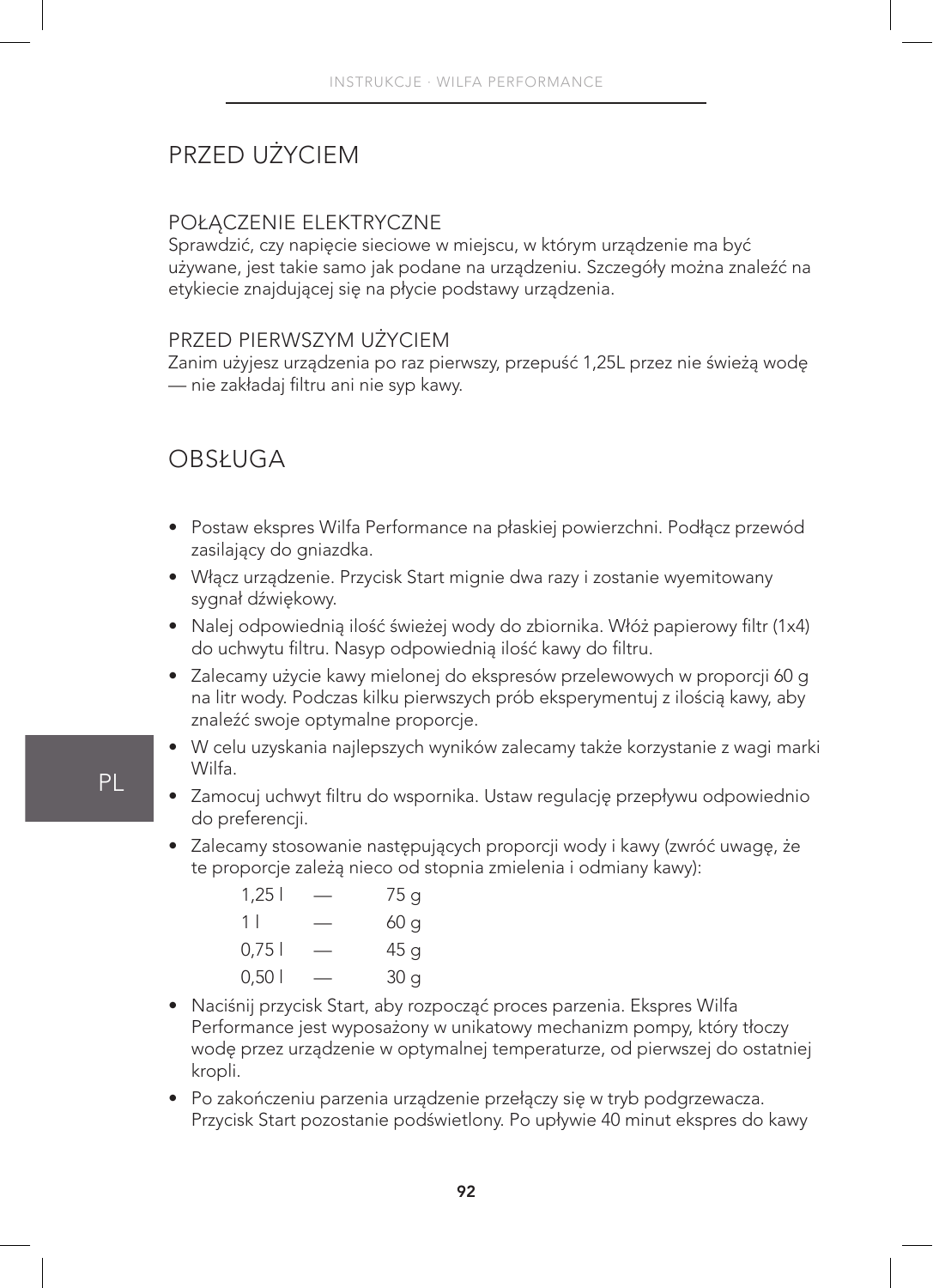# PRZED UŻYCIEM

## POŁĄCZENIE ELEKTRYCZNE

Sprawdzić, czy napięcie sieciowe w miejscu, w którym urządzenie ma być używane, jest takie samo jak podane na urządzeniu. Szczegóły można znaleźć na etykiecie znajdującej się na płycie podstawy urządzenia.

## PRZED PIERWSZYM UŻYCIEM

Zanim użyjesz urządzenia po raz pierwszy, przepuść 1,25L przez nie świeżą wodę — nie zakładaj filtru ani nie syp kawy.

# OBSŁUGA

- Postaw ekspres Wilfa Performance na płaskiej powierzchni. Podłącz przewód zasilający do gniazdka.
- Włącz urządzenie. Przycisk Start mignie dwa razy i zostanie wyemitowany sygnał dźwiękowy.
- Nalej odpowiednią ilość świeżej wody do zbiornika. Włóż papierowy filtr (1x4) do uchwytu filtru. Nasyp odpowiednią ilość kawy do filtru.
- Zalecamy użycie kawy mielonej do ekspresów przelewowych w proporcji 60 g na litr wody. Podczas kilku pierwszych prób eksperymentuj z ilością kawy, aby znaleźć swoje optymalne proporcje.
- W celu uzyskania najlepszych wyników zalecamy także korzystanie z wagi marki Wilfa.
- Zamocuj uchwyt filtru do wspornika. Ustaw regulację przepływu odpowiednio do preferencji.
- Zalecamy stosowanie następujących proporcji wody i kawy (zwróć uwagę, że te proporcje zależą nieco od stopnia zmielenia i odmiany kawy):

| | | |
|---|---|---|
| 1,25 l | — | 75 g |
| 1 l | — | 60 g |
| 0,75 l | — | 45 g |
| 0,50 l | — | 30 g |

- Naciśnij przycisk Start, aby rozpocząć proces parzenia. Ekspres Wilfa Performance jest wyposażony w unikatowy mechanizm pompy, który tłoczy wodę przez urządzenie w optymalnej temperaturze, od pierwszej do ostatniej kropli.
- Po zakończeniu parzenia urządzenie przełączy się w tryb podgrzewacza. Przycisk Start pozostanie podświetlony. Po upływie 40 minut ekspres do kawy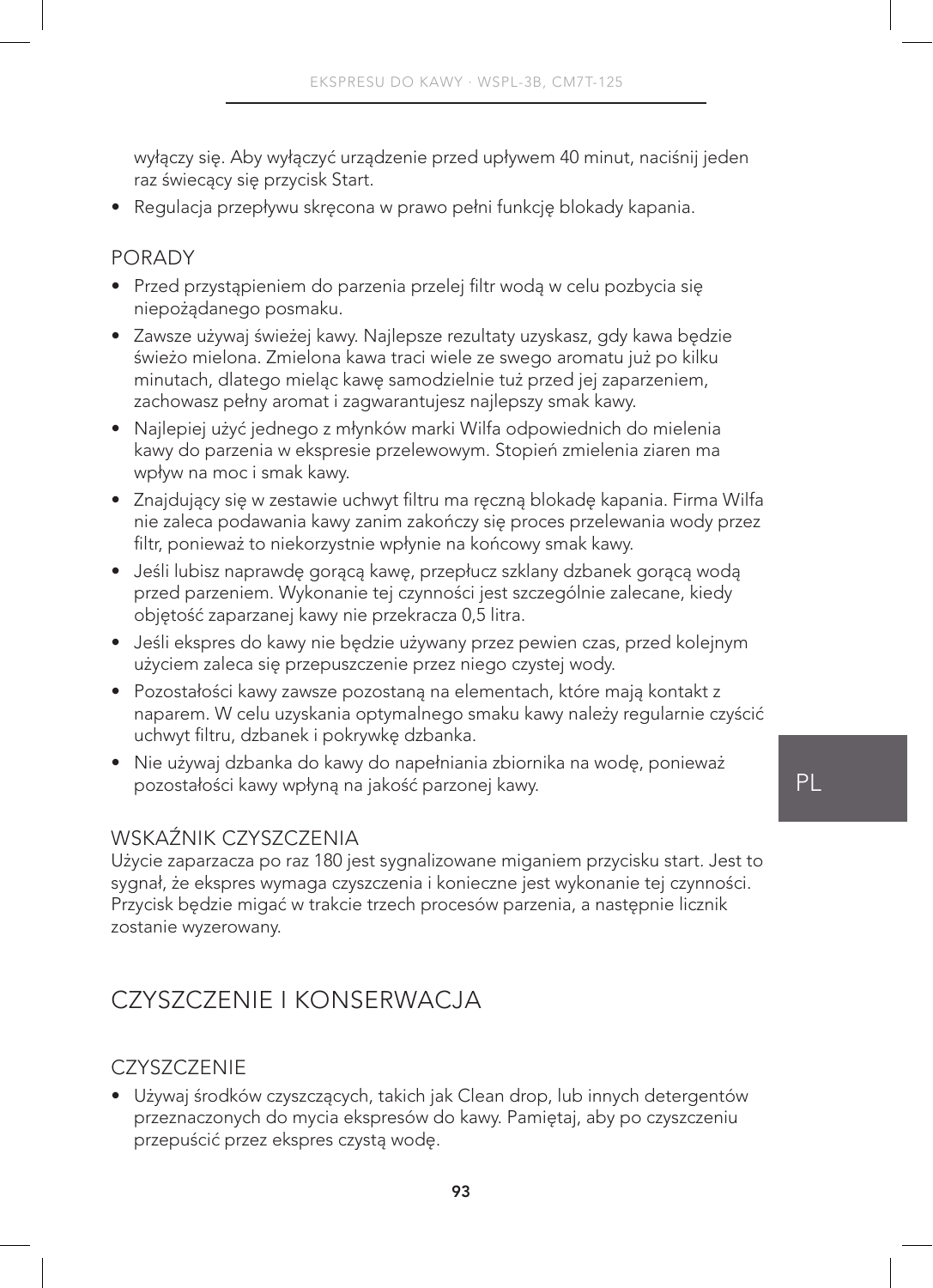wyłączy się. Aby wyłączyć urządzenie przed upływem 40 minut, naciśnij jeden raz świecący się przycisk Start.

- Regulacja przepływu skręcona w prawo pełni funkcję blokady kapania.

### PORADY

- Przed przystąpieniem do parzenia przelej filtr wodą w celu pozbycia się niepożądanego posmaku.
- Zawsze używaj świeżej kawy. Najlepsze rezultaty uzyskasz, gdy kawa będzie świeżo mielona. Zmielona kawa traci wiele ze swego aromatu już po kilku minutach, dlatego mieląc kawę samodzielnie tuż przed jej zaparzeniem, zachowasz pełny aromat i zagwarantujesz najlepszy smak kawy.
- Najlepiej użyć jednego z młynków marki Wilfa odpowiednich do mielenia kawy do parzenia w ekspresie przelewowym. Stopień zmielenia ziaren ma wpływ na moc i smak kawy.
- Znajdujący się w zestawie uchwyt filtru ma ręczną blokadę kapania. Firma Wilfa nie zaleca podawania kawy zanim zakończy się proces przelewania wody przez filtr, ponieważ to niekorzystnie wpłynie na końcowy smak kawy.
- Jeśli lubisz naprawdę gorącą kawę, przepłucz szklany dzbanek gorącą wodą przed parzeniem. Wykonanie tej czynności jest szczególnie zalecane, kiedy objętość zaparzanej kawy nie przekracza 0,5 litra.
- Jeśli ekspres do kawy nie będzie używany przez pewien czas, przed kolejnym użyciem zaleca się przepuszczenie przez niego czystej wody.
- Pozostałości kawy zawsze pozostaną na elementach, które mają kontakt z naparem. W celu uzyskania optymalnego smaku kawy należy regularnie czyścić uchwyt filtru, dzbanek i pokrywkę dzbanka.
- Nie używaj dzbanka do kawy do napełniania zbiornika na wodę, ponieważ pozostałości kawy wpłyną na jakość parzonej kawy.

### WSKAŹNIK CZYSZCZENIA

Użycie zaparzacza po raz 180 jest sygnalizowane miganiem przycisku start. Jest to sygnał, że ekspres wymaga czyszczenia i konieczne jest wykonanie tej czynności. Przycisk będzie migać w trakcie trzech procesów parzenia, a następnie licznik zostanie wyzerowany.

## CZYSZCZENIE I KONSERWACJA

### CZYSZCZENIE

- Używaj środków czyszczących, takich jak Clean drop, lub innych detergentów przeznaczonych do mycia ekspresów do kawy. Pamiętaj, aby po czyszczeniu przepuścić przez ekspres czystą wodę.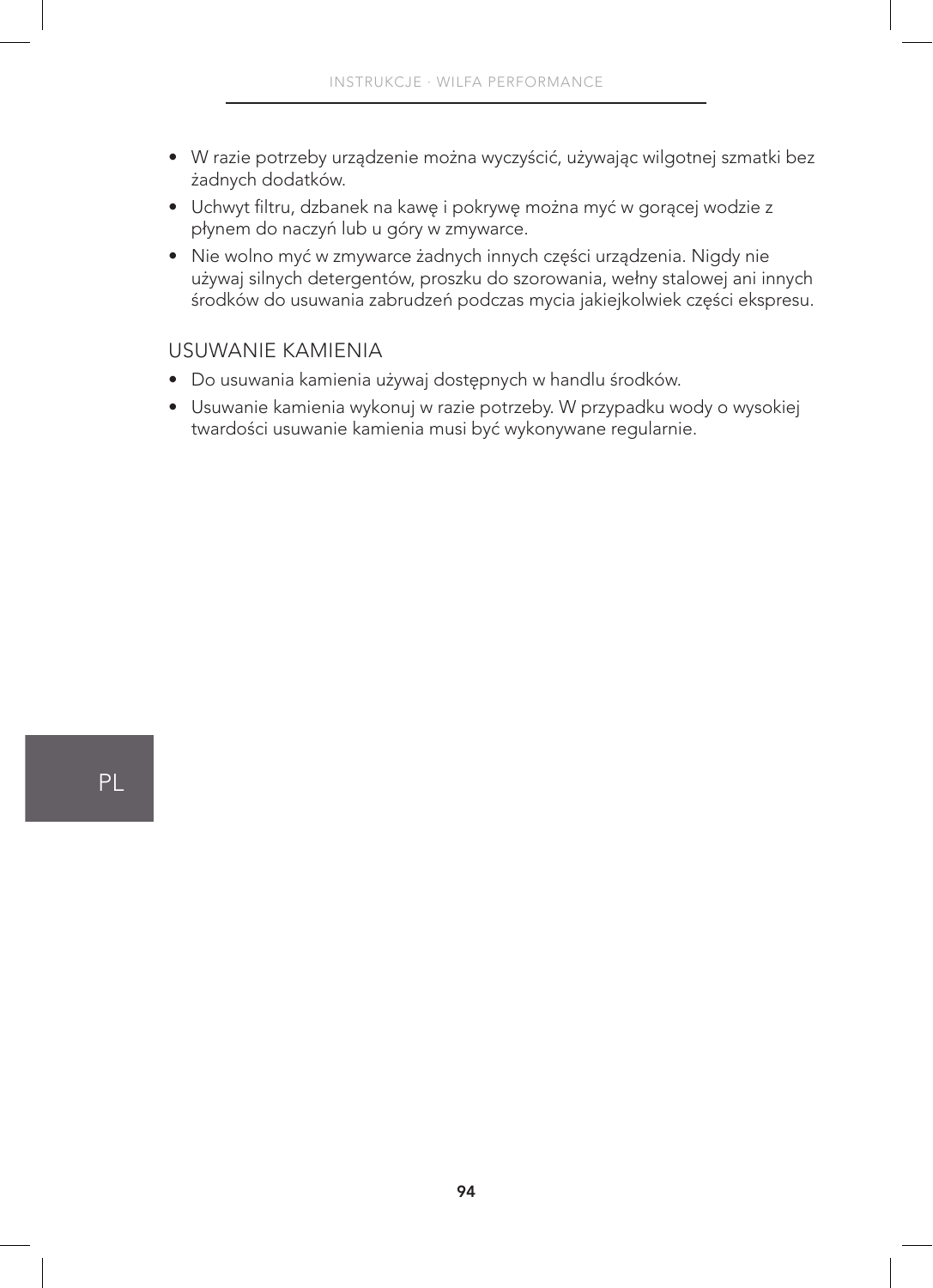- W razie potrzeby urządzenie można wyczyścić, używając wilgotnej szmatki bez żadnych dodatków.
- Uchwyt filtru, dzbanek na kawę i pokrywę można myć w gorącej wodzie z płynem do naczyń lub u góry w zmywarce.
- Nie wolno myć w zmywarce żadnych innych części urządzenia. Nigdy nie używaj silnych detergentów, proszku do szorowania, wełny stalowej ani innych środków do usuwania zabrudzeń podczas mycia jakiejkolwiek części ekspresu.

## USUWANIE KAMIENIA

- Do usuwania kamienia używaj dostępnych w handlu środków.
- Usuwanie kamienia wykonuj w razie potrzeby. W przypadku wody o wysokiej twardości usuwanie kamienia musi być wykonywane regularnie.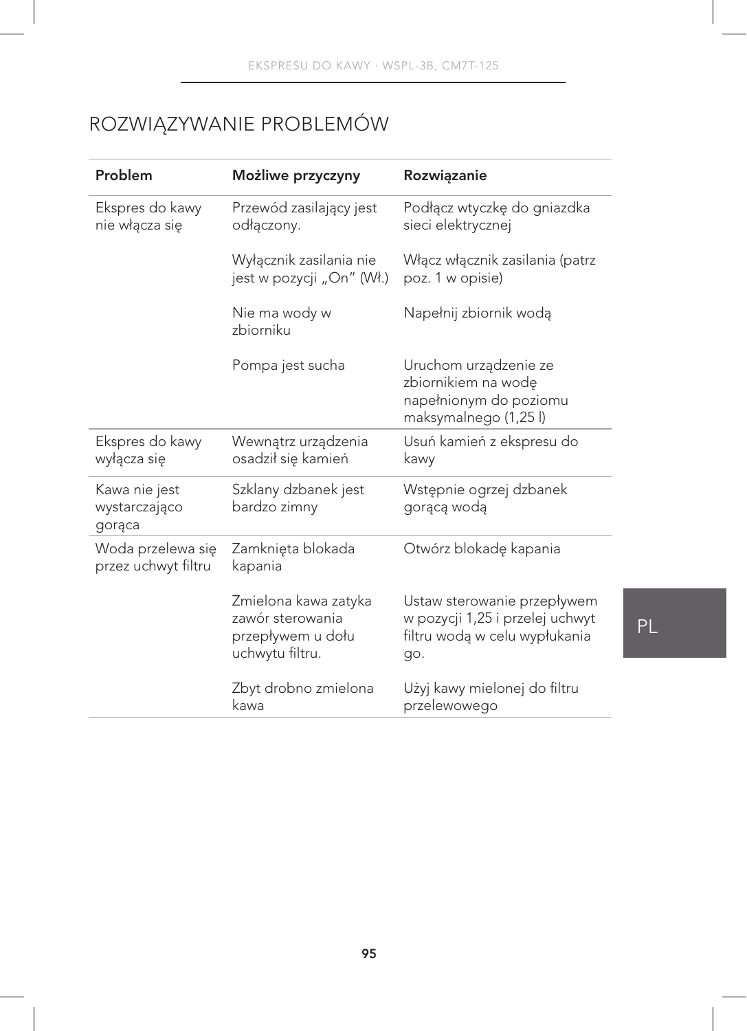# ROZWIĄZYWANIE PROBLEMÓW

| Problem | Możliwe przyczyny | Rozwiązanie |
| --- | --- | --- |
| Ekspres do kawy nie włącza się | Przewód zasilający jest odłączony. | Podłącz wtyczkę do gniazdka sieci elektrycznej |
| | Wyłącznik zasilania nie jest w pozycji „On" (Wł.) | Włącz włącznik zasilania (patrz poz. 1 w opisie) |
| | Nie ma wody w zbiorniku | Napełnij zbiornik wodą |
| | Pompa jest sucha | Uruchom urządzenie ze zbiornikiem na wodę napełnionym do poziomu maksymalnego (1,25 l) |
| Ekspres do kawy wyłącza się | Wewnątrz urządzenia osadził się kamień | Usuń kamień z ekspresu do kawy |
| Kawa nie jest wystarczająco gorąca | Szklany dzbanek jest bardzo zimny | Wstępnie ogrzej dzbanek gorącą wodą |
| Woda przelewa się przez uchwyt filtru | Zamknięta blokada kapania | Otwórz blokadę kapania |
| | Zmielona kawa zatyka zawór sterowania przepływem u dołu uchwytu filtru. | Ustaw sterowanie przepływem w pozycji 1,25 i przelej uchwyt filtru wodą w celu wypłukania go. |
| | Zbyt drobno zmielona kawa | Użyj kawy mielonej do filtru przelewowego |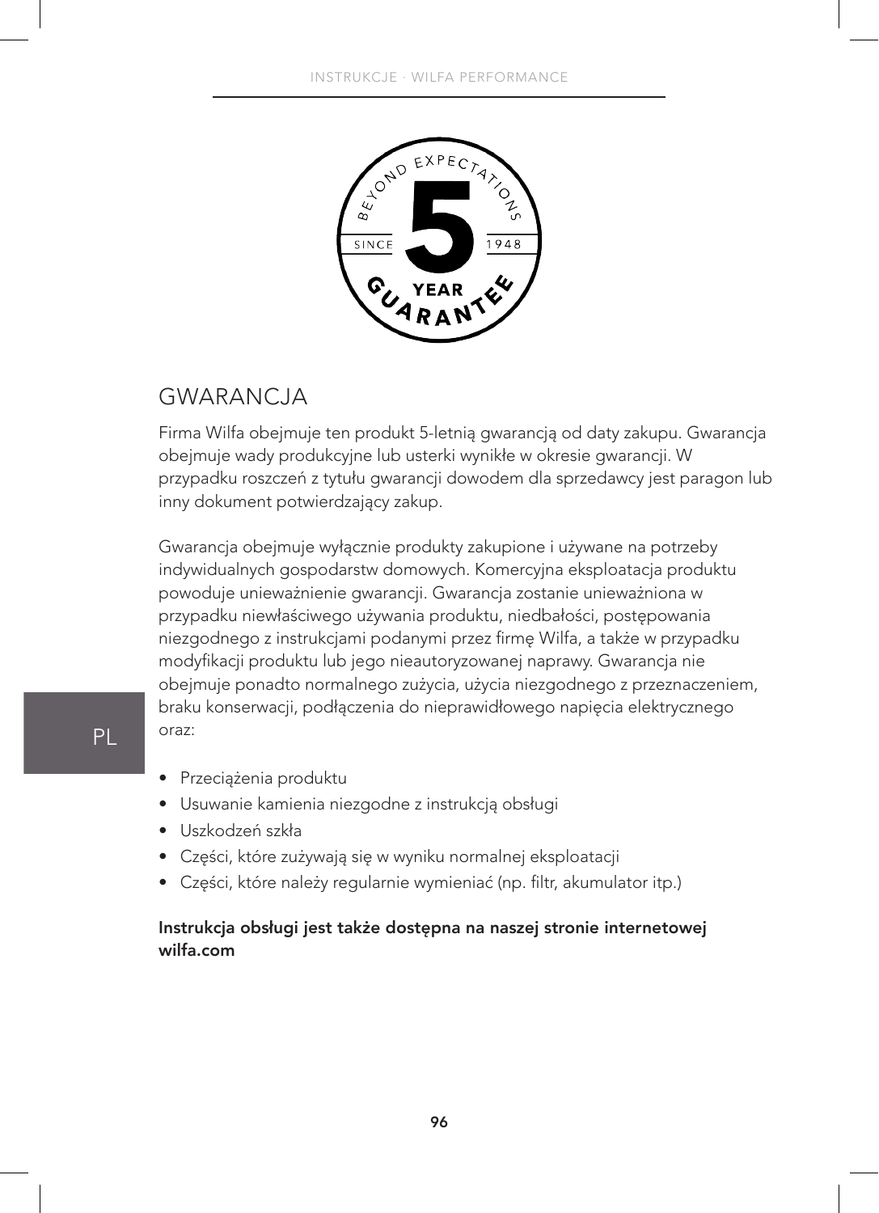## GWARANCJA

Firma Wilfa obejmuje ten produkt 5-letnią gwarancją od daty zakupu. Gwarancja obejmuje wady produkcyjne lub usterki wynikłe w okresie gwarancji. W przypadku roszczeń z tytułu gwarancji dowodem dla sprzedawcy jest paragon lub inny dokument potwierdzający zakup.

Gwarancja obejmuje wyłącznie produkty zakupione i używane na potrzeby indywidualnych gospodarstw domowych. Komercyjna eksploatacja produktu powoduje unieważnienie gwarancji. Gwarancja zostanie unieważniona w przypadku niewłaściwego używania produktu, niedbałości, postępowania niezgodnego z instrukcjami podanymi przez firmę Wilfa, a także w przypadku modyfikacji produktu lub jego nieautoryzowanej naprawy. Gwarancja nie obejmuje ponadto normalnego zużycia, użycia niezgodnego z przeznaczeniem, braku konserwacji, podłączenia do nieprawidłowego napięcia elektrycznego oraz:

- Przeciążenia produktu
- Usuwanie kamienia niezgodne z instrukcją obsługi
- Uszkodzeń szkła
- Części, które zużywają się w wyniku normalnej eksploatacji
- Części, które należy regularnie wymieniać (np. filtr, akumulator itp.)

**Instrukcja obsługi jest także dostępna na naszej stronie internetowej wilfa.com**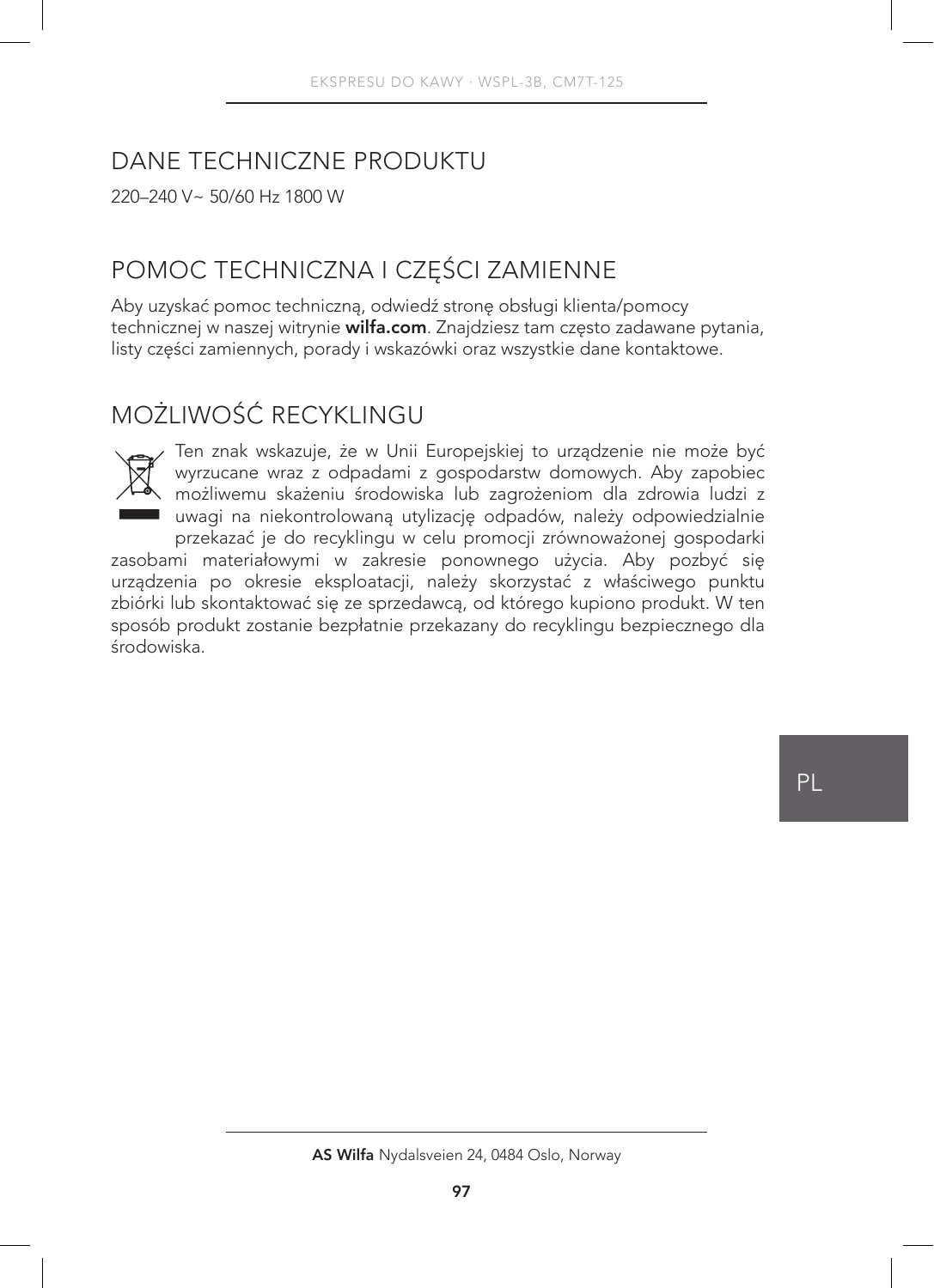## DANE TECHNICZNE PRODUKTU

220–240 V~ 50/60 Hz 1800 W

## POMOC TECHNICZNA I CZĘŚCI ZAMIENNE

Aby uzyskać pomoc techniczną, odwiedź stronę obsługi klienta/pomocy technicznej w naszej witrynie **wilfa.com**. Znajdziesz tam często zadawane pytania, listy części zamiennych, porady i wskazówki oraz wszystkie dane kontaktowe.

## MOŻLIWOŚĆ RECYKLINGU

Ten znak wskazuje, że w Unii Europejskiej to urządzenie nie może być wyrzucane wraz z odpadami z gospodarstw domowych. Aby zapobiec możliwemu skażeniu środowiska lub zagrożeniom dla zdrowia ludzi z uwagi na niekontrolowaną utylizację odpadów, należy odpowiedzialnie przekazać je do recyklingu w celu promocji zrównoważonej gospodarki zasobami materiałowymi w zakresie ponownego użycia. Aby pozbyć się urządzenia po okresie eksploatacji, należy skorzystać z właściwego punktu zbiórki lub skontaktować się ze sprzedawcą, od którego kupiono produkt. W ten sposób produkt zostanie bezpłatnie przekazany do recyklingu bezpiecznego dla środowiska.

**AS Wilfa** Nydalsveien 24, 0484 Oslo, Norway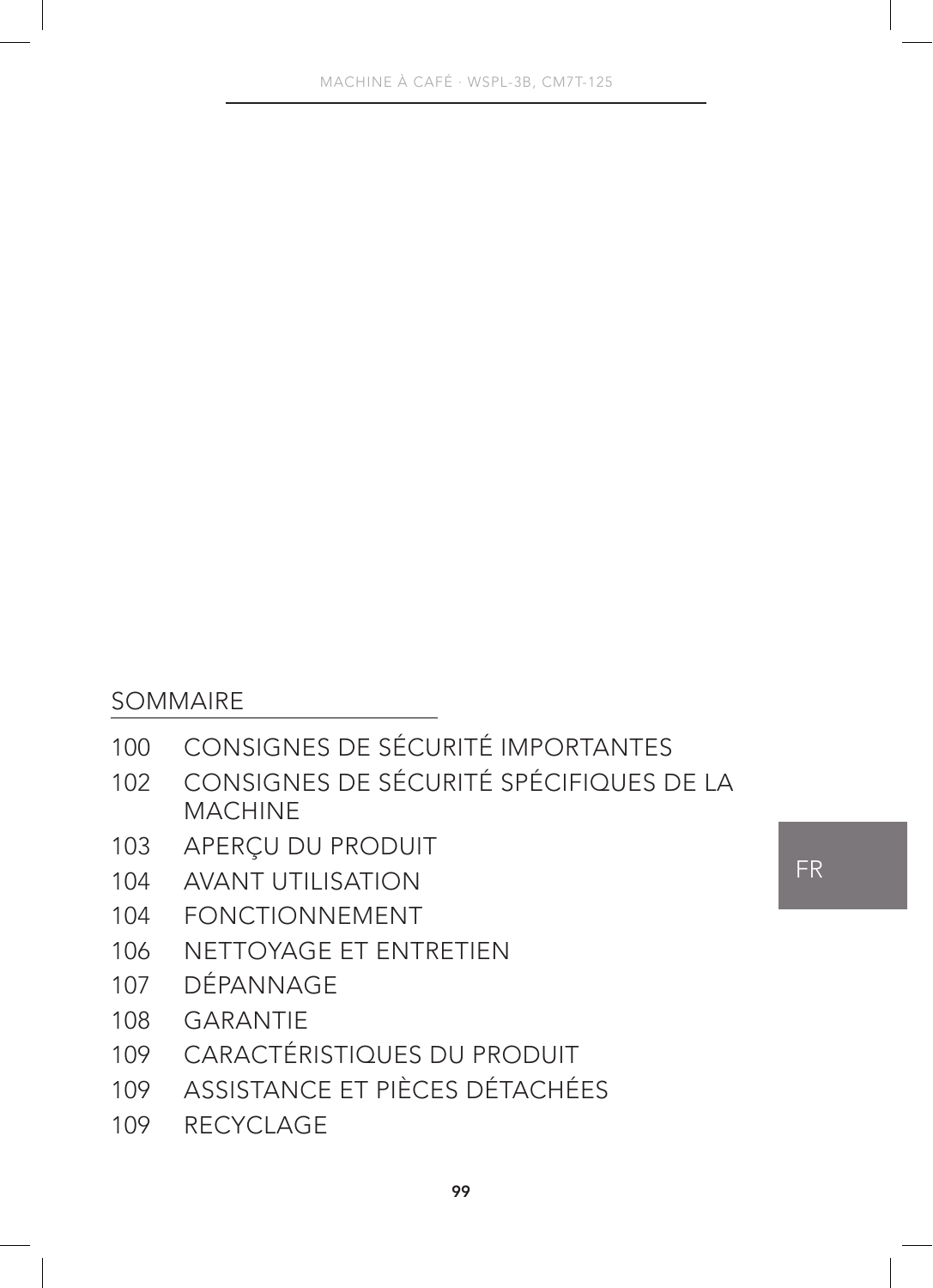## SOMMAIRE

| | |
|---|---|
| 100 | CONSIGNES DE SÉCURITÉ IMPORTANTES |
| 102 | CONSIGNES DE SÉCURITÉ SPÉCIFIQUES DE LA MACHINE |
| 103 | APERÇU DU PRODUIT |
| 104 | AVANT UTILISATION |
| 104 | FONCTIONNEMENT |
| 106 | NETTOYAGE ET ENTRETIEN |
| 107 | DÉPANNAGE |
| 108 | GARANTIE |
| 109 | CARACTÉRISTIQUES DU PRODUIT |
| 109 | ASSISTANCE ET PIÈCES DÉTACHÉES |
| 109 | RECYCLAGE |

FR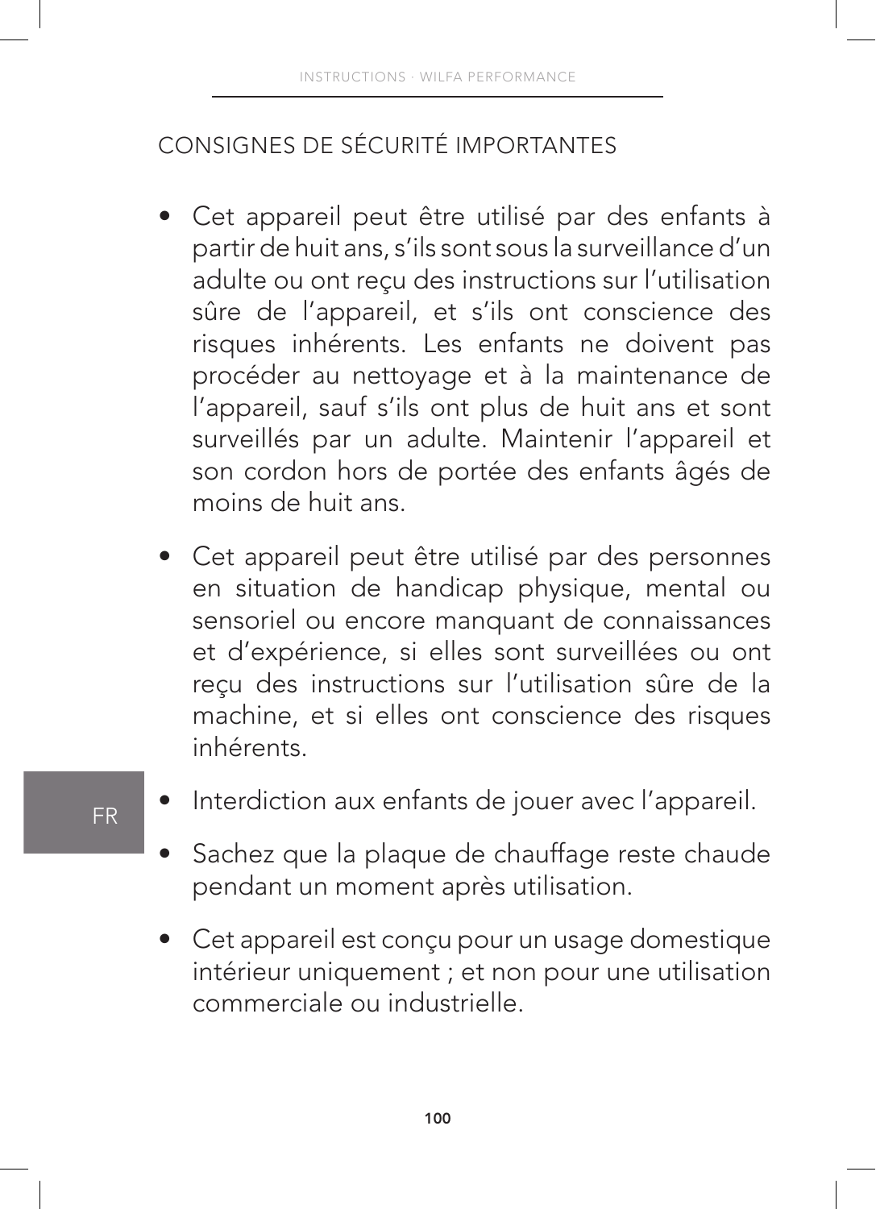## CONSIGNES DE SÉCURITÉ IMPORTANTES

- Cet appareil peut être utilisé par des enfants à partir de huit ans, s'ils sont sous la surveillance d'un adulte ou ont reçu des instructions sur l'utilisation sûre de l'appareil, et s'ils ont conscience des risques inhérents. Les enfants ne doivent pas procéder au nettoyage et à la maintenance de l'appareil, sauf s'ils ont plus de huit ans et sont surveillés par un adulte. Maintenir l'appareil et son cordon hors de portée des enfants âgés de moins de huit ans.
- Cet appareil peut être utilisé par des personnes en situation de handicap physique, mental ou sensoriel ou encore manquant de connaissances et d'expérience, si elles sont surveillées ou ont reçu des instructions sur l'utilisation sûre de la machine, et si elles ont conscience des risques inhérents.
- Interdiction aux enfants de jouer avec l'appareil.
- Sachez que la plaque de chauffage reste chaude pendant un moment après utilisation.
- Cet appareil est conçu pour un usage domestique intérieur uniquement ; et non pour une utilisation commerciale ou industrielle.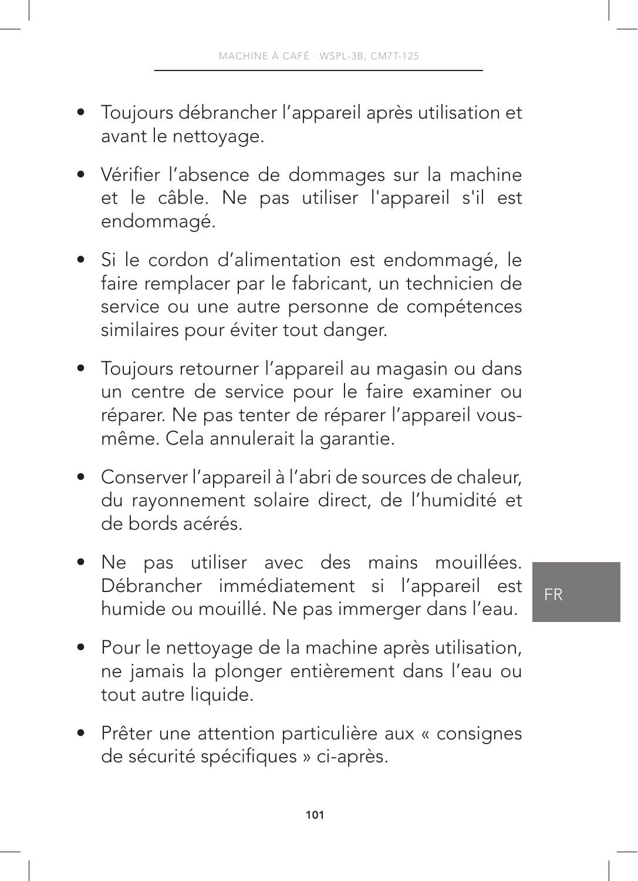- Toujours débrancher l'appareil après utilisation et avant le nettoyage.

- Vérifier l'absence de dommages sur la machine et le câble. Ne pas utiliser l'appareil s'il est endommagé.

- Si le cordon d'alimentation est endommagé, le faire remplacer par le fabricant, un technicien de service ou une autre personne de compétences similaires pour éviter tout danger.

- Toujours retourner l'appareil au magasin ou dans un centre de service pour le faire examiner ou réparer. Ne pas tenter de réparer l'appareil vous-même. Cela annulerait la garantie.

- Conserver l'appareil à l'abri de sources de chaleur, du rayonnement solaire direct, de l'humidité et de bords acérés.

- Ne pas utiliser avec des mains mouillées. Débrancher immédiatement si l'appareil est humide ou mouillé. Ne pas immerger dans l'eau.

- Pour le nettoyage de la machine après utilisation, ne jamais la plonger entièrement dans l'eau ou tout autre liquide.

- Prêter une attention particulière aux « consignes de sécurité spécifiques » ci-après.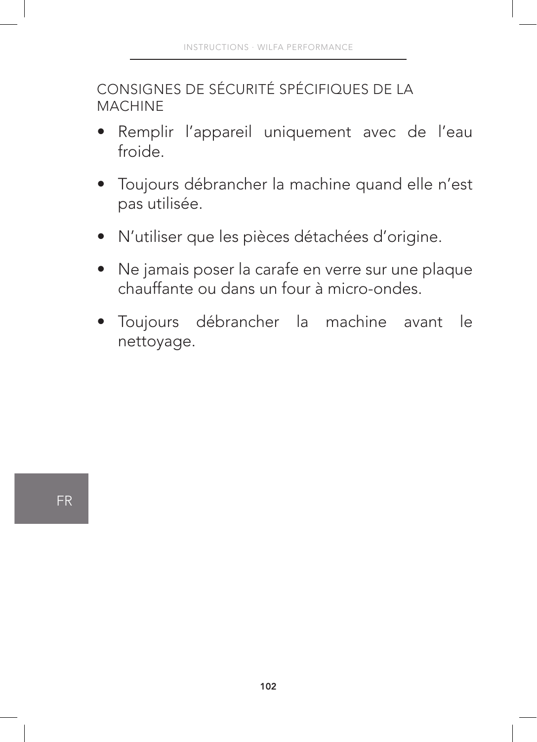## CONSIGNES DE SÉCURITÉ SPÉCIFIQUES DE LA MACHINE

- Remplir l'appareil uniquement avec de l'eau froide.
- Toujours débrancher la machine quand elle n'est pas utilisée.
- N'utiliser que les pièces détachées d'origine.
- Ne jamais poser la carafe en verre sur une plaque chauffante ou dans un four à micro-ondes.
- Toujours débrancher la machine avant le nettoyage.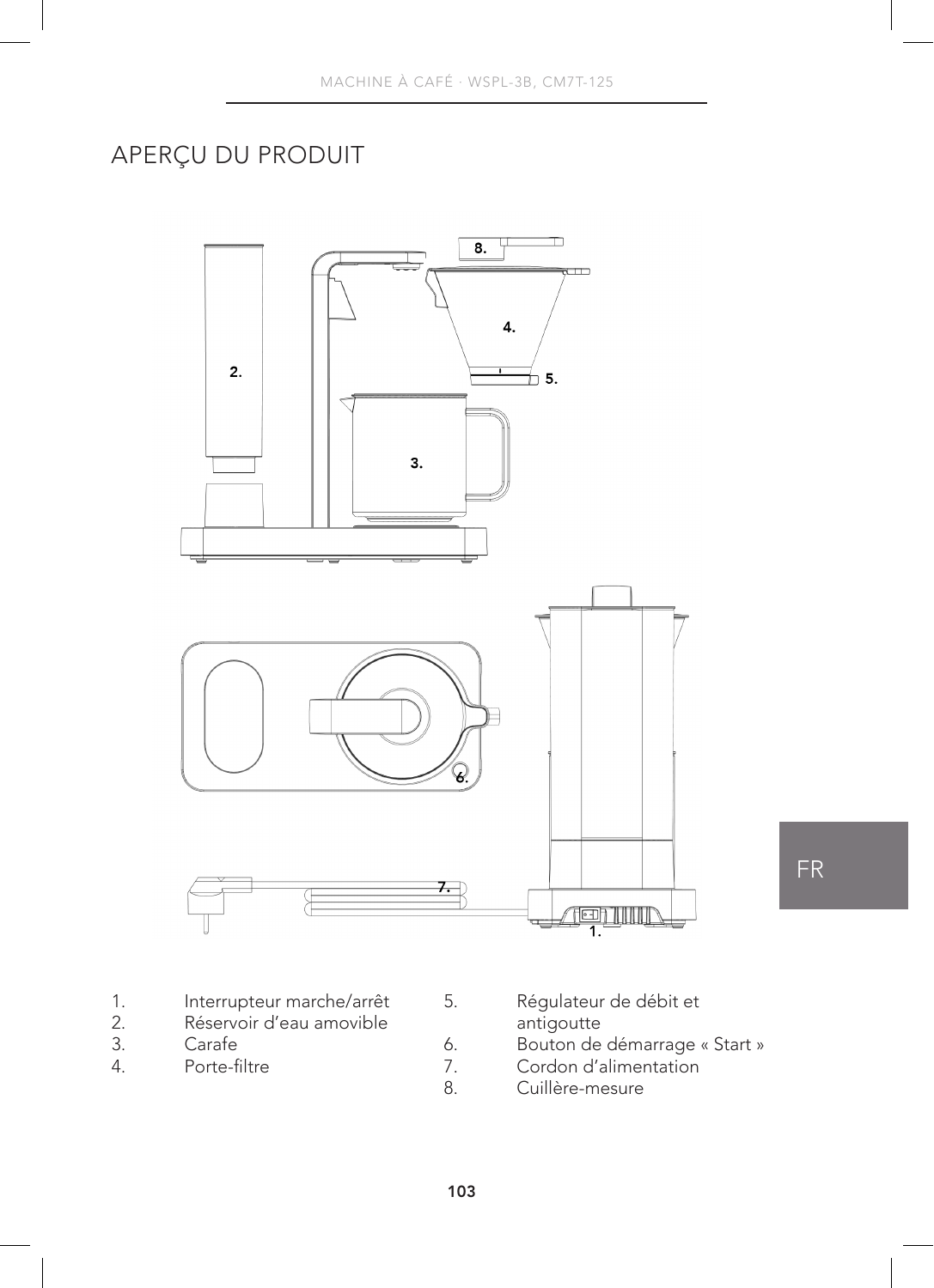# APERÇU DU PRODUIT

1. Interrupteur marche/arrêt
2. Réservoir d'eau amovible
3. Carafe
4. Porte-filtre
5. Régulateur de débit et antigoutte
6. Bouton de démarrage « Start »
7. Cordon d'alimentation
8. Cuillère-mesure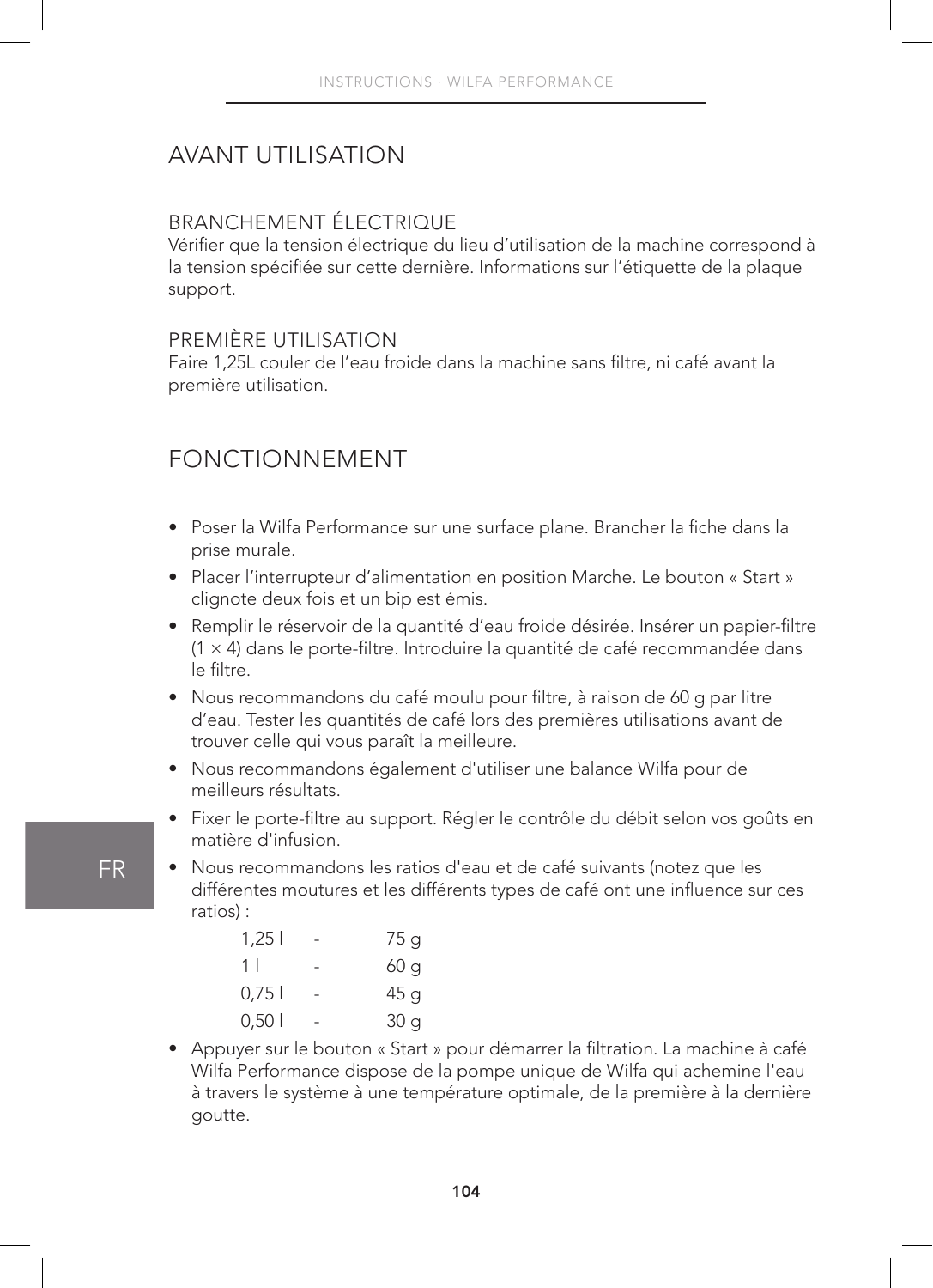# AVANT UTILISATION

## BRANCHEMENT ÉLECTRIQUE

Vérifier que la tension électrique du lieu d'utilisation de la machine correspond à la tension spécifiée sur cette dernière. Informations sur l'étiquette de la plaque support.

## PREMIÈRE UTILISATION

Faire 1,25L couler de l'eau froide dans la machine sans filtre, ni café avant la première utilisation.

# FONCTIONNEMENT

- Poser la Wilfa Performance sur une surface plane. Brancher la fiche dans la prise murale.
- Placer l'interrupteur d'alimentation en position Marche. Le bouton « Start » clignote deux fois et un bip est émis.
- Remplir le réservoir de la quantité d'eau froide désirée. Insérer un papier-filtre (1 × 4) dans le porte-filtre. Introduire la quantité de café recommandée dans le filtre.
- Nous recommandons du café moulu pour filtre, à raison de 60 g par litre d'eau. Tester les quantités de café lors des premières utilisations avant de trouver celle qui vous paraît la meilleure.
- Nous recommandons également d'utiliser une balance Wilfa pour de meilleurs résultats.
- Fixer le porte-filtre au support. Régler le contrôle du débit selon vos goûts en matière d'infusion.
- Nous recommandons les ratios d'eau et de café suivants (notez que les différentes moutures et les différents types de café ont une influence sur ces ratios) :

| | | |
|---|---|---|
| 1,25 l | - | 75 g |
| 1 l | - | 60 g |
| 0,75 l | - | 45 g |
| 0,50 l | - | 30 g |

- Appuyer sur le bouton « Start » pour démarrer la filtration. La machine à café Wilfa Performance dispose de la pompe unique de Wilfa qui achemine l'eau à travers le système à une température optimale, de la première à la dernière goutte.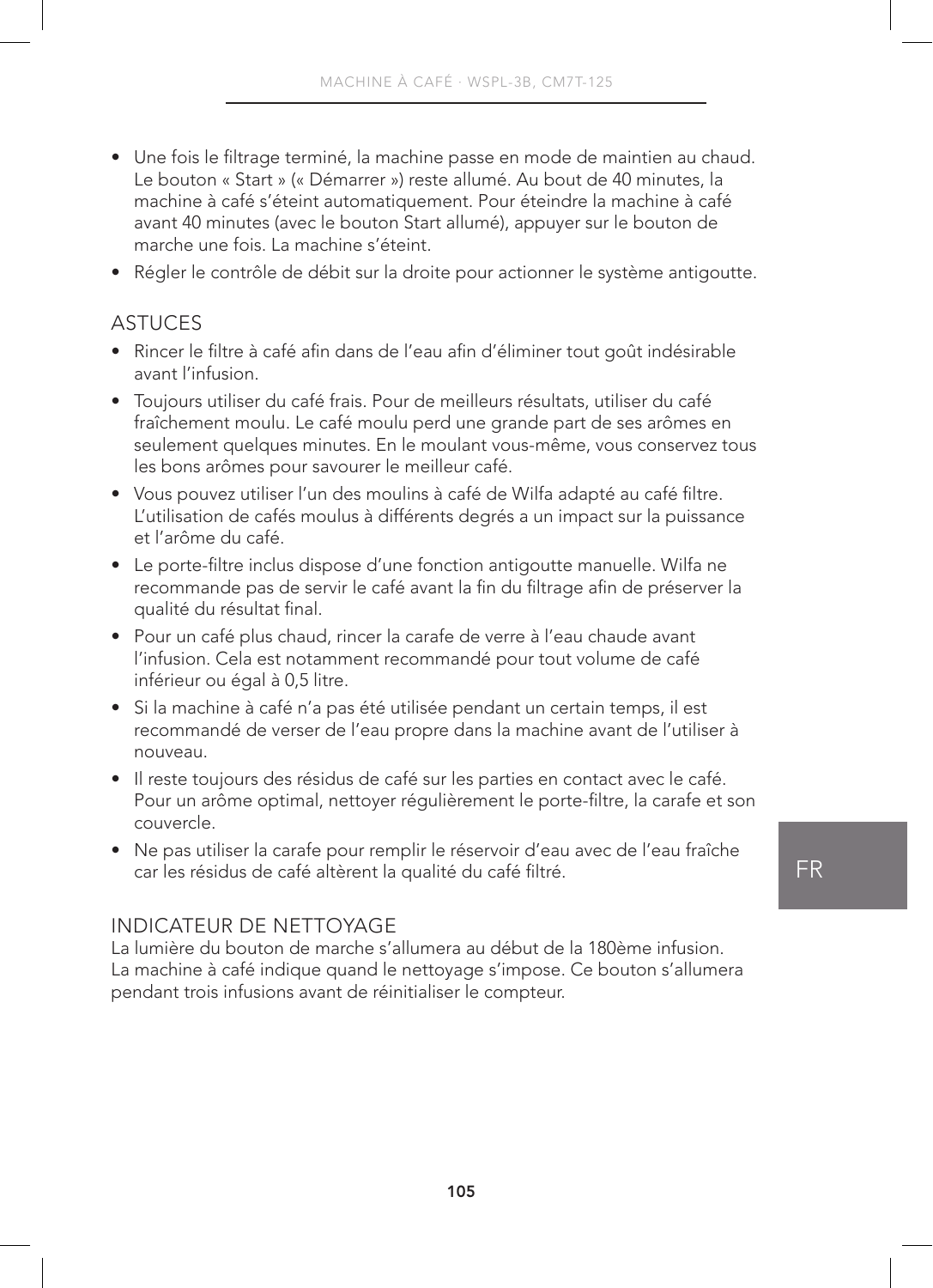- Une fois le filtrage terminé, la machine passe en mode de maintien au chaud. Le bouton « Start » (« Démarrer ») reste allumé. Au bout de 40 minutes, la machine à café s'éteint automatiquement. Pour éteindre la machine à café avant 40 minutes (avec le bouton Start allumé), appuyer sur le bouton de marche une fois. La machine s'éteint.
- Régler le contrôle de débit sur la droite pour actionner le système antigoutte.

## ASTUCES

- Rincer le filtre à café afin dans de l'eau afin d'éliminer tout goût indésirable avant l'infusion.
- Toujours utiliser du café frais. Pour de meilleurs résultats, utiliser du café fraîchement moulu. Le café moulu perd une grande part de ses arômes en seulement quelques minutes. En le moulant vous-même, vous conservez tous les bons arômes pour savourer le meilleur café.
- Vous pouvez utiliser l'un des moulins à café de Wilfa adapté au café filtre. L'utilisation de cafés moulus à différents degrés a un impact sur la puissance et l'arôme du café.
- Le porte-filtre inclus dispose d'une fonction antigoutte manuelle. Wilfa ne recommande pas de servir le café avant la fin du filtrage afin de préserver la qualité du résultat final.
- Pour un café plus chaud, rincer la carafe de verre à l'eau chaude avant l'infusion. Cela est notamment recommandé pour tout volume de café inférieur ou égal à 0,5 litre.
- Si la machine à café n'a pas été utilisée pendant un certain temps, il est recommandé de verser de l'eau propre dans la machine avant de l'utiliser à nouveau.
- Il reste toujours des résidus de café sur les parties en contact avec le café. Pour un arôme optimal, nettoyer régulièrement le porte-filtre, la carafe et son couvercle.
- Ne pas utiliser la carafe pour remplir le réservoir d'eau avec de l'eau fraîche car les résidus de café altèrent la qualité du café filtré.

## INDICATEUR DE NETTOYAGE

La lumière du bouton de marche s'allumera au début de la 180ème infusion. La machine à café indique quand le nettoyage s'impose. Ce bouton s'allumera pendant trois infusions avant de réinitialiser le compteur.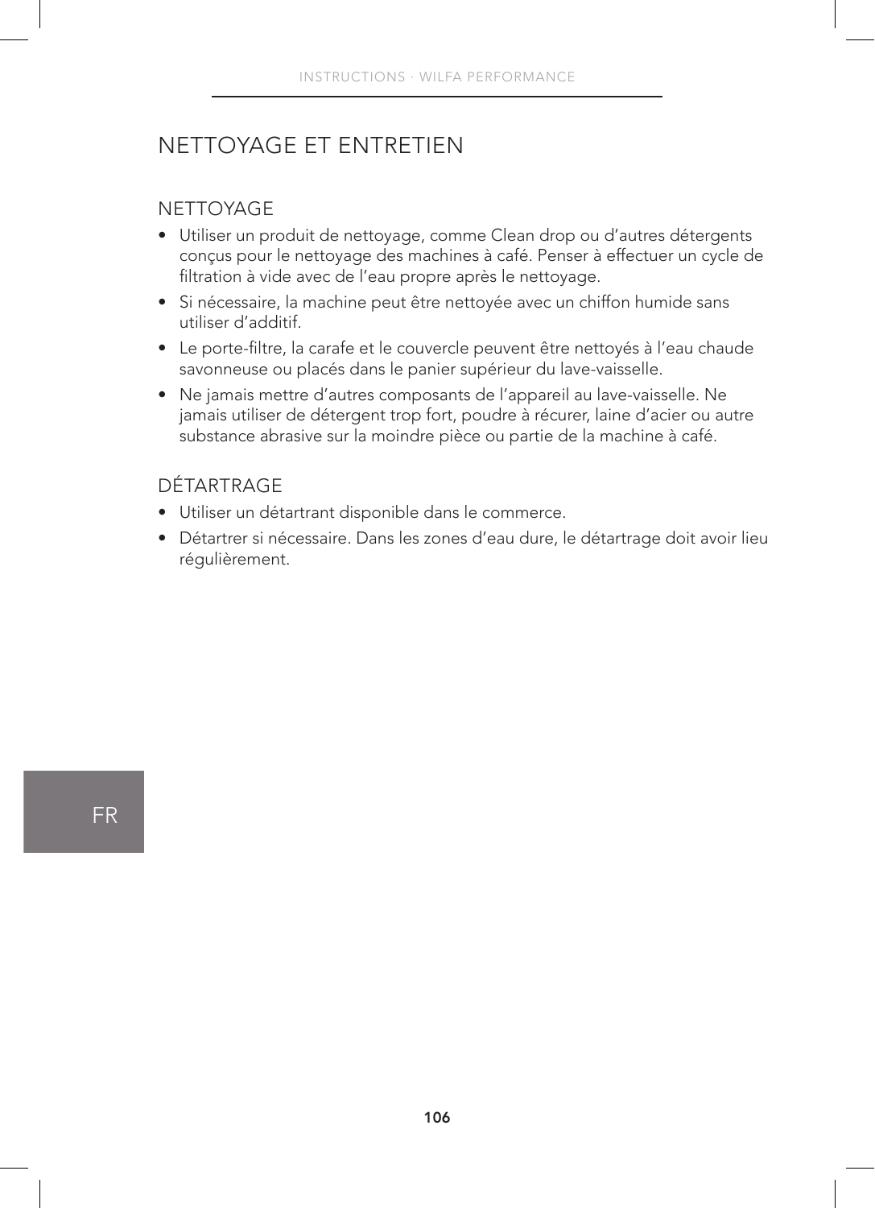# NETTOYAGE ET ENTRETIEN

## NETTOYAGE

- Utiliser un produit de nettoyage, comme Clean drop ou d'autres détergents conçus pour le nettoyage des machines à café. Penser à effectuer un cycle de filtration à vide avec de l'eau propre après le nettoyage.
- Si nécessaire, la machine peut être nettoyée avec un chiffon humide sans utiliser d'additif.
- Le porte-filtre, la carafe et le couvercle peuvent être nettoyés à l'eau chaude savonneuse ou placés dans le panier supérieur du lave-vaisselle.
- Ne jamais mettre d'autres composants de l'appareil au lave-vaisselle. Ne jamais utiliser de détergent trop fort, poudre à récurer, laine d'acier ou autre substance abrasive sur la moindre pièce ou partie de la machine à café.

## DÉTARTRAGE

- Utiliser un détartrant disponible dans le commerce.
- Détartrer si nécessaire. Dans les zones d'eau dure, le détartrage doit avoir lieu régulièrement.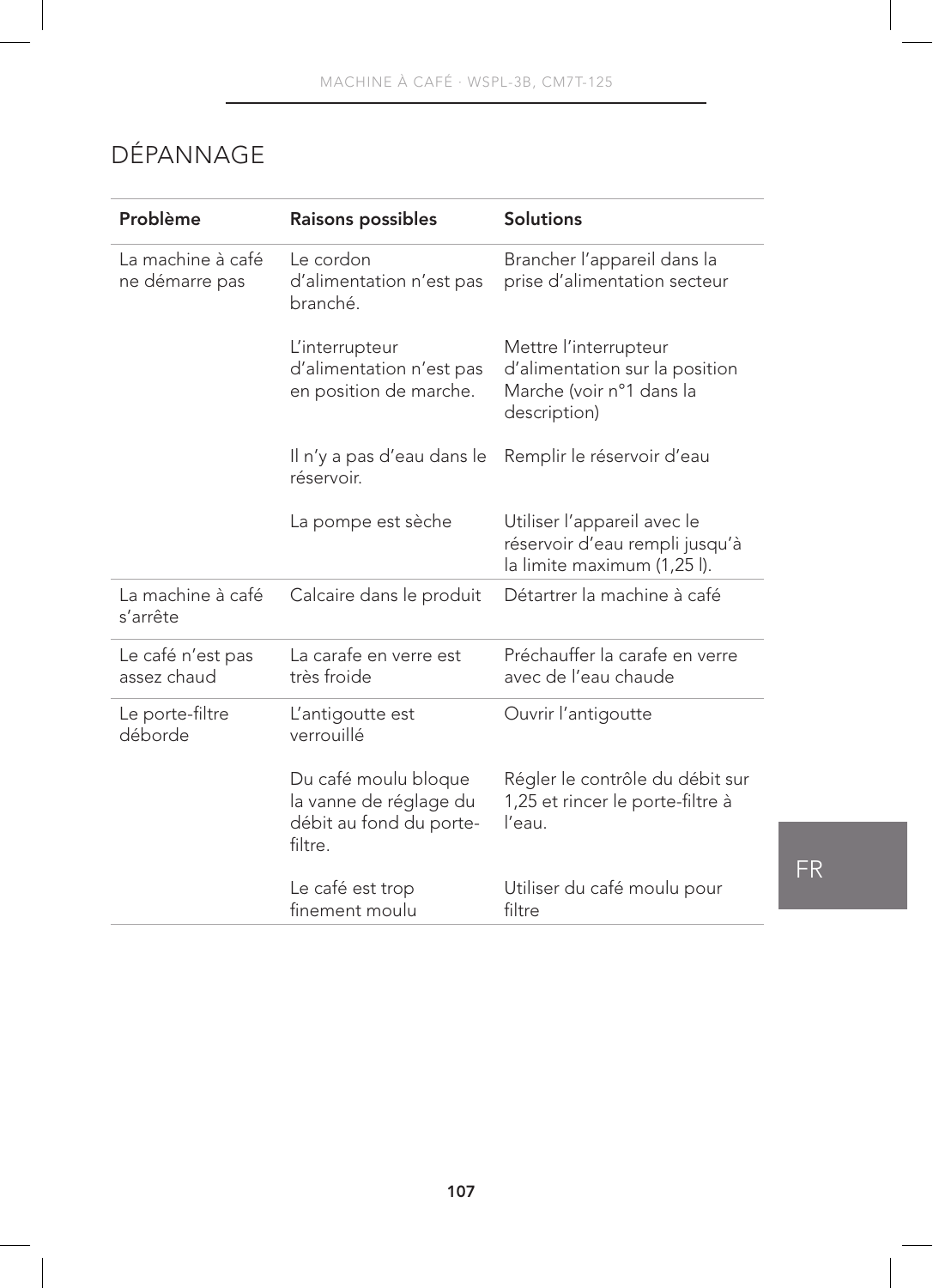# DÉPANNAGE

| Problème | Raisons possibles | Solutions |
|---|---|---|
| La machine à café ne démarre pas | Le cordon d’alimentation n’est pas branché. | Brancher l’appareil dans la prise d’alimentation secteur |
| | L’interrupteur d’alimentation n’est pas en position de marche. | Mettre l’interrupteur d’alimentation sur la position Marche (voir n°1 dans la description) |
| | Il n’y a pas d’eau dans le réservoir. | Remplir le réservoir d’eau |
| | La pompe est sèche | Utiliser l’appareil avec le réservoir d’eau rempli jusqu’à la limite maximum (1,25 l). |
| La machine à café s’arrête | Calcaire dans le produit | Détartrer la machine à café |
| Le café n’est pas assez chaud | La carafe en verre est très froide | Préchauffer la carafe en verre avec de l’eau chaude |
| Le porte-filtre déborde | L’antigoutte est verrouillé | Ouvrir l’antigoutte |
| | Du café moulu bloque la vanne de réglage du débit au fond du porte-filtre. | Régler le contrôle du débit sur 1,25 et rincer le porte-filtre à l’eau. |
| | Le café est trop finement moulu | Utiliser du café moulu pour filtre |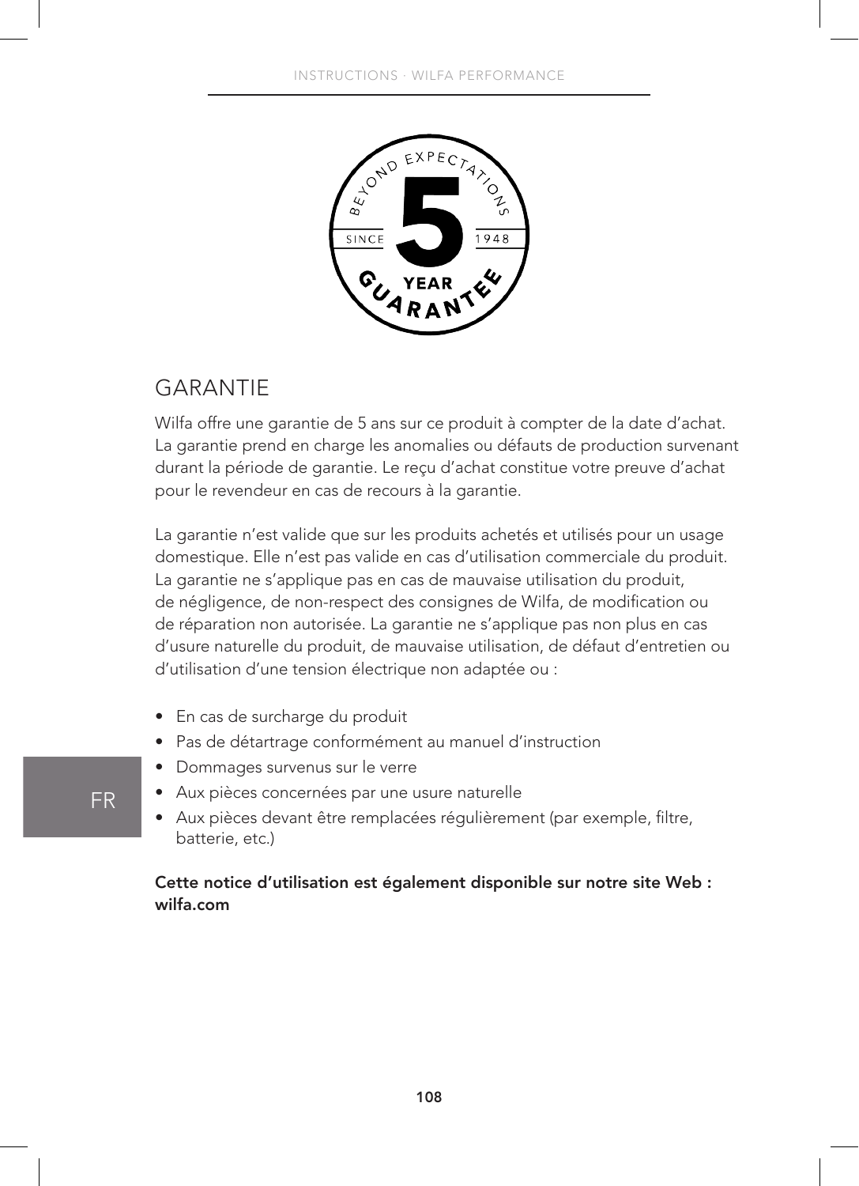## GARANTIE

Wilfa offre une garantie de 5 ans sur ce produit à compter de la date d'achat. La garantie prend en charge les anomalies ou défauts de production survenant durant la période de garantie. Le reçu d'achat constitue votre preuve d'achat pour le revendeur en cas de recours à la garantie.

La garantie n'est valide que sur les produits achetés et utilisés pour un usage domestique. Elle n'est pas valide en cas d'utilisation commerciale du produit. La garantie ne s'applique pas en cas de mauvaise utilisation du produit, de négligence, de non-respect des consignes de Wilfa, de modification ou de réparation non autorisée. La garantie ne s'applique pas non plus en cas d'usure naturelle du produit, de mauvaise utilisation, de défaut d'entretien ou d'utilisation d'une tension électrique non adaptée ou :

- En cas de surcharge du produit
- Pas de détartrage conformément au manuel d'instruction
- Dommages survenus sur le verre
- Aux pièces concernées par une usure naturelle
- Aux pièces devant être remplacées régulièrement (par exemple, filtre, batterie, etc.)

**Cette notice d'utilisation est également disponible sur notre site Web : wilfa.com**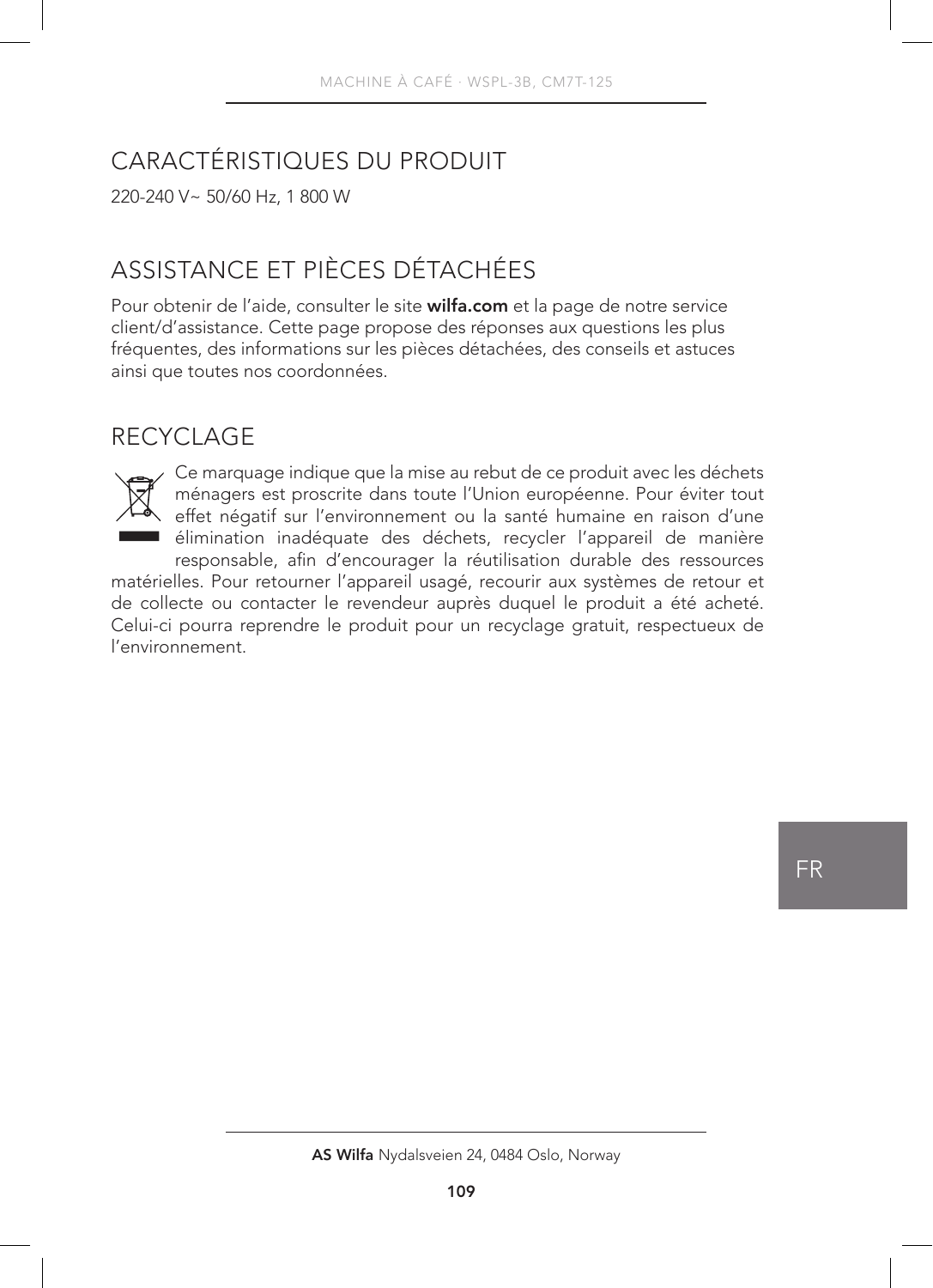## CARACTÉRISTIQUES DU PRODUIT

220-240 V~ 50/60 Hz, 1 800 W

## ASSISTANCE ET PIÈCES DÉTACHÉES

Pour obtenir de l'aide, consulter le site **wilfa.com** et la page de notre service client/d'assistance. Cette page propose des réponses aux questions les plus fréquentes, des informations sur les pièces détachées, des conseils et astuces ainsi que toutes nos coordonnées.

## RECYCLAGE

Ce marquage indique que la mise au rebut de ce produit avec les déchets ménagers est proscrite dans toute l'Union européenne. Pour éviter tout effet négatif sur l'environnement ou la santé humaine en raison d'une élimination inadéquate des déchets, recycler l'appareil de manière responsable, afin d'encourager la réutilisation durable des ressources matérielles. Pour retourner l'appareil usagé, recourir aux systèmes de retour et de collecte ou contacter le revendeur auprès duquel le produit a été acheté. Celui-ci pourra reprendre le produit pour un recyclage gratuit, respectueux de l'environnement.

**AS Wilfa** Nydalsveien 24, 0484 Oslo, Norway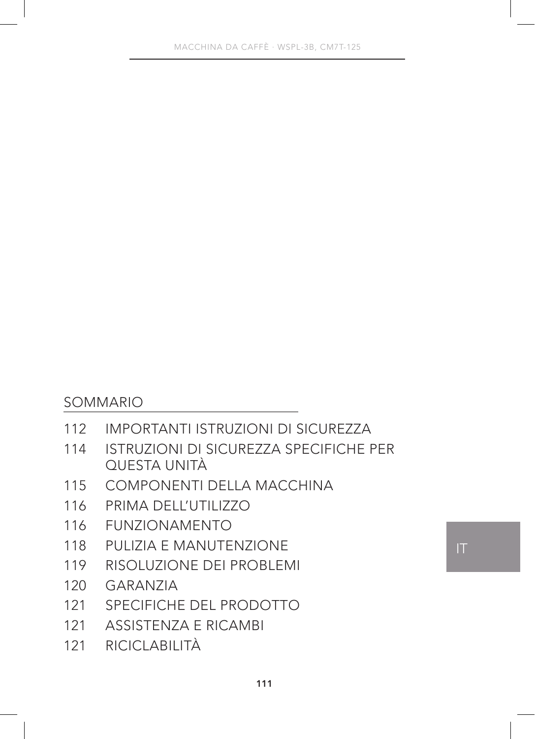## SOMMARIO

| | |
|---|---|
| 112 | IMPORTANTI ISTRUZIONI DI SICUREZZA |
| 114 | ISTRUZIONI DI SICUREZZA SPECIFICHE PER QUESTA UNITÀ |
| 115 | COMPONENTI DELLA MACCHINA |
| 116 | PRIMA DELL'UTILIZZO |
| 116 | FUNZIONAMENTO |
| 118 | PULIZIA E MANUTENZIONE |
| 119 | RISOLUZIONE DEI PROBLEMI |
| 120 | GARANZIA |
| 121 | SPECIFICHE DEL PRODOTTO |
| 121 | ASSISTENZA E RICAMBI |
| 121 | RICICLABILITÀ |

IT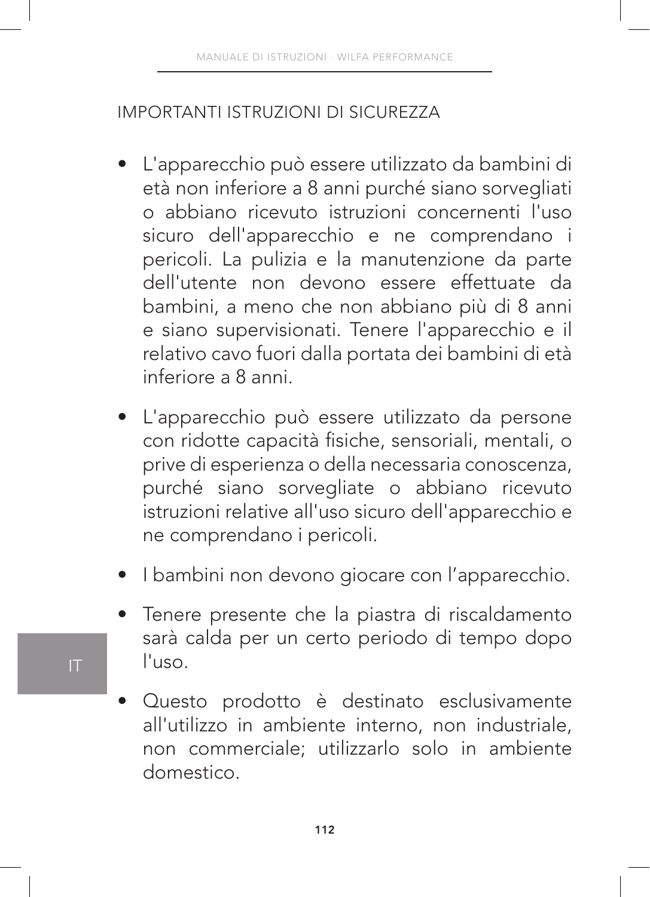## IMPORTANTI ISTRUZIONI DI SICUREZZA

- L'apparecchio può essere utilizzato da bambini di età non inferiore a 8 anni purché siano sorvegliati o abbiano ricevuto istruzioni concernenti l'uso sicuro dell'apparecchio e ne comprendano i pericoli. La pulizia e la manutenzione da parte dell'utente non devono essere effettuate da bambini, a meno che non abbiano più di 8 anni e siano supervisionati. Tenere l'apparecchio e il relativo cavo fuori dalla portata dei bambini di età inferiore a 8 anni.
- L'apparecchio può essere utilizzato da persone con ridotte capacità fisiche, sensoriali, mentali, o prive di esperienza o della necessaria conoscenza, purché siano sorvegliate o abbiano ricevuto istruzioni relative all'uso sicuro dell'apparecchio e ne comprendano i pericoli.
- I bambini non devono giocare con l'apparecchio.
- Tenere presente che la piastra di riscaldamento sarà calda per un certo periodo di tempo dopo l'uso.
- Questo prodotto è destinato esclusivamente all'utilizzo in ambiente interno, non industriale, non commerciale; utilizzarlo solo in ambiente domestico.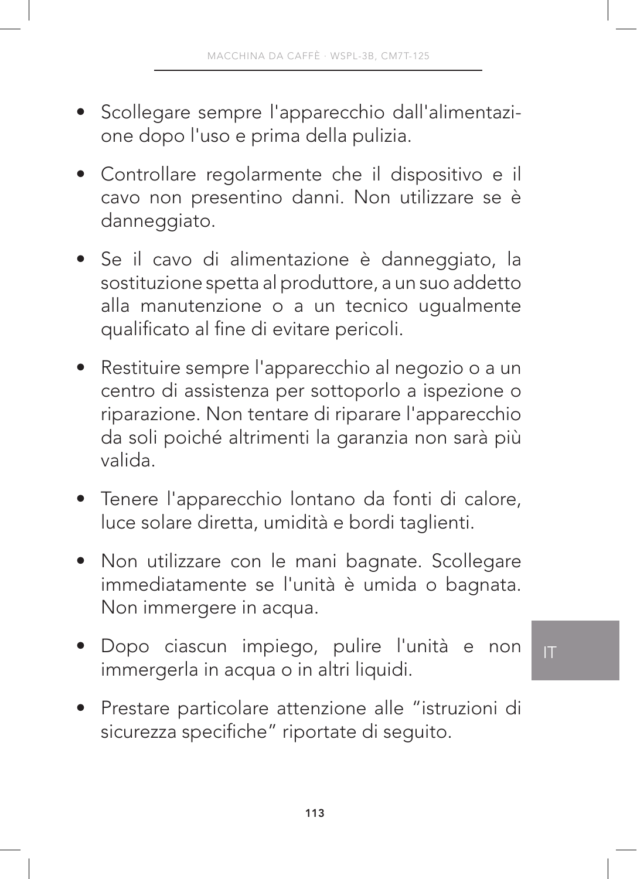- Scollegare sempre l'apparecchio dall'alimentazione dopo l'uso e prima della pulizia.

- Controllare regolarmente che il dispositivo e il cavo non presentino danni. Non utilizzare se è danneggiato.

- Se il cavo di alimentazione è danneggiato, la sostituzione spetta al produttore, a un suo addetto alla manutenzione o a un tecnico ugualmente qualificato al fine di evitare pericoli.

- Restituire sempre l'apparecchio al negozio o a un centro di assistenza per sottoporlo a ispezione o riparazione. Non tentare di riparare l'apparecchio da soli poiché altrimenti la garanzia non sarà più valida.

- Tenere l'apparecchio lontano da fonti di calore, luce solare diretta, umidità e bordi taglienti.

- Non utilizzare con le mani bagnate. Scollegare immediatamente se l'unità è umida o bagnata. Non immergere in acqua.

- Dopo ciascun impiego, pulire l'unità e non immergerla in acqua o in altri liquidi.

- Prestare particolare attenzione alle “istruzioni di sicurezza specifiche” riportate di seguito.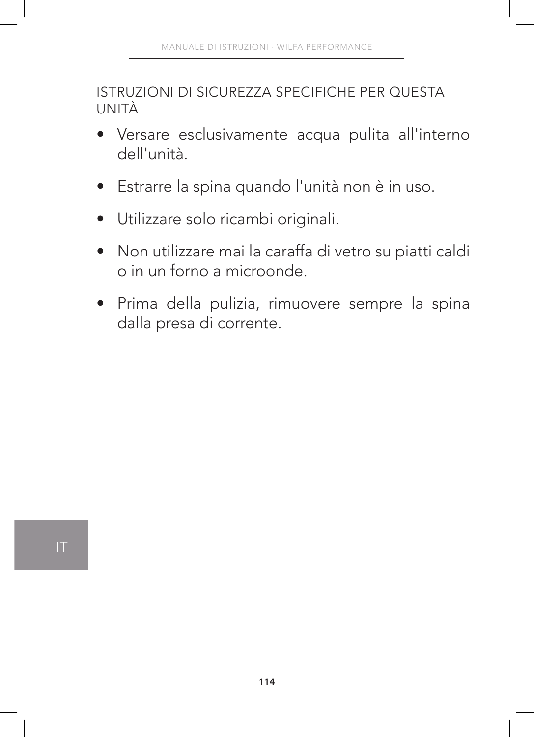## ISTRUZIONI DI SICUREZZA SPECIFICHE PER QUESTA UNITÀ

- Versare esclusivamente acqua pulita all'interno dell'unità.
- Estrarre la spina quando l'unità non è in uso.
- Utilizzare solo ricambi originali.
- Non utilizzare mai la caraffa di vetro su piatti caldi o in un forno a microonde.
- Prima della pulizia, rimuovere sempre la spina dalla presa di corrente.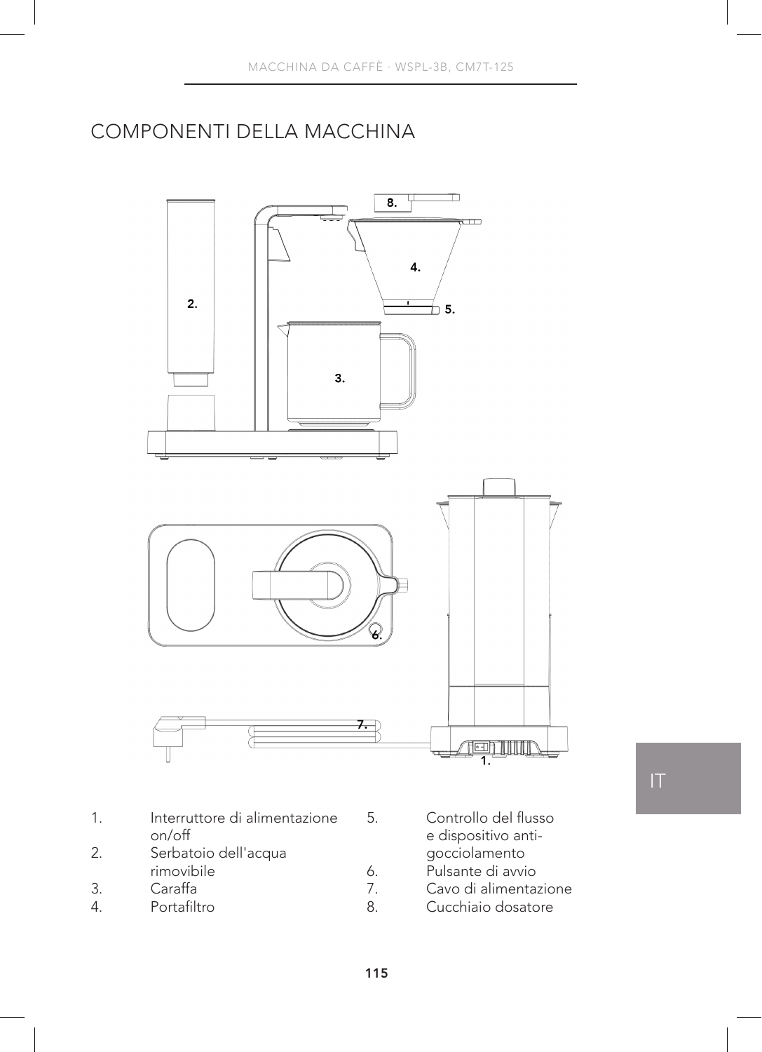# COMPONENTI DELLA MACCHINA

1. Interruttore di alimentazione on/off
2. Serbatoio dell'acqua rimovibile
3. Caraffa
4. Portafiltro
5. Controllo del flusso e dispositivo anti-gocciolamento
6. Pulsante di avvio
7. Cavo di alimentazione
8. Cucchiaio dosatore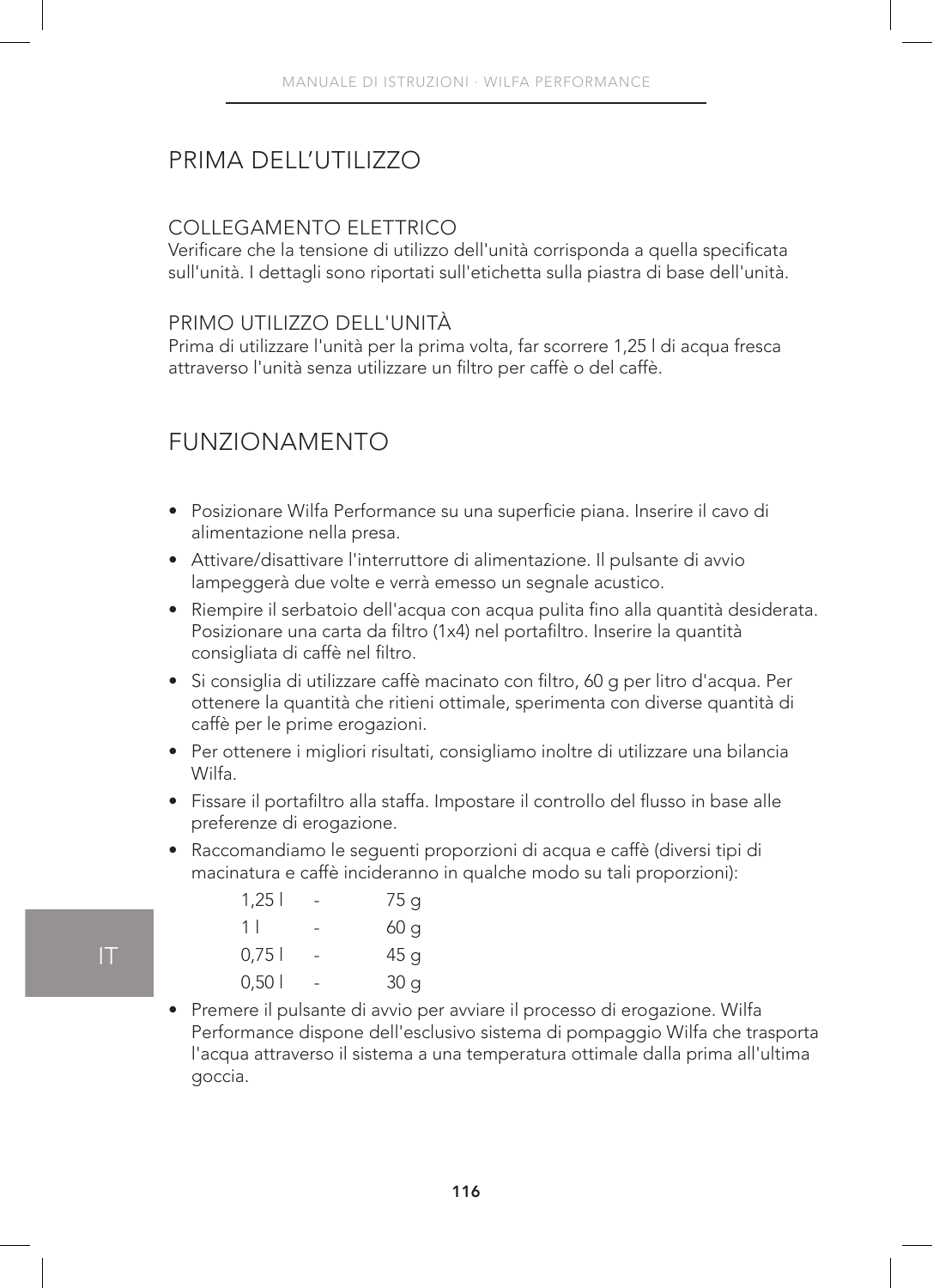# PRIMA DELL'UTILIZZO

## COLLEGAMENTO ELETTRICO

Verificare che la tensione di utilizzo dell'unità corrisponda a quella specificata sull'unità. I dettagli sono riportati sull'etichetta sulla piastra di base dell'unità.

## PRIMO UTILIZZO DELL'UNITÀ

Prima di utilizzare l'unità per la prima volta, far scorrere 1,25 l di acqua fresca attraverso l'unità senza utilizzare un filtro per caffè o del caffè.

# FUNZIONAMENTO

- Posizionare Wilfa Performance su una superficie piana. Inserire il cavo di alimentazione nella presa.
- Attivare/disattivare l'interruttore di alimentazione. Il pulsante di avvio lampeggerà due volte e verrà emesso un segnale acustico.
- Riempire il serbatoio dell'acqua con acqua pulita fino alla quantità desiderata. Posizionare una carta da filtro (1x4) nel portafiltro. Inserire la quantità consigliata di caffè nel filtro.
- Si consiglia di utilizzare caffè macinato con filtro, 60 g per litro d'acqua. Per ottenere la quantità che ritieni ottimale, sperimenta con diverse quantità di caffè per le prime erogazioni.
- Per ottenere i migliori risultati, consigliamo inoltre di utilizzare una bilancia Wilfa.
- Fissare il portafiltro alla staffa. Impostare il controllo del flusso in base alle preferenze di erogazione.
- Raccomandiamo le seguenti proporzioni di acqua e caffè (diversi tipi di macinatura e caffè incideranno in qualche modo su tali proporzioni):

| | | |
|---|---|---|
| 1,25 l | - | 75 g |
| 1 l | - | 60 g |
| 0,75 l | - | 45 g |
| 0,50 l | - | 30 g |

- Premere il pulsante di avvio per avviare il processo di erogazione. Wilfa Performance dispone dell'esclusivo sistema di pompaggio Wilfa che trasporta l'acqua attraverso il sistema a una temperatura ottimale dalla prima all'ultima goccia.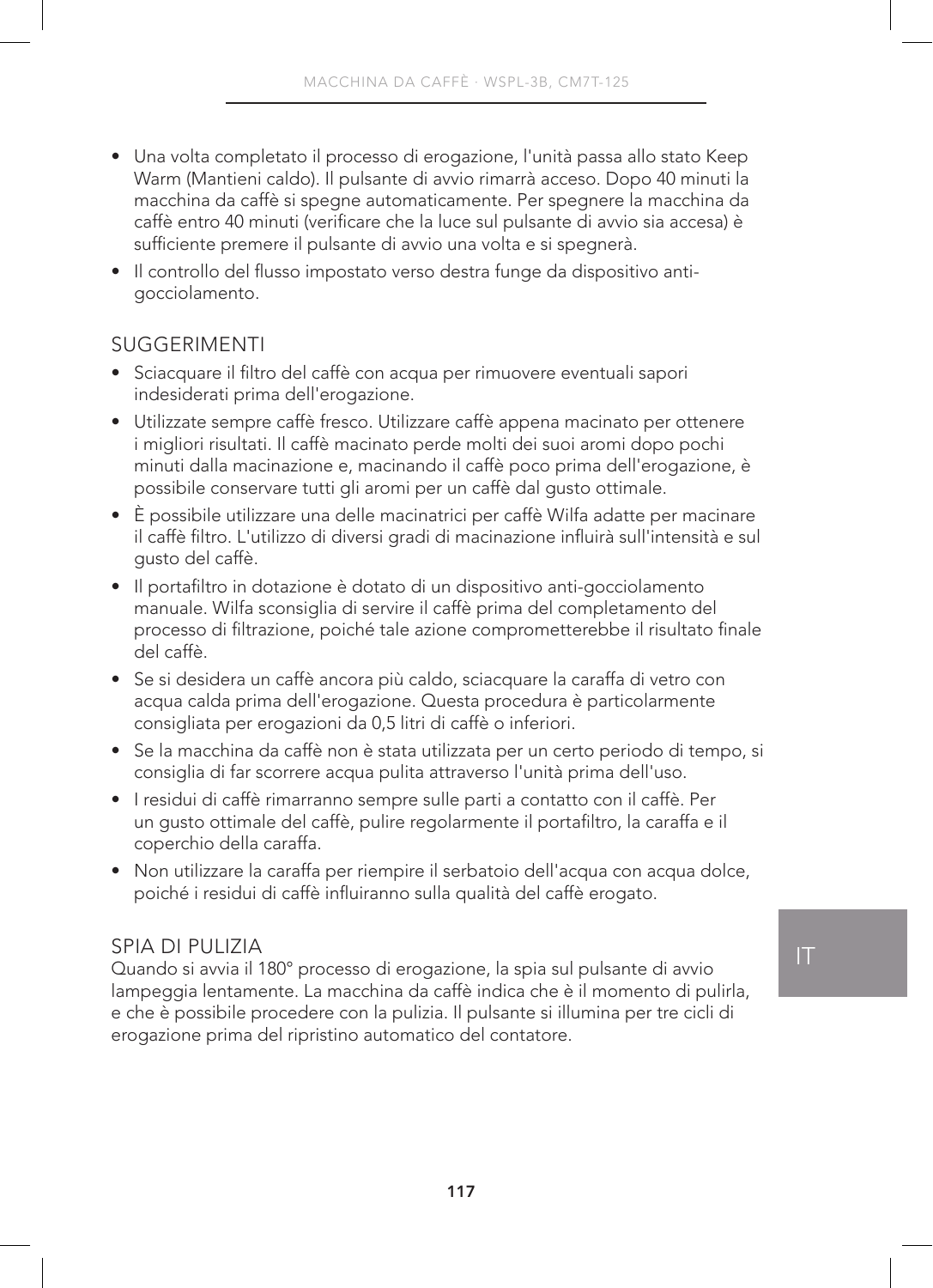- Una volta completato il processo di erogazione, l'unità passa allo stato Keep Warm (Mantieni caldo). Il pulsante di avvio rimarrà acceso. Dopo 40 minuti la macchina da caffè si spegne automaticamente. Per spegnere la macchina da caffè entro 40 minuti (verificare che la luce sul pulsante di avvio sia accesa) è sufficiente premere il pulsante di avvio una volta e si spegnerà.
- Il controllo del flusso impostato verso destra funge da dispositivo anti-gocciolamento.

## SUGGERIMENTI

- Sciacquare il filtro del caffè con acqua per rimuovere eventuali sapori indesiderati prima dell'erogazione.
- Utilizzate sempre caffè fresco. Utilizzare caffè appena macinato per ottenere i migliori risultati. Il caffè macinato perde molti dei suoi aromi dopo pochi minuti dalla macinazione e, macinando il caffè poco prima dell'erogazione, è possibile conservare tutti gli aromi per un caffè dal gusto ottimale.
- È possibile utilizzare una delle macinatrici per caffè Wilfa adatte per macinare il caffè filtro. L'utilizzo di diversi gradi di macinazione influirà sull'intensità e sul gusto del caffè.
- Il portafiltro in dotazione è dotato di un dispositivo anti-gocciolamento manuale. Wilfa sconsiglia di servire il caffè prima del completamento del processo di filtrazione, poiché tale azione comprometterebbe il risultato finale del caffè.
- Se si desidera un caffè ancora più caldo, sciacquare la caraffa di vetro con acqua calda prima dell'erogazione. Questa procedura è particolarmente consigliata per erogazioni da 0,5 litri di caffè o inferiori.
- Se la macchina da caffè non è stata utilizzata per un certo periodo di tempo, si consiglia di far scorrere acqua pulita attraverso l'unità prima dell'uso.
- I residui di caffè rimarranno sempre sulle parti a contatto con il caffè. Per un gusto ottimale del caffè, pulire regolarmente il portafiltro, la caraffa e il coperchio della caraffa.
- Non utilizzare la caraffa per riempire il serbatoio dell'acqua con acqua dolce, poiché i residui di caffè influiranno sulla qualità del caffè erogato.

## SPIA DI PULIZIA

Quando si avvia il 180° processo di erogazione, la spia sul pulsante di avvio lampeggia lentamente. La macchina da caffè indica che è il momento di pulirla, e che è possibile procedere con la pulizia. Il pulsante si illumina per tre cicli di erogazione prima del ripristino automatico del contatore.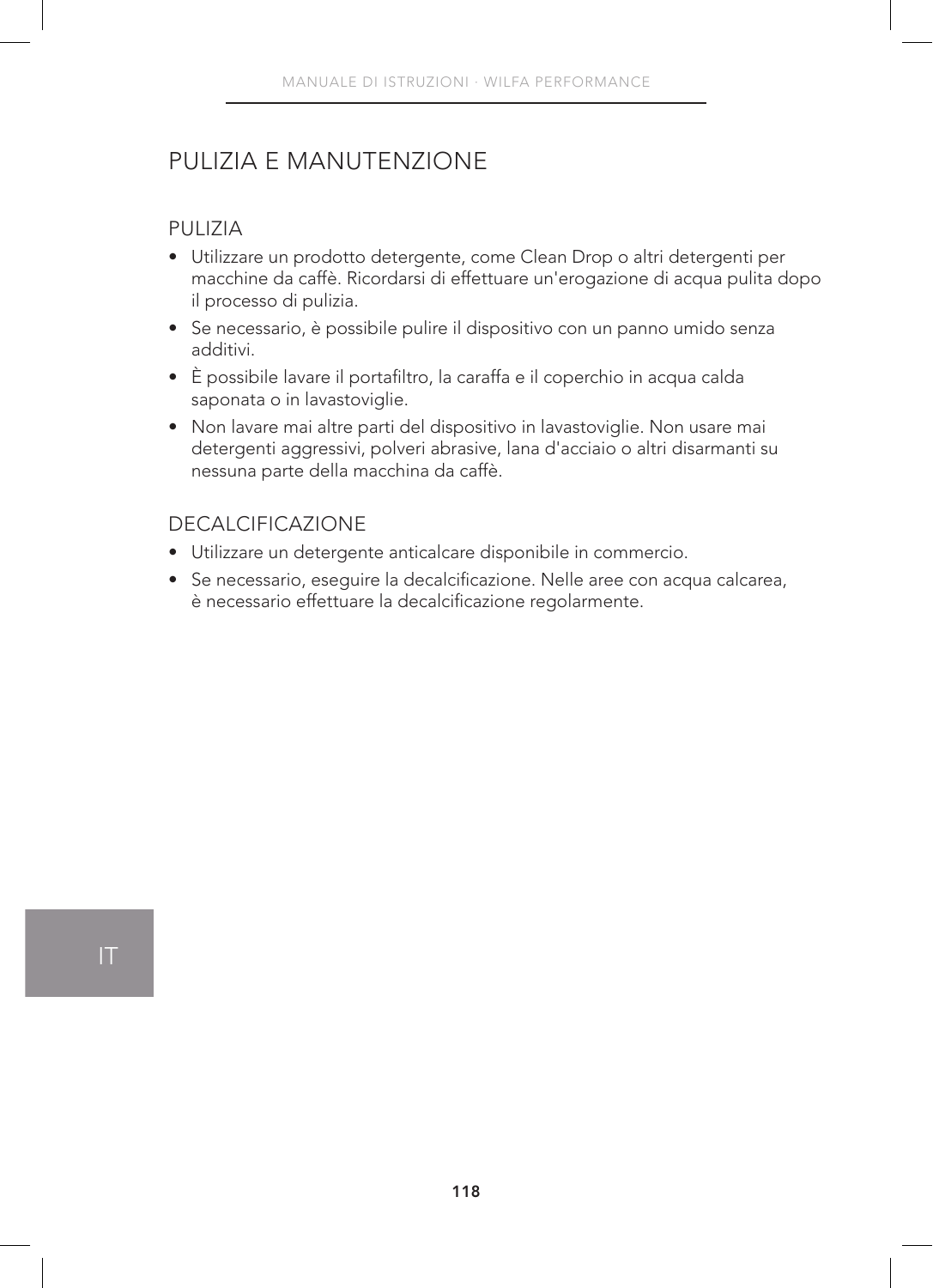# PULIZIA E MANUTENZIONE

## PULIZIA

- Utilizzare un prodotto detergente, come Clean Drop o altri detergenti per macchine da caffè. Ricordarsi di effettuare un'erogazione di acqua pulita dopo il processo di pulizia.
- Se necessario, è possibile pulire il dispositivo con un panno umido senza additivi.
- È possibile lavare il portafiltro, la caraffa e il coperchio in acqua calda saponata o in lavastoviglie.
- Non lavare mai altre parti del dispositivo in lavastoviglie. Non usare mai detergenti aggressivi, polveri abrasive, lana d'acciaio o altri disarmanti su nessuna parte della macchina da caffè.

## DECALCIFICAZIONE

- Utilizzare un detergente anticalcare disponibile in commercio.
- Se necessario, eseguire la decalcificazione. Nelle aree con acqua calcarea, è necessario effettuare la decalcificazione regolarmente.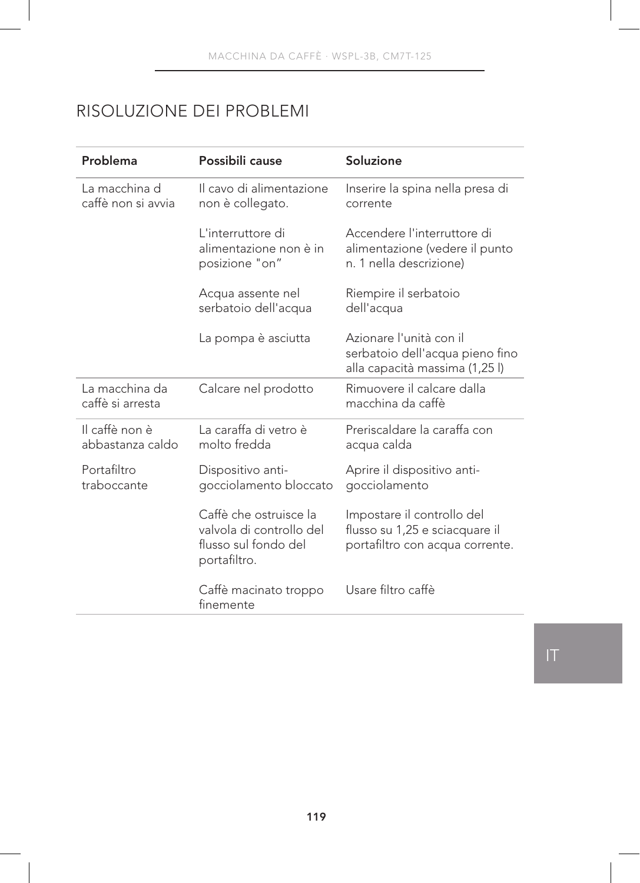# RISOLUZIONE DEI PROBLEMI

| Problema | Possibili cause | Soluzione |
|---|---|---|
| La macchina d caffè non si avvia | Il cavo di alimentazione non è collegato. | Inserire la spina nella presa di corrente |
| | L'interruttore di alimentazione non è in posizione "on” | Accendere l'interruttore di alimentazione (vedere il punto n. 1 nella descrizione) |
| | Acqua assente nel serbatoio dell'acqua | Riempire il serbatoio dell'acqua |
| | La pompa è asciutta | Azionare l'unità con il serbatoio dell'acqua pieno fino alla capacità massima (1,25 l) |
| La macchina da caffè si arresta | Calcare nel prodotto | Rimuovere il calcare dalla macchina da caffè |
| Il caffè non è abbastanza caldo | La caraffa di vetro è molto fredda | Preriscaldare la caraffa con acqua calda |
| Portafiltro traboccante | Dispositivo anti-gocciolamento bloccato | Aprire il dispositivo anti-gocciolamento |
| | Caffè che ostruisce la valvola di controllo del flusso sul fondo del portafiltro. | Impostare il controllo del flusso su 1,25 e sciacquare il portafiltro con acqua corrente. |
| | Caffè macinato troppo finemente | Usare filtro caffè |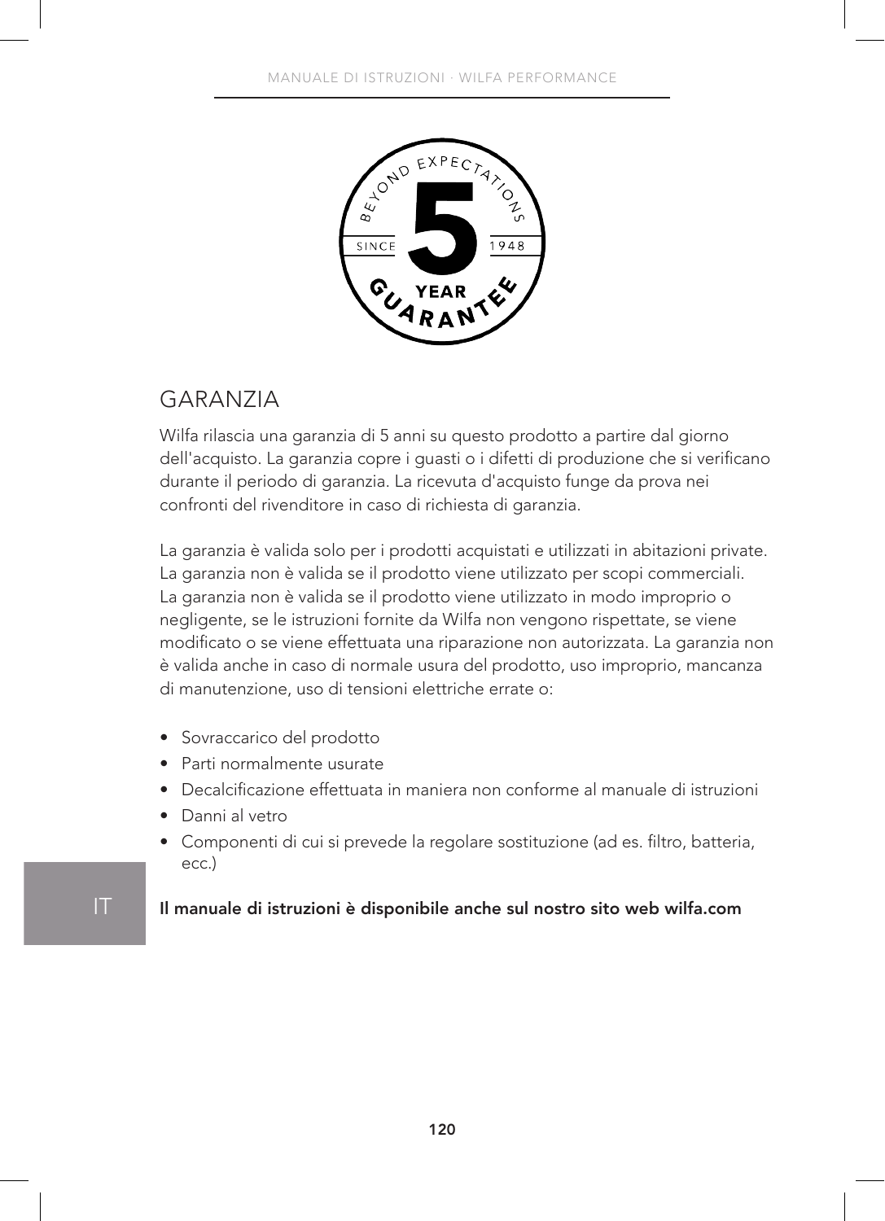## GARANZIA

Wilfa rilascia una garanzia di 5 anni su questo prodotto a partire dal giorno dell'acquisto. La garanzia copre i guasti o i difetti di produzione che si verificano durante il periodo di garanzia. La ricevuta d'acquisto funge da prova nei confronti del rivenditore in caso di richiesta di garanzia.

La garanzia è valida solo per i prodotti acquistati e utilizzati in abitazioni private. La garanzia non è valida se il prodotto viene utilizzato per scopi commerciali. La garanzia non è valida se il prodotto viene utilizzato in modo improprio o negligente, se le istruzioni fornite da Wilfa non vengono rispettate, se viene modificato o se viene effettuata una riparazione non autorizzata. La garanzia non è valida anche in caso di normale usura del prodotto, uso improprio, mancanza di manutenzione, uso di tensioni elettriche errate o:

- Sovraccarico del prodotto
- Parti normalmente usurate
- Decalcificazione effettuata in maniera non conforme al manuale di istruzioni
- Danni al vetro
- Componenti di cui si prevede la regolare sostituzione (ad es. filtro, batteria, ecc.)

**Il manuale di istruzioni è disponibile anche sul nostro sito web wilfa.com**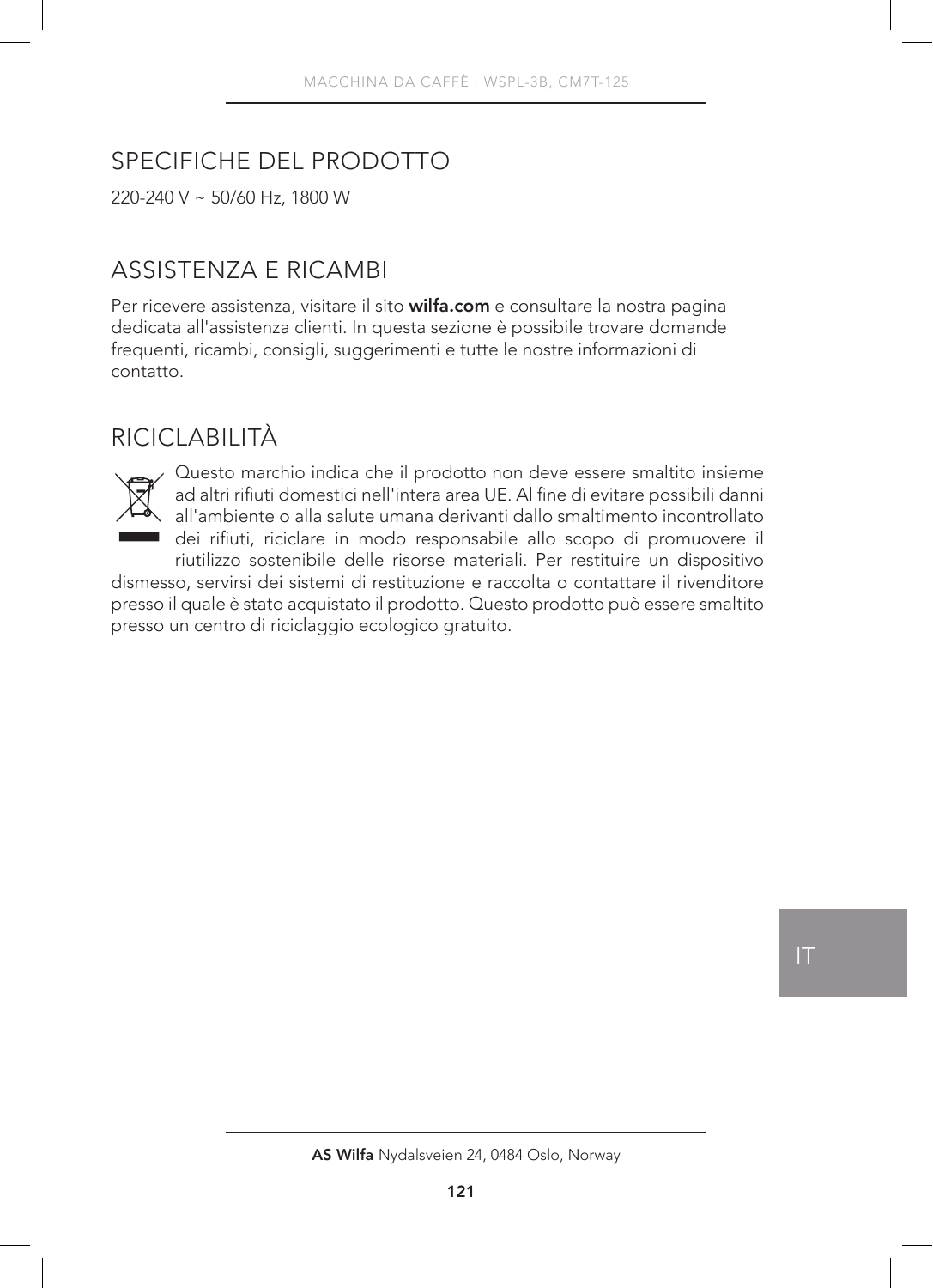## SPECIFICHE DEL PRODOTTO

220-240 V ~ 50/60 Hz, 1800 W

## ASSISTENZA E RICAMBI

Per ricevere assistenza, visitare il sito **wilfa.com** e consultare la nostra pagina dedicata all'assistenza clienti. In questa sezione è possibile trovare domande frequenti, ricambi, consigli, suggerimenti e tutte le nostre informazioni di contatto.

## RICICLABILITÀ

Questo marchio indica che il prodotto non deve essere smaltito insieme ad altri rifiuti domestici nell'intera area UE. Al fine di evitare possibili danni all'ambiente o alla salute umana derivanti dallo smaltimento incontrollato dei rifiuti, riciclare in modo responsabile allo scopo di promuovere il riutilizzo sostenibile delle risorse materiali. Per restituire un dispositivo dismesso, servirsi dei sistemi di restituzione e raccolta o contattare il rivenditore presso il quale è stato acquistato il prodotto. Questo prodotto può essere smaltito presso un centro di riciclaggio ecologico gratuito.

**AS Wilfa** Nydalsveien 24, 0484 Oslo, Norway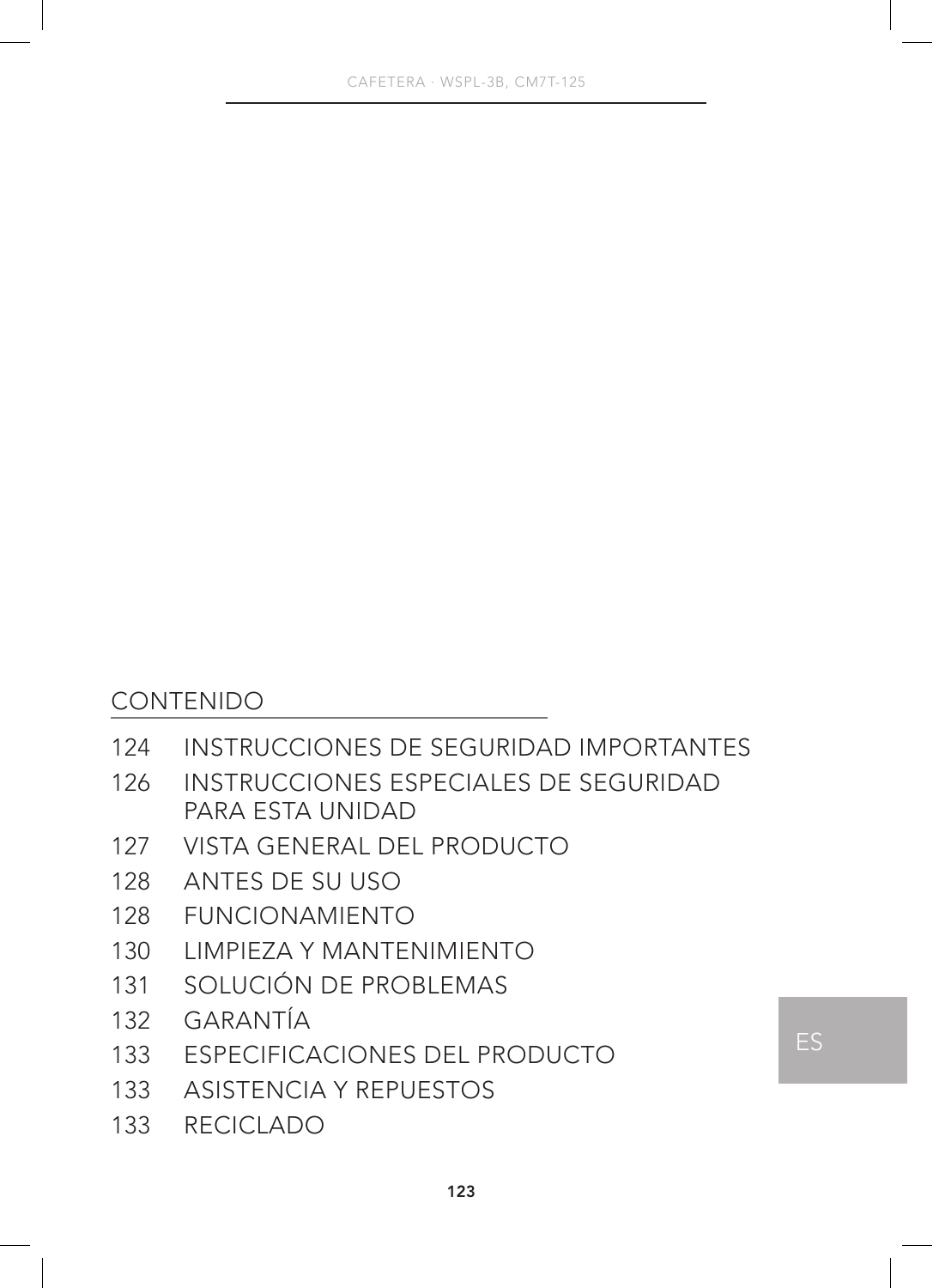## CONTENIDO

| | |
|---|---|
| 124 | INSTRUCCIONES DE SEGURIDAD IMPORTANTES |
| 126 | INSTRUCCIONES ESPECIALES DE SEGURIDAD PARA ESTA UNIDAD |
| 127 | VISTA GENERAL DEL PRODUCTO |
| 128 | ANTES DE SU USO |
| 128 | FUNCIONAMIENTO |
| 130 | LIMPIEZA Y MANTENIMIENTO |
| 131 | SOLUCIÓN DE PROBLEMAS |
| 132 | GARANTÍA |
| 133 | ESPECIFICACIONES DEL PRODUCTO |
| 133 | ASISTENCIA Y REPUESTOS |
| 133 | RECICLADO |

ES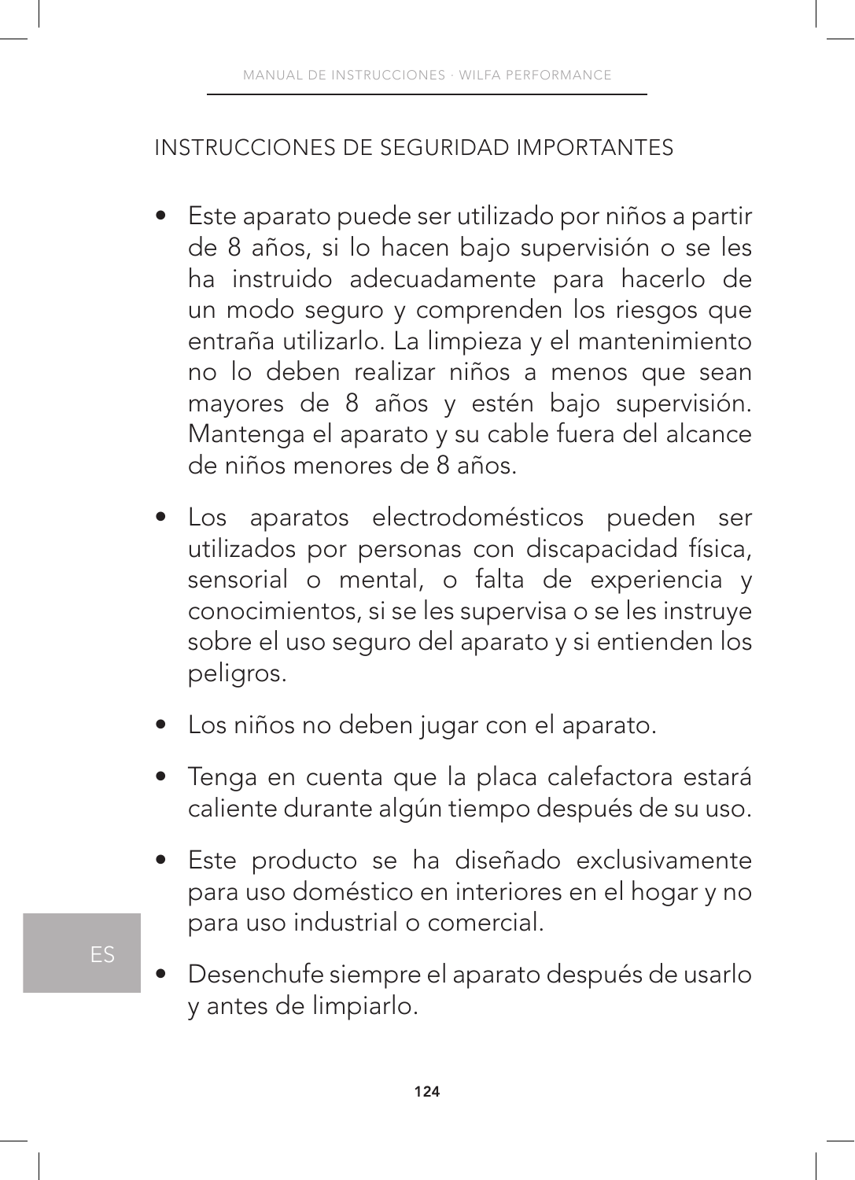## INSTRUCCIONES DE SEGURIDAD IMPORTANTES

- Este aparato puede ser utilizado por niños a partir de 8 años, si lo hacen bajo supervisión o se les ha instruido adecuadamente para hacerlo de un modo seguro y comprenden los riesgos que entraña utilizarlo. La limpieza y el mantenimiento no lo deben realizar niños a menos que sean mayores de 8 años y estén bajo supervisión. Mantenga el aparato y su cable fuera del alcance de niños menores de 8 años.
- Los aparatos electrodomésticos pueden ser utilizados por personas con discapacidad física, sensorial o mental, o falta de experiencia y conocimientos, si se les supervisa o se les instruye sobre el uso seguro del aparato y si entienden los peligros.
- Los niños no deben jugar con el aparato.
- Tenga en cuenta que la placa calefactora estará caliente durante algún tiempo después de su uso.
- Este producto se ha diseñado exclusivamente para uso doméstico en interiores en el hogar y no para uso industrial o comercial.
- Desenchufe siempre el aparato después de usarlo y antes de limpiarlo.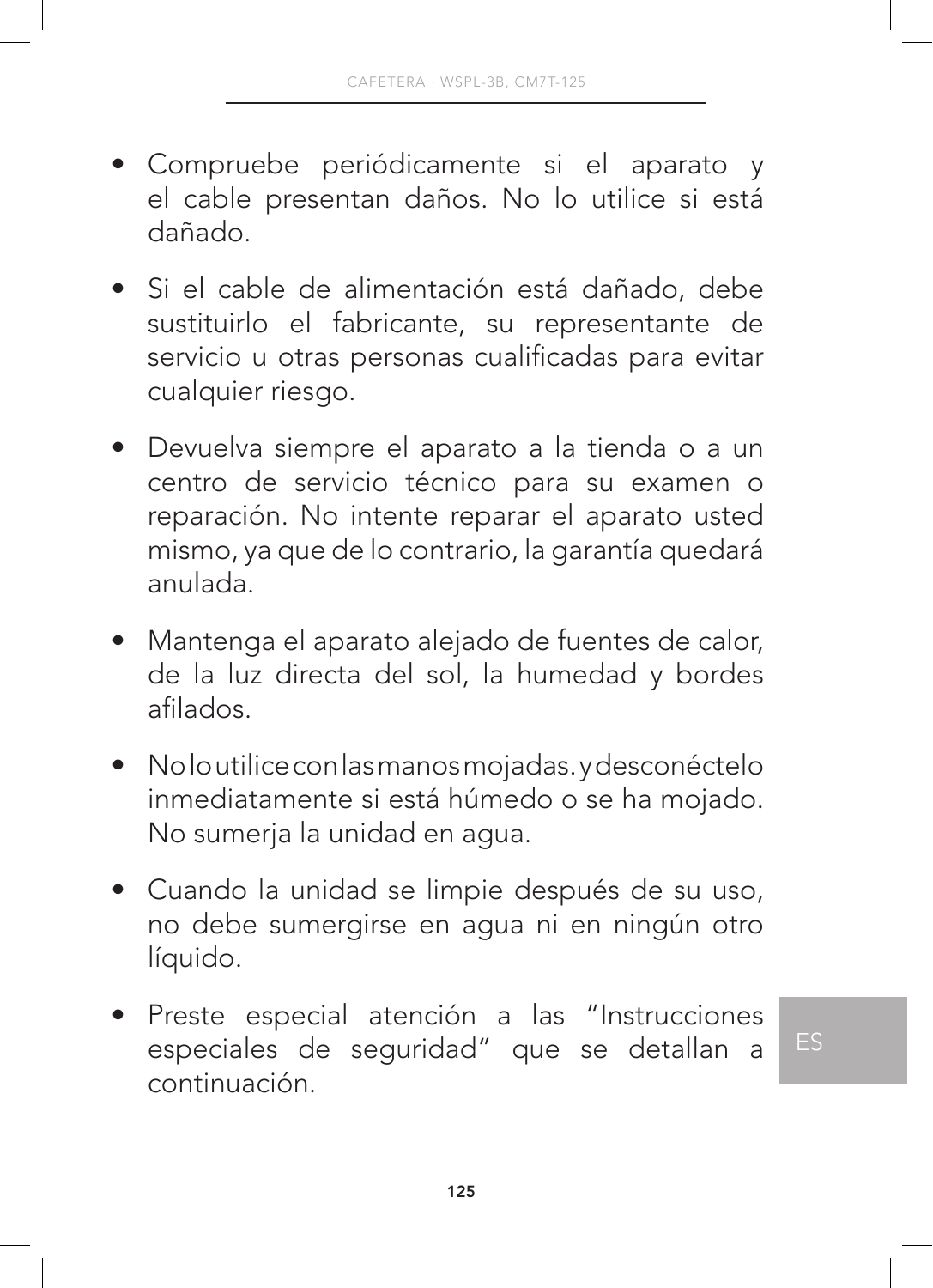- Compruebe periódicamente si el aparato y el cable presentan daños. No lo utilice si está dañado.
- Si el cable de alimentación está dañado, debe sustituirlo el fabricante, su representante de servicio u otras personas cualificadas para evitar cualquier riesgo.
- Devuelva siempre el aparato a la tienda o a un centro de servicio técnico para su examen o reparación. No intente reparar el aparato usted mismo, ya que de lo contrario, la garantía quedará anulada.
- Mantenga el aparato alejado de fuentes de calor, de la luz directa del sol, la humedad y bordes afilados.
- No lo utilice con las manos mojadas. y desconéctelo inmediatamente si está húmedo o se ha mojado. No sumerja la unidad en agua.
- Cuando la unidad se limpie después de su uso, no debe sumergirse en agua ni en ningún otro líquido.
- Preste especial atención a las "Instrucciones especiales de seguridad" que se detallan a continuación.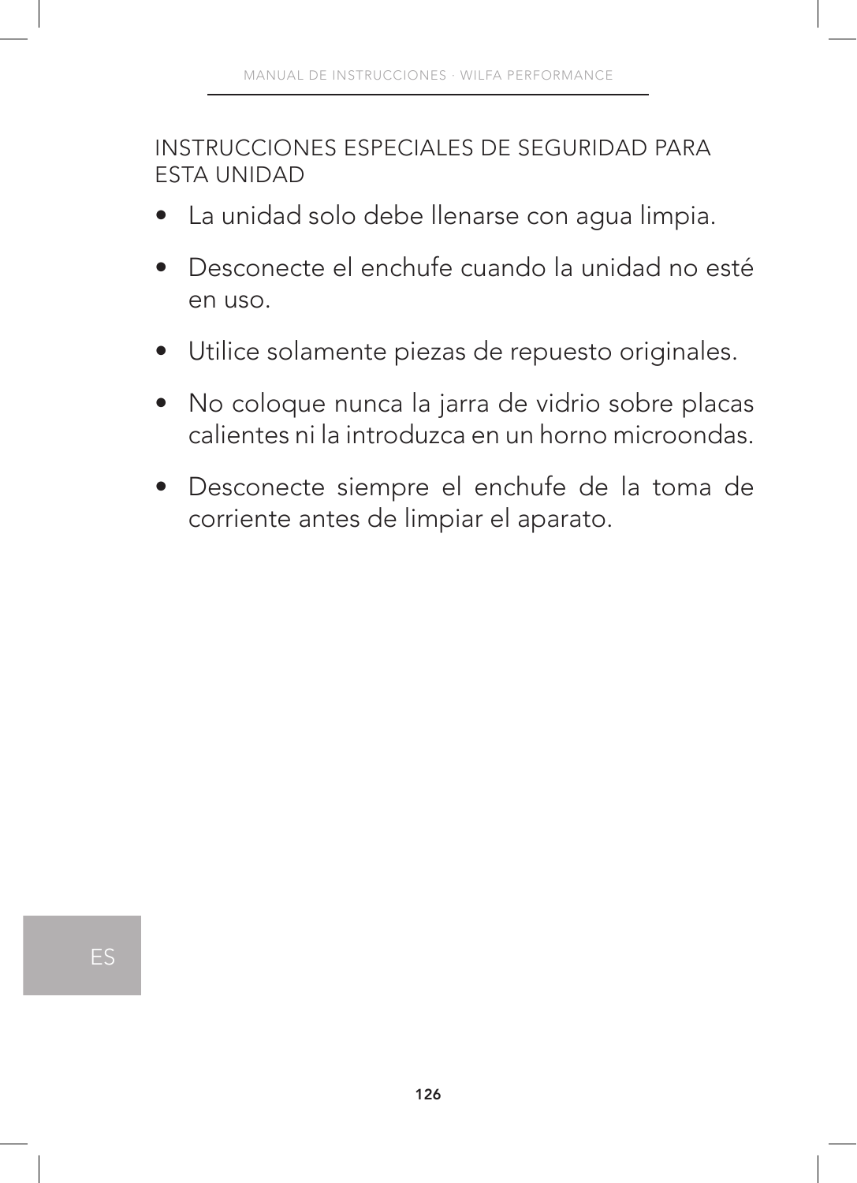## INSTRUCCIONES ESPECIALES DE SEGURIDAD PARA ESTA UNIDAD

- La unidad solo debe llenarse con agua limpia.
- Desconecte el enchufe cuando la unidad no esté en uso.
- Utilice solamente piezas de repuesto originales.
- No coloque nunca la jarra de vidrio sobre placas calientes ni la introduzca en un horno microondas.
- Desconecte siempre el enchufe de la toma de corriente antes de limpiar el aparato.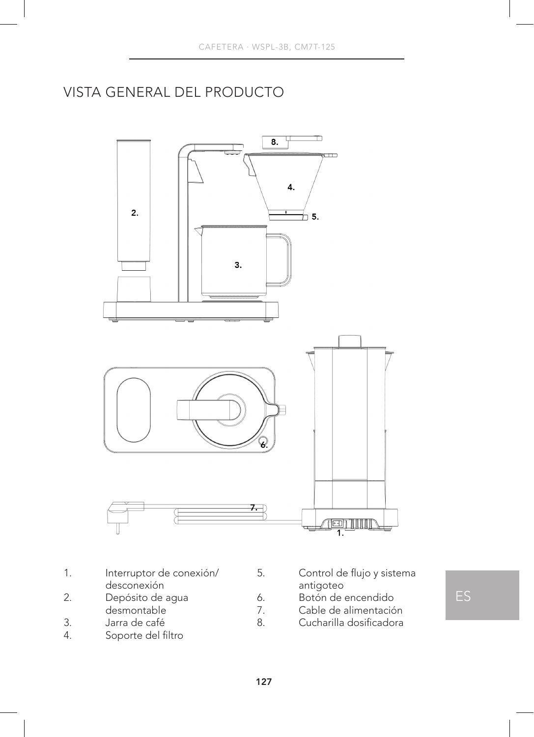# VISTA GENERAL DEL PRODUCTO

1. Interruptor de conexión/desconexión
2. Depósito de agua desmontable
3. Jarra de café
4. Soporte del filtro
5. Control de flujo y sistema antigoteo
6. Botón de encendido
7. Cable de alimentación
8. Cucharilla dosificadora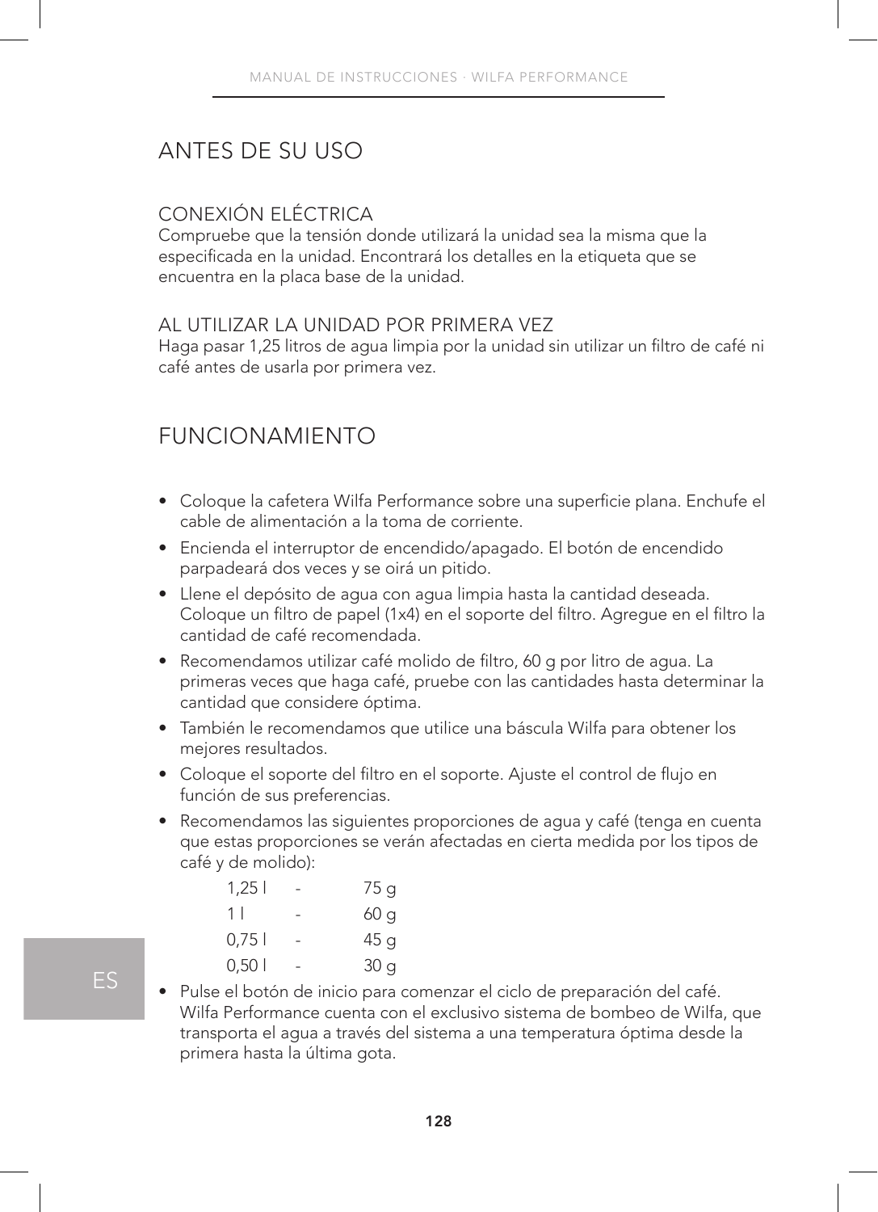# ANTES DE SU USO

## CONEXIÓN ELÉCTRICA

Compruebe que la tensión donde utilizará la unidad sea la misma que la especificada en la unidad. Encontrará los detalles en la etiqueta que se encuentra en la placa base de la unidad.

## AL UTILIZAR LA UNIDAD POR PRIMERA VEZ

Haga pasar 1,25 litros de agua limpia por la unidad sin utilizar un filtro de café ni café antes de usarla por primera vez.

# FUNCIONAMIENTO

- Coloque la cafetera Wilfa Performance sobre una superficie plana. Enchufe el cable de alimentación a la toma de corriente.
- Encienda el interruptor de encendido/apagado. El botón de encendido parpadeará dos veces y se oirá un pitido.
- Llene el depósito de agua con agua limpia hasta la cantidad deseada. Coloque un filtro de papel (1x4) en el soporte del filtro. Agregue en el filtro la cantidad de café recomendada.
- Recomendamos utilizar café molido de filtro, 60 g por litro de agua. La primeras veces que haga café, pruebe con las cantidades hasta determinar la cantidad que considere óptima.
- También le recomendamos que utilice una báscula Wilfa para obtener los mejores resultados.
- Coloque el soporte del filtro en el soporte. Ajuste el control de flujo en función de sus preferencias.
- Recomendamos las siguientes proporciones de agua y café (tenga en cuenta que estas proporciones se verán afectadas en cierta medida por los tipos de café y de molido):

| | | |
|---|---|---|
| 1,25 l | - | 75 g |
| 1 l | - | 60 g |
| 0,75 l | - | 45 g |
| 0,50 l | - | 30 g |

- Pulse el botón de inicio para comenzar el ciclo de preparación del café. Wilfa Performance cuenta con el exclusivo sistema de bombeo de Wilfa, que transporta el agua a través del sistema a una temperatura óptima desde la primera hasta la última gota.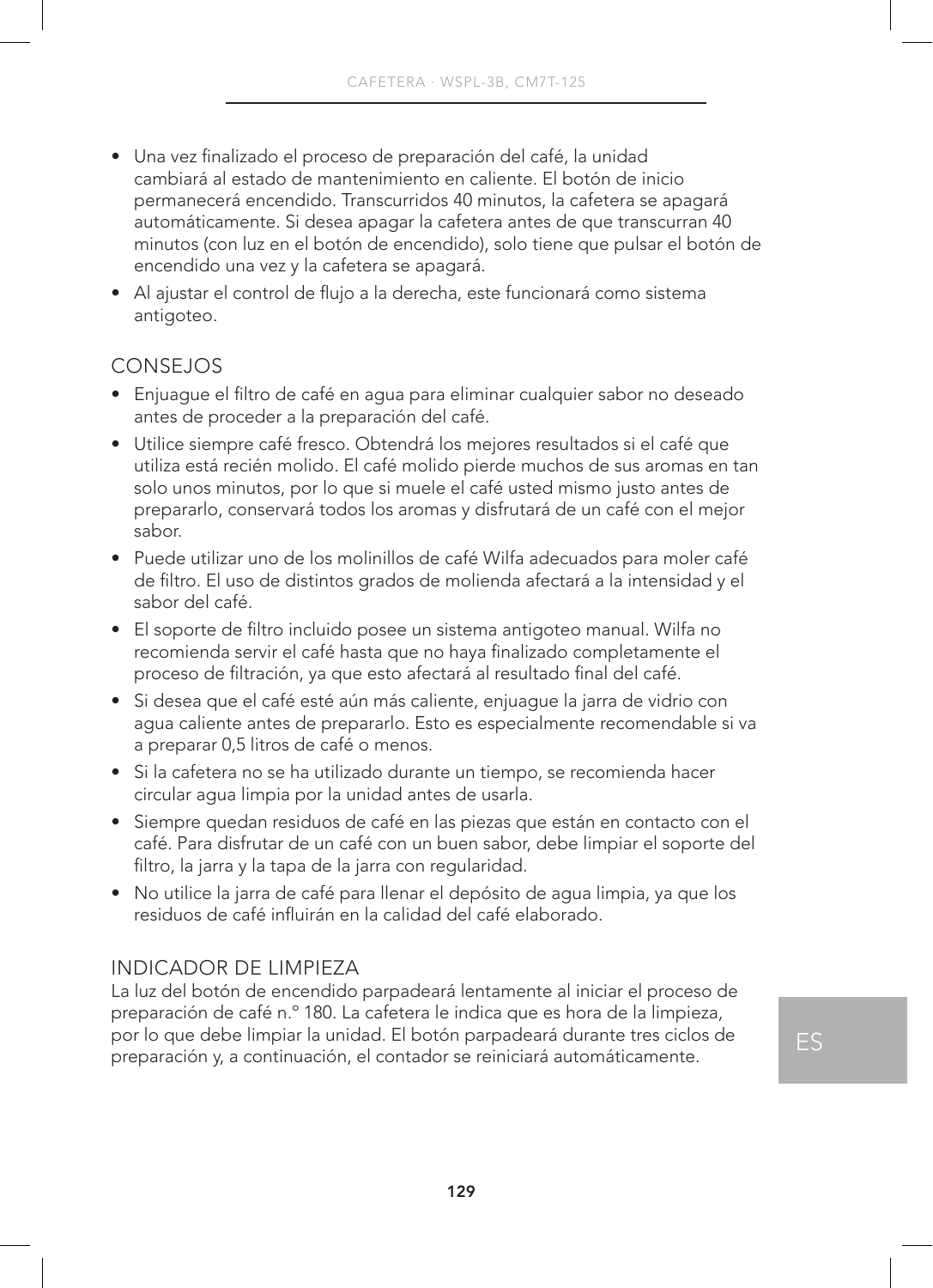- Una vez finalizado el proceso de preparación del café, la unidad cambiará al estado de mantenimiento en caliente. El botón de inicio permanecerá encendido. Transcurridos 40 minutos, la cafetera se apagará automáticamente. Si desea apagar la cafetera antes de que transcurran 40 minutos (con luz en el botón de encendido), solo tiene que pulsar el botón de encendido una vez y la cafetera se apagará.
- Al ajustar el control de flujo a la derecha, este funcionará como sistema antigoteo.

## CONSEJOS

- Enjuague el filtro de café en agua para eliminar cualquier sabor no deseado antes de proceder a la preparación del café.
- Utilice siempre café fresco. Obtendrá los mejores resultados si el café que utiliza está recién molido. El café molido pierde muchos de sus aromas en tan solo unos minutos, por lo que si muele el café usted mismo justo antes de prepararlo, conservará todos los aromas y disfrutará de un café con el mejor sabor.
- Puede utilizar uno de los molinillos de café Wilfa adecuados para moler café de filtro. El uso de distintos grados de molienda afectará a la intensidad y el sabor del café.
- El soporte de filtro incluido posee un sistema antigoteo manual. Wilfa no recomienda servir el café hasta que no haya finalizado completamente el proceso de filtración, ya que esto afectará al resultado final del café.
- Si desea que el café esté aún más caliente, enjuague la jarra de vidrio con agua caliente antes de prepararlo. Esto es especialmente recomendable si va a preparar 0,5 litros de café o menos.
- Si la cafetera no se ha utilizado durante un tiempo, se recomienda hacer circular agua limpia por la unidad antes de usarla.
- Siempre quedan residuos de café en las piezas que están en contacto con el café. Para disfrutar de un café con un buen sabor, debe limpiar el soporte del filtro, la jarra y la tapa de la jarra con regularidad.
- No utilice la jarra de café para llenar el depósito de agua limpia, ya que los residuos de café influirán en la calidad del café elaborado.

## INDICADOR DE LIMPIEZA

La luz del botón de encendido parpadeará lentamente al iniciar el proceso de preparación de café n.º 180. La cafetera le indica que es hora de la limpieza, por lo que debe limpiar la unidad. El botón parpadeará durante tres ciclos de preparación y, a continuación, el contador se reiniciará automáticamente.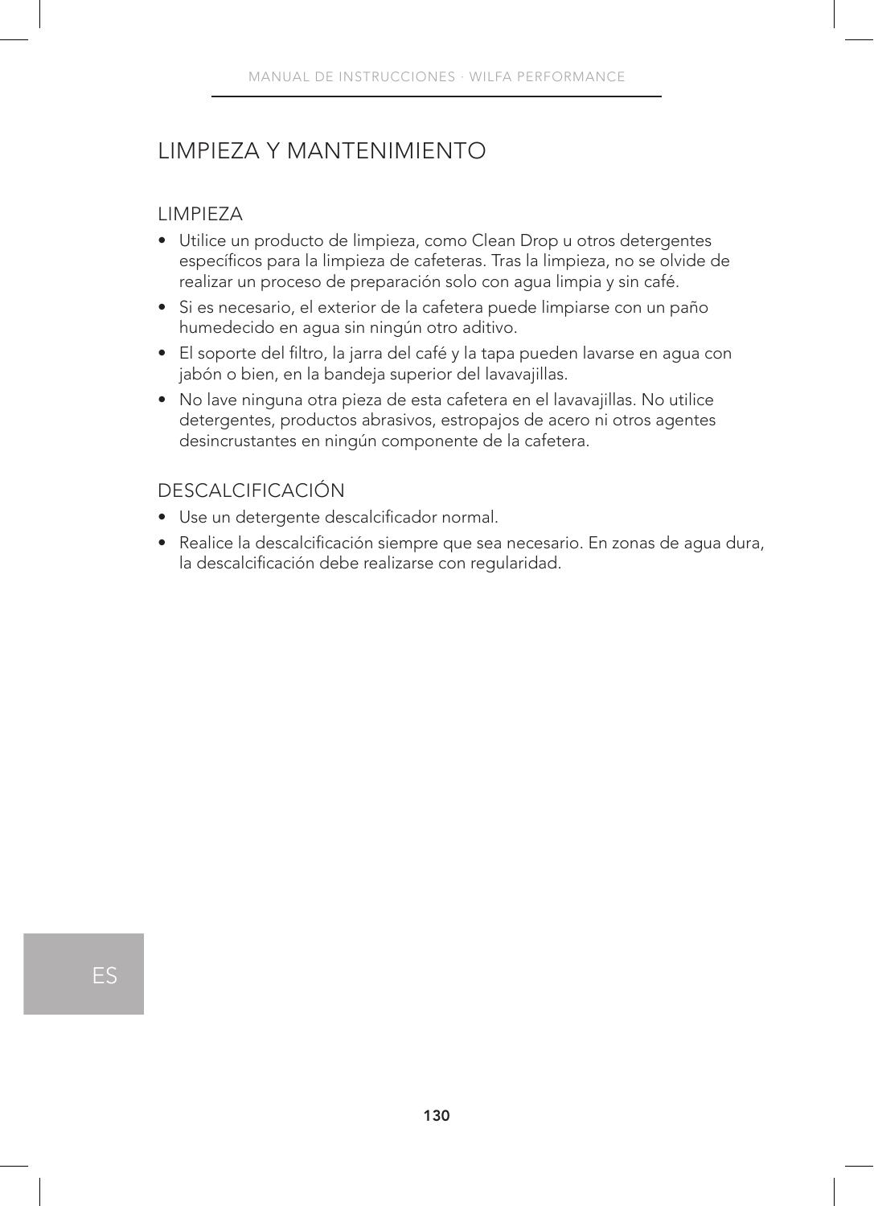# LIMPIEZA Y MANTENIMIENTO

## LIMPIEZA

- Utilice un producto de limpieza, como Clean Drop u otros detergentes específicos para la limpieza de cafeteras. Tras la limpieza, no se olvide de realizar un proceso de preparación solo con agua limpia y sin café.
- Si es necesario, el exterior de la cafetera puede limpiarse con un paño humedecido en agua sin ningún otro aditivo.
- El soporte del filtro, la jarra del café y la tapa pueden lavarse en agua con jabón o bien, en la bandeja superior del lavavajillas.
- No lave ninguna otra pieza de esta cafetera en el lavavajillas. No utilice detergentes, productos abrasivos, estropajos de acero ni otros agentes desincrustantes en ningún componente de la cafetera.

## DESCALCIFICACIÓN

- Use un detergente descalcificador normal.
- Realice la descalcificación siempre que sea necesario. En zonas de agua dura, la descalcificación debe realizarse con regularidad.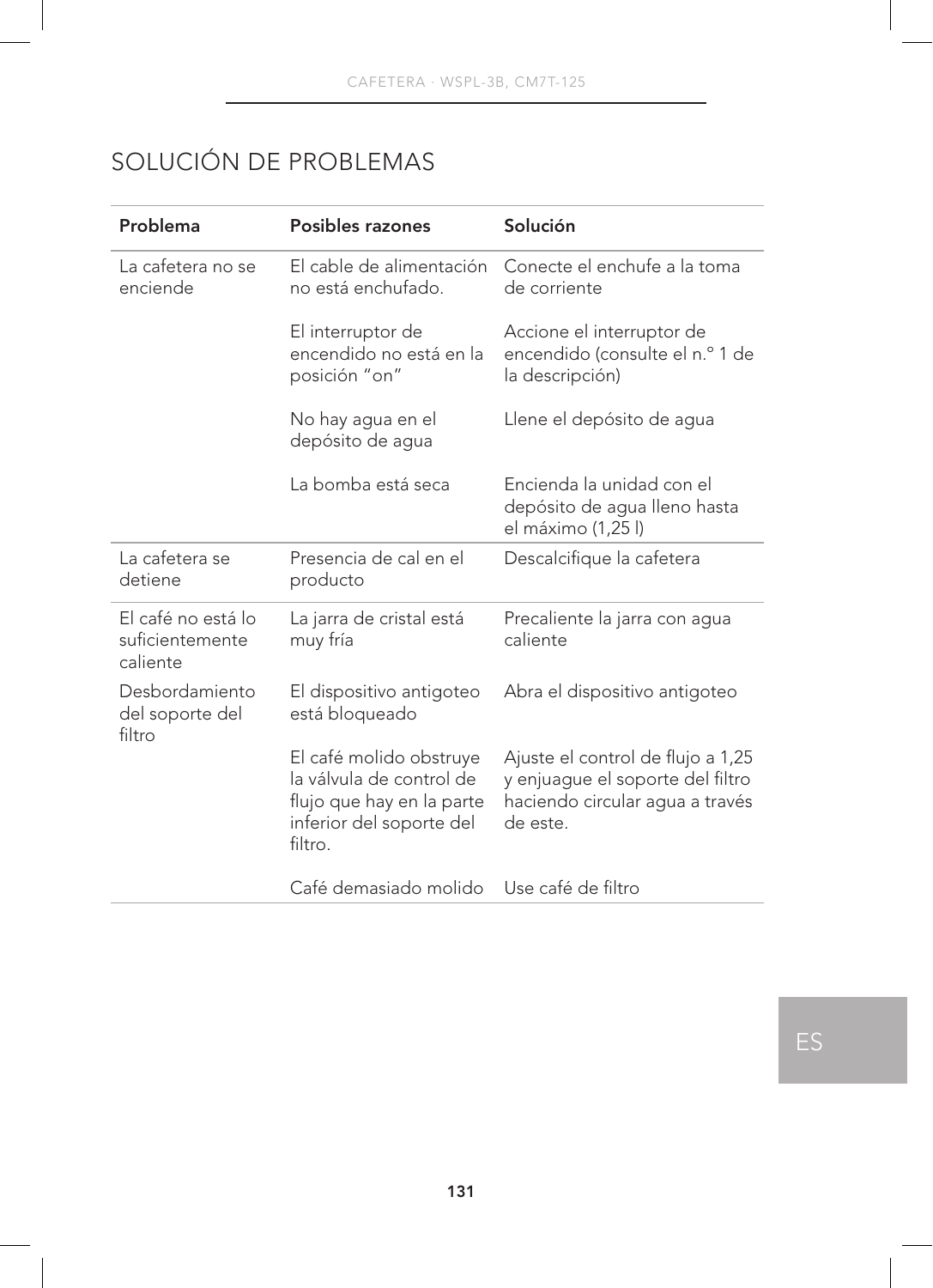# SOLUCIÓN DE PROBLEMAS

| Problema | Posibles razones | Solución |
|---|---|---|
| La cafetera no se enciende | El cable de alimentación no está enchufado. | Conecte el enchufe a la toma de corriente |
| | El interruptor de encendido no está en la posición "on" | Accione el interruptor de encendido (consulte el n.º 1 de la descripción) |
| | No hay agua en el depósito de agua | Llene el depósito de agua |
| | La bomba está seca | Encienda la unidad con el depósito de agua lleno hasta el máximo (1,25 l) |
| La cafetera se detiene | Presencia de cal en el producto | Descalcifique la cafetera |
| El café no está lo suficientemente caliente | La jarra de cristal está muy fría | Precaliente la jarra con agua caliente |
| Desbordamiento del soporte del filtro | El dispositivo antigoteo está bloqueado | Abra el dispositivo antigoteo |
| | El café molido obstruye la válvula de control de flujo que hay en la parte inferior del soporte del filtro. | Ajuste el control de flujo a 1,25 y enjuague el soporte del filtro haciendo circular agua a través de este. |
| | Café demasiado molido | Use café de filtro |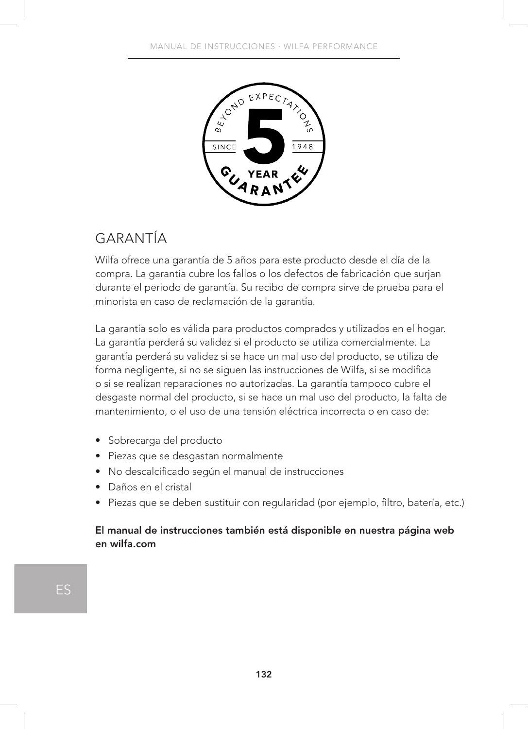# GARANTÍA

Wilfa ofrece una garantía de 5 años para este producto desde el día de la compra. La garantía cubre los fallos o los defectos de fabricación que surjan durante el periodo de garantía. Su recibo de compra sirve de prueba para el minorista en caso de reclamación de la garantía.

La garantía solo es válida para productos comprados y utilizados en el hogar. La garantía perderá su validez si el producto se utiliza comercialmente. La garantía perderá su validez si se hace un mal uso del producto, se utiliza de forma negligente, si no se siguen las instrucciones de Wilfa, si se modifica o si se realizan reparaciones no autorizadas. La garantía tampoco cubre el desgaste normal del producto, si se hace un mal uso del producto, la falta de mantenimiento, o el uso de una tensión eléctrica incorrecta o en caso de:

- Sobrecarga del producto
- Piezas que se desgastan normalmente
- No descalcificado según el manual de instrucciones
- Daños en el cristal
- Piezas que se deben sustituir con regularidad (por ejemplo, filtro, batería, etc.)

**El manual de instrucciones también está disponible en nuestra página web en wilfa.com**

ES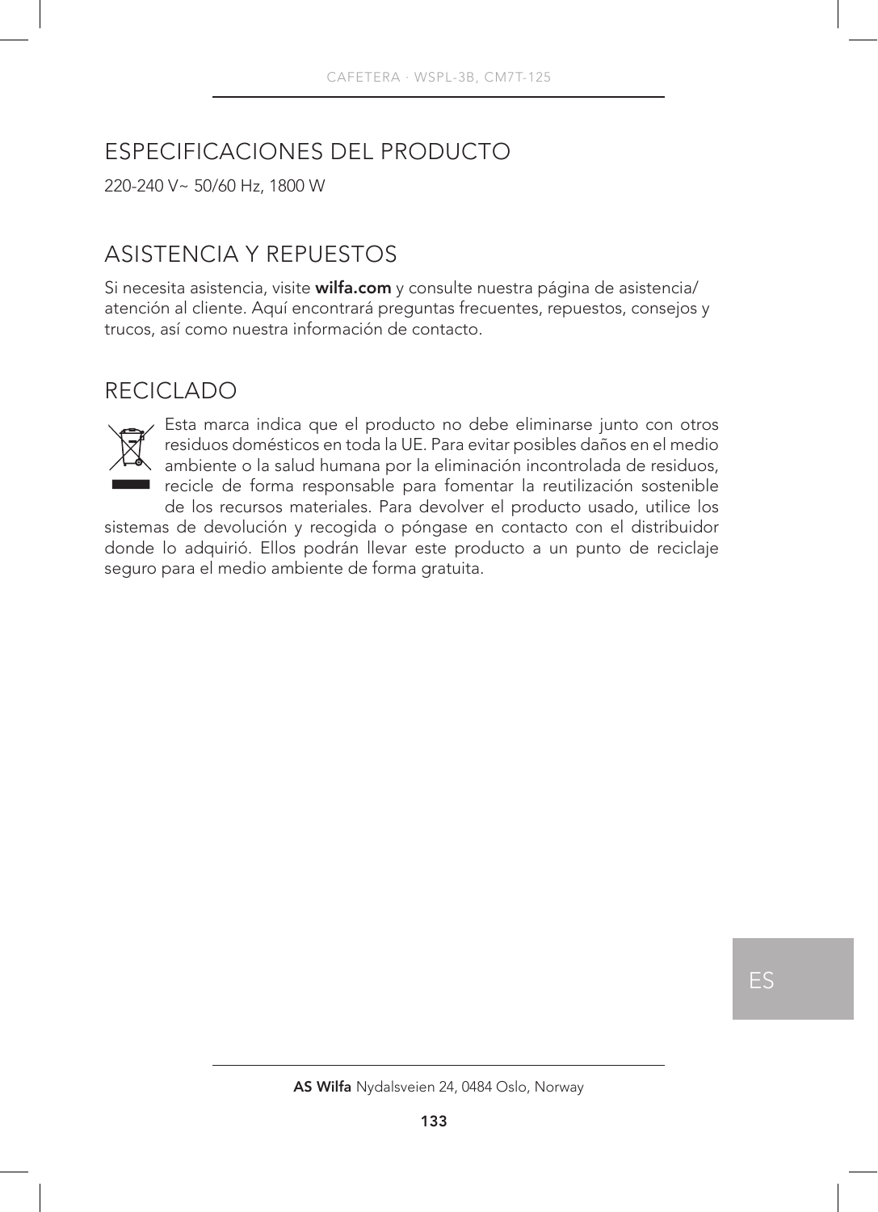## ESPECIFICACIONES DEL PRODUCTO

220-240 V~ 50/60 Hz, 1800 W

## ASISTENCIA Y REPUESTOS

Si necesita asistencia, visite **wilfa.com** y consulte nuestra página de asistencia/atención al cliente. Aquí encontrará preguntas frecuentes, repuestos, consejos y trucos, así como nuestra información de contacto.

## RECICLADO

Esta marca indica que el producto no debe eliminarse junto con otros residuos domésticos en toda la UE. Para evitar posibles daños en el medio ambiente o la salud humana por la eliminación incontrolada de residuos, recicle de forma responsable para fomentar la reutilización sostenible de los recursos materiales. Para devolver el producto usado, utilice los sistemas de devolución y recogida o póngase en contacto con el distribuidor donde lo adquirió. Ellos podrán llevar este producto a un punto de reciclaje seguro para el medio ambiente de forma gratuita.

**AS Wilfa** Nydalsveien 24, 0484 Oslo, Norway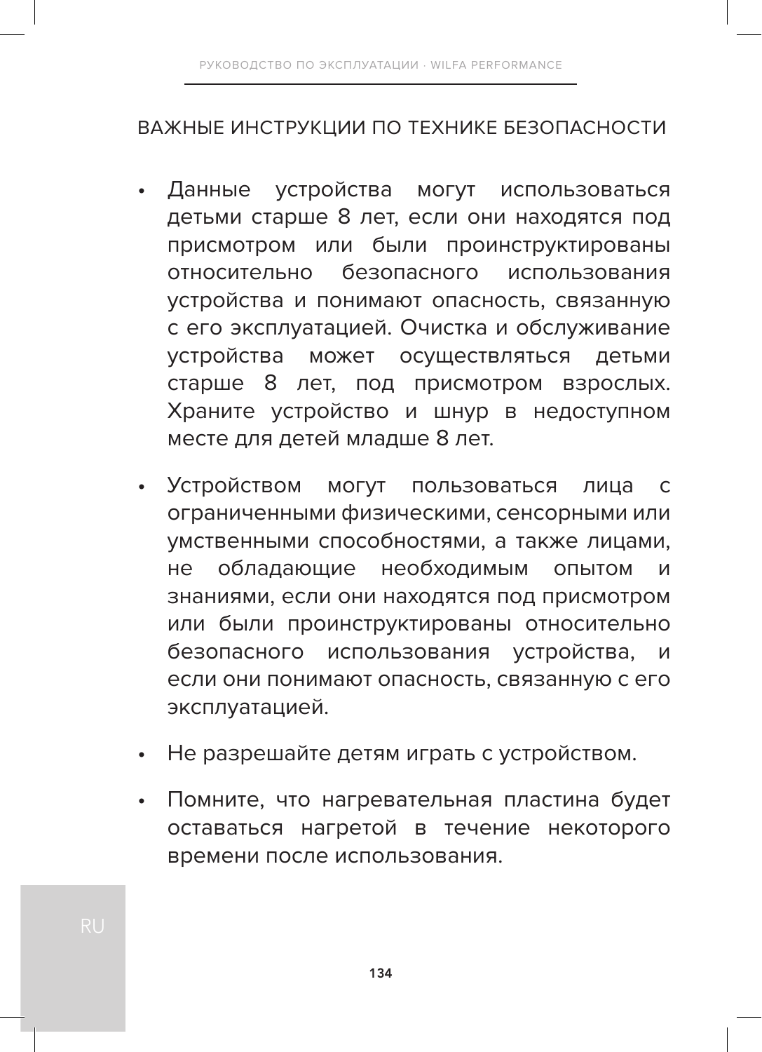## ВАЖНЫЕ ИНСТРУКЦИИ ПО ТЕХНИКЕ БЕЗОПАСНОСТИ

- Данные устройства могут использоваться детьми старше 8 лет, если они находятся под присмотром или были проинструктированы относительно безопасного использования устройства и понимают опасность, связанную с его эксплуатацией. Очистка и обслуживание устройства может осуществляться детьми старше 8 лет, под присмотром взрослых. Храните устройство и шнур в недоступном месте для детей младше 8 лет.
- Устройством могут пользоваться лица с ограниченными физическими, сенсорными или умственными способностями, а также лицами, не обладающие необходимым опытом и знаниями, если они находятся под присмотром или были проинструктированы относительно безопасного использования устройства, и если они понимают опасность, связанную с его эксплуатацией.
- Не разрешайте детям играть с устройством.
- Помните, что нагревательная пластина будет оставаться нагретой в течение некоторого времени после использования.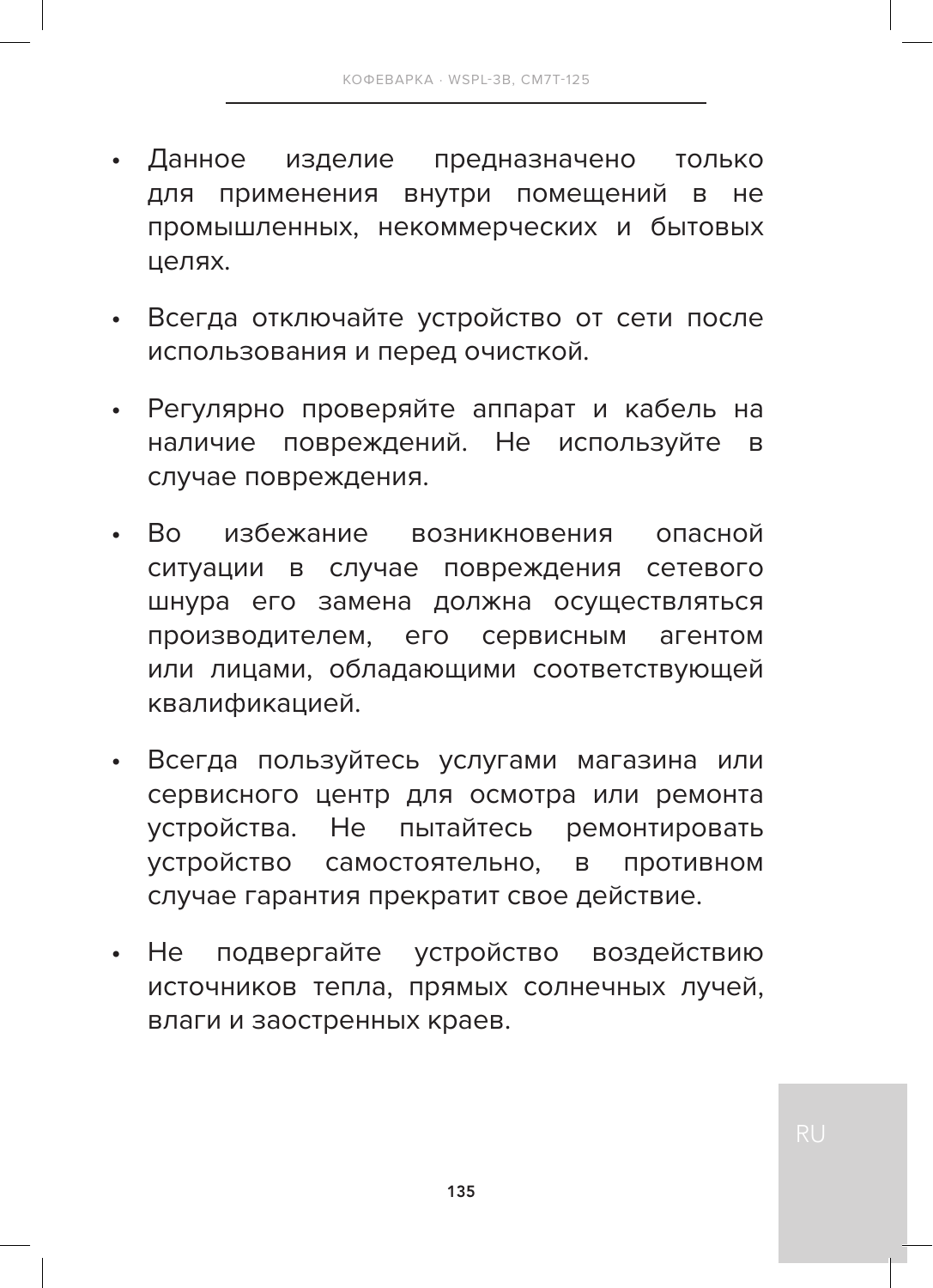- Данное изделие предназначено только для применения внутри помещений в не промышленных, некоммерческих и бытовых целях.

- Всегда отключайте устройство от сети после использования и перед очисткой.

- Регулярно проверяйте аппарат и кабель на наличие повреждений. Не используйте в случае повреждения.

- Во избежание возникновения опасной ситуации в случае повреждения сетевого шнура его замена должна осуществляться производителем, его сервисным агентом или лицами, обладающими соответствующей квалификацией.

- Всегда пользуйтесь услугами магазина или сервисного центр для осмотра или ремонта устройства. Не пытайтесь ремонтировать устройство самостоятельно, в противном случае гарантия прекратит свое действие.

- Не подвергайте устройство воздействию источников тепла, прямых солнечных лучей, влаги и заостренных краев.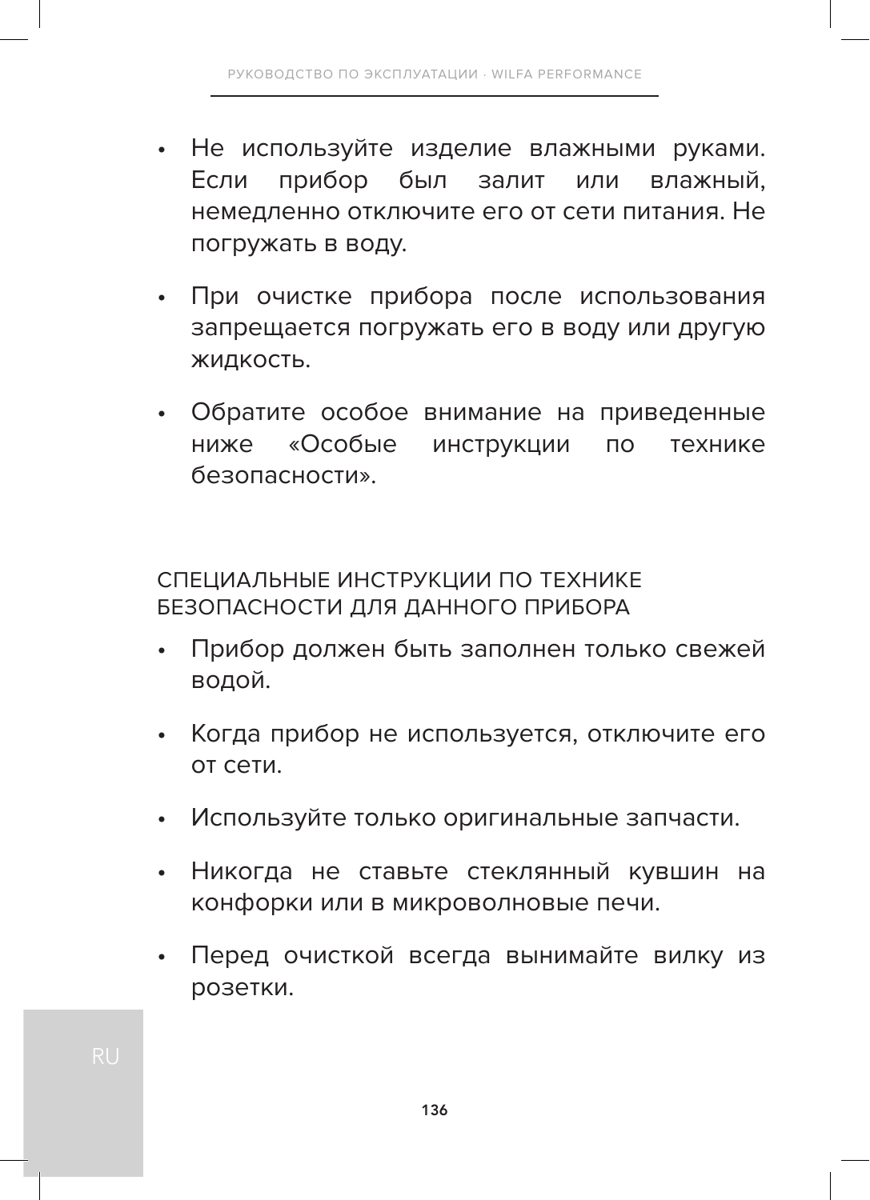- Не используйте изделие влажными руками. Если прибор был залит или влажный, немедленно отключите его от сети питания. Не погружать в воду.
- При очистке прибора после использования запрещается погружать его в воду или другую жидкость.
- Обратите особое внимание на приведенные ниже «Особые инструкции по технике безопасности».

## СПЕЦИАЛЬНЫЕ ИНСТРУКЦИИ ПО ТЕХНИКЕ БЕЗОПАСНОСТИ ДЛЯ ДАННОГО ПРИБОРА

- Прибор должен быть заполнен только свежей водой.
- Когда прибор не используется, отключите его от сети.
- Используйте только оригинальные запчасти.
- Никогда не ставьте стеклянный кувшин на конфорки или в микроволновые печи.
- Перед очисткой всегда вынимайте вилку из розетки.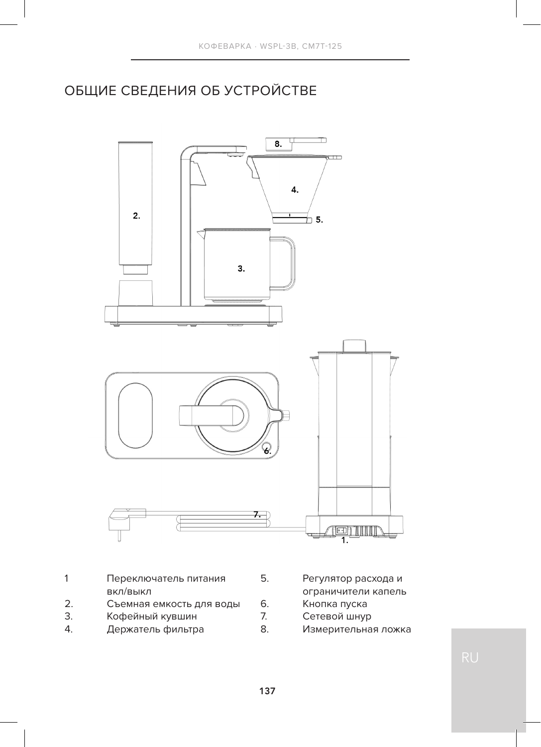# ОБЩИЕ СВЕДЕНИЯ ОБ УСТРОЙСТВЕ

1 Переключатель питания вкл/выкл
2. Съемная емкость для воды
3. Кофейный кувшин
4. Держатель фильтра
5. Регулятор расхода и ограничители капель
6. Кнопка пуска
7. Сетевой шнур
8. Измерительная ложка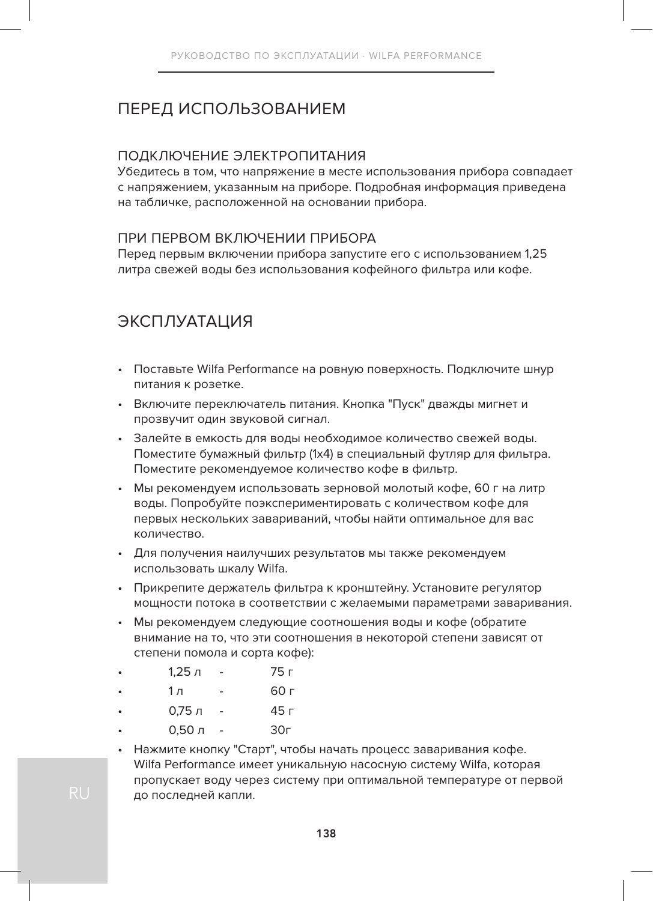# ПЕРЕД ИСПОЛЬЗОВАНИЕМ

## ПОДКЛЮЧЕНИЕ ЭЛЕКТРОПИТАНИЯ

Убедитесь в том, что напряжение в месте использования прибора совпадает с напряжением, указанным на приборе. Подробная информация приведена на табличке, расположенной на основании прибора.

## ПРИ ПЕРВОМ ВКЛЮЧЕНИИ ПРИБОРА

Перед первым включении прибора запустите его с использованием 1,25 литра свежей воды без использования кофейного фильтра или кофе.

# ЭКСПЛУАТАЦИЯ

- Поставьте Wilfa Performance на ровную поверхность. Подключите шнур питания к розетке.
- Включите переключатель питания. Кнопка "Пуск" дважды мигнет и прозвучит один звуковой сигнал.
- Залейте в емкость для воды необходимое количество свежей воды. Поместите бумажный фильтр (1x4) в специальный футляр для фильтра. Поместите рекомендуемое количество кофе в фильтр.
- Мы рекомендуем использовать зерновой молотый кофе, 60 г на литр воды. Попробуйте поэкспериментировать с количеством кофе для первых нескольких завариваний, чтобы найти оптимальное для вас количество.
- Для получения наилучших результатов мы также рекомендуем использовать шкалу Wilfa.
- Прикрепите держатель фильтра к кронштейну. Установите регулятор мощности потока в соответствии с желаемыми параметрами заваривания.
- Мы рекомендуем следующие соотношения воды и кофе (обратите внимание на то, что эти соотношения в некоторой степени зависят от степени помола и сорта кофе):
- 1,25 л - 75 г
- 1 л - 60 г
- 0,75 л - 45 г
- 0,50 л - 30г
- Нажмите кнопку "Старт", чтобы начать процесс заваривания кофе. Wilfa Performance имеет уникальную насосную систему Wilfa, которая пропускает воду через систему при оптимальной температуре от первой до последней капли.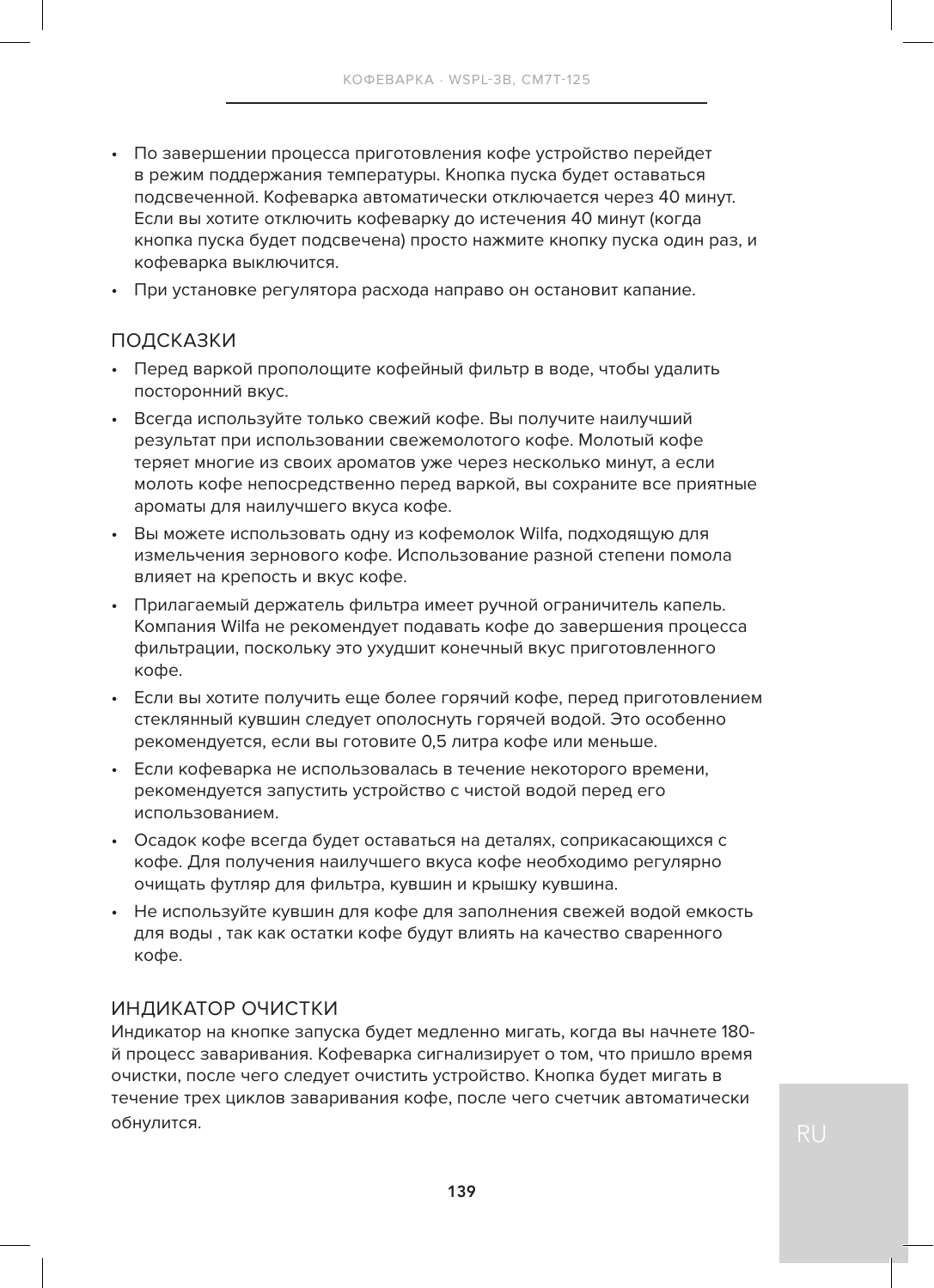- По завершении процесса приготовления кофе устройство перейдет в режим поддержания температуры. Кнопка пуска будет оставаться подсвеченной. Кофеварка автоматически отключается через 40 минут. Если вы хотите отключить кофеварку до истечения 40 минут (когда кнопка пуска будет подсвечена) просто нажмите кнопку пуска один раз, и кофеварка выключится.
- При установке регулятора расхода направо он остановит капание.

## ПОДСКАЗКИ

- Перед варкой прополощите кофейный фильтр в воде, чтобы удалить посторонний вкус.
- Всегда используйте только свежий кофе. Вы получите наилучший результат при использовании свежемолотого кофе. Молотый кофе теряет многие из своих ароматов уже через несколько минут, а если молоть кофе непосредственно перед варкой, вы сохраните все приятные ароматы для наилучшего вкуса кофе.
- Вы можете использовать одну из кофемолок Wilfa, подходящую для измельчения зернового кофе. Использование разной степени помола влияет на крепость и вкус кофе.
- Прилагаемый держатель фильтра имеет ручной ограничитель капель. Компания Wilfa не рекомендует подавать кофе до завершения процесса фильтрации, поскольку это ухудшит конечный вкус приготовленного кофе.
- Если вы хотите получить еще более горячий кофе, перед приготовлением стеклянный кувшин следует ополоснуть горячей водой. Это особенно рекомендуется, если вы готовите 0,5 литра кофе или меньше.
- Если кофеварка не использовалась в течение некоторого времени, рекомендуется запустить устройство с чистой водой перед его использованием.
- Осадок кофе всегда будет оставаться на деталях, соприкасающихся с кофе. Для получения наилучшего вкуса кофе необходимо регулярно очищать футляр для фильтра, кувшин и крышку кувшина.
- Не используйте кувшин для кофе для заполнения свежей водой емкость для воды , так как остатки кофе будут влиять на качество сваренного кофе.

## ИНДИКАТОР ОЧИСТКИ

Индикатор на кнопке запуска будет медленно мигать, когда вы начнете 180-й процесс заваривания. Кофеварка сигнализирует о том, что пришло время очистки, после чего следует очистить устройство. Кнопка будет мигать в течение трех циклов заваривания кофе, после чего счетчик автоматически обнулится.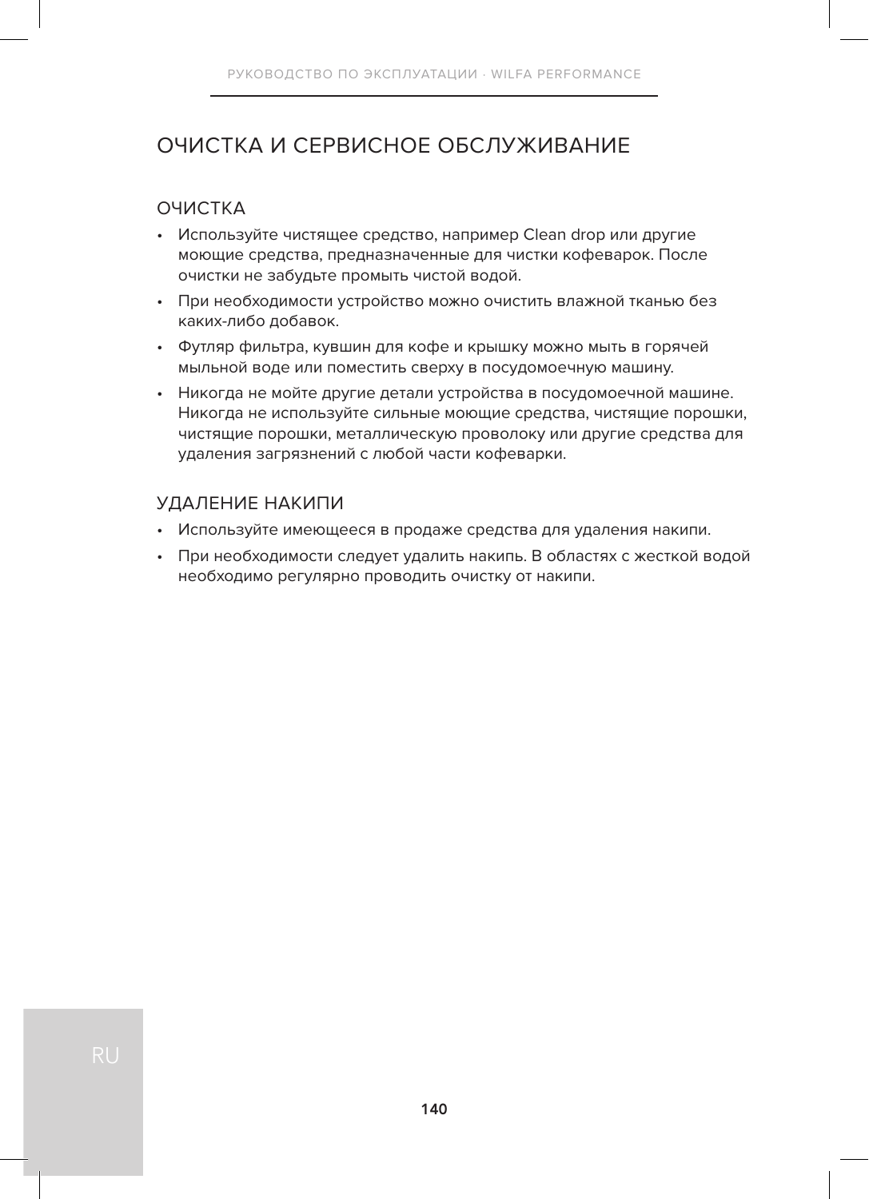# ОЧИСТКА И СЕРВИСНОЕ ОБСЛУЖИВАНИЕ

## ОЧИСТКА

- Используйте чистящее средство, например Clean drop или другие моющие средства, предназначенные для чистки кофеварок. После очистки не забудьте промыть чистой водой.
- При необходимости устройство можно очистить влажной тканью без каких-либо добавок.
- Футляр фильтра, кувшин для кофе и крышку можно мыть в горячей мыльной воде или поместить сверху в посудомоечную машину.
- Никогда не мойте другие детали устройства в посудомоечной машине. Никогда не используйте сильные моющие средства, чистящие порошки, чистящие порошки, металлическую проволоку или другие средства для удаления загрязнений с любой части кофеварки.

## УДАЛЕНИЕ НАКИПИ

- Используйте имеющееся в продаже средства для удаления накипи.
- При необходимости следует удалить накипь. В областях с жесткой водой необходимо регулярно проводить очистку от накипи.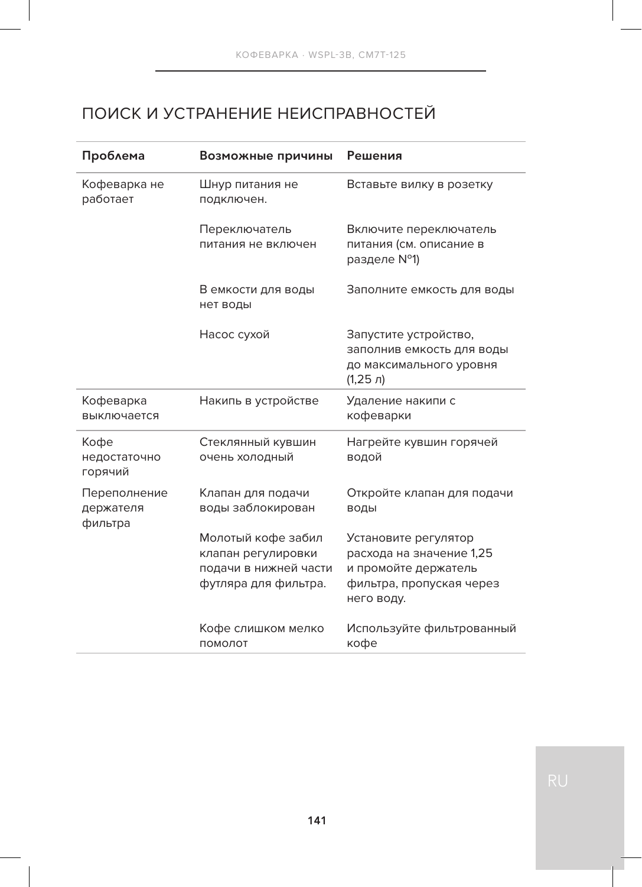# ПОИСК И УСТРАНЕНИЕ НЕИСПРАВНОСТЕЙ

| Проблема | Возможные причины | Решения |
| --- | --- | --- |
| Кофеварка не работает | Шнур питания не подключен. | Вставьте вилку в розетку |
| | Переключатель питания не включен | Включите переключатель питания (см. описание в разделе N°1) |
| | В емкости для воды нет воды | Заполните емкость для воды |
| | Насос сухой | Запустите устройство, заполнив емкость для воды до максимального уровня (1,25 л) |
| Кофеварка выключается | Накипь в устройстве | Удаление накипи с кофеварки |
| Кофе недостаточно горячий | Стеклянный кувшин очень холодный | Нагрейте кувшин горячей водой |
| Переполнение держателя фильтра | Клапан для подачи воды заблокирован | Откройте клапан для подачи воды |
| | Молотый кофе забил клапан регулировки подачи в нижней части футляра для фильтра. | Установите регулятор расхода на значение 1,25 и промойте держатель фильтра, пропуская через него воду. |
| | Кофе слишком мелко помолот | Используйте фильтрованный кофе |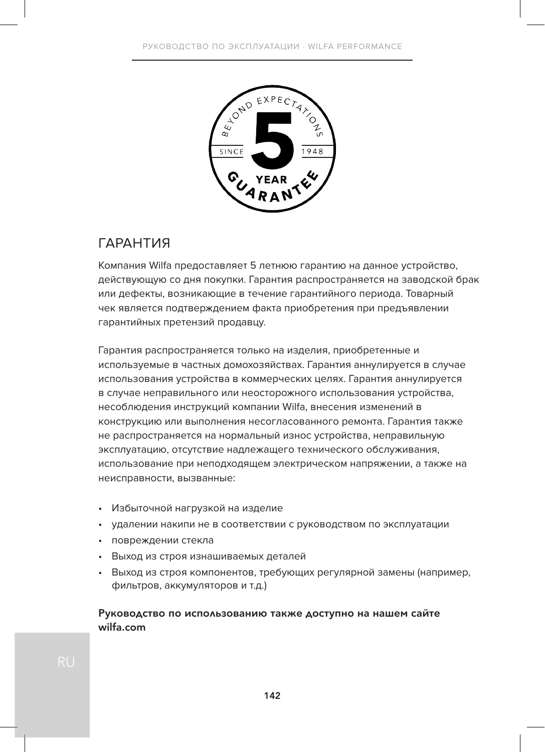## ГАРАНТИЯ

Компания Wilfa предоставляет 5 летнюю гарантию на данное устройство, действующую со дня покупки. Гарантия распространяется на заводской брак или дефекты, возникающие в течение гарантийного периода. Товарный чек является подтверждением факта приобретения при предъявлении гарантийных претензий продавцу.

Гарантия распространяется только на изделия, приобретенные и используемые в частных домохозяйствах. Гарантия аннулируется в случае использования устройства в коммерческих целях. Гарантия аннулируется в случае неправильного или неосторожного использования устройства, несоблюдения инструкций компании Wilfa, внесения изменений в конструкцию или выполнения несогласованного ремонта. Гарантия также не распространяется на нормальный износ устройства, неправильную эксплуатацию, отсутствие надлежащего технического обслуживания, использование при неподходящем электрическом напряжении, а также на неисправности, вызванные:

- Избыточной нагрузкой на изделие
- удалении накипи не в соответствии с руководством по эксплуатации
- повреждении стекла
- Выход из строя изнашиваемых деталей
- Выход из строя компонентов, требующих регулярной замены (например, фильтров, аккумуляторов и т.д.)

**Руководство по использованию также доступно на нашем сайте wilfa.com**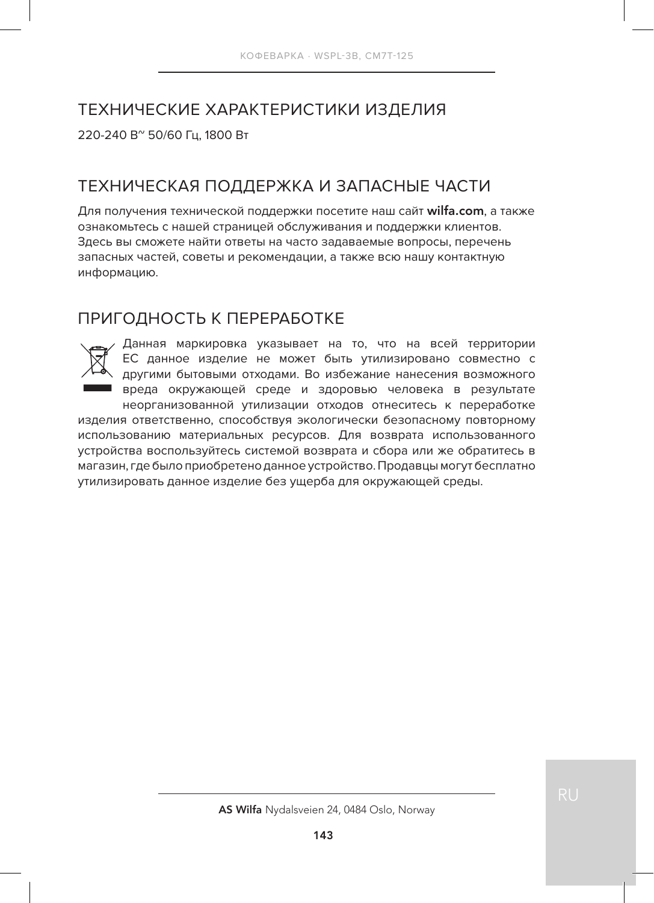## ТЕХНИЧЕСКИЕ ХАРАКТЕРИСТИКИ ИЗДЕЛИЯ

220-240 В~ 50/60 Гц, 1800 Вт

## ТЕХНИЧЕСКАЯ ПОДДЕРЖКА И ЗАПАСНЫЕ ЧАСТИ

Для получения технической поддержки посетите наш сайт **wilfa.com**, а также ознакомьтесь с нашей страницей обслуживания и поддержки клиентов. Здесь вы сможете найти ответы на часто задаваемые вопросы, перечень запасных частей, советы и рекомендации, а также всю нашу контактную информацию.

## ПРИГОДНОСТЬ К ПЕРЕРАБОТКЕ

Данная маркировка указывает на то, что на всей территории ЕС данное изделие не может быть утилизировано совместно с другими бытовыми отходами. Во избежание нанесения возможного вреда окружающей среде и здоровью человека в результате неорганизованной утилизации отходов отнеситесь к переработке изделия ответственно, способствуя экологически безопасному повторному использованию материальных ресурсов. Для возврата использованного устройства воспользуйтесь системой возврата и сбора или же обратитесь в магазин, где было приобретено данное устройство. Продавцы могут бесплатно утилизировать данное изделие без ущерба для окружающей среды.

**AS Wilfa** Nydalsveien 24, 0484 Oslo, Norway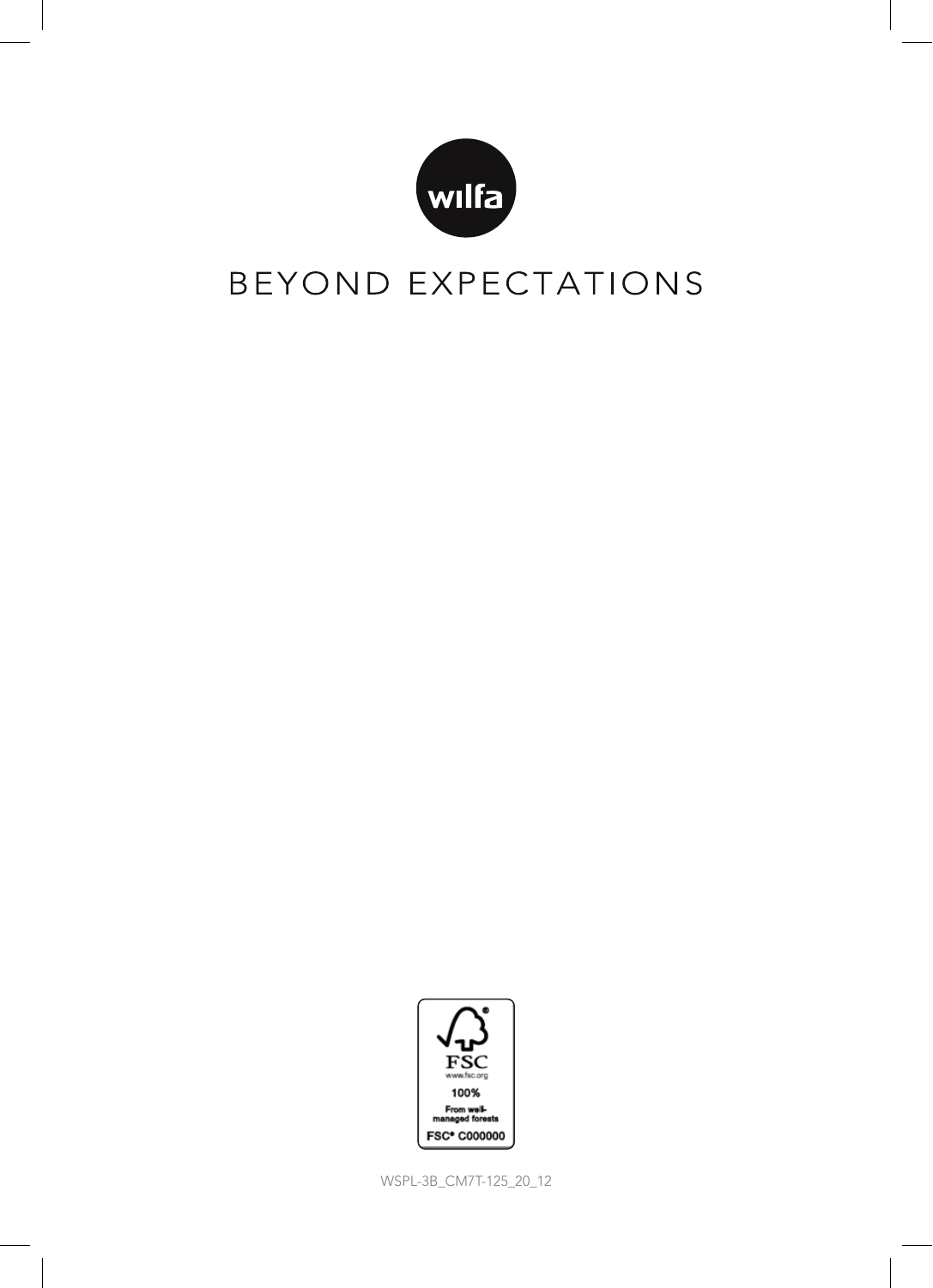wilfa

BEYOND EXPECTATIONS

FSC
www.fsc.org
100%
From well-managed forests
FSC® C000000

WSPL-3B_CM7T-125_20_12